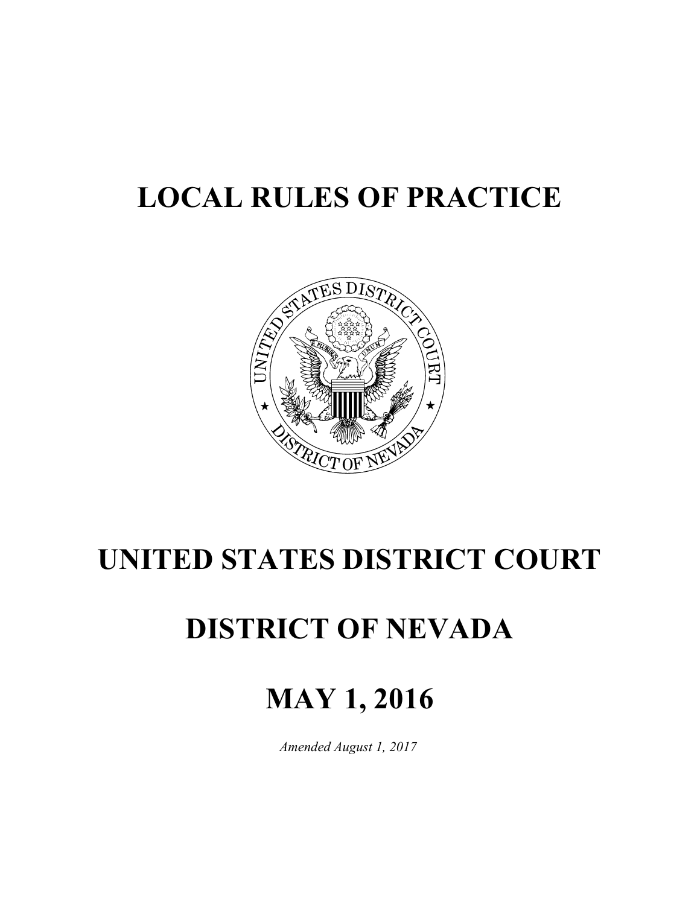# LOCAL RULES OF PRACTICE

# UNITED STATES DISTRICT COURT

# DISTRICT OF NEVADA

# MAY 1, 2016

*Amended August 1, 2017*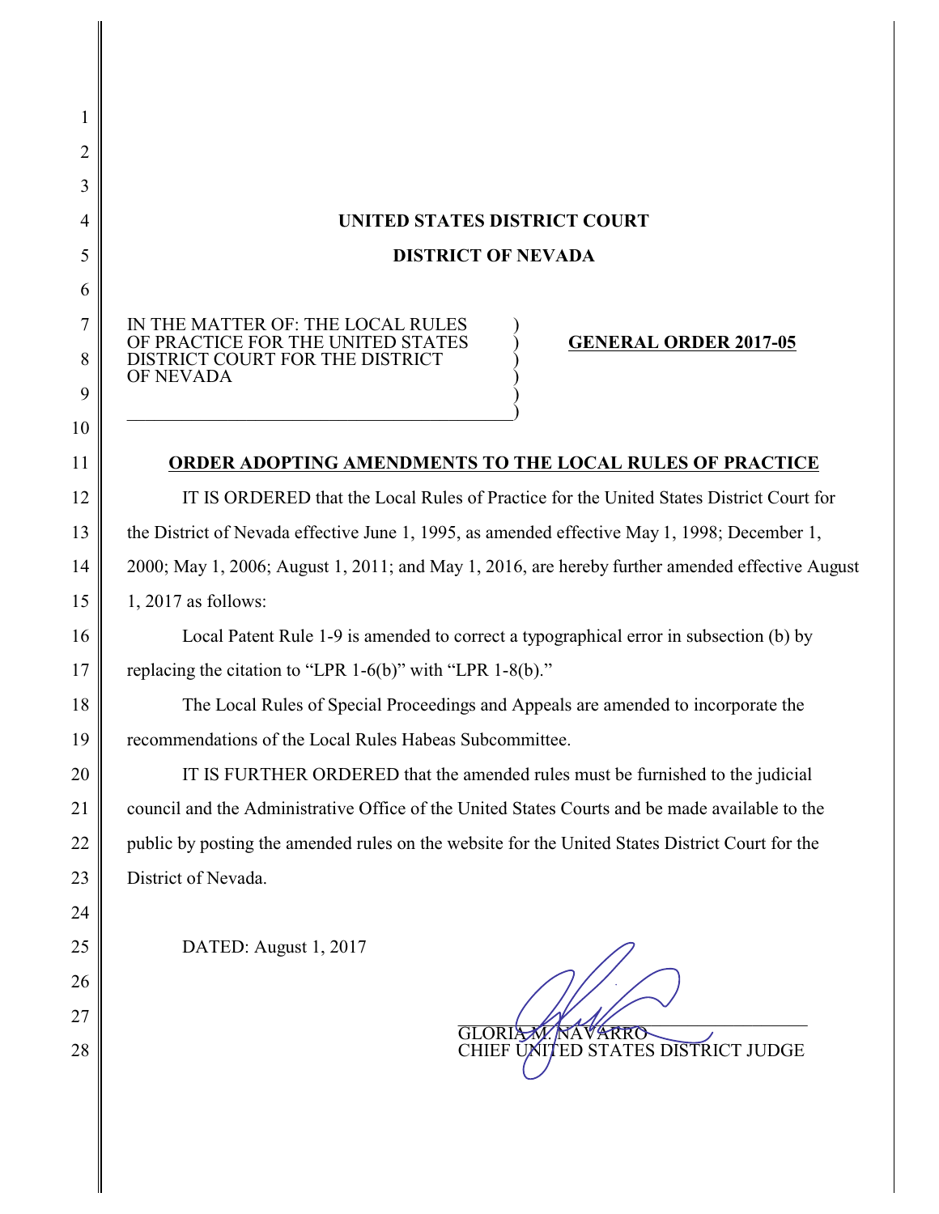**UNITED STATES DISTRICT COURT**

**DISTRICT OF NEVADA**

IN THE MATTER OF: THE LOCAL RULES OF PRACTICE FOR THE UNITED STATES DISTRICT COURT FOR THE DISTRICT OF NEVADA

**GENERAL ORDER 2017-05**

**ORDER ADOPTING AMENDMENTS TO THE LOCAL RULES OF PRACTICE**

IT IS ORDERED that the Local Rules of Practice for the United States District Court for the District of Nevada effective June 1, 1995, as amended effective May 1, 1998; December 1, 2000; May 1, 2006; August 1, 2011; and May 1, 2016, are hereby further amended effective August 1, 2017 as follows:

Local Patent Rule 1-9 is amended to correct a typographical error in subsection (b) by replacing the citation to "LPR 1-6(b)" with "LPR 1-8(b)."

The Local Rules of Special Proceedings and Appeals are amended to incorporate the recommendations of the Local Rules Habeas Subcommittee.

IT IS FURTHER ORDERED that the amended rules must be furnished to the judicial council and the Administrative Office of the United States Courts and be made available to the public by posting the amended rules on the website for the United States District Court for the District of Nevada.

DATED: August 1, 2017

GLORIA M. NAVARRO
CHIEF UNITED STATES DISTRICT JUDGE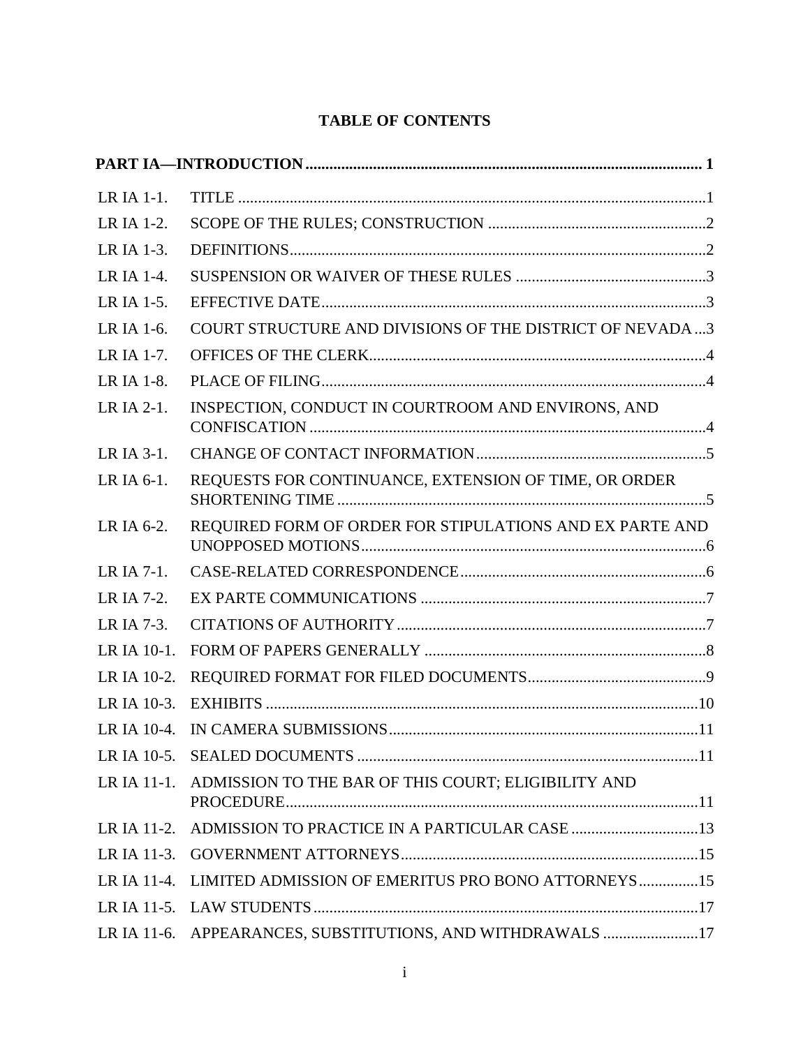# TABLE OF CONTENTS

| | | |
|---|---|---|
| **PART IA—INTRODUCTION** | | **1** |
| LR IA 1-1. | TITLE | 1 |
| LR IA 1-2. | SCOPE OF THE RULES; CONSTRUCTION | 2 |
| LR IA 1-3. | DEFINITIONS | 2 |
| LR IA 1-4. | SUSPENSION OR WAIVER OF THESE RULES | 3 |
| LR IA 1-5. | EFFECTIVE DATE | 3 |
| LR IA 1-6. | COURT STRUCTURE AND DIVISIONS OF THE DISTRICT OF NEVADA | 3 |
| LR IA 1-7. | OFFICES OF THE CLERK | 4 |
| LR IA 1-8. | PLACE OF FILING | 4 |
| LR IA 2-1. | INSPECTION, CONDUCT IN COURTROOM AND ENVIRONS, AND CONFISCATION | 4 |
| LR IA 3-1. | CHANGE OF CONTACT INFORMATION | 5 |
| LR IA 6-1. | REQUESTS FOR CONTINUANCE, EXTENSION OF TIME, OR ORDER SHORTENING TIME | 5 |
| LR IA 6-2. | REQUIRED FORM OF ORDER FOR STIPULATIONS AND EX PARTE AND UNOPPOSED MOTIONS | 6 |
| LR IA 7-1. | CASE-RELATED CORRESPONDENCE | 6 |
| LR IA 7-2. | EX PARTE COMMUNICATIONS | 7 |
| LR IA 7-3. | CITATIONS OF AUTHORITY | 7 |
| LR IA 10-1. | FORM OF PAPERS GENERALLY | 8 |
| LR IA 10-2. | REQUIRED FORMAT FOR FILED DOCUMENTS | 9 |
| LR IA 10-3. | EXHIBITS | 10 |
| LR IA 10-4. | IN CAMERA SUBMISSIONS | 11 |
| LR IA 10-5. | SEALED DOCUMENTS | 11 |
| LR IA 11-1. | ADMISSION TO THE BAR OF THIS COURT; ELIGIBILITY AND PROCEDURE | 11 |
| LR IA 11-2. | ADMISSION TO PRACTICE IN A PARTICULAR CASE | 13 |
| LR IA 11-3. | GOVERNMENT ATTORNEYS | 15 |
| LR IA 11-4. | LIMITED ADMISSION OF EMERITUS PRO BONO ATTORNEYS | 15 |
| LR IA 11-5. | LAW STUDENTS | 17 |
| LR IA 11-6. | APPEARANCES, SUBSTITUTIONS, AND WITHDRAWALS | 17 |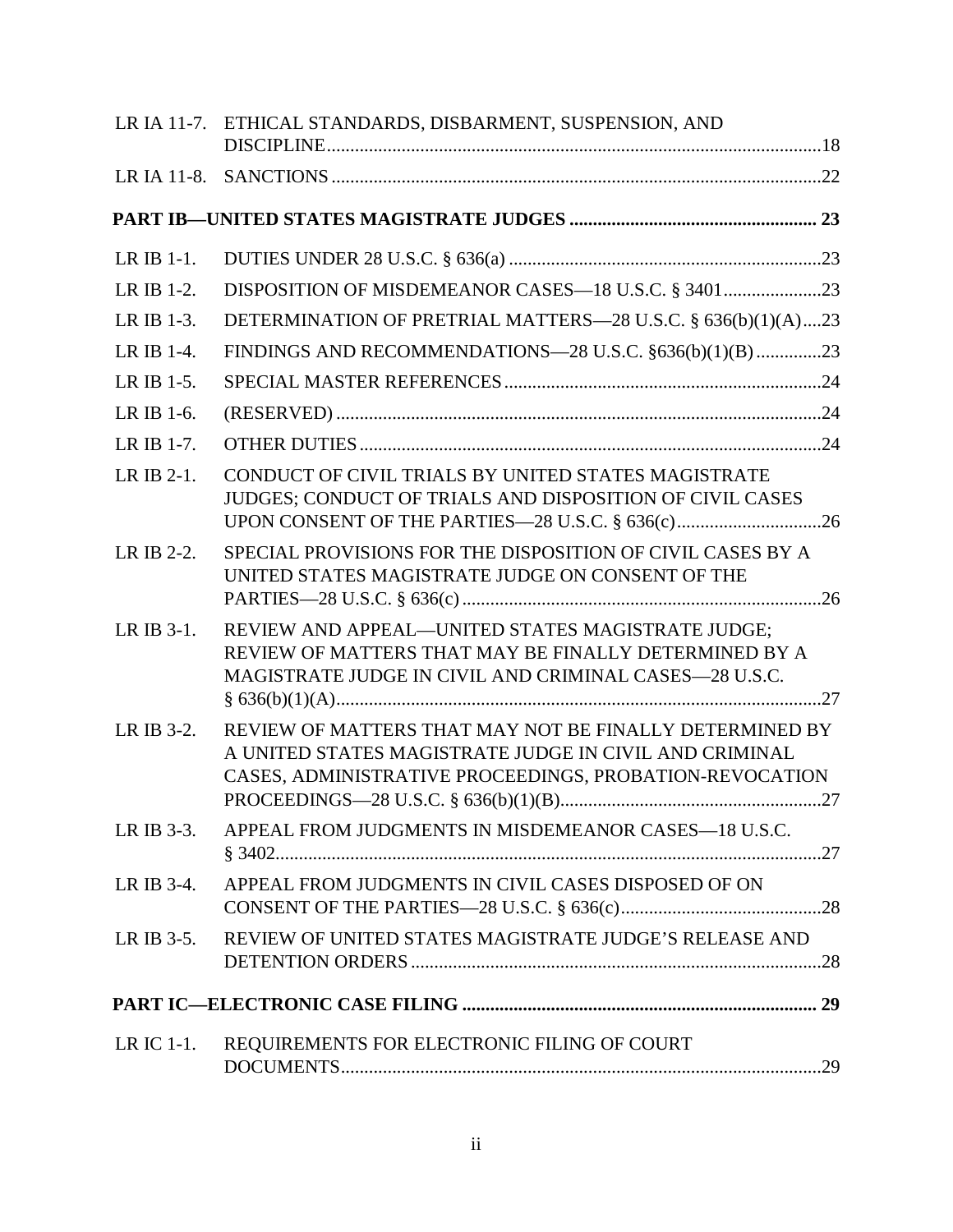| | | |
|---|---|---|
| LR IA 11-7. | ETHICAL STANDARDS, DISBARMENT, SUSPENSION, AND DISCIPLINE | 18 |
| LR IA 11-8. | SANCTIONS | 22 |

**PART IB—UNITED STATES MAGISTRATE JUDGES .................................................... 23**

| | | |
|---|---|---|
| LR IB 1-1. | DUTIES UNDER 28 U.S.C. § 636(a) | 23 |
| LR IB 1-2. | DISPOSITION OF MISDEMEANOR CASES—18 U.S.C. § 3401 | 23 |
| LR IB 1-3. | DETERMINATION OF PRETRIAL MATTERS—28 U.S.C. § 636(b)(1)(A) | 23 |
| LR IB 1-4. | FINDINGS AND RECOMMENDATIONS—28 U.S.C. §636(b)(1)(B) | 23 |
| LR IB 1-5. | SPECIAL MASTER REFERENCES | 24 |
| LR IB 1-6. | (RESERVED) | 24 |
| LR IB 1-7. | OTHER DUTIES | 24 |
| LR IB 2-1. | CONDUCT OF CIVIL TRIALS BY UNITED STATES MAGISTRATE JUDGES; CONDUCT OF TRIALS AND DISPOSITION OF CIVIL CASES UPON CONSENT OF THE PARTIES—28 U.S.C. § 636(c) | 26 |
| LR IB 2-2. | SPECIAL PROVISIONS FOR THE DISPOSITION OF CIVIL CASES BY A UNITED STATES MAGISTRATE JUDGE ON CONSENT OF THE PARTIES—28 U.S.C. § 636(c) | 26 |
| LR IB 3-1. | REVIEW AND APPEAL—UNITED STATES MAGISTRATE JUDGE; REVIEW OF MATTERS THAT MAY BE FINALLY DETERMINED BY A MAGISTRATE JUDGE IN CIVIL AND CRIMINAL CASES—28 U.S.C. § 636(b)(1)(A) | 27 |
| LR IB 3-2. | REVIEW OF MATTERS THAT MAY NOT BE FINALLY DETERMINED BY A UNITED STATES MAGISTRATE JUDGE IN CIVIL AND CRIMINAL CASES, ADMINISTRATIVE PROCEEDINGS, PROBATION-REVOCATION PROCEEDINGS—28 U.S.C. § 636(b)(1)(B) | 27 |
| LR IB 3-3. | APPEAL FROM JUDGMENTS IN MISDEMEANOR CASES—18 U.S.C. § 3402 | 27 |
| LR IB 3-4. | APPEAL FROM JUDGMENTS IN CIVIL CASES DISPOSED OF ON CONSENT OF THE PARTIES—28 U.S.C. § 636(c) | 28 |
| LR IB 3-5. | REVIEW OF UNITED STATES MAGISTRATE JUDGE'S RELEASE AND DETENTION ORDERS | 28 |

**PART IC—ELECTRONIC CASE FILING ........................................................................... 29**

| | | |
|---|---|---|
| LR IC 1-1. | REQUIREMENTS FOR ELECTRONIC FILING OF COURT DOCUMENTS | 29 |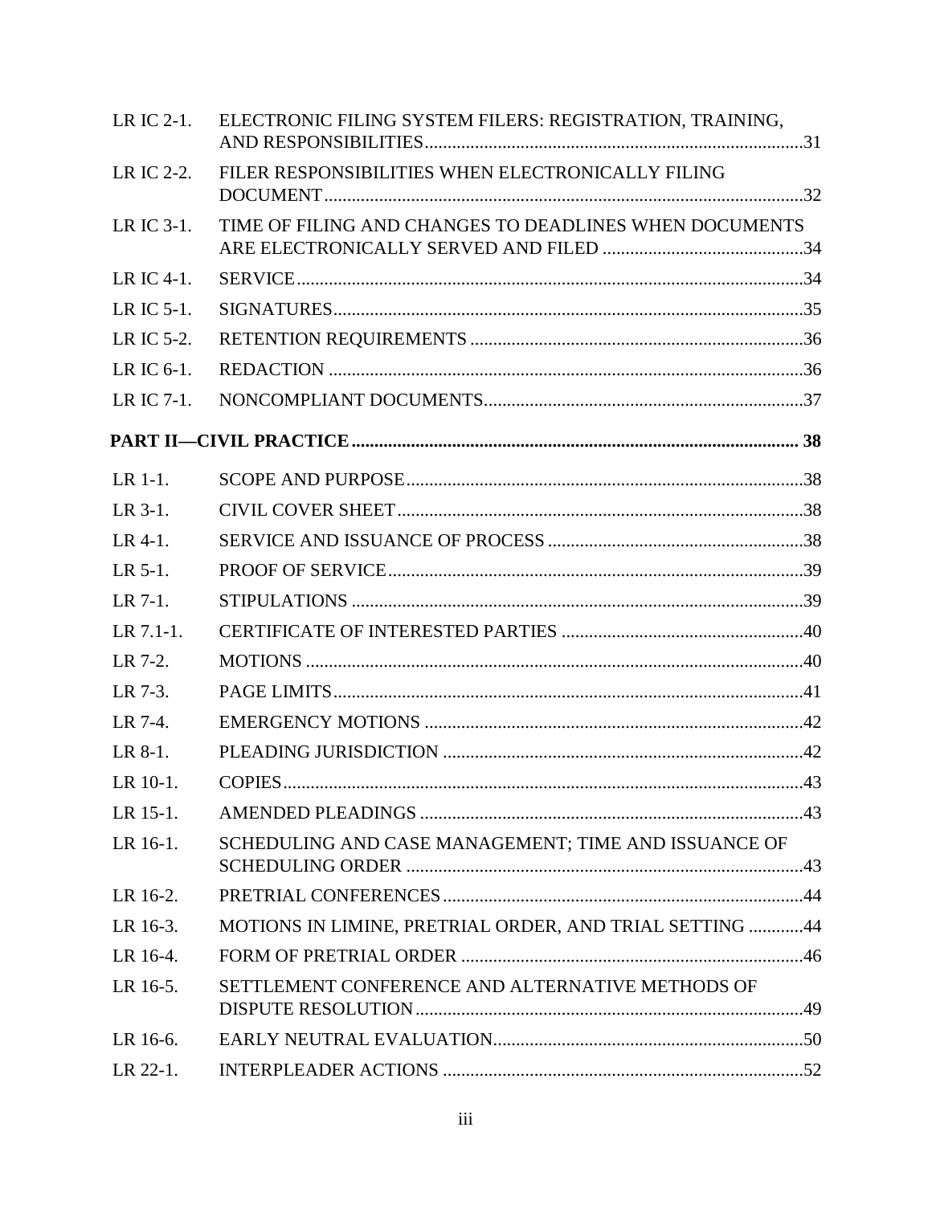| | | |
|---|---|---|
| LR IC 2-1. | ELECTRONIC FILING SYSTEM FILERS: REGISTRATION, TRAINING, AND RESPONSIBILITIES | 31 |
| LR IC 2-2. | FILER RESPONSIBILITIES WHEN ELECTRONICALLY FILING DOCUMENT | 32 |
| LR IC 3-1. | TIME OF FILING AND CHANGES TO DEADLINES WHEN DOCUMENTS ARE ELECTRONICALLY SERVED AND FILED | 34 |
| LR IC 4-1. | SERVICE | 34 |
| LR IC 5-1. | SIGNATURES | 35 |
| LR IC 5-2. | RETENTION REQUIREMENTS | 36 |
| LR IC 6-1. | REDACTION | 36 |
| LR IC 7-1. | NONCOMPLIANT DOCUMENTS | 37 |

**PART II—CIVIL PRACTICE** ..... **38**

| | | |
|---|---|---|
| LR 1-1. | SCOPE AND PURPOSE | 38 |
| LR 3-1. | CIVIL COVER SHEET | 38 |
| LR 4-1. | SERVICE AND ISSUANCE OF PROCESS | 38 |
| LR 5-1. | PROOF OF SERVICE | 39 |
| LR 7-1. | STIPULATIONS | 39 |
| LR 7.1-1. | CERTIFICATE OF INTERESTED PARTIES | 40 |
| LR 7-2. | MOTIONS | 40 |
| LR 7-3. | PAGE LIMITS | 41 |
| LR 7-4. | EMERGENCY MOTIONS | 42 |
| LR 8-1. | PLEADING JURISDICTION | 42 |
| LR 10-1. | COPIES | 43 |
| LR 15-1. | AMENDED PLEADINGS | 43 |
| LR 16-1. | SCHEDULING AND CASE MANAGEMENT; TIME AND ISSUANCE OF SCHEDULING ORDER | 43 |
| LR 16-2. | PRETRIAL CONFERENCES | 44 |
| LR 16-3. | MOTIONS IN LIMINE, PRETRIAL ORDER, AND TRIAL SETTING | 44 |
| LR 16-4. | FORM OF PRETRIAL ORDER | 46 |
| LR 16-5. | SETTLEMENT CONFERENCE AND ALTERNATIVE METHODS OF DISPUTE RESOLUTION | 49 |
| LR 16-6. | EARLY NEUTRAL EVALUATION | 50 |
| LR 22-1. | INTERPLEADER ACTIONS | 52 |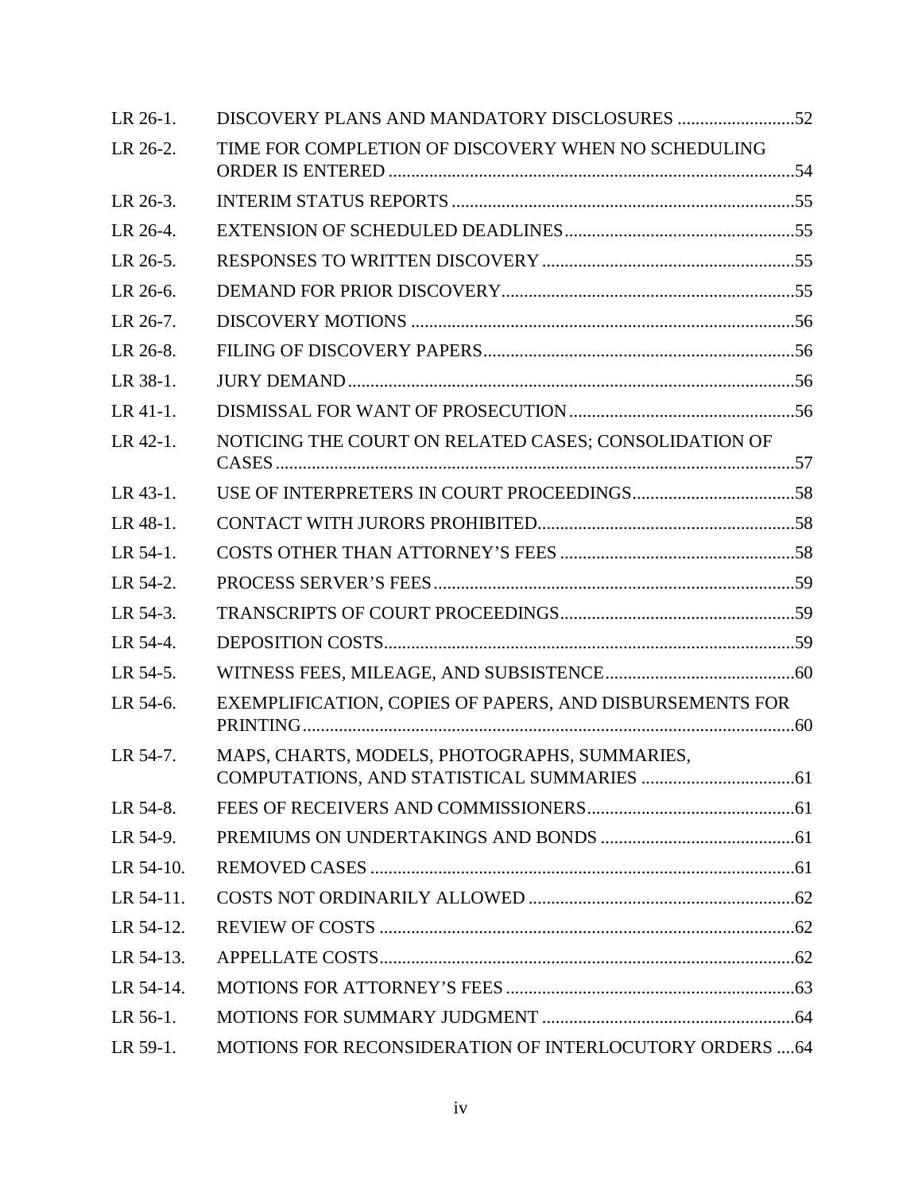| | | |
|---|---|---|
| LR 26-1. | DISCOVERY PLANS AND MANDATORY DISCLOSURES | 52 |
| LR 26-2. | TIME FOR COMPLETION OF DISCOVERY WHEN NO SCHEDULING ORDER IS ENTERED | 54 |
| LR 26-3. | INTERIM STATUS REPORTS | 55 |
| LR 26-4. | EXTENSION OF SCHEDULED DEADLINES | 55 |
| LR 26-5. | RESPONSES TO WRITTEN DISCOVERY | 55 |
| LR 26-6. | DEMAND FOR PRIOR DISCOVERY | 55 |
| LR 26-7. | DISCOVERY MOTIONS | 56 |
| LR 26-8. | FILING OF DISCOVERY PAPERS | 56 |
| LR 38-1. | JURY DEMAND | 56 |
| LR 41-1. | DISMISSAL FOR WANT OF PROSECUTION | 56 |
| LR 42-1. | NOTICING THE COURT ON RELATED CASES; CONSOLIDATION OF CASES | 57 |
| LR 43-1. | USE OF INTERPRETERS IN COURT PROCEEDINGS | 58 |
| LR 48-1. | CONTACT WITH JURORS PROHIBITED | 58 |
| LR 54-1. | COSTS OTHER THAN ATTORNEY'S FEES | 58 |
| LR 54-2. | PROCESS SERVER'S FEES | 59 |
| LR 54-3. | TRANSCRIPTS OF COURT PROCEEDINGS | 59 |
| LR 54-4. | DEPOSITION COSTS | 59 |
| LR 54-5. | WITNESS FEES, MILEAGE, AND SUBSISTENCE | 60 |
| LR 54-6. | EXEMPLIFICATION, COPIES OF PAPERS, AND DISBURSEMENTS FOR PRINTING | 60 |
| LR 54-7. | MAPS, CHARTS, MODELS, PHOTOGRAPHS, SUMMARIES, COMPUTATIONS, AND STATISTICAL SUMMARIES | 61 |
| LR 54-8. | FEES OF RECEIVERS AND COMMISSIONERS | 61 |
| LR 54-9. | PREMIUMS ON UNDERTAKINGS AND BONDS | 61 |
| LR 54-10. | REMOVED CASES | 61 |
| LR 54-11. | COSTS NOT ORDINARILY ALLOWED | 62 |
| LR 54-12. | REVIEW OF COSTS | 62 |
| LR 54-13. | APPELLATE COSTS | 62 |
| LR 54-14. | MOTIONS FOR ATTORNEY'S FEES | 63 |
| LR 56-1. | MOTIONS FOR SUMMARY JUDGMENT | 64 |
| LR 59-1. | MOTIONS FOR RECONSIDERATION OF INTERLOCUTORY ORDERS | 64 |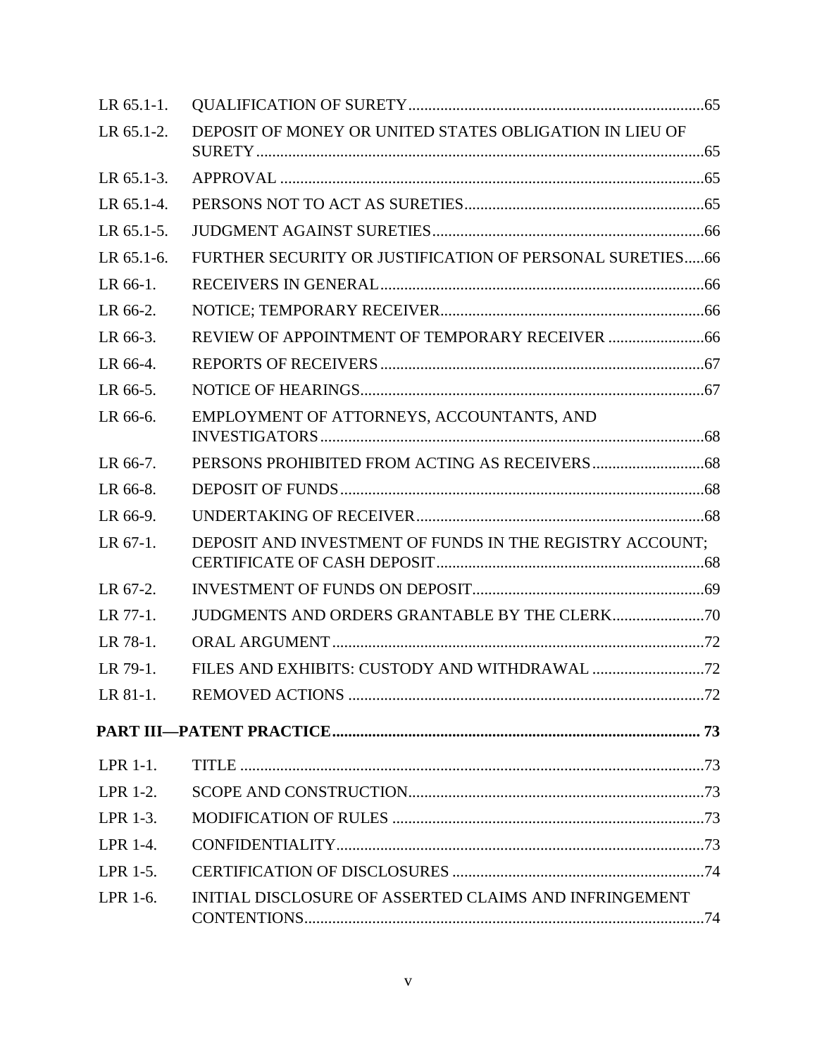| | | |
|---|---|---|
| LR 65.1-1. | QUALIFICATION OF SURETY | 65 |
| LR 65.1-2. | DEPOSIT OF MONEY OR UNITED STATES OBLIGATION IN LIEU OF SURETY | 65 |
| LR 65.1-3. | APPROVAL | 65 |
| LR 65.1-4. | PERSONS NOT TO ACT AS SURETIES | 65 |
| LR 65.1-5. | JUDGMENT AGAINST SURETIES | 66 |
| LR 65.1-6. | FURTHER SECURITY OR JUSTIFICATION OF PERSONAL SURETIES | 66 |
| LR 66-1. | RECEIVERS IN GENERAL | 66 |
| LR 66-2. | NOTICE; TEMPORARY RECEIVER | 66 |
| LR 66-3. | REVIEW OF APPOINTMENT OF TEMPORARY RECEIVER | 66 |
| LR 66-4. | REPORTS OF RECEIVERS | 67 |
| LR 66-5. | NOTICE OF HEARINGS | 67 |
| LR 66-6. | EMPLOYMENT OF ATTORNEYS, ACCOUNTANTS, AND INVESTIGATORS | 68 |
| LR 66-7. | PERSONS PROHIBITED FROM ACTING AS RECEIVERS | 68 |
| LR 66-8. | DEPOSIT OF FUNDS | 68 |
| LR 66-9. | UNDERTAKING OF RECEIVER | 68 |
| LR 67-1. | DEPOSIT AND INVESTMENT OF FUNDS IN THE REGISTRY ACCOUNT; CERTIFICATE OF CASH DEPOSIT | 68 |
| LR 67-2. | INVESTMENT OF FUNDS ON DEPOSIT | 69 |
| LR 77-1. | JUDGMENTS AND ORDERS GRANTABLE BY THE CLERK | 70 |
| LR 78-1. | ORAL ARGUMENT | 72 |
| LR 79-1. | FILES AND EXHIBITS: CUSTODY AND WITHDRAWAL | 72 |
| LR 81-1. | REMOVED ACTIONS | 72 |

**PART III—PATENT PRACTICE ... 73**

| | | |
|---|---|---|
| LPR 1-1. | TITLE | 73 |
| LPR 1-2. | SCOPE AND CONSTRUCTION | 73 |
| LPR 1-3. | MODIFICATION OF RULES | 73 |
| LPR 1-4. | CONFIDENTIALITY | 73 |
| LPR 1-5. | CERTIFICATION OF DISCLOSURES | 74 |
| LPR 1-6. | INITIAL DISCLOSURE OF ASSERTED CLAIMS AND INFRINGEMENT CONTENTIONS | 74 |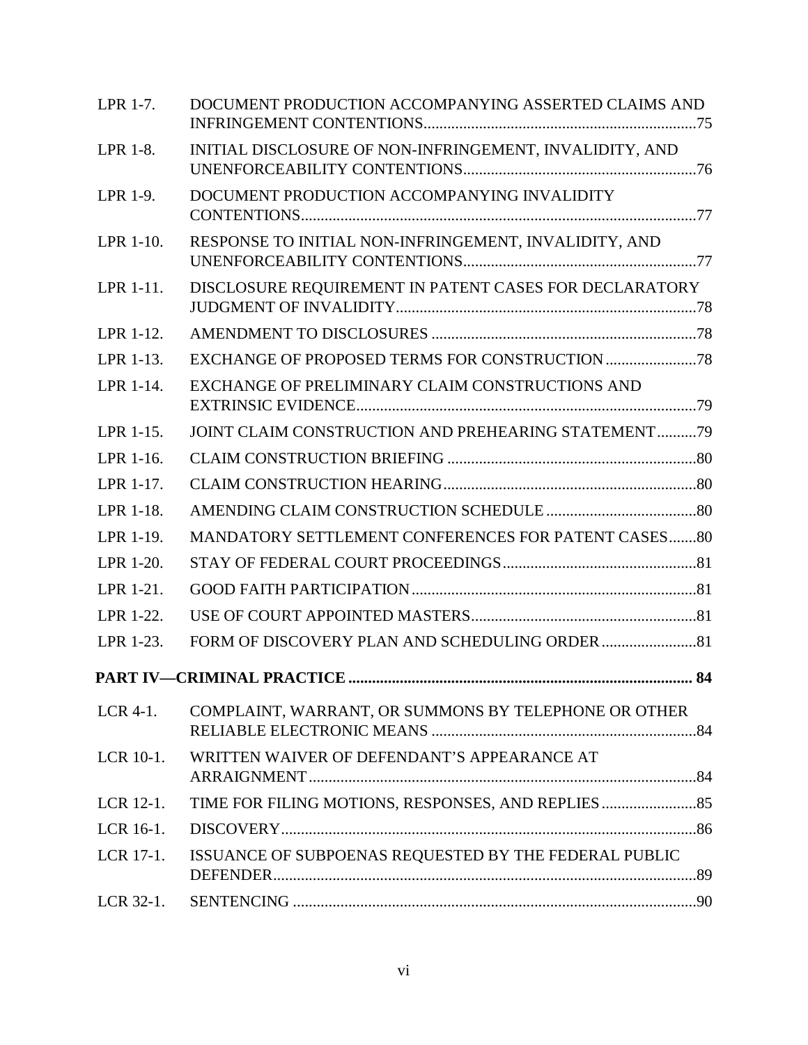| | | |
|---|---|---|
| LPR 1-7. | DOCUMENT PRODUCTION ACCOMPANYING ASSERTED CLAIMS AND INFRINGEMENT CONTENTIONS | 75 |
| LPR 1-8. | INITIAL DISCLOSURE OF NON-INFRINGEMENT, INVALIDITY, AND UNENFORCEABILITY CONTENTIONS | 76 |
| LPR 1-9. | DOCUMENT PRODUCTION ACCOMPANYING INVALIDITY CONTENTIONS | 77 |
| LPR 1-10. | RESPONSE TO INITIAL NON-INFRINGEMENT, INVALIDITY, AND UNENFORCEABILITY CONTENTIONS | 77 |
| LPR 1-11. | DISCLOSURE REQUIREMENT IN PATENT CASES FOR DECLARATORY JUDGMENT OF INVALIDITY | 78 |
| LPR 1-12. | AMENDMENT TO DISCLOSURES | 78 |
| LPR 1-13. | EXCHANGE OF PROPOSED TERMS FOR CONSTRUCTION | 78 |
| LPR 1-14. | EXCHANGE OF PRELIMINARY CLAIM CONSTRUCTIONS AND EXTRINSIC EVIDENCE | 79 |
| LPR 1-15. | JOINT CLAIM CONSTRUCTION AND PREHEARING STATEMENT | 79 |
| LPR 1-16. | CLAIM CONSTRUCTION BRIEFING | 80 |
| LPR 1-17. | CLAIM CONSTRUCTION HEARING | 80 |
| LPR 1-18. | AMENDING CLAIM CONSTRUCTION SCHEDULE | 80 |
| LPR 1-19. | MANDATORY SETTLEMENT CONFERENCES FOR PATENT CASES | 80 |
| LPR 1-20. | STAY OF FEDERAL COURT PROCEEDINGS | 81 |
| LPR 1-21. | GOOD FAITH PARTICIPATION | 81 |
| LPR 1-22. | USE OF COURT APPOINTED MASTERS | 81 |
| LPR 1-23. | FORM OF DISCOVERY PLAN AND SCHEDULING ORDER | 81 |
| **PART IV—CRIMINAL PRACTICE** | | **84** |
| LCR 4-1. | COMPLAINT, WARRANT, OR SUMMONS BY TELEPHONE OR OTHER RELIABLE ELECTRONIC MEANS | 84 |
| LCR 10-1. | WRITTEN WAIVER OF DEFENDANT'S APPEARANCE AT ARRAIGNMENT | 84 |
| LCR 12-1. | TIME FOR FILING MOTIONS, RESPONSES, AND REPLIES | 85 |
| LCR 16-1. | DISCOVERY | 86 |
| LCR 17-1. | ISSUANCE OF SUBPOENAS REQUESTED BY THE FEDERAL PUBLIC DEFENDER | 89 |
| LCR 32-1. | SENTENCING | 90 |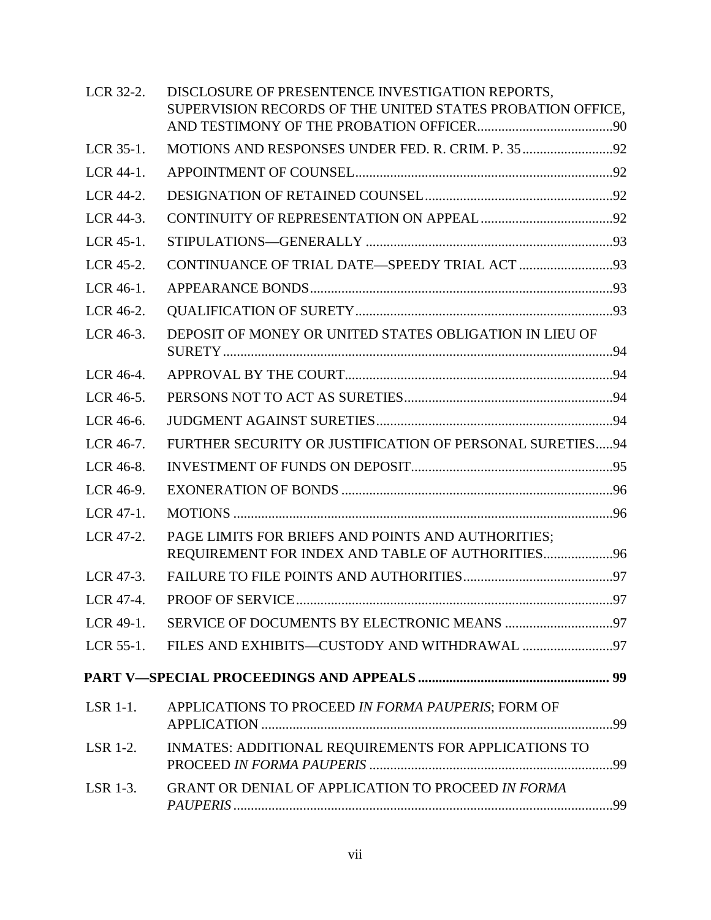| | | |
|---|---|---|
| LCR 32-2. | DISCLOSURE OF PRESENTENCE INVESTIGATION REPORTS, SUPERVISION RECORDS OF THE UNITED STATES PROBATION OFFICE, AND TESTIMONY OF THE PROBATION OFFICER | 90 |
| LCR 35-1. | MOTIONS AND RESPONSES UNDER FED. R. CRIM. P. 35 | 92 |
| LCR 44-1. | APPOINTMENT OF COUNSEL | 92 |
| LCR 44-2. | DESIGNATION OF RETAINED COUNSEL | 92 |
| LCR 44-3. | CONTINUITY OF REPRESENTATION ON APPEAL | 92 |
| LCR 45-1. | STIPULATIONS—GENERALLY | 93 |
| LCR 45-2. | CONTINUANCE OF TRIAL DATE—SPEEDY TRIAL ACT | 93 |
| LCR 46-1. | APPEARANCE BONDS | 93 |
| LCR 46-2. | QUALIFICATION OF SURETY | 93 |
| LCR 46-3. | DEPOSIT OF MONEY OR UNITED STATES OBLIGATION IN LIEU OF SURETY | 94 |
| LCR 46-4. | APPROVAL BY THE COURT | 94 |
| LCR 46-5. | PERSONS NOT TO ACT AS SURETIES | 94 |
| LCR 46-6. | JUDGMENT AGAINST SURETIES | 94 |
| LCR 46-7. | FURTHER SECURITY OR JUSTIFICATION OF PERSONAL SURETIES | 94 |
| LCR 46-8. | INVESTMENT OF FUNDS ON DEPOSIT | 95 |
| LCR 46-9. | EXONERATION OF BONDS | 96 |
| LCR 47-1. | MOTIONS | 96 |
| LCR 47-2. | PAGE LIMITS FOR BRIEFS AND POINTS AND AUTHORITIES; REQUIREMENT FOR INDEX AND TABLE OF AUTHORITIES | 96 |
| LCR 47-3. | FAILURE TO FILE POINTS AND AUTHORITIES | 97 |
| LCR 47-4. | PROOF OF SERVICE | 97 |
| LCR 49-1. | SERVICE OF DOCUMENTS BY ELECTRONIC MEANS | 97 |
| LCR 55-1. | FILES AND EXHIBITS—CUSTODY AND WITHDRAWAL | 97 |

**PART V—SPECIAL PROCEEDINGS AND APPEALS .......... 99**

| | | |
|---|---|---|
| LSR 1-1. | APPLICATIONS TO PROCEED *IN FORMA PAUPERIS*; FORM OF APPLICATION | 99 |
| LSR 1-2. | INMATES: ADDITIONAL REQUIREMENTS FOR APPLICATIONS TO PROCEED *IN FORMA PAUPERIS* | 99 |
| LSR 1-3. | GRANT OR DENIAL OF APPLICATION TO PROCEED *IN FORMA PAUPERIS* | 99 |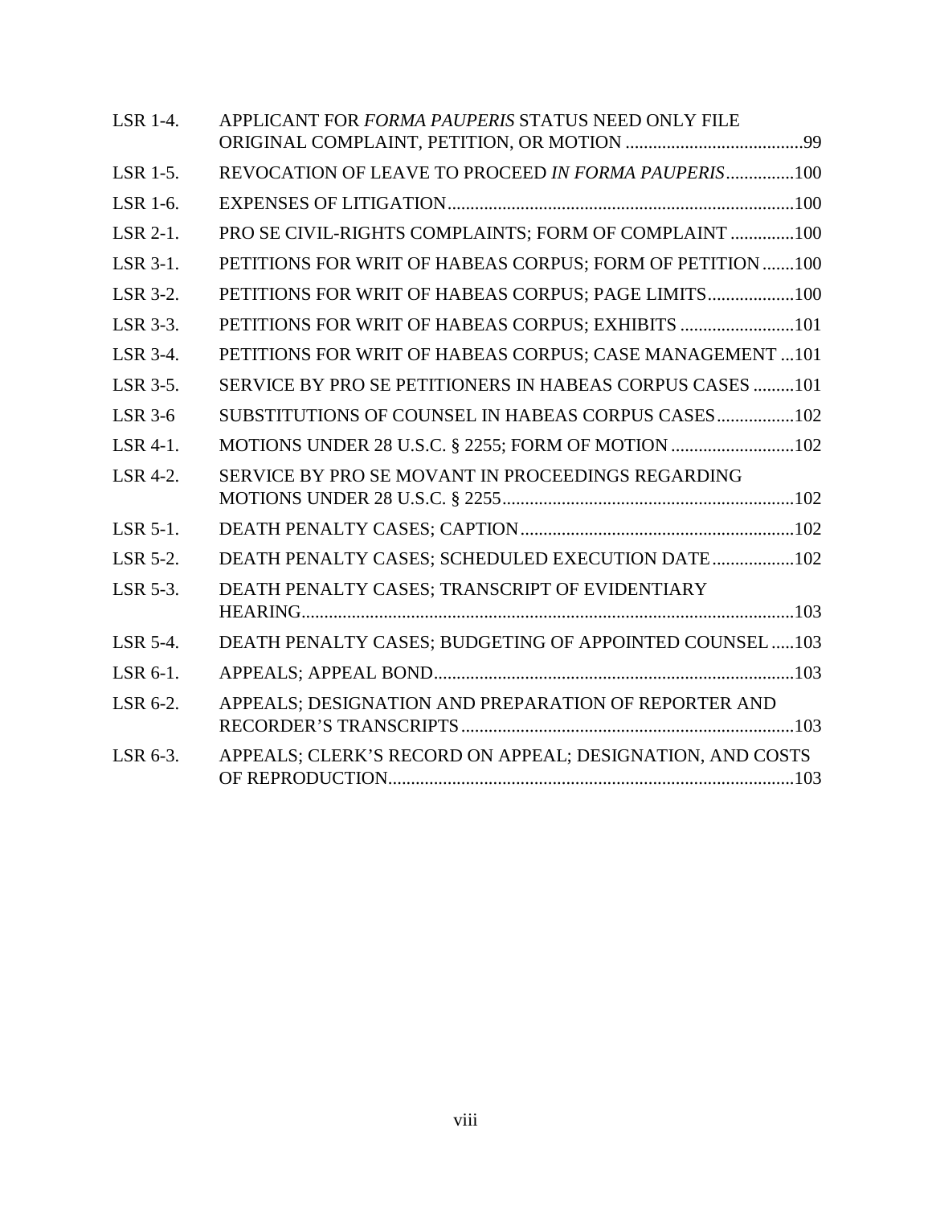| | | |
|---|---|---|
| LSR 1-4. | APPLICANT FOR *FORMA PAUPERIS* STATUS NEED ONLY FILE ORIGINAL COMPLAINT, PETITION, OR MOTION | 99 |
| LSR 1-5. | REVOCATION OF LEAVE TO PROCEED *IN FORMA PAUPERIS* | 100 |
| LSR 1-6. | EXPENSES OF LITIGATION | 100 |
| LSR 2-1. | PRO SE CIVIL-RIGHTS COMPLAINTS; FORM OF COMPLAINT | 100 |
| LSR 3-1. | PETITIONS FOR WRIT OF HABEAS CORPUS; FORM OF PETITION | 100 |
| LSR 3-2. | PETITIONS FOR WRIT OF HABEAS CORPUS; PAGE LIMITS | 100 |
| LSR 3-3. | PETITIONS FOR WRIT OF HABEAS CORPUS; EXHIBITS | 101 |
| LSR 3-4. | PETITIONS FOR WRIT OF HABEAS CORPUS; CASE MANAGEMENT | 101 |
| LSR 3-5. | SERVICE BY PRO SE PETITIONERS IN HABEAS CORPUS CASES | 101 |
| LSR 3-6 | SUBSTITUTIONS OF COUNSEL IN HABEAS CORPUS CASES | 102 |
| LSR 4-1. | MOTIONS UNDER 28 U.S.C. § 2255; FORM OF MOTION | 102 |
| LSR 4-2. | SERVICE BY PRO SE MOVANT IN PROCEEDINGS REGARDING MOTIONS UNDER 28 U.S.C. § 2255 | 102 |
| LSR 5-1. | DEATH PENALTY CASES; CAPTION | 102 |
| LSR 5-2. | DEATH PENALTY CASES; SCHEDULED EXECUTION DATE | 102 |
| LSR 5-3. | DEATH PENALTY CASES; TRANSCRIPT OF EVIDENTIARY HEARING | 103 |
| LSR 5-4. | DEATH PENALTY CASES; BUDGETING OF APPOINTED COUNSEL | 103 |
| LSR 6-1. | APPEALS; APPEAL BOND | 103 |
| LSR 6-2. | APPEALS; DESIGNATION AND PREPARATION OF REPORTER AND RECORDER'S TRANSCRIPTS | 103 |
| LSR 6-3. | APPEALS; CLERK'S RECORD ON APPEAL; DESIGNATION, AND COSTS OF REPRODUCTION | 103 |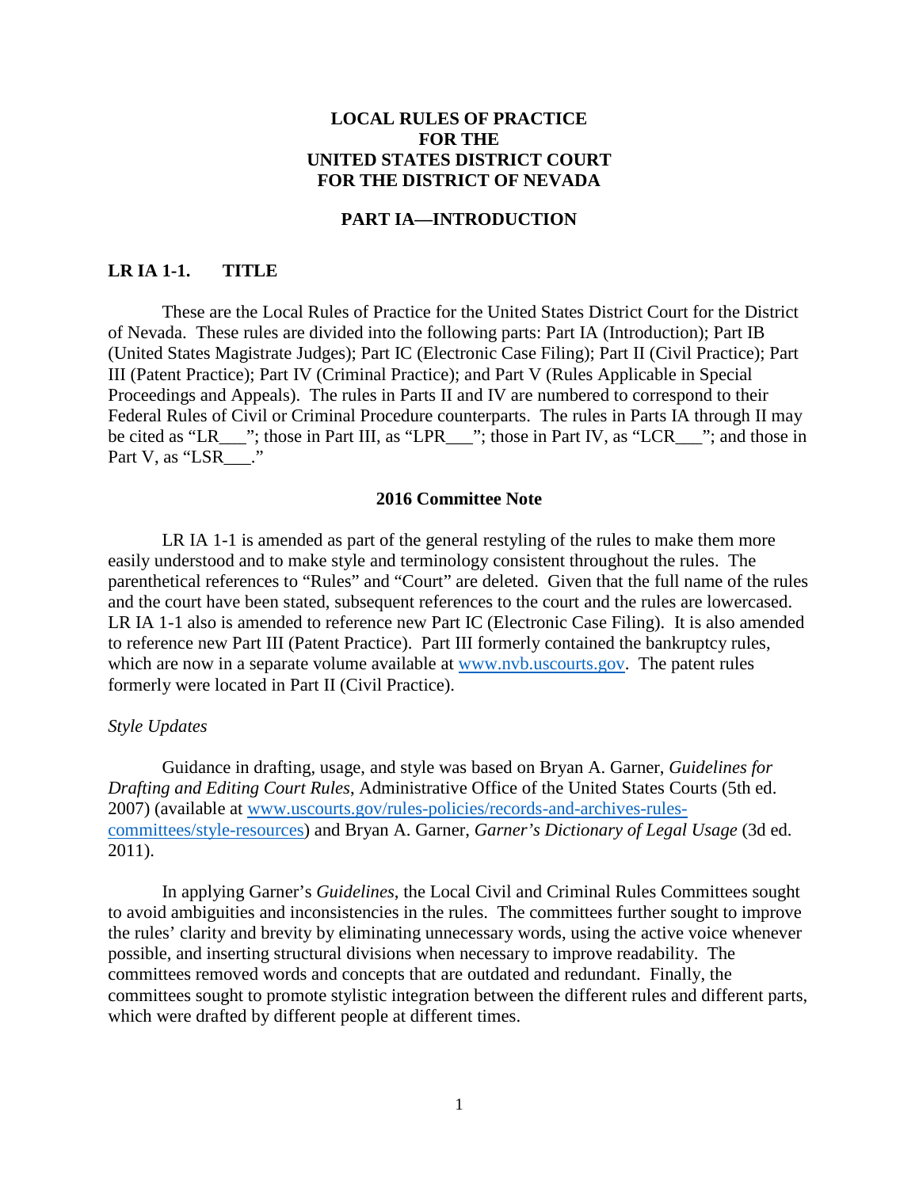# LOCAL RULES OF PRACTICE FOR THE UNITED STATES DISTRICT COURT FOR THE DISTRICT OF NEVADA

## PART IA—INTRODUCTION

### LR IA 1-1. TITLE

These are the Local Rules of Practice for the United States District Court for the District of Nevada. These rules are divided into the following parts: Part IA (Introduction); Part IB (United States Magistrate Judges); Part IC (Electronic Case Filing); Part II (Civil Practice); Part III (Patent Practice); Part IV (Criminal Practice); and Part V (Rules Applicable in Special Proceedings and Appeals). The rules in Parts II and IV are numbered to correspond to their Federal Rules of Civil or Criminal Procedure counterparts. The rules in Parts IA through II may be cited as "LR___"; those in Part III, as "LPR___"; those in Part IV, as "LCR___"; and those in Part V, as "LSR___."

#### 2016 Committee Note

LR IA 1-1 is amended as part of the general restyling of the rules to make them more easily understood and to make style and terminology consistent throughout the rules. The parenthetical references to "Rules" and "Court" are deleted. Given that the full name of the rules and the court have been stated, subsequent references to the court and the rules are lowercased. LR IA 1-1 also is amended to reference new Part IC (Electronic Case Filing). It is also amended to reference new Part III (Patent Practice). Part III formerly contained the bankruptcy rules, which are now in a separate volume available at www.nvb.uscourts.gov. The patent rules formerly were located in Part II (Civil Practice).

*Style Updates*

Guidance in drafting, usage, and style was based on Bryan A. Garner, *Guidelines for Drafting and Editing Court Rules*, Administrative Office of the United States Courts (5th ed. 2007) (available at www.uscourts.gov/rules-policies/records-and-archives-rules-committees/style-resources) and Bryan A. Garner, *Garner's Dictionary of Legal Usage* (3d ed. 2011).

In applying Garner's *Guidelines*, the Local Civil and Criminal Rules Committees sought to avoid ambiguities and inconsistencies in the rules. The committees further sought to improve the rules' clarity and brevity by eliminating unnecessary words, using the active voice whenever possible, and inserting structural divisions when necessary to improve readability. The committees removed words and concepts that are outdated and redundant. Finally, the committees sought to promote stylistic integration between the different rules and different parts, which were drafted by different people at different times.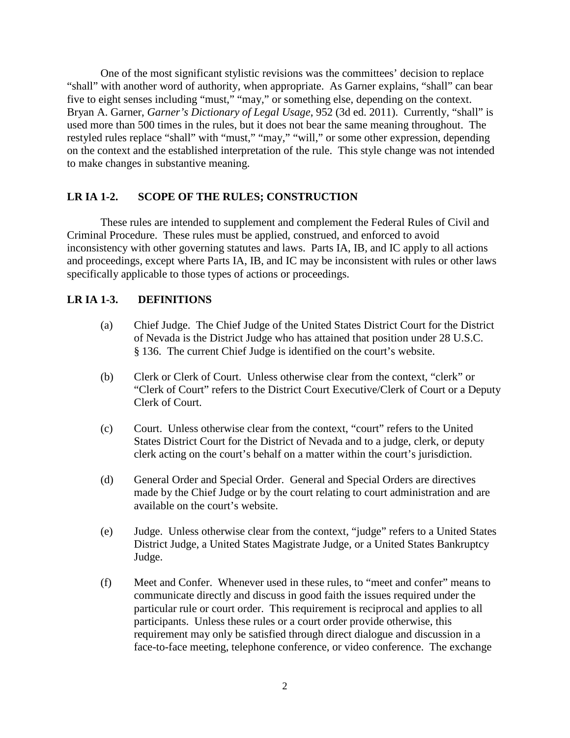One of the most significant stylistic revisions was the committees' decision to replace "shall" with another word of authority, when appropriate. As Garner explains, "shall" can bear five to eight senses including "must," "may," or something else, depending on the context. Bryan A. Garner, *Garner's Dictionary of Legal Usage*, 952 (3d ed. 2011). Currently, "shall" is used more than 500 times in the rules, but it does not bear the same meaning throughout. The restyled rules replace "shall" with "must," "may," "will," or some other expression, depending on the context and the established interpretation of the rule. This style change was not intended to make changes in substantive meaning.

## LR IA 1-2. SCOPE OF THE RULES; CONSTRUCTION

These rules are intended to supplement and complement the Federal Rules of Civil and Criminal Procedure. These rules must be applied, construed, and enforced to avoid inconsistency with other governing statutes and laws. Parts IA, IB, and IC apply to all actions and proceedings, except where Parts IA, IB, and IC may be inconsistent with rules or other laws specifically applicable to those types of actions or proceedings.

## LR IA 1-3. DEFINITIONS

(a) Chief Judge. The Chief Judge of the United States District Court for the District of Nevada is the District Judge who has attained that position under 28 U.S.C. § 136. The current Chief Judge is identified on the court's website.

(b) Clerk or Clerk of Court. Unless otherwise clear from the context, "clerk" or "Clerk of Court" refers to the District Court Executive/Clerk of Court or a Deputy Clerk of Court.

(c) Court. Unless otherwise clear from the context, "court" refers to the United States District Court for the District of Nevada and to a judge, clerk, or deputy clerk acting on the court's behalf on a matter within the court's jurisdiction.

(d) General Order and Special Order. General and Special Orders are directives made by the Chief Judge or by the court relating to court administration and are available on the court's website.

(e) Judge. Unless otherwise clear from the context, "judge" refers to a United States District Judge, a United States Magistrate Judge, or a United States Bankruptcy Judge.

(f) Meet and Confer. Whenever used in these rules, to "meet and confer" means to communicate directly and discuss in good faith the issues required under the particular rule or court order. This requirement is reciprocal and applies to all participants. Unless these rules or a court order provide otherwise, this requirement may only be satisfied through direct dialogue and discussion in a face-to-face meeting, telephone conference, or video conference. The exchange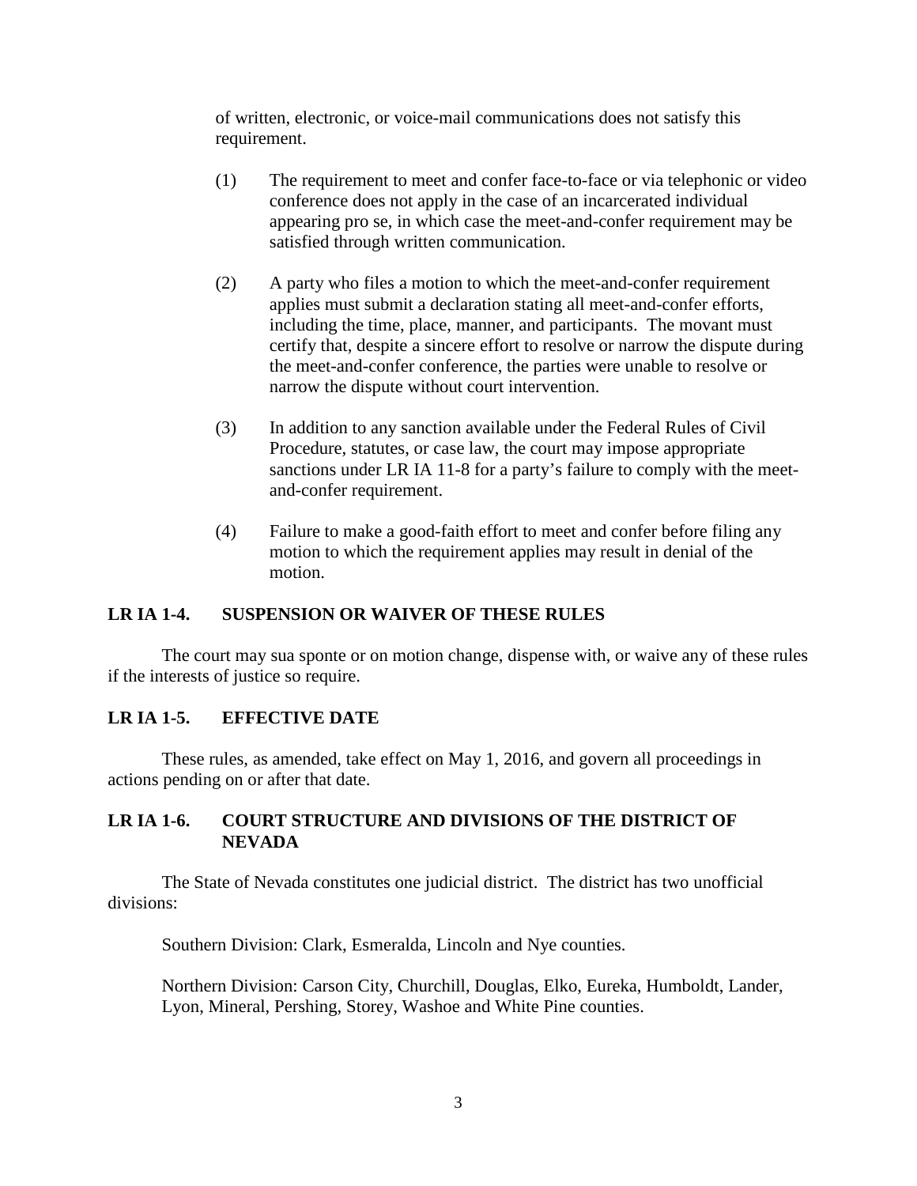of written, electronic, or voice-mail communications does not satisfy this requirement.

(1) The requirement to meet and confer face-to-face or via telephonic or video conference does not apply in the case of an incarcerated individual appearing pro se, in which case the meet-and-confer requirement may be satisfied through written communication.

(2) A party who files a motion to which the meet-and-confer requirement applies must submit a declaration stating all meet-and-confer efforts, including the time, place, manner, and participants. The movant must certify that, despite a sincere effort to resolve or narrow the dispute during the meet-and-confer conference, the parties were unable to resolve or narrow the dispute without court intervention.

(3) In addition to any sanction available under the Federal Rules of Civil Procedure, statutes, or case law, the court may impose appropriate sanctions under LR IA 11-8 for a party's failure to comply with the meet-and-confer requirement.

(4) Failure to make a good-faith effort to meet and confer before filing any motion to which the requirement applies may result in denial of the motion.

## LR IA 1-4. SUSPENSION OR WAIVER OF THESE RULES

The court may sua sponte or on motion change, dispense with, or waive any of these rules if the interests of justice so require.

## LR IA 1-5. EFFECTIVE DATE

These rules, as amended, take effect on May 1, 2016, and govern all proceedings in actions pending on or after that date.

## LR IA 1-6. COURT STRUCTURE AND DIVISIONS OF THE DISTRICT OF NEVADA

The State of Nevada constitutes one judicial district. The district has two unofficial divisions:

Southern Division: Clark, Esmeralda, Lincoln and Nye counties.

Northern Division: Carson City, Churchill, Douglas, Elko, Eureka, Humboldt, Lander, Lyon, Mineral, Pershing, Storey, Washoe and White Pine counties.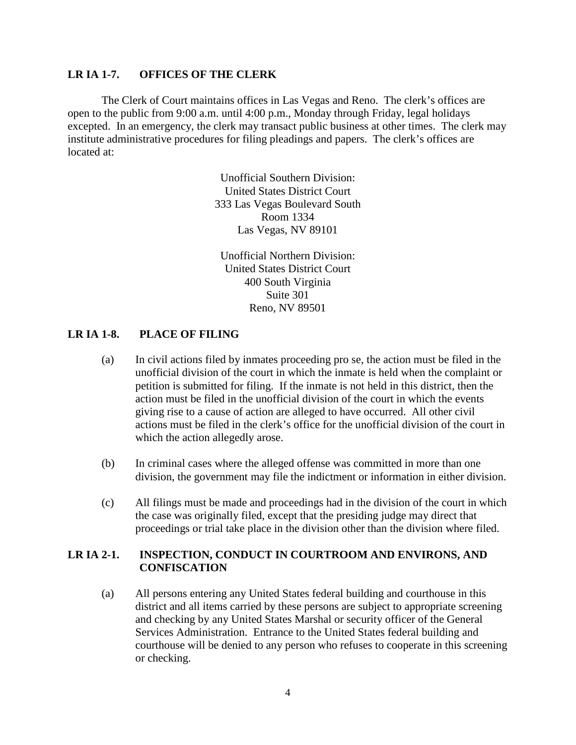**LR IA 1-7. OFFICES OF THE CLERK**

The Clerk of Court maintains offices in Las Vegas and Reno. The clerk's offices are open to the public from 9:00 a.m. until 4:00 p.m., Monday through Friday, legal holidays excepted. In an emergency, the clerk may transact public business at other times. The clerk may institute administrative procedures for filing pleadings and papers. The clerk's offices are located at:

Unofficial Southern Division:
United States District Court
333 Las Vegas Boulevard South
Room 1334
Las Vegas, NV 89101

Unofficial Northern Division:
United States District Court
400 South Virginia
Suite 301
Reno, NV 89501

**LR IA 1-8. PLACE OF FILING**

(a) In civil actions filed by inmates proceeding pro se, the action must be filed in the unofficial division of the court in which the inmate is held when the complaint or petition is submitted for filing. If the inmate is not held in this district, then the action must be filed in the unofficial division of the court in which the events giving rise to a cause of action are alleged to have occurred. All other civil actions must be filed in the clerk's office for the unofficial division of the court in which the action allegedly arose.

(b) In criminal cases where the alleged offense was committed in more than one division, the government may file the indictment or information in either division.

(c) All filings must be made and proceedings had in the division of the court in which the case was originally filed, except that the presiding judge may direct that proceedings or trial take place in the division other than the division where filed.

**LR IA 2-1. INSPECTION, CONDUCT IN COURTROOM AND ENVIRONS, AND CONFISCATION**

(a) All persons entering any United States federal building and courthouse in this district and all items carried by these persons are subject to appropriate screening and checking by any United States Marshal or security officer of the General Services Administration. Entrance to the United States federal building and courthouse will be denied to any person who refuses to cooperate in this screening or checking.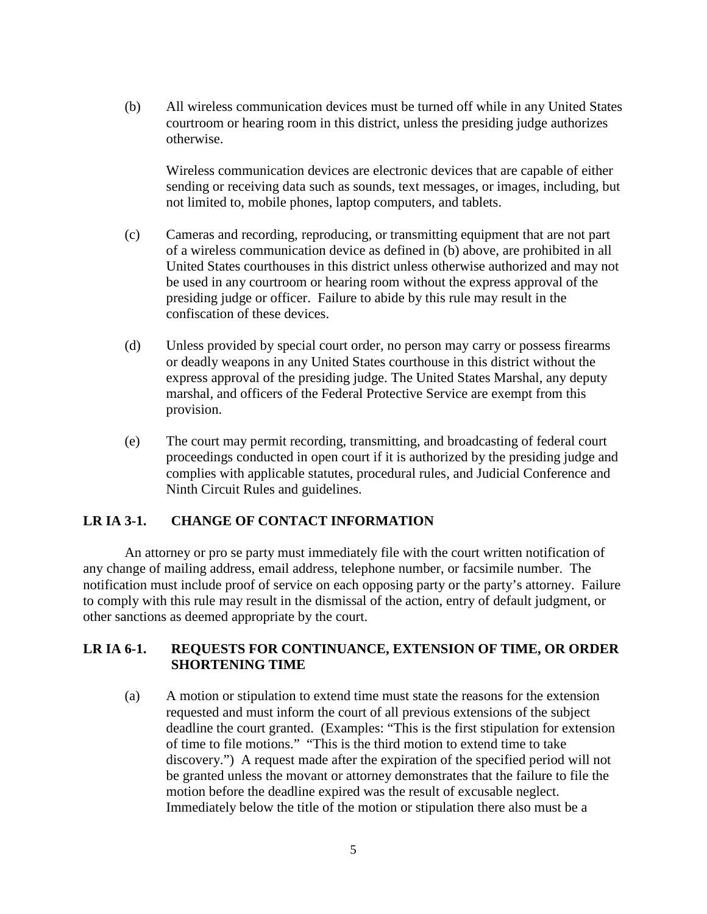(b) All wireless communication devices must be turned off while in any United States courtroom or hearing room in this district, unless the presiding judge authorizes otherwise.

Wireless communication devices are electronic devices that are capable of either sending or receiving data such as sounds, text messages, or images, including, but not limited to, mobile phones, laptop computers, and tablets.

(c) Cameras and recording, reproducing, or transmitting equipment that are not part of a wireless communication device as defined in (b) above, are prohibited in all United States courthouses in this district unless otherwise authorized and may not be used in any courtroom or hearing room without the express approval of the presiding judge or officer. Failure to abide by this rule may result in the confiscation of these devices.

(d) Unless provided by special court order, no person may carry or possess firearms or deadly weapons in any United States courthouse in this district without the express approval of the presiding judge. The United States Marshal, any deputy marshal, and officers of the Federal Protective Service are exempt from this provision.

(e) The court may permit recording, transmitting, and broadcasting of federal court proceedings conducted in open court if it is authorized by the presiding judge and complies with applicable statutes, procedural rules, and Judicial Conference and Ninth Circuit Rules and guidelines.

## LR IA 3-1. CHANGE OF CONTACT INFORMATION

An attorney or pro se party must immediately file with the court written notification of any change of mailing address, email address, telephone number, or facsimile number. The notification must include proof of service on each opposing party or the party's attorney. Failure to comply with this rule may result in the dismissal of the action, entry of default judgment, or other sanctions as deemed appropriate by the court.

## LR IA 6-1. REQUESTS FOR CONTINUANCE, EXTENSION OF TIME, OR ORDER SHORTENING TIME

(a) A motion or stipulation to extend time must state the reasons for the extension requested and must inform the court of all previous extensions of the subject deadline the court granted. (Examples: "This is the first stipulation for extension of time to file motions." "This is the third motion to extend time to take discovery.") A request made after the expiration of the specified period will not be granted unless the movant or attorney demonstrates that the failure to file the motion before the deadline expired was the result of excusable neglect. Immediately below the title of the motion or stipulation there also must be a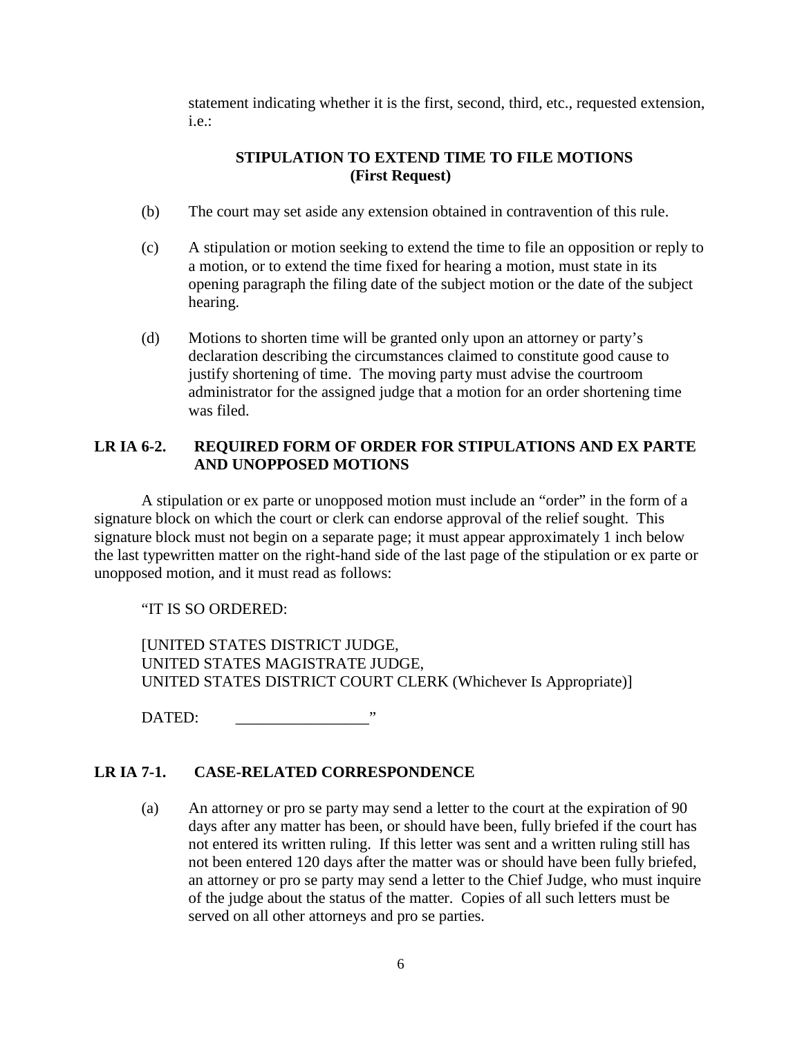statement indicating whether it is the first, second, third, etc., requested extension, i.e.:

**STIPULATION TO EXTEND TIME TO FILE MOTIONS**
**(First Request)**

(b) The court may set aside any extension obtained in contravention of this rule.

(c) A stipulation or motion seeking to extend the time to file an opposition or reply to a motion, or to extend the time fixed for hearing a motion, must state in its opening paragraph the filing date of the subject motion or the date of the subject hearing.

(d) Motions to shorten time will be granted only upon an attorney or party's declaration describing the circumstances claimed to constitute good cause to justify shortening of time. The moving party must advise the courtroom administrator for the assigned judge that a motion for an order shortening time was filed.

## LR IA 6-2. REQUIRED FORM OF ORDER FOR STIPULATIONS AND EX PARTE AND UNOPPOSED MOTIONS

A stipulation or ex parte or unopposed motion must include an "order" in the form of a signature block on which the court or clerk can endorse approval of the relief sought. This signature block must not begin on a separate page; it must appear approximately 1 inch below the last typewritten matter on the right-hand side of the last page of the stipulation or ex parte or unopposed motion, and it must read as follows:

"IT IS SO ORDERED:

[UNITED STATES DISTRICT JUDGE,
UNITED STATES MAGISTRATE JUDGE,
UNITED STATES DISTRICT COURT CLERK (Whichever Is Appropriate)]

DATED: _________________"

## LR IA 7-1. CASE-RELATED CORRESPONDENCE

(a) An attorney or pro se party may send a letter to the court at the expiration of 90 days after any matter has been, or should have been, fully briefed if the court has not entered its written ruling. If this letter was sent and a written ruling still has not been entered 120 days after the matter was or should have been fully briefed, an attorney or pro se party may send a letter to the Chief Judge, who must inquire of the judge about the status of the matter. Copies of all such letters must be served on all other attorneys and pro se parties.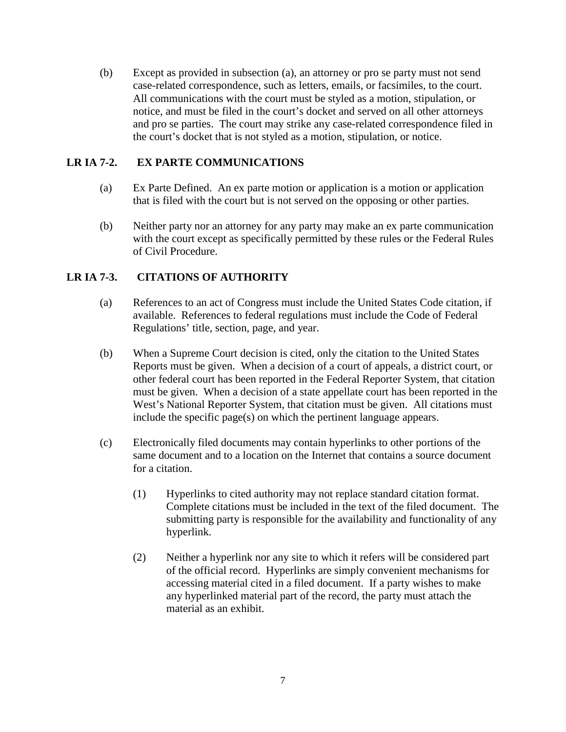(b) Except as provided in subsection (a), an attorney or pro se party must not send case-related correspondence, such as letters, emails, or facsimiles, to the court. All communications with the court must be styled as a motion, stipulation, or notice, and must be filed in the court's docket and served on all other attorneys and pro se parties. The court may strike any case-related correspondence filed in the court's docket that is not styled as a motion, stipulation, or notice.

## LR IA 7-2. EX PARTE COMMUNICATIONS

(a) Ex Parte Defined. An ex parte motion or application is a motion or application that is filed with the court but is not served on the opposing or other parties.

(b) Neither party nor an attorney for any party may make an ex parte communication with the court except as specifically permitted by these rules or the Federal Rules of Civil Procedure.

## LR IA 7-3. CITATIONS OF AUTHORITY

(a) References to an act of Congress must include the United States Code citation, if available. References to federal regulations must include the Code of Federal Regulations' title, section, page, and year.

(b) When a Supreme Court decision is cited, only the citation to the United States Reports must be given. When a decision of a court of appeals, a district court, or other federal court has been reported in the Federal Reporter System, that citation must be given. When a decision of a state appellate court has been reported in the West's National Reporter System, that citation must be given. All citations must include the specific page(s) on which the pertinent language appears.

(c) Electronically filed documents may contain hyperlinks to other portions of the same document and to a location on the Internet that contains a source document for a citation.

(1) Hyperlinks to cited authority may not replace standard citation format. Complete citations must be included in the text of the filed document. The submitting party is responsible for the availability and functionality of any hyperlink.

(2) Neither a hyperlink nor any site to which it refers will be considered part of the official record. Hyperlinks are simply convenient mechanisms for accessing material cited in a filed document. If a party wishes to make any hyperlinked material part of the record, the party must attach the material as an exhibit.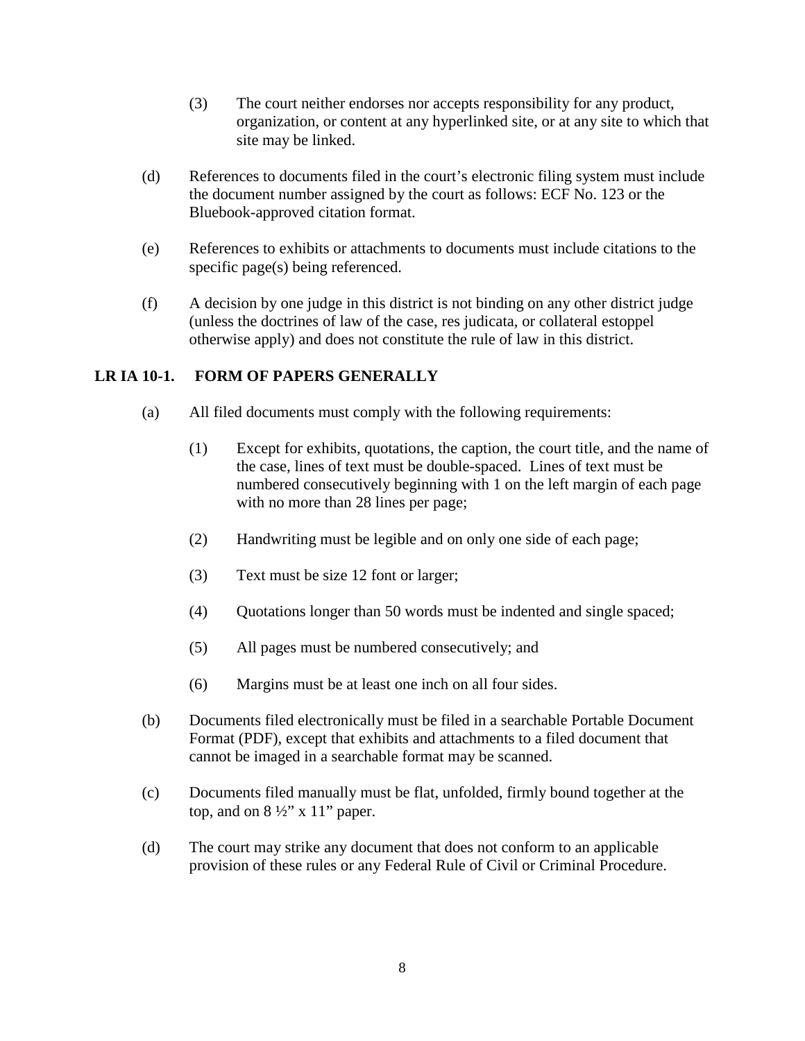(3) The court neither endorses nor accepts responsibility for any product, organization, or content at any hyperlinked site, or at any site to which that site may be linked.

(d) References to documents filed in the court's electronic filing system must include the document number assigned by the court as follows: ECF No. 123 or the Bluebook-approved citation format.

(e) References to exhibits or attachments to documents must include citations to the specific page(s) being referenced.

(f) A decision by one judge in this district is not binding on any other district judge (unless the doctrines of law of the case, res judicata, or collateral estoppel otherwise apply) and does not constitute the rule of law in this district.

## LR IA 10-1. FORM OF PAPERS GENERALLY

(a) All filed documents must comply with the following requirements:

(1) Except for exhibits, quotations, the caption, the court title, and the name of the case, lines of text must be double-spaced. Lines of text must be numbered consecutively beginning with 1 on the left margin of each page with no more than 28 lines per page;

(2) Handwriting must be legible and on only one side of each page;

(3) Text must be size 12 font or larger;

(4) Quotations longer than 50 words must be indented and single spaced;

(5) All pages must be numbered consecutively; and

(6) Margins must be at least one inch on all four sides.

(b) Documents filed electronically must be filed in a searchable Portable Document Format (PDF), except that exhibits and attachments to a filed document that cannot be imaged in a searchable format may be scanned.

(c) Documents filed manually must be flat, unfolded, firmly bound together at the top, and on 8 ½" x 11" paper.

(d) The court may strike any document that does not conform to an applicable provision of these rules or any Federal Rule of Civil or Criminal Procedure.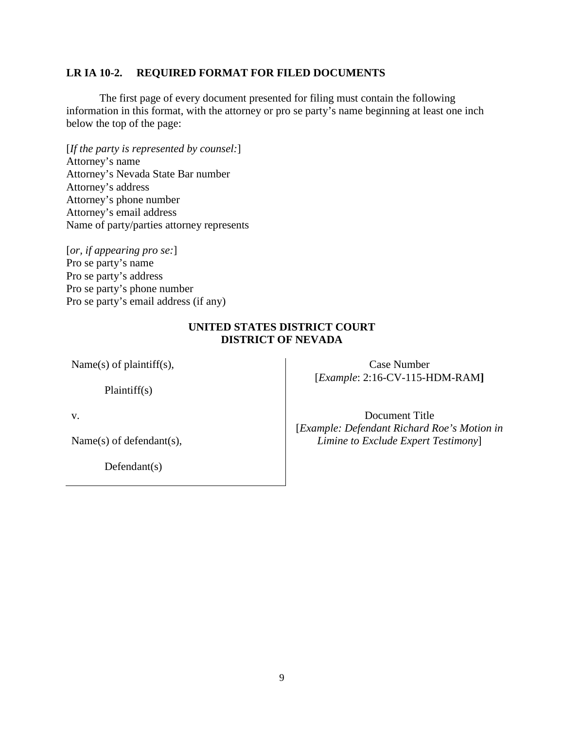## LR IA 10-2. REQUIRED FORMAT FOR FILED DOCUMENTS

The first page of every document presented for filing must contain the following information in this format, with the attorney or pro se party's name beginning at least one inch below the top of the page:

[*If the party is represented by counsel:*]
Attorney's name
Attorney's Nevada State Bar number
Attorney's address
Attorney's phone number
Attorney's email address
Name of party/parties attorney represents

[*or, if appearing pro se:*]
Pro se party's name
Pro se party's address
Pro se party's phone number
Pro se party's email address (if any)

**UNITED STATES DISTRICT COURT**
**DISTRICT OF NEVADA**

| | |
|---|---|
| Name(s) of plaintiff(s),<br><br>Plaintiff(s)<br><br>v.<br><br>Name(s) of defendant(s),<br><br>Defendant(s) | Case Number<br>[*Example*: 2:16-CV-115-HDM-RAM]<br><br>Document Title<br>[*Example: Defendant Richard Roe's Motion in Limine to Exclude Expert Testimony*] |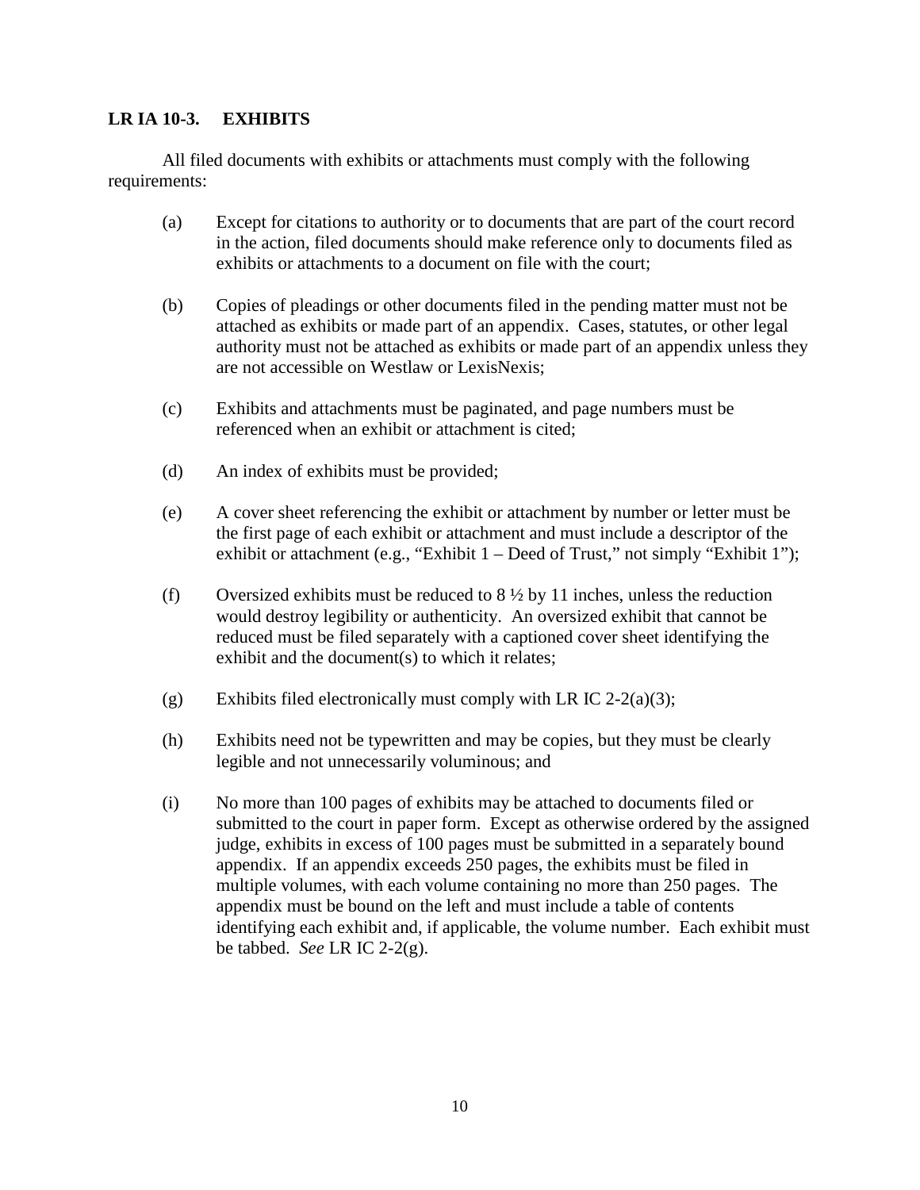## LR IA 10-3. EXHIBITS

All filed documents with exhibits or attachments must comply with the following requirements:

(a) Except for citations to authority or to documents that are part of the court record in the action, filed documents should make reference only to documents filed as exhibits or attachments to a document on file with the court;

(b) Copies of pleadings or other documents filed in the pending matter must not be attached as exhibits or made part of an appendix. Cases, statutes, or other legal authority must not be attached as exhibits or made part of an appendix unless they are not accessible on Westlaw or LexisNexis;

(c) Exhibits and attachments must be paginated, and page numbers must be referenced when an exhibit or attachment is cited;

(d) An index of exhibits must be provided;

(e) A cover sheet referencing the exhibit or attachment by number or letter must be the first page of each exhibit or attachment and must include a descriptor of the exhibit or attachment (e.g., "Exhibit 1 – Deed of Trust," not simply "Exhibit 1");

(f) Oversized exhibits must be reduced to 8 ½ by 11 inches, unless the reduction would destroy legibility or authenticity. An oversized exhibit that cannot be reduced must be filed separately with a captioned cover sheet identifying the exhibit and the document(s) to which it relates;

(g) Exhibits filed electronically must comply with LR IC 2-2(a)(3);

(h) Exhibits need not be typewritten and may be copies, but they must be clearly legible and not unnecessarily voluminous; and

(i) No more than 100 pages of exhibits may be attached to documents filed or submitted to the court in paper form. Except as otherwise ordered by the assigned judge, exhibits in excess of 100 pages must be submitted in a separately bound appendix. If an appendix exceeds 250 pages, the exhibits must be filed in multiple volumes, with each volume containing no more than 250 pages. The appendix must be bound on the left and must include a table of contents identifying each exhibit and, if applicable, the volume number. Each exhibit must be tabbed. *See* LR IC 2-2(g).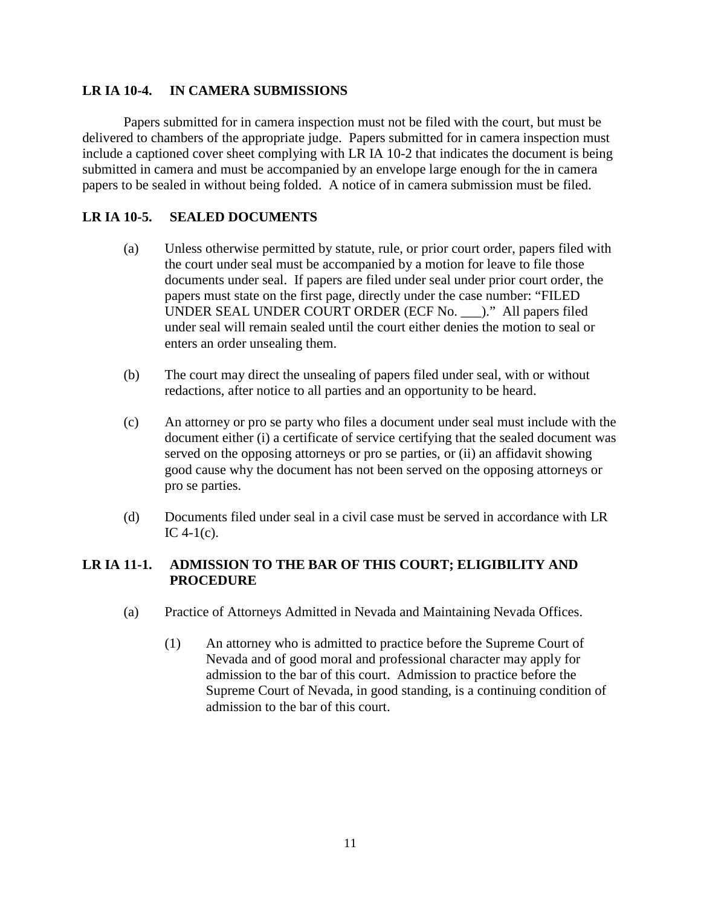## LR IA 10-4. IN CAMERA SUBMISSIONS

Papers submitted for in camera inspection must not be filed with the court, but must be delivered to chambers of the appropriate judge. Papers submitted for in camera inspection must include a captioned cover sheet complying with LR IA 10-2 that indicates the document is being submitted in camera and must be accompanied by an envelope large enough for the in camera papers to be sealed in without being folded. A notice of in camera submission must be filed.

## LR IA 10-5. SEALED DOCUMENTS

(a) Unless otherwise permitted by statute, rule, or prior court order, papers filed with the court under seal must be accompanied by a motion for leave to file those documents under seal. If papers are filed under seal under prior court order, the papers must state on the first page, directly under the case number: "FILED UNDER SEAL UNDER COURT ORDER (ECF No. ___)." All papers filed under seal will remain sealed until the court either denies the motion to seal or enters an order unsealing them.

(b) The court may direct the unsealing of papers filed under seal, with or without redactions, after notice to all parties and an opportunity to be heard.

(c) An attorney or pro se party who files a document under seal must include with the document either (i) a certificate of service certifying that the sealed document was served on the opposing attorneys or pro se parties, or (ii) an affidavit showing good cause why the document has not been served on the opposing attorneys or pro se parties.

(d) Documents filed under seal in a civil case must be served in accordance with LR IC 4-1(c).

## LR IA 11-1. ADMISSION TO THE BAR OF THIS COURT; ELIGIBILITY AND PROCEDURE

(a) Practice of Attorneys Admitted in Nevada and Maintaining Nevada Offices.

(1) An attorney who is admitted to practice before the Supreme Court of Nevada and of good moral and professional character may apply for admission to the bar of this court. Admission to practice before the Supreme Court of Nevada, in good standing, is a continuing condition of admission to the bar of this court.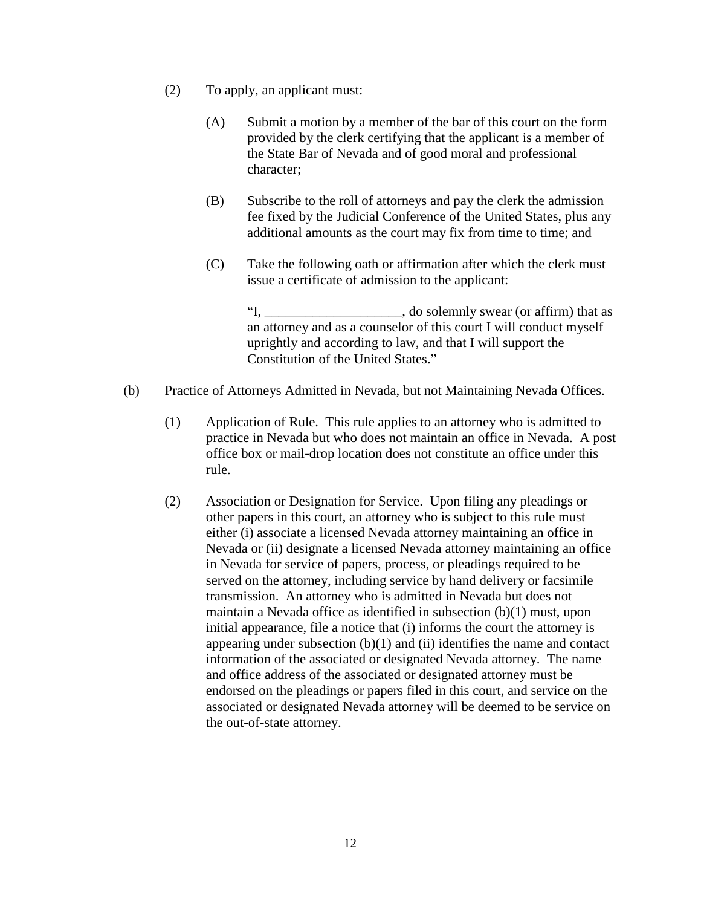(2) To apply, an applicant must:

  (A) Submit a motion by a member of the bar of this court on the form provided by the clerk certifying that the applicant is a member of the State Bar of Nevada and of good moral and professional character;

  (B) Subscribe to the roll of attorneys and pay the clerk the admission fee fixed by the Judicial Conference of the United States, plus any additional amounts as the court may fix from time to time; and

  (C) Take the following oath or affirmation after which the clerk must issue a certificate of admission to the applicant:

    "I, ____________________, do solemnly swear (or affirm) that as an attorney and as a counselor of this court I will conduct myself uprightly and according to law, and that I will support the Constitution of the United States."

(b) Practice of Attorneys Admitted in Nevada, but not Maintaining Nevada Offices.

  (1) Application of Rule. This rule applies to an attorney who is admitted to practice in Nevada but who does not maintain an office in Nevada. A post office box or mail-drop location does not constitute an office under this rule.

  (2) Association or Designation for Service. Upon filing any pleadings or other papers in this court, an attorney who is subject to this rule must either (i) associate a licensed Nevada attorney maintaining an office in Nevada or (ii) designate a licensed Nevada attorney maintaining an office in Nevada for service of papers, process, or pleadings required to be served on the attorney, including service by hand delivery or facsimile transmission. An attorney who is admitted in Nevada but does not maintain a Nevada office as identified in subsection (b)(1) must, upon initial appearance, file a notice that (i) informs the court the attorney is appearing under subsection (b)(1) and (ii) identifies the name and contact information of the associated or designated Nevada attorney. The name and office address of the associated or designated attorney must be endorsed on the pleadings or papers filed in this court, and service on the associated or designated Nevada attorney will be deemed to be service on the out-of-state attorney.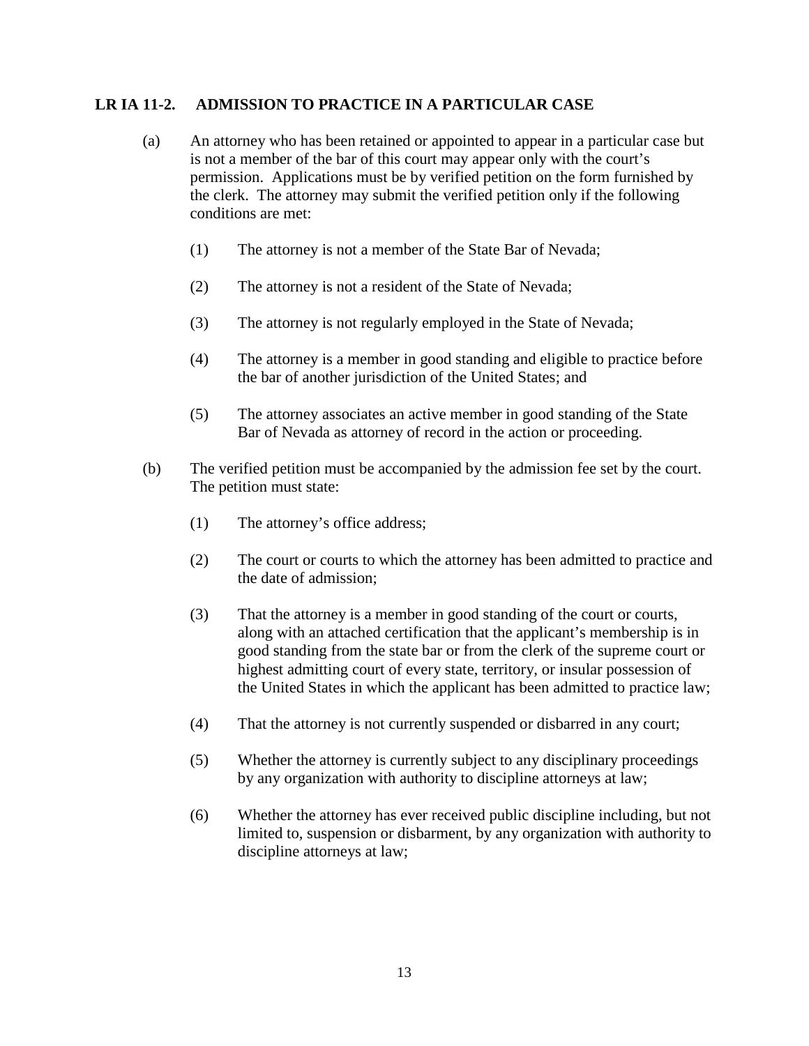## LR IA 11-2. ADMISSION TO PRACTICE IN A PARTICULAR CASE

(a) An attorney who has been retained or appointed to appear in a particular case but is not a member of the bar of this court may appear only with the court's permission. Applications must be by verified petition on the form furnished by the clerk. The attorney may submit the verified petition only if the following conditions are met:

(1) The attorney is not a member of the State Bar of Nevada;

(2) The attorney is not a resident of the State of Nevada;

(3) The attorney is not regularly employed in the State of Nevada;

(4) The attorney is a member in good standing and eligible to practice before the bar of another jurisdiction of the United States; and

(5) The attorney associates an active member in good standing of the State Bar of Nevada as attorney of record in the action or proceeding.

(b) The verified petition must be accompanied by the admission fee set by the court. The petition must state:

(1) The attorney's office address;

(2) The court or courts to which the attorney has been admitted to practice and the date of admission;

(3) That the attorney is a member in good standing of the court or courts, along with an attached certification that the applicant's membership is in good standing from the state bar or from the clerk of the supreme court or highest admitting court of every state, territory, or insular possession of the United States in which the applicant has been admitted to practice law;

(4) That the attorney is not currently suspended or disbarred in any court;

(5) Whether the attorney is currently subject to any disciplinary proceedings by any organization with authority to discipline attorneys at law;

(6) Whether the attorney has ever received public discipline including, but not limited to, suspension or disbarment, by any organization with authority to discipline attorneys at law;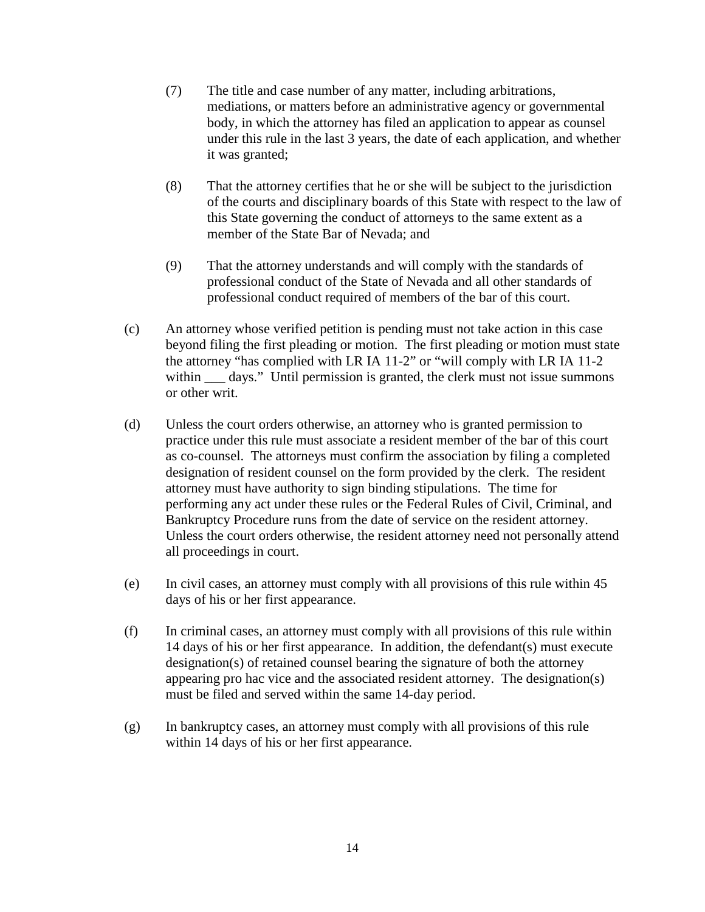(7) The title and case number of any matter, including arbitrations, mediations, or matters before an administrative agency or governmental body, in which the attorney has filed an application to appear as counsel under this rule in the last 3 years, the date of each application, and whether it was granted;

(8) That the attorney certifies that he or she will be subject to the jurisdiction of the courts and disciplinary boards of this State with respect to the law of this State governing the conduct of attorneys to the same extent as a member of the State Bar of Nevada; and

(9) That the attorney understands and will comply with the standards of professional conduct of the State of Nevada and all other standards of professional conduct required of members of the bar of this court.

(c) An attorney whose verified petition is pending must not take action in this case beyond filing the first pleading or motion. The first pleading or motion must state the attorney "has complied with LR IA 11-2" or "will comply with LR IA 11-2 within ___ days." Until permission is granted, the clerk must not issue summons or other writ.

(d) Unless the court orders otherwise, an attorney who is granted permission to practice under this rule must associate a resident member of the bar of this court as co-counsel. The attorneys must confirm the association by filing a completed designation of resident counsel on the form provided by the clerk. The resident attorney must have authority to sign binding stipulations. The time for performing any act under these rules or the Federal Rules of Civil, Criminal, and Bankruptcy Procedure runs from the date of service on the resident attorney. Unless the court orders otherwise, the resident attorney need not personally attend all proceedings in court.

(e) In civil cases, an attorney must comply with all provisions of this rule within 45 days of his or her first appearance.

(f) In criminal cases, an attorney must comply with all provisions of this rule within 14 days of his or her first appearance. In addition, the defendant(s) must execute designation(s) of retained counsel bearing the signature of both the attorney appearing pro hac vice and the associated resident attorney. The designation(s) must be filed and served within the same 14-day period.

(g) In bankruptcy cases, an attorney must comply with all provisions of this rule within 14 days of his or her first appearance.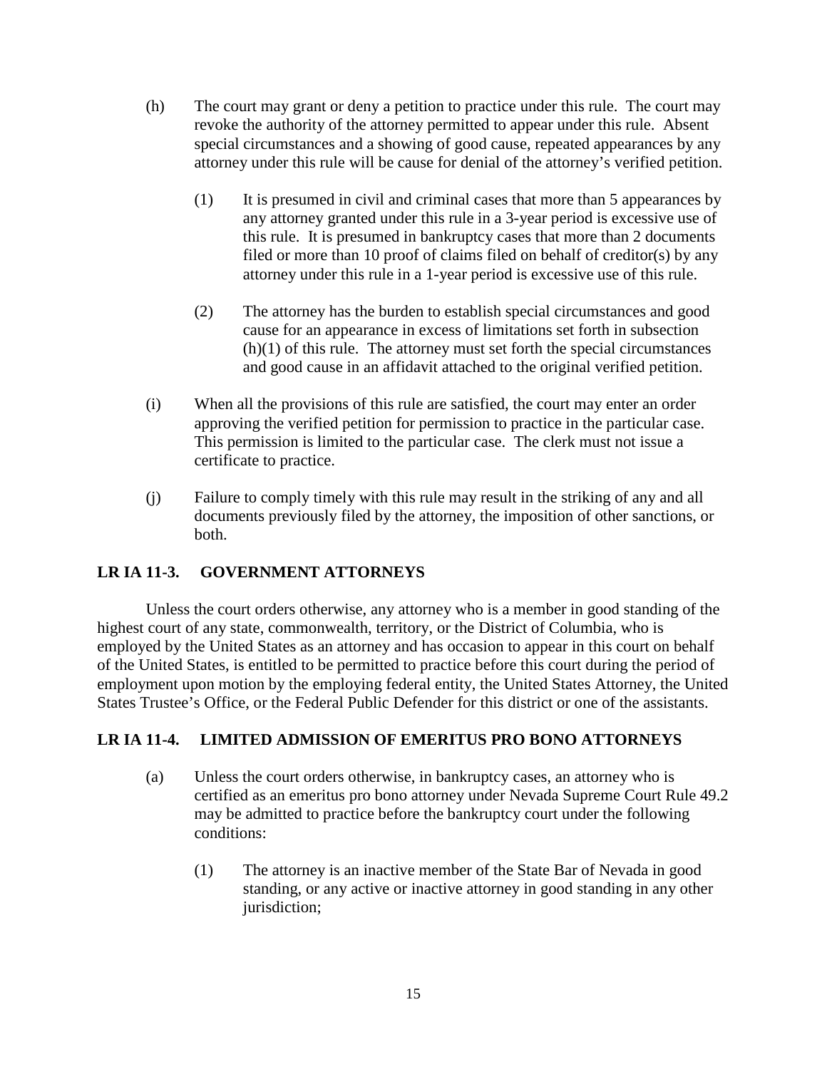(h) The court may grant or deny a petition to practice under this rule. The court may revoke the authority of the attorney permitted to appear under this rule. Absent special circumstances and a showing of good cause, repeated appearances by any attorney under this rule will be cause for denial of the attorney's verified petition.

   (1) It is presumed in civil and criminal cases that more than 5 appearances by any attorney granted under this rule in a 3-year period is excessive use of this rule. It is presumed in bankruptcy cases that more than 2 documents filed or more than 10 proof of claims filed on behalf of creditor(s) by any attorney under this rule in a 1-year period is excessive use of this rule.

   (2) The attorney has the burden to establish special circumstances and good cause for an appearance in excess of limitations set forth in subsection (h)(1) of this rule. The attorney must set forth the special circumstances and good cause in an affidavit attached to the original verified petition.

(i) When all the provisions of this rule are satisfied, the court may enter an order approving the verified petition for permission to practice in the particular case. This permission is limited to the particular case. The clerk must not issue a certificate to practice.

(j) Failure to comply timely with this rule may result in the striking of any and all documents previously filed by the attorney, the imposition of other sanctions, or both.

**LR IA 11-3. GOVERNMENT ATTORNEYS**

Unless the court orders otherwise, any attorney who is a member in good standing of the highest court of any state, commonwealth, territory, or the District of Columbia, who is employed by the United States as an attorney and has occasion to appear in this court on behalf of the United States, is entitled to be permitted to practice before this court during the period of employment upon motion by the employing federal entity, the United States Attorney, the United States Trustee's Office, or the Federal Public Defender for this district or one of the assistants.

**LR IA 11-4. LIMITED ADMISSION OF EMERITUS PRO BONO ATTORNEYS**

(a) Unless the court orders otherwise, in bankruptcy cases, an attorney who is certified as an emeritus pro bono attorney under Nevada Supreme Court Rule 49.2 may be admitted to practice before the bankruptcy court under the following conditions:

   (1) The attorney is an inactive member of the State Bar of Nevada in good standing, or any active or inactive attorney in good standing in any other jurisdiction;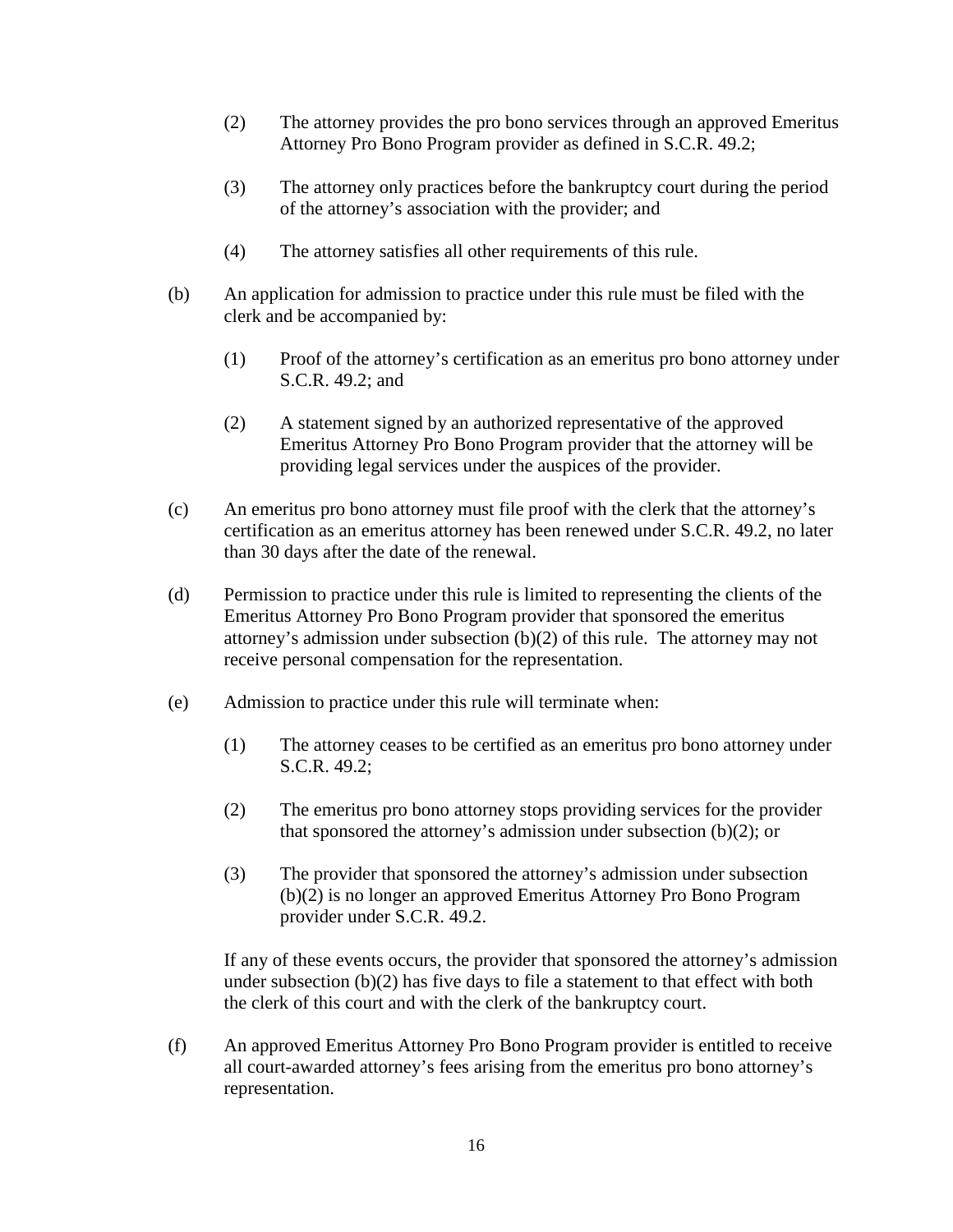(2) The attorney provides the pro bono services through an approved Emeritus Attorney Pro Bono Program provider as defined in S.C.R. 49.2;

(3) The attorney only practices before the bankruptcy court during the period of the attorney's association with the provider; and

(4) The attorney satisfies all other requirements of this rule.

(b) An application for admission to practice under this rule must be filed with the clerk and be accompanied by:

(1) Proof of the attorney's certification as an emeritus pro bono attorney under S.C.R. 49.2; and

(2) A statement signed by an authorized representative of the approved Emeritus Attorney Pro Bono Program provider that the attorney will be providing legal services under the auspices of the provider.

(c) An emeritus pro bono attorney must file proof with the clerk that the attorney's certification as an emeritus attorney has been renewed under S.C.R. 49.2, no later than 30 days after the date of the renewal.

(d) Permission to practice under this rule is limited to representing the clients of the Emeritus Attorney Pro Bono Program provider that sponsored the emeritus attorney's admission under subsection (b)(2) of this rule. The attorney may not receive personal compensation for the representation.

(e) Admission to practice under this rule will terminate when:

(1) The attorney ceases to be certified as an emeritus pro bono attorney under S.C.R. 49.2;

(2) The emeritus pro bono attorney stops providing services for the provider that sponsored the attorney's admission under subsection (b)(2); or

(3) The provider that sponsored the attorney's admission under subsection (b)(2) is no longer an approved Emeritus Attorney Pro Bono Program provider under S.C.R. 49.2.

If any of these events occurs, the provider that sponsored the attorney's admission under subsection (b)(2) has five days to file a statement to that effect with both the clerk of this court and with the clerk of the bankruptcy court.

(f) An approved Emeritus Attorney Pro Bono Program provider is entitled to receive all court-awarded attorney's fees arising from the emeritus pro bono attorney's representation.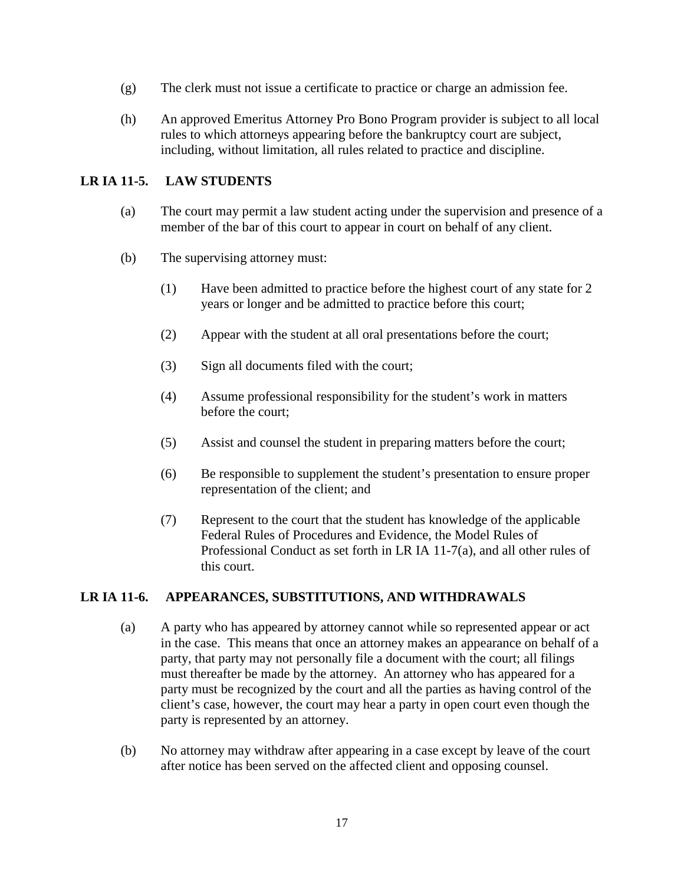(g) The clerk must not issue a certificate to practice or charge an admission fee.

(h) An approved Emeritus Attorney Pro Bono Program provider is subject to all local rules to which attorneys appearing before the bankruptcy court are subject, including, without limitation, all rules related to practice and discipline.

## LR IA 11-5. LAW STUDENTS

(a) The court may permit a law student acting under the supervision and presence of a member of the bar of this court to appear in court on behalf of any client.

(b) The supervising attorney must:

(1) Have been admitted to practice before the highest court of any state for 2 years or longer and be admitted to practice before this court;

(2) Appear with the student at all oral presentations before the court;

(3) Sign all documents filed with the court;

(4) Assume professional responsibility for the student's work in matters before the court;

(5) Assist and counsel the student in preparing matters before the court;

(6) Be responsible to supplement the student's presentation to ensure proper representation of the client; and

(7) Represent to the court that the student has knowledge of the applicable Federal Rules of Procedures and Evidence, the Model Rules of Professional Conduct as set forth in LR IA 11-7(a), and all other rules of this court.

## LR IA 11-6. APPEARANCES, SUBSTITUTIONS, AND WITHDRAWALS

(a) A party who has appeared by attorney cannot while so represented appear or act in the case. This means that once an attorney makes an appearance on behalf of a party, that party may not personally file a document with the court; all filings must thereafter be made by the attorney. An attorney who has appeared for a party must be recognized by the court and all the parties as having control of the client's case, however, the court may hear a party in open court even though the party is represented by an attorney.

(b) No attorney may withdraw after appearing in a case except by leave of the court after notice has been served on the affected client and opposing counsel.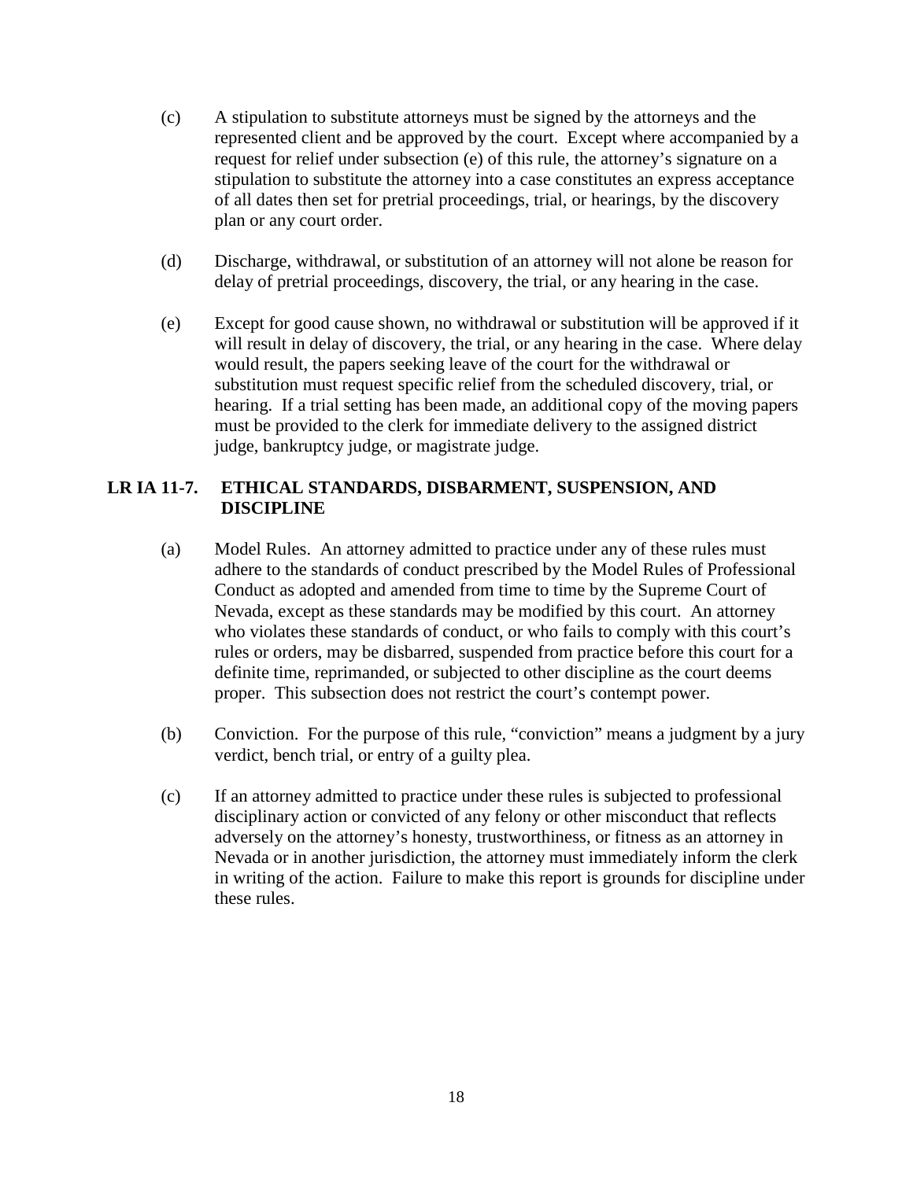(c) A stipulation to substitute attorneys must be signed by the attorneys and the represented client and be approved by the court. Except where accompanied by a request for relief under subsection (e) of this rule, the attorney's signature on a stipulation to substitute the attorney into a case constitutes an express acceptance of all dates then set for pretrial proceedings, trial, or hearings, by the discovery plan or any court order.

(d) Discharge, withdrawal, or substitution of an attorney will not alone be reason for delay of pretrial proceedings, discovery, the trial, or any hearing in the case.

(e) Except for good cause shown, no withdrawal or substitution will be approved if it will result in delay of discovery, the trial, or any hearing in the case. Where delay would result, the papers seeking leave of the court for the withdrawal or substitution must request specific relief from the scheduled discovery, trial, or hearing. If a trial setting has been made, an additional copy of the moving papers must be provided to the clerk for immediate delivery to the assigned district judge, bankruptcy judge, or magistrate judge.

## LR IA 11-7. ETHICAL STANDARDS, DISBARMENT, SUSPENSION, AND DISCIPLINE

(a) Model Rules. An attorney admitted to practice under any of these rules must adhere to the standards of conduct prescribed by the Model Rules of Professional Conduct as adopted and amended from time to time by the Supreme Court of Nevada, except as these standards may be modified by this court. An attorney who violates these standards of conduct, or who fails to comply with this court's rules or orders, may be disbarred, suspended from practice before this court for a definite time, reprimanded, or subjected to other discipline as the court deems proper. This subsection does not restrict the court's contempt power.

(b) Conviction. For the purpose of this rule, "conviction" means a judgment by a jury verdict, bench trial, or entry of a guilty plea.

(c) If an attorney admitted to practice under these rules is subjected to professional disciplinary action or convicted of any felony or other misconduct that reflects adversely on the attorney's honesty, trustworthiness, or fitness as an attorney in Nevada or in another jurisdiction, the attorney must immediately inform the clerk in writing of the action. Failure to make this report is grounds for discipline under these rules.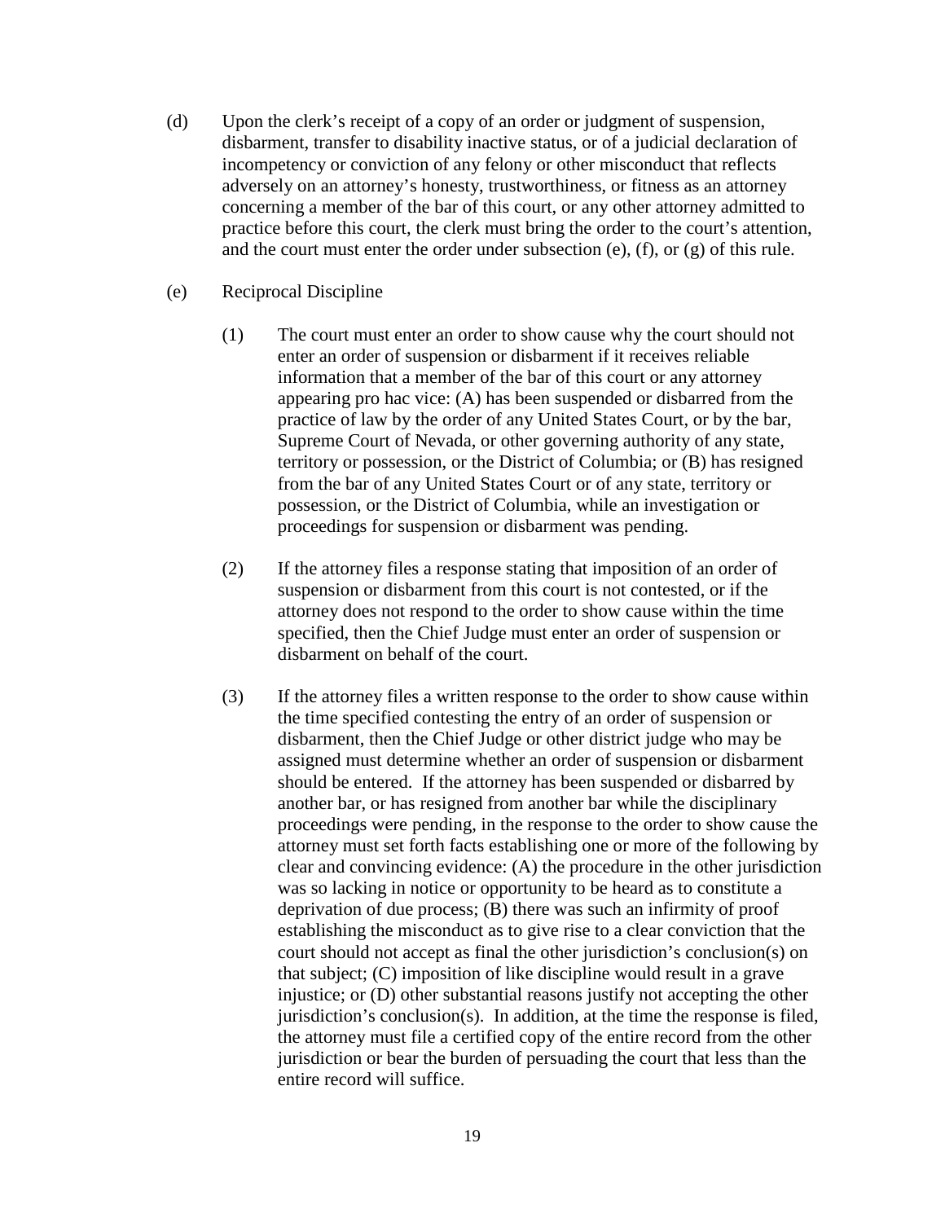(d) Upon the clerk's receipt of a copy of an order or judgment of suspension, disbarment, transfer to disability inactive status, or of a judicial declaration of incompetency or conviction of any felony or other misconduct that reflects adversely on an attorney's honesty, trustworthiness, or fitness as an attorney concerning a member of the bar of this court, or any other attorney admitted to practice before this court, the clerk must bring the order to the court's attention, and the court must enter the order under subsection (e), (f), or (g) of this rule.

(e) Reciprocal Discipline

(1) The court must enter an order to show cause why the court should not enter an order of suspension or disbarment if it receives reliable information that a member of the bar of this court or any attorney appearing pro hac vice: (A) has been suspended or disbarred from the practice of law by the order of any United States Court, or by the bar, Supreme Court of Nevada, or other governing authority of any state, territory or possession, or the District of Columbia; or (B) has resigned from the bar of any United States Court or of any state, territory or possession, or the District of Columbia, while an investigation or proceedings for suspension or disbarment was pending.

(2) If the attorney files a response stating that imposition of an order of suspension or disbarment from this court is not contested, or if the attorney does not respond to the order to show cause within the time specified, then the Chief Judge must enter an order of suspension or disbarment on behalf of the court.

(3) If the attorney files a written response to the order to show cause within the time specified contesting the entry of an order of suspension or disbarment, then the Chief Judge or other district judge who may be assigned must determine whether an order of suspension or disbarment should be entered. If the attorney has been suspended or disbarred by another bar, or has resigned from another bar while the disciplinary proceedings were pending, in the response to the order to show cause the attorney must set forth facts establishing one or more of the following by clear and convincing evidence: (A) the procedure in the other jurisdiction was so lacking in notice or opportunity to be heard as to constitute a deprivation of due process; (B) there was such an infirmity of proof establishing the misconduct as to give rise to a clear conviction that the court should not accept as final the other jurisdiction's conclusion(s) on that subject; (C) imposition of like discipline would result in a grave injustice; or (D) other substantial reasons justify not accepting the other jurisdiction's conclusion(s). In addition, at the time the response is filed, the attorney must file a certified copy of the entire record from the other jurisdiction or bear the burden of persuading the court that less than the entire record will suffice.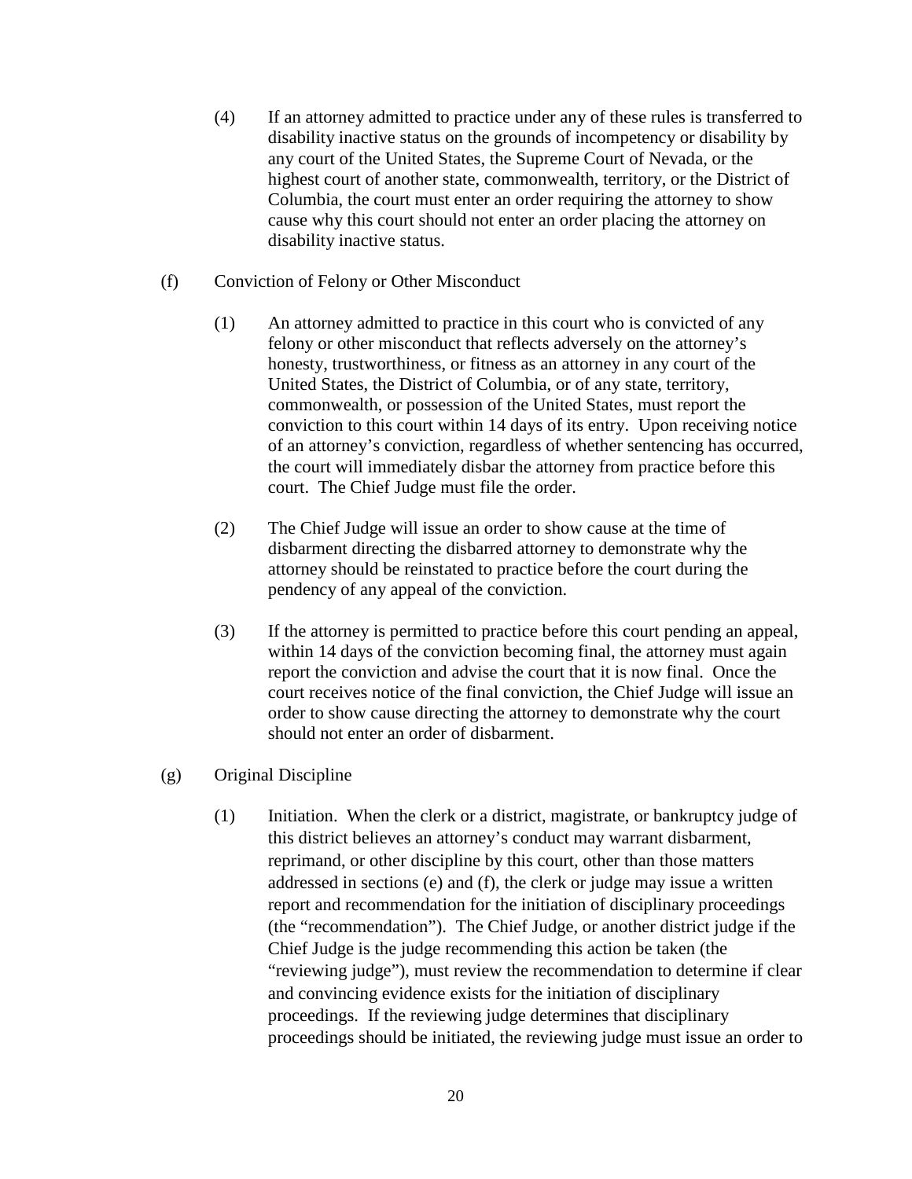(4) If an attorney admitted to practice under any of these rules is transferred to disability inactive status on the grounds of incompetency or disability by any court of the United States, the Supreme Court of Nevada, or the highest court of another state, commonwealth, territory, or the District of Columbia, the court must enter an order requiring the attorney to show cause why this court should not enter an order placing the attorney on disability inactive status.

(f) Conviction of Felony or Other Misconduct

(1) An attorney admitted to practice in this court who is convicted of any felony or other misconduct that reflects adversely on the attorney's honesty, trustworthiness, or fitness as an attorney in any court of the United States, the District of Columbia, or of any state, territory, commonwealth, or possession of the United States, must report the conviction to this court within 14 days of its entry. Upon receiving notice of an attorney's conviction, regardless of whether sentencing has occurred, the court will immediately disbar the attorney from practice before this court. The Chief Judge must file the order.

(2) The Chief Judge will issue an order to show cause at the time of disbarment directing the disbarred attorney to demonstrate why the attorney should be reinstated to practice before the court during the pendency of any appeal of the conviction.

(3) If the attorney is permitted to practice before this court pending an appeal, within 14 days of the conviction becoming final, the attorney must again report the conviction and advise the court that it is now final. Once the court receives notice of the final conviction, the Chief Judge will issue an order to show cause directing the attorney to demonstrate why the court should not enter an order of disbarment.

(g) Original Discipline

(1) Initiation. When the clerk or a district, magistrate, or bankruptcy judge of this district believes an attorney's conduct may warrant disbarment, reprimand, or other discipline by this court, other than those matters addressed in sections (e) and (f), the clerk or judge may issue a written report and recommendation for the initiation of disciplinary proceedings (the "recommendation"). The Chief Judge, or another district judge if the Chief Judge is the judge recommending this action be taken (the "reviewing judge"), must review the recommendation to determine if clear and convincing evidence exists for the initiation of disciplinary proceedings. If the reviewing judge determines that disciplinary proceedings should be initiated, the reviewing judge must issue an order to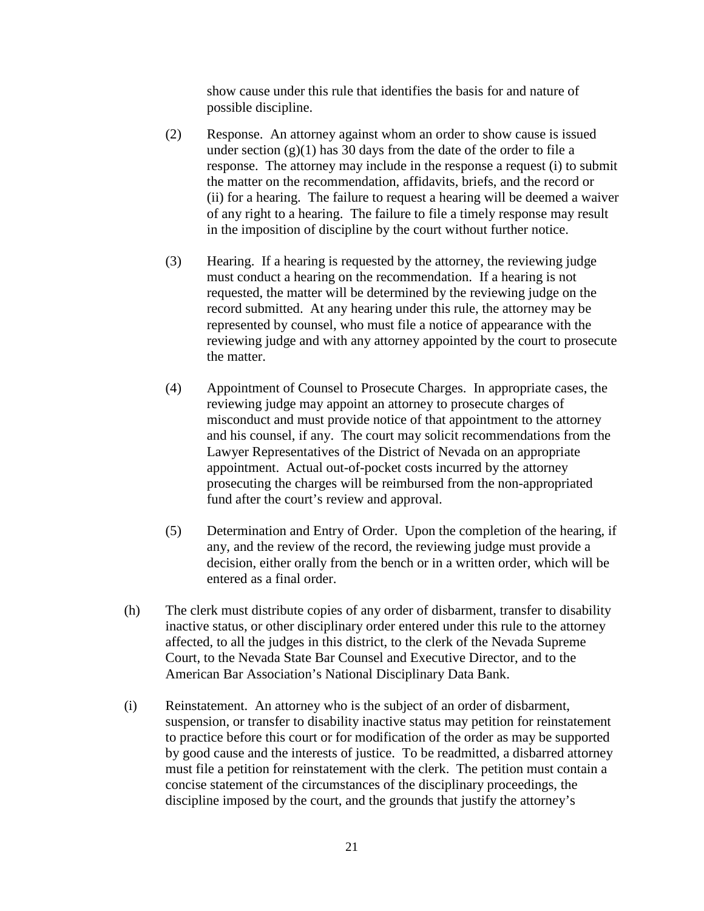show cause under this rule that identifies the basis for and nature of possible discipline.

(2) Response. An attorney against whom an order to show cause is issued under section (g)(1) has 30 days from the date of the order to file a response. The attorney may include in the response a request (i) to submit the matter on the recommendation, affidavits, briefs, and the record or (ii) for a hearing. The failure to request a hearing will be deemed a waiver of any right to a hearing. The failure to file a timely response may result in the imposition of discipline by the court without further notice.

(3) Hearing. If a hearing is requested by the attorney, the reviewing judge must conduct a hearing on the recommendation. If a hearing is not requested, the matter will be determined by the reviewing judge on the record submitted. At any hearing under this rule, the attorney may be represented by counsel, who must file a notice of appearance with the reviewing judge and with any attorney appointed by the court to prosecute the matter.

(4) Appointment of Counsel to Prosecute Charges. In appropriate cases, the reviewing judge may appoint an attorney to prosecute charges of misconduct and must provide notice of that appointment to the attorney and his counsel, if any. The court may solicit recommendations from the Lawyer Representatives of the District of Nevada on an appropriate appointment. Actual out-of-pocket costs incurred by the attorney prosecuting the charges will be reimbursed from the non-appropriated fund after the court's review and approval.

(5) Determination and Entry of Order. Upon the completion of the hearing, if any, and the review of the record, the reviewing judge must provide a decision, either orally from the bench or in a written order, which will be entered as a final order.

(h) The clerk must distribute copies of any order of disbarment, transfer to disability inactive status, or other disciplinary order entered under this rule to the attorney affected, to all the judges in this district, to the clerk of the Nevada Supreme Court, to the Nevada State Bar Counsel and Executive Director, and to the American Bar Association's National Disciplinary Data Bank.

(i) Reinstatement. An attorney who is the subject of an order of disbarment, suspension, or transfer to disability inactive status may petition for reinstatement to practice before this court or for modification of the order as may be supported by good cause and the interests of justice. To be readmitted, a disbarred attorney must file a petition for reinstatement with the clerk. The petition must contain a concise statement of the circumstances of the disciplinary proceedings, the discipline imposed by the court, and the grounds that justify the attorney's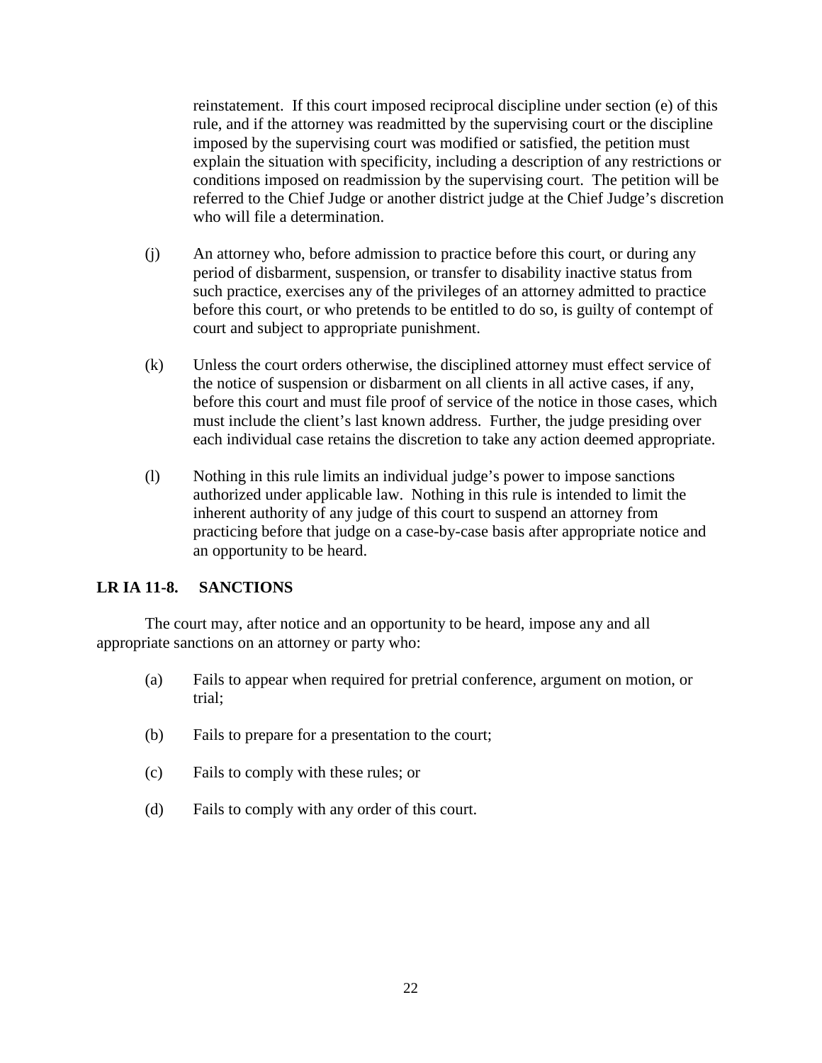reinstatement. If this court imposed reciprocal discipline under section (e) of this rule, and if the attorney was readmitted by the supervising court or the discipline imposed by the supervising court was modified or satisfied, the petition must explain the situation with specificity, including a description of any restrictions or conditions imposed on readmission by the supervising court. The petition will be referred to the Chief Judge or another district judge at the Chief Judge's discretion who will file a determination.

(j) An attorney who, before admission to practice before this court, or during any period of disbarment, suspension, or transfer to disability inactive status from such practice, exercises any of the privileges of an attorney admitted to practice before this court, or who pretends to be entitled to do so, is guilty of contempt of court and subject to appropriate punishment.

(k) Unless the court orders otherwise, the disciplined attorney must effect service of the notice of suspension or disbarment on all clients in all active cases, if any, before this court and must file proof of service of the notice in those cases, which must include the client's last known address. Further, the judge presiding over each individual case retains the discretion to take any action deemed appropriate.

(l) Nothing in this rule limits an individual judge's power to impose sanctions authorized under applicable law. Nothing in this rule is intended to limit the inherent authority of any judge of this court to suspend an attorney from practicing before that judge on a case-by-case basis after appropriate notice and an opportunity to be heard.

## LR IA 11-8. SANCTIONS

The court may, after notice and an opportunity to be heard, impose any and all appropriate sanctions on an attorney or party who:

(a) Fails to appear when required for pretrial conference, argument on motion, or trial;

(b) Fails to prepare for a presentation to the court;

(c) Fails to comply with these rules; or

(d) Fails to comply with any order of this court.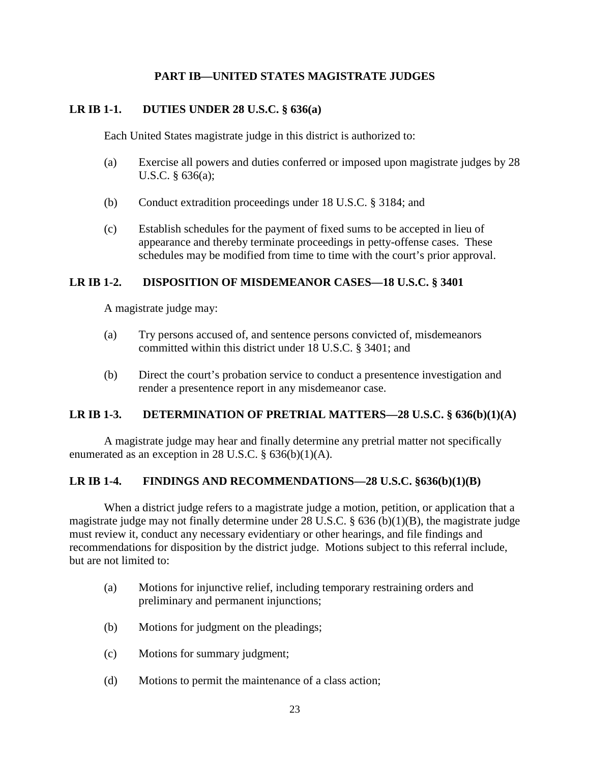## PART IB—UNITED STATES MAGISTRATE JUDGES

### LR IB 1-1. DUTIES UNDER 28 U.S.C. § 636(a)

Each United States magistrate judge in this district is authorized to:

(a) Exercise all powers and duties conferred or imposed upon magistrate judges by 28 U.S.C. § 636(a);

(b) Conduct extradition proceedings under 18 U.S.C. § 3184; and

(c) Establish schedules for the payment of fixed sums to be accepted in lieu of appearance and thereby terminate proceedings in petty-offense cases. These schedules may be modified from time to time with the court's prior approval.

### LR IB 1-2. DISPOSITION OF MISDEMEANOR CASES—18 U.S.C. § 3401

A magistrate judge may:

(a) Try persons accused of, and sentence persons convicted of, misdemeanors committed within this district under 18 U.S.C. § 3401; and

(b) Direct the court's probation service to conduct a presentence investigation and render a presentence report in any misdemeanor case.

### LR IB 1-3. DETERMINATION OF PRETRIAL MATTERS—28 U.S.C. § 636(b)(1)(A)

A magistrate judge may hear and finally determine any pretrial matter not specifically enumerated as an exception in 28 U.S.C. § 636(b)(1)(A).

### LR IB 1-4. FINDINGS AND RECOMMENDATIONS—28 U.S.C. §636(b)(1)(B)

When a district judge refers to a magistrate judge a motion, petition, or application that a magistrate judge may not finally determine under 28 U.S.C. § 636 (b)(1)(B), the magistrate judge must review it, conduct any necessary evidentiary or other hearings, and file findings and recommendations for disposition by the district judge. Motions subject to this referral include, but are not limited to:

(a) Motions for injunctive relief, including temporary restraining orders and preliminary and permanent injunctions;

(b) Motions for judgment on the pleadings;

(c) Motions for summary judgment;

(d) Motions to permit the maintenance of a class action;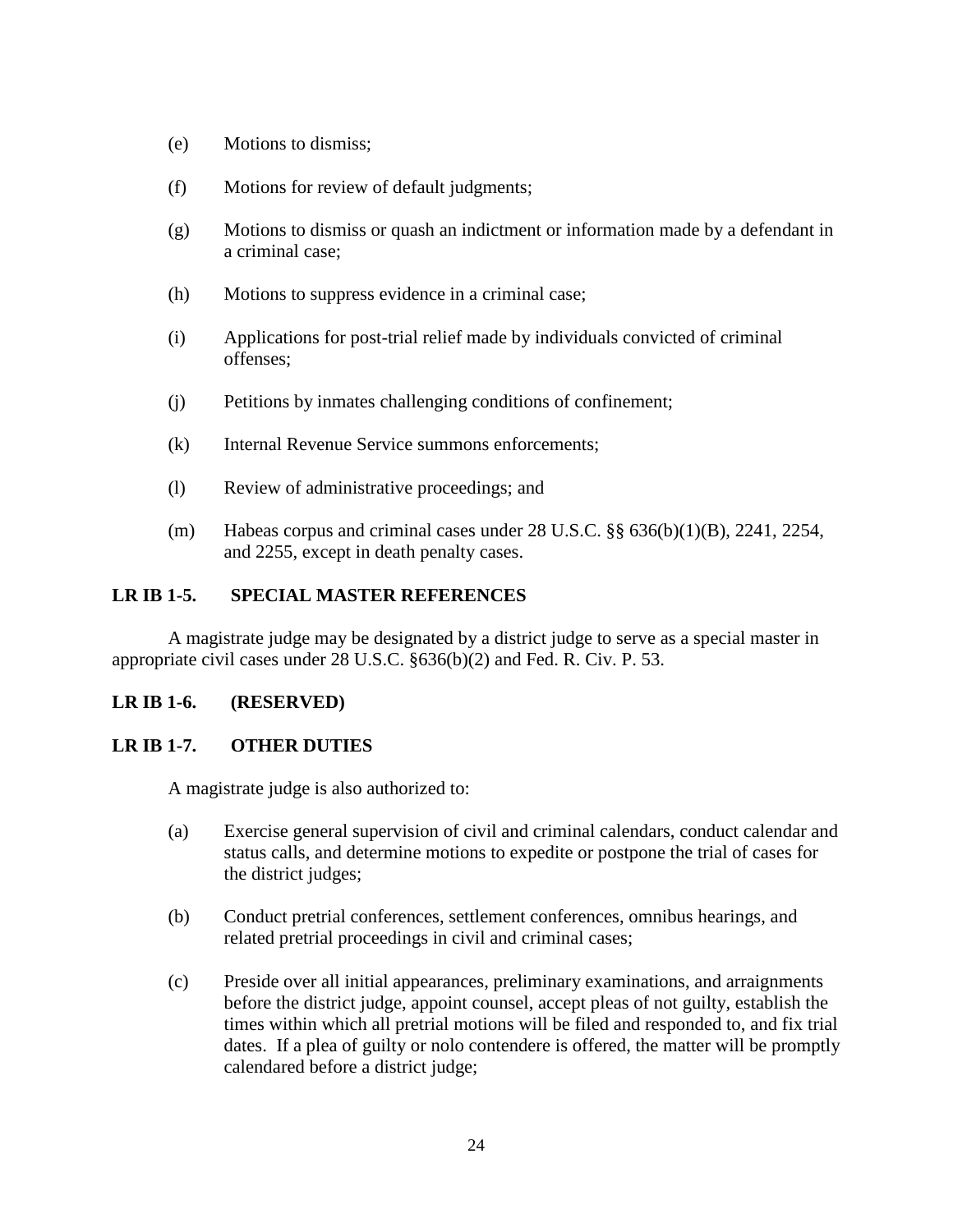(e) Motions to dismiss;

(f) Motions for review of default judgments;

(g) Motions to dismiss or quash an indictment or information made by a defendant in a criminal case;

(h) Motions to suppress evidence in a criminal case;

(i) Applications for post-trial relief made by individuals convicted of criminal offenses;

(j) Petitions by inmates challenging conditions of confinement;

(k) Internal Revenue Service summons enforcements;

(l) Review of administrative proceedings; and

(m) Habeas corpus and criminal cases under 28 U.S.C. §§ 636(b)(1)(B), 2241, 2254, and 2255, except in death penalty cases.

**LR IB 1-5. SPECIAL MASTER REFERENCES**

A magistrate judge may be designated by a district judge to serve as a special master in appropriate civil cases under 28 U.S.C. §636(b)(2) and Fed. R. Civ. P. 53.

**LR IB 1-6. (RESERVED)**

**LR IB 1-7. OTHER DUTIES**

A magistrate judge is also authorized to:

(a) Exercise general supervision of civil and criminal calendars, conduct calendar and status calls, and determine motions to expedite or postpone the trial of cases for the district judges;

(b) Conduct pretrial conferences, settlement conferences, omnibus hearings, and related pretrial proceedings in civil and criminal cases;

(c) Preside over all initial appearances, preliminary examinations, and arraignments before the district judge, appoint counsel, accept pleas of not guilty, establish the times within which all pretrial motions will be filed and responded to, and fix trial dates. If a plea of guilty or nolo contendere is offered, the matter will be promptly calendared before a district judge;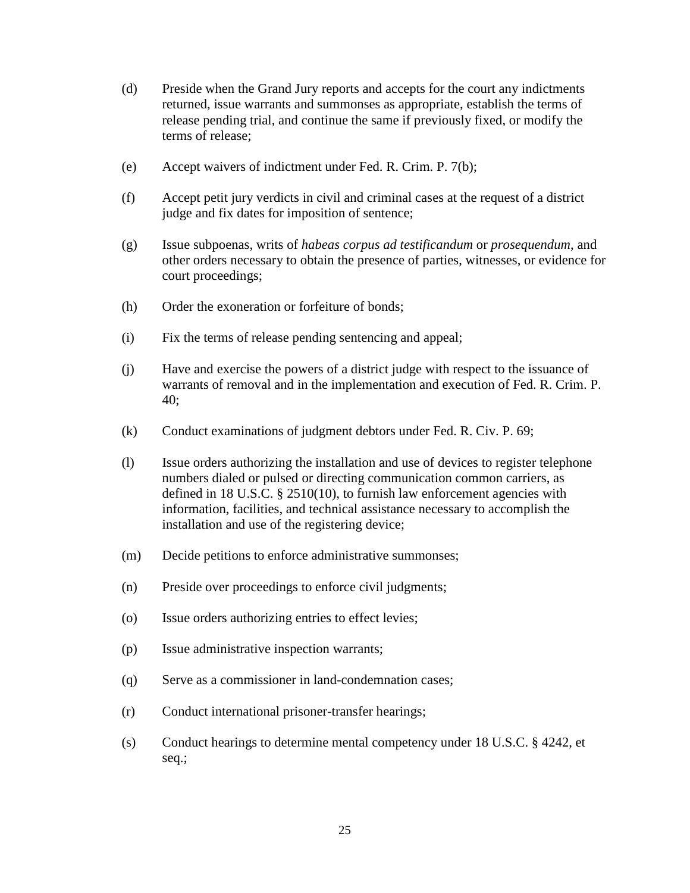(d) Preside when the Grand Jury reports and accepts for the court any indictments returned, issue warrants and summonses as appropriate, establish the terms of release pending trial, and continue the same if previously fixed, or modify the terms of release;

(e) Accept waivers of indictment under Fed. R. Crim. P. 7(b);

(f) Accept petit jury verdicts in civil and criminal cases at the request of a district judge and fix dates for imposition of sentence;

(g) Issue subpoenas, writs of *habeas corpus ad testificandum* or *prosequendum*, and other orders necessary to obtain the presence of parties, witnesses, or evidence for court proceedings;

(h) Order the exoneration or forfeiture of bonds;

(i) Fix the terms of release pending sentencing and appeal;

(j) Have and exercise the powers of a district judge with respect to the issuance of warrants of removal and in the implementation and execution of Fed. R. Crim. P. 40;

(k) Conduct examinations of judgment debtors under Fed. R. Civ. P. 69;

(l) Issue orders authorizing the installation and use of devices to register telephone numbers dialed or pulsed or directing communication common carriers, as defined in 18 U.S.C. § 2510(10), to furnish law enforcement agencies with information, facilities, and technical assistance necessary to accomplish the installation and use of the registering device;

(m) Decide petitions to enforce administrative summonses;

(n) Preside over proceedings to enforce civil judgments;

(o) Issue orders authorizing entries to effect levies;

(p) Issue administrative inspection warrants;

(q) Serve as a commissioner in land-condemnation cases;

(r) Conduct international prisoner-transfer hearings;

(s) Conduct hearings to determine mental competency under 18 U.S.C. § 4242, et seq.;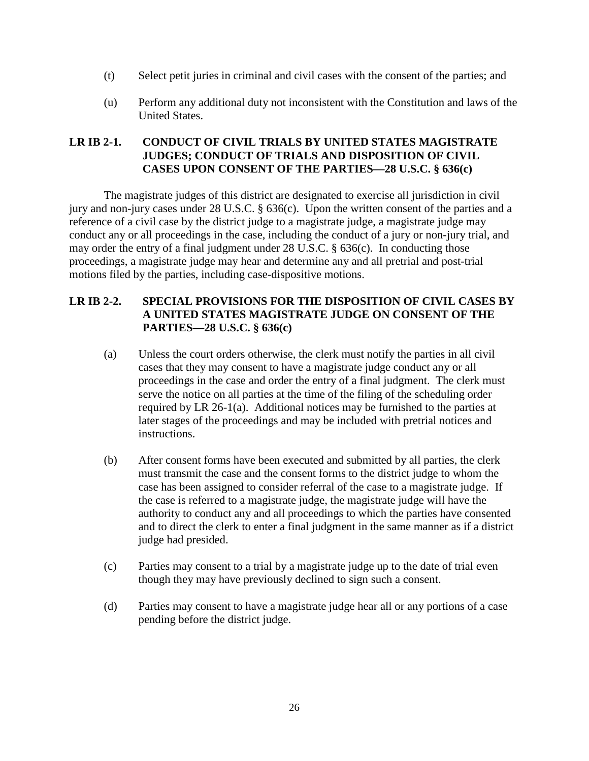(t) Select petit juries in criminal and civil cases with the consent of the parties; and

(u) Perform any additional duty not inconsistent with the Constitution and laws of the United States.

## LR IB 2-1. CONDUCT OF CIVIL TRIALS BY UNITED STATES MAGISTRATE JUDGES; CONDUCT OF TRIALS AND DISPOSITION OF CIVIL CASES UPON CONSENT OF THE PARTIES—28 U.S.C. § 636(c)

The magistrate judges of this district are designated to exercise all jurisdiction in civil jury and non-jury cases under 28 U.S.C. § 636(c). Upon the written consent of the parties and a reference of a civil case by the district judge to a magistrate judge, a magistrate judge may conduct any or all proceedings in the case, including the conduct of a jury or non-jury trial, and may order the entry of a final judgment under 28 U.S.C. § 636(c). In conducting those proceedings, a magistrate judge may hear and determine any and all pretrial and post-trial motions filed by the parties, including case-dispositive motions.

## LR IB 2-2. SPECIAL PROVISIONS FOR THE DISPOSITION OF CIVIL CASES BY A UNITED STATES MAGISTRATE JUDGE ON CONSENT OF THE PARTIES—28 U.S.C. § 636(c)

(a) Unless the court orders otherwise, the clerk must notify the parties in all civil cases that they may consent to have a magistrate judge conduct any or all proceedings in the case and order the entry of a final judgment. The clerk must serve the notice on all parties at the time of the filing of the scheduling order required by LR 26-1(a). Additional notices may be furnished to the parties at later stages of the proceedings and may be included with pretrial notices and instructions.

(b) After consent forms have been executed and submitted by all parties, the clerk must transmit the case and the consent forms to the district judge to whom the case has been assigned to consider referral of the case to a magistrate judge. If the case is referred to a magistrate judge, the magistrate judge will have the authority to conduct any and all proceedings to which the parties have consented and to direct the clerk to enter a final judgment in the same manner as if a district judge had presided.

(c) Parties may consent to a trial by a magistrate judge up to the date of trial even though they may have previously declined to sign such a consent.

(d) Parties may consent to have a magistrate judge hear all or any portions of a case pending before the district judge.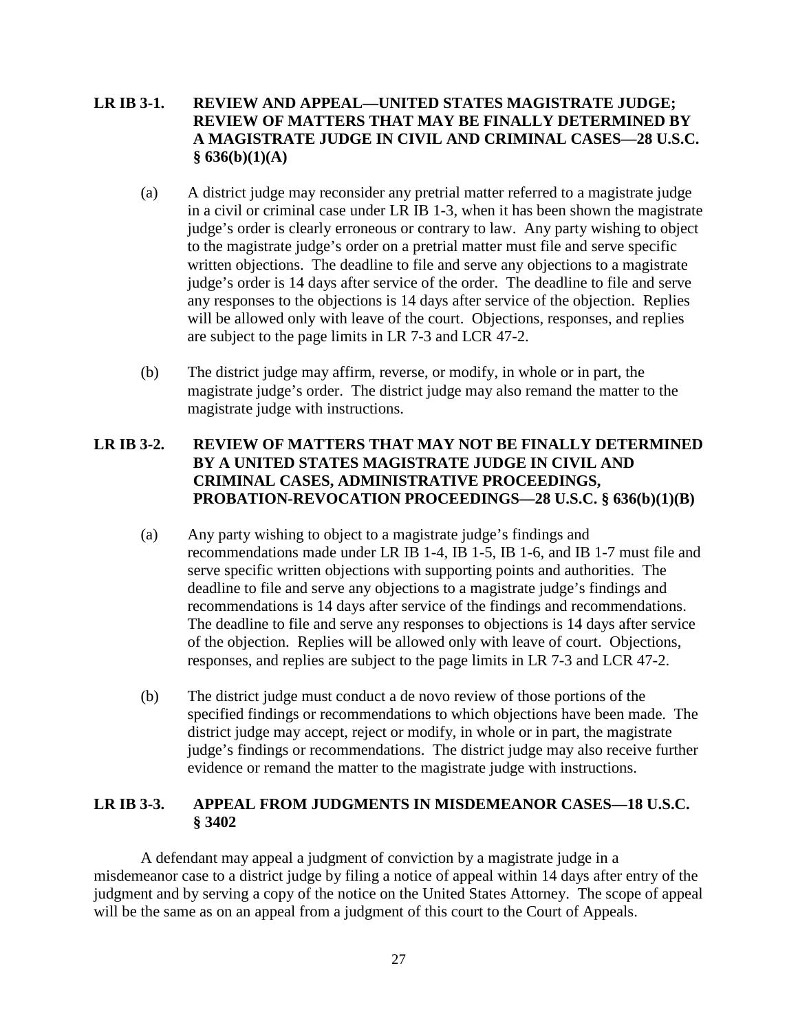## LR IB 3-1. REVIEW AND APPEAL—UNITED STATES MAGISTRATE JUDGE; REVIEW OF MATTERS THAT MAY BE FINALLY DETERMINED BY A MAGISTRATE JUDGE IN CIVIL AND CRIMINAL CASES—28 U.S.C. § 636(b)(1)(A)

(a) A district judge may reconsider any pretrial matter referred to a magistrate judge in a civil or criminal case under LR IB 1-3, when it has been shown the magistrate judge's order is clearly erroneous or contrary to law. Any party wishing to object to the magistrate judge's order on a pretrial matter must file and serve specific written objections. The deadline to file and serve any objections to a magistrate judge's order is 14 days after service of the order. The deadline to file and serve any responses to the objections is 14 days after service of the objection. Replies will be allowed only with leave of the court. Objections, responses, and replies are subject to the page limits in LR 7-3 and LCR 47-2.

(b) The district judge may affirm, reverse, or modify, in whole or in part, the magistrate judge's order. The district judge may also remand the matter to the magistrate judge with instructions.

## LR IB 3-2. REVIEW OF MATTERS THAT MAY NOT BE FINALLY DETERMINED BY A UNITED STATES MAGISTRATE JUDGE IN CIVIL AND CRIMINAL CASES, ADMINISTRATIVE PROCEEDINGS, PROBATION-REVOCATION PROCEEDINGS—28 U.S.C. § 636(b)(1)(B)

(a) Any party wishing to object to a magistrate judge's findings and recommendations made under LR IB 1-4, IB 1-5, IB 1-6, and IB 1-7 must file and serve specific written objections with supporting points and authorities. The deadline to file and serve any objections to a magistrate judge's findings and recommendations is 14 days after service of the findings and recommendations. The deadline to file and serve any responses to objections is 14 days after service of the objection. Replies will be allowed only with leave of court. Objections, responses, and replies are subject to the page limits in LR 7-3 and LCR 47-2.

(b) The district judge must conduct a de novo review of those portions of the specified findings or recommendations to which objections have been made. The district judge may accept, reject or modify, in whole or in part, the magistrate judge's findings or recommendations. The district judge may also receive further evidence or remand the matter to the magistrate judge with instructions.

## LR IB 3-3. APPEAL FROM JUDGMENTS IN MISDEMEANOR CASES—18 U.S.C. § 3402

A defendant may appeal a judgment of conviction by a magistrate judge in a misdemeanor case to a district judge by filing a notice of appeal within 14 days after entry of the judgment and by serving a copy of the notice on the United States Attorney. The scope of appeal will be the same as on an appeal from a judgment of this court to the Court of Appeals.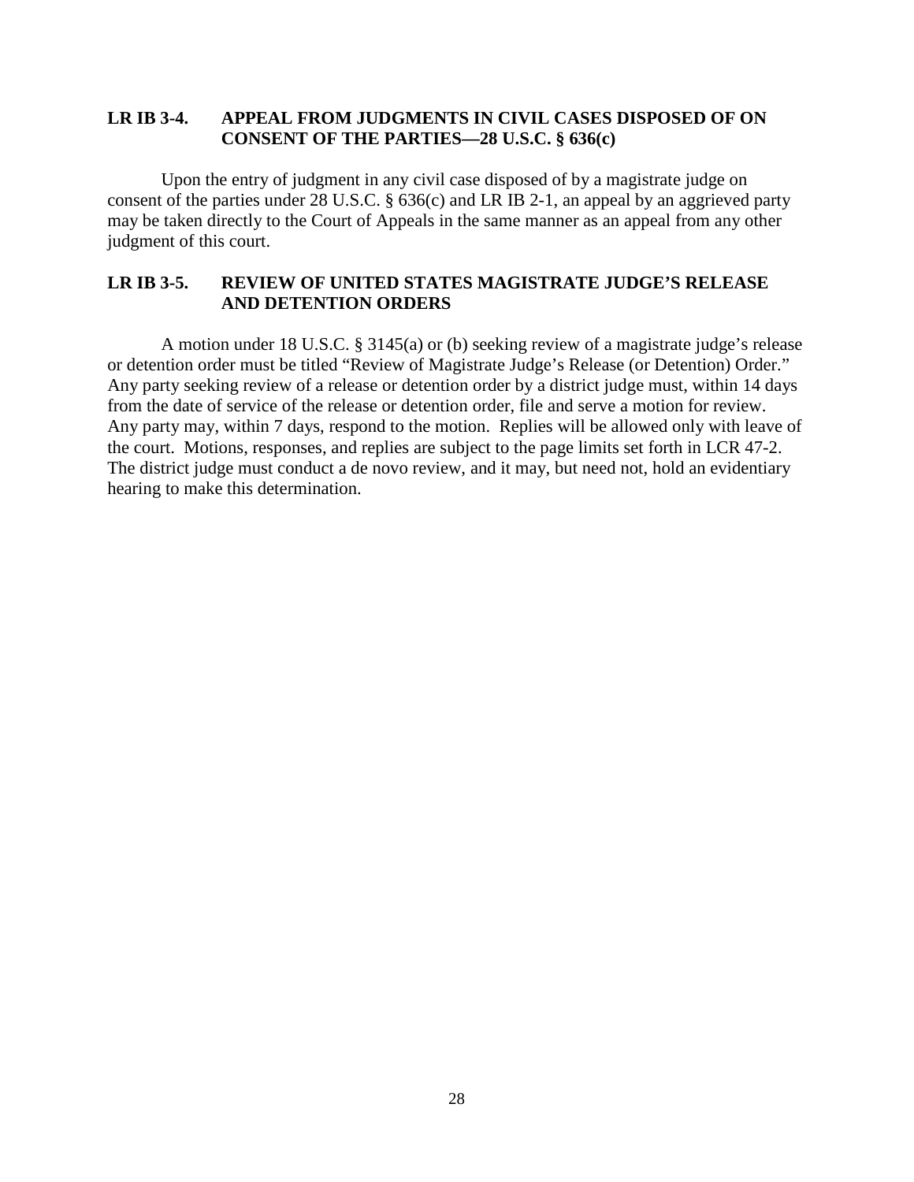## LR IB 3-4. APPEAL FROM JUDGMENTS IN CIVIL CASES DISPOSED OF ON CONSENT OF THE PARTIES—28 U.S.C. § 636(c)

Upon the entry of judgment in any civil case disposed of by a magistrate judge on consent of the parties under 28 U.S.C. § 636(c) and LR IB 2-1, an appeal by an aggrieved party may be taken directly to the Court of Appeals in the same manner as an appeal from any other judgment of this court.

## LR IB 3-5. REVIEW OF UNITED STATES MAGISTRATE JUDGE'S RELEASE AND DETENTION ORDERS

A motion under 18 U.S.C. § 3145(a) or (b) seeking review of a magistrate judge's release or detention order must be titled "Review of Magistrate Judge's Release (or Detention) Order." Any party seeking review of a release or detention order by a district judge must, within 14 days from the date of service of the release or detention order, file and serve a motion for review. Any party may, within 7 days, respond to the motion. Replies will be allowed only with leave of the court. Motions, responses, and replies are subject to the page limits set forth in LCR 47-2. The district judge must conduct a de novo review, and it may, but need not, hold an evidentiary hearing to make this determination.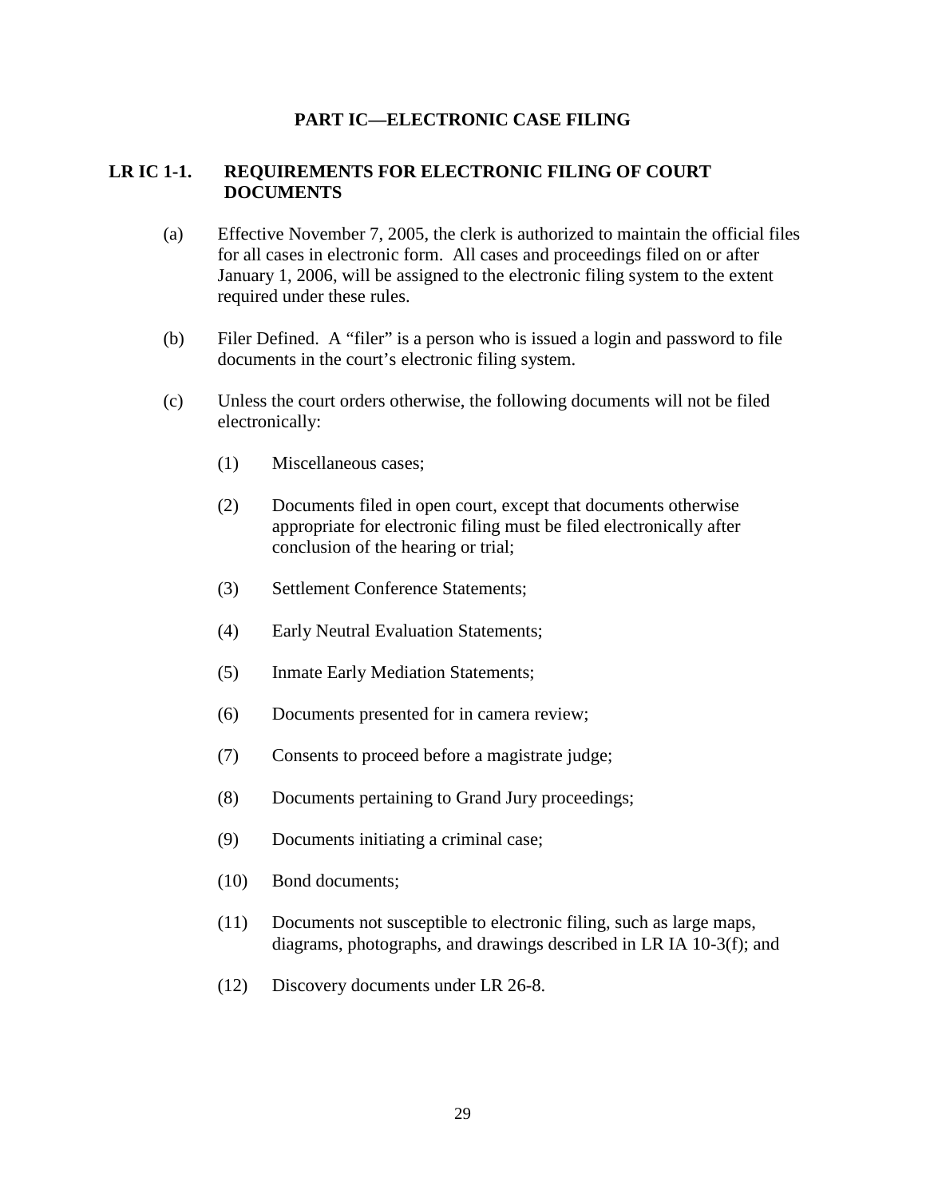# PART IC—ELECTRONIC CASE FILING

## LR IC 1-1. REQUIREMENTS FOR ELECTRONIC FILING OF COURT DOCUMENTS

(a) Effective November 7, 2005, the clerk is authorized to maintain the official files for all cases in electronic form. All cases and proceedings filed on or after January 1, 2006, will be assigned to the electronic filing system to the extent required under these rules.

(b) Filer Defined. A "filer" is a person who is issued a login and password to file documents in the court's electronic filing system.

(c) Unless the court orders otherwise, the following documents will not be filed electronically:

  (1) Miscellaneous cases;

  (2) Documents filed in open court, except that documents otherwise appropriate for electronic filing must be filed electronically after conclusion of the hearing or trial;

  (3) Settlement Conference Statements;

  (4) Early Neutral Evaluation Statements;

  (5) Inmate Early Mediation Statements;

  (6) Documents presented for in camera review;

  (7) Consents to proceed before a magistrate judge;

  (8) Documents pertaining to Grand Jury proceedings;

  (9) Documents initiating a criminal case;

  (10) Bond documents;

  (11) Documents not susceptible to electronic filing, such as large maps, diagrams, photographs, and drawings described in LR IA 10-3(f); and

  (12) Discovery documents under LR 26-8.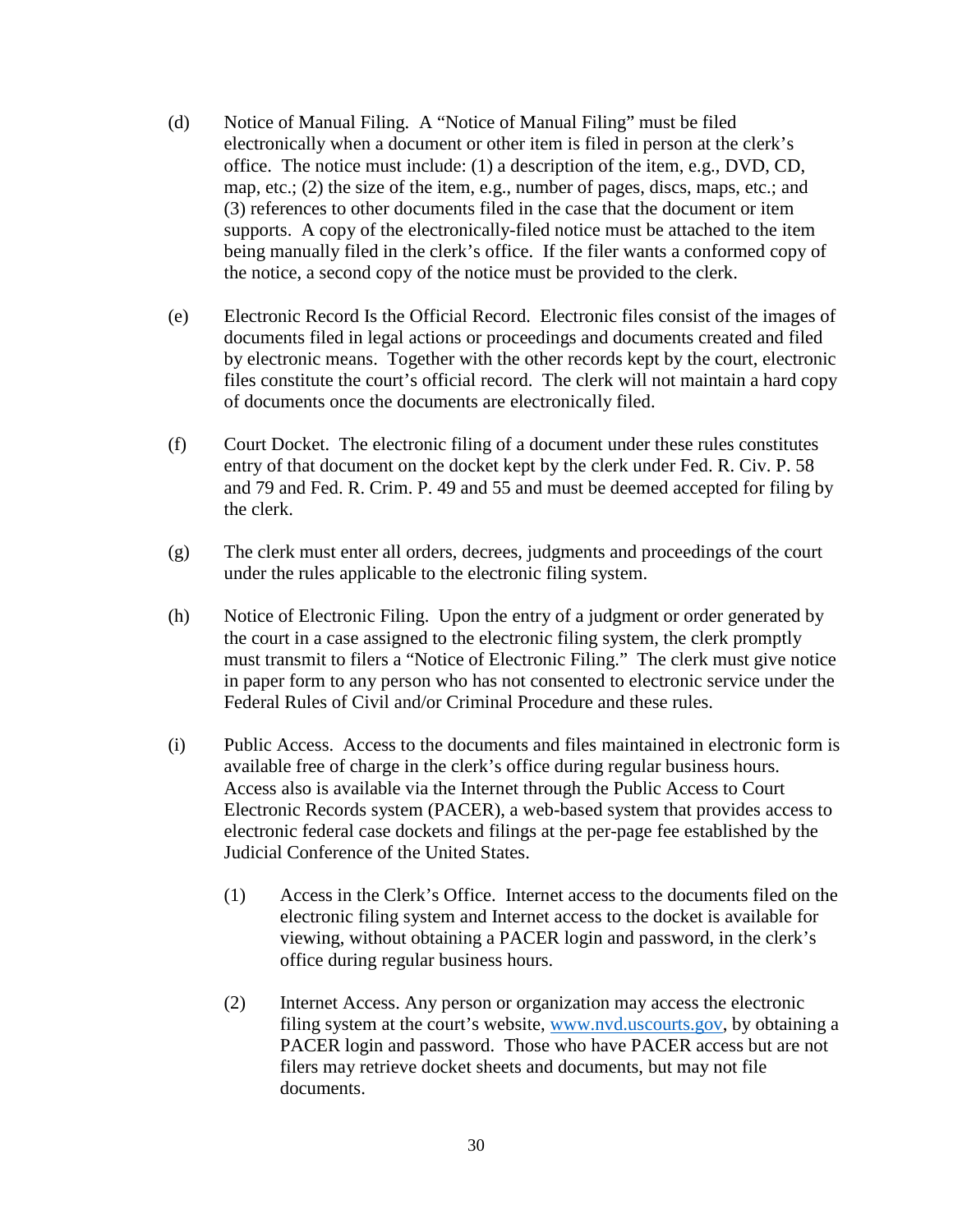(d) Notice of Manual Filing. A "Notice of Manual Filing" must be filed electronically when a document or other item is filed in person at the clerk's office. The notice must include: (1) a description of the item, e.g., DVD, CD, map, etc.; (2) the size of the item, e.g., number of pages, discs, maps, etc.; and (3) references to other documents filed in the case that the document or item supports. A copy of the electronically-filed notice must be attached to the item being manually filed in the clerk's office. If the filer wants a conformed copy of the notice, a second copy of the notice must be provided to the clerk.

(e) Electronic Record Is the Official Record. Electronic files consist of the images of documents filed in legal actions or proceedings and documents created and filed by electronic means. Together with the other records kept by the court, electronic files constitute the court's official record. The clerk will not maintain a hard copy of documents once the documents are electronically filed.

(f) Court Docket. The electronic filing of a document under these rules constitutes entry of that document on the docket kept by the clerk under Fed. R. Civ. P. 58 and 79 and Fed. R. Crim. P. 49 and 55 and must be deemed accepted for filing by the clerk.

(g) The clerk must enter all orders, decrees, judgments and proceedings of the court under the rules applicable to the electronic filing system.

(h) Notice of Electronic Filing. Upon the entry of a judgment or order generated by the court in a case assigned to the electronic filing system, the clerk promptly must transmit to filers a "Notice of Electronic Filing." The clerk must give notice in paper form to any person who has not consented to electronic service under the Federal Rules of Civil and/or Criminal Procedure and these rules.

(i) Public Access. Access to the documents and files maintained in electronic form is available free of charge in the clerk's office during regular business hours. Access also is available via the Internet through the Public Access to Court Electronic Records system (PACER), a web-based system that provides access to electronic federal case dockets and filings at the per-page fee established by the Judicial Conference of the United States.

   (1) Access in the Clerk's Office. Internet access to the documents filed on the electronic filing system and Internet access to the docket is available for viewing, without obtaining a PACER login and password, in the clerk's office during regular business hours.

   (2) Internet Access. Any person or organization may access the electronic filing system at the court's website, [www.nvd.uscourts.gov](http://www.nvd.uscourts.gov), by obtaining a PACER login and password. Those who have PACER access but are not filers may retrieve docket sheets and documents, but may not file documents.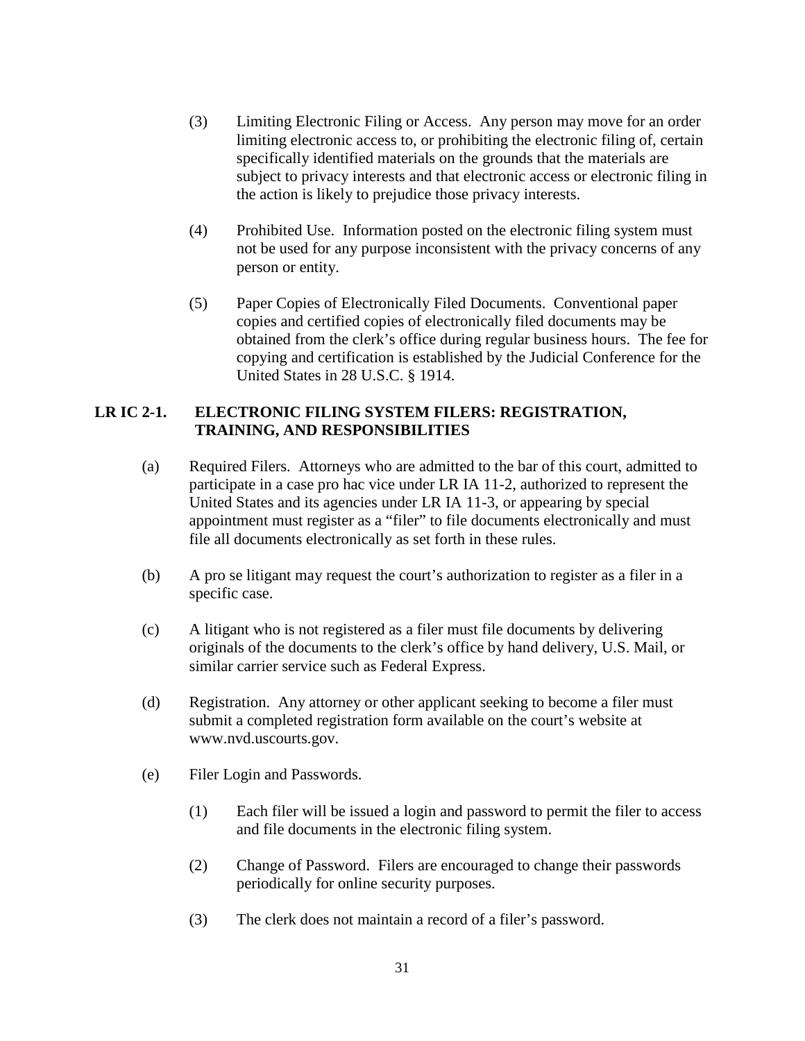(3) Limiting Electronic Filing or Access. Any person may move for an order limiting electronic access to, or prohibiting the electronic filing of, certain specifically identified materials on the grounds that the materials are subject to privacy interests and that electronic access or electronic filing in the action is likely to prejudice those privacy interests.

(4) Prohibited Use. Information posted on the electronic filing system must not be used for any purpose inconsistent with the privacy concerns of any person or entity.

(5) Paper Copies of Electronically Filed Documents. Conventional paper copies and certified copies of electronically filed documents may be obtained from the clerk's office during regular business hours. The fee for copying and certification is established by the Judicial Conference for the United States in 28 U.S.C. § 1914.

## LR IC 2-1. ELECTRONIC FILING SYSTEM FILERS: REGISTRATION, TRAINING, AND RESPONSIBILITIES

(a) Required Filers. Attorneys who are admitted to the bar of this court, admitted to participate in a case pro hac vice under LR IA 11-2, authorized to represent the United States and its agencies under LR IA 11-3, or appearing by special appointment must register as a "filer" to file documents electronically and must file all documents electronically as set forth in these rules.

(b) A pro se litigant may request the court's authorization to register as a filer in a specific case.

(c) A litigant who is not registered as a filer must file documents by delivering originals of the documents to the clerk's office by hand delivery, U.S. Mail, or similar carrier service such as Federal Express.

(d) Registration. Any attorney or other applicant seeking to become a filer must submit a completed registration form available on the court's website at www.nvd.uscourts.gov.

(e) Filer Login and Passwords.

(1) Each filer will be issued a login and password to permit the filer to access and file documents in the electronic filing system.

(2) Change of Password. Filers are encouraged to change their passwords periodically for online security purposes.

(3) The clerk does not maintain a record of a filer's password.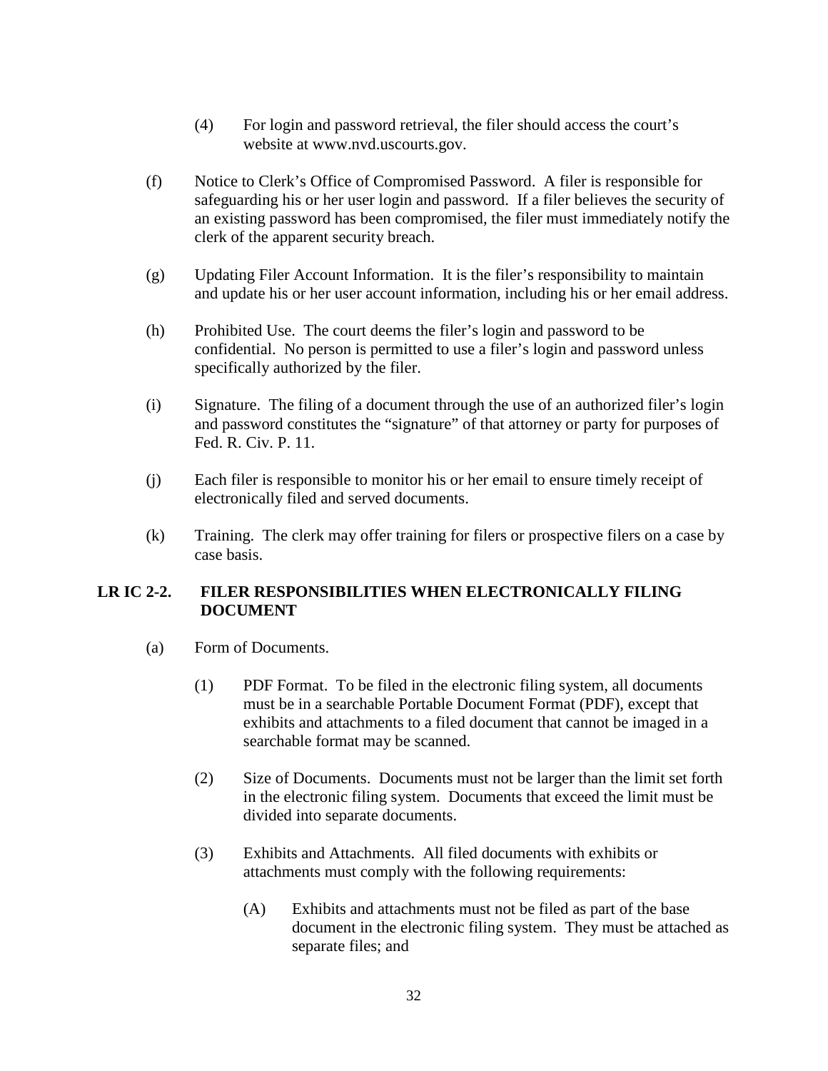(4) For login and password retrieval, the filer should access the court's website at www.nvd.uscourts.gov.

(f) Notice to Clerk's Office of Compromised Password. A filer is responsible for safeguarding his or her user login and password. If a filer believes the security of an existing password has been compromised, the filer must immediately notify the clerk of the apparent security breach.

(g) Updating Filer Account Information. It is the filer's responsibility to maintain and update his or her user account information, including his or her email address.

(h) Prohibited Use. The court deems the filer's login and password to be confidential. No person is permitted to use a filer's login and password unless specifically authorized by the filer.

(i) Signature. The filing of a document through the use of an authorized filer's login and password constitutes the "signature" of that attorney or party for purposes of Fed. R. Civ. P. 11.

(j) Each filer is responsible to monitor his or her email to ensure timely receipt of electronically filed and served documents.

(k) Training. The clerk may offer training for filers or prospective filers on a case by case basis.

## LR IC 2-2. FILER RESPONSIBILITIES WHEN ELECTRONICALLY FILING DOCUMENT

(a) Form of Documents.

(1) PDF Format. To be filed in the electronic filing system, all documents must be in a searchable Portable Document Format (PDF), except that exhibits and attachments to a filed document that cannot be imaged in a searchable format may be scanned.

(2) Size of Documents. Documents must not be larger than the limit set forth in the electronic filing system. Documents that exceed the limit must be divided into separate documents.

(3) Exhibits and Attachments. All filed documents with exhibits or attachments must comply with the following requirements:

(A) Exhibits and attachments must not be filed as part of the base document in the electronic filing system. They must be attached as separate files; and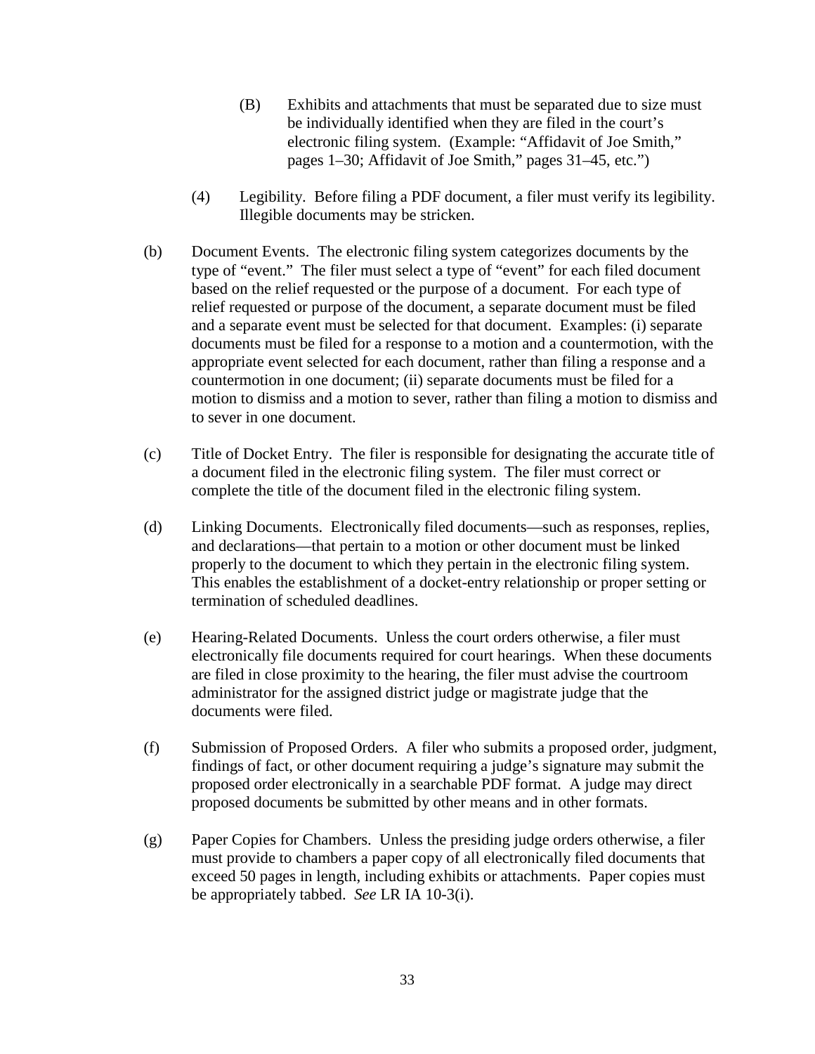(B) Exhibits and attachments that must be separated due to size must be individually identified when they are filed in the court's electronic filing system. (Example: "Affidavit of Joe Smith," pages 1–30; Affidavit of Joe Smith," pages 31–45, etc.")

(4) Legibility. Before filing a PDF document, a filer must verify its legibility. Illegible documents may be stricken.

(b) Document Events. The electronic filing system categorizes documents by the type of "event." The filer must select a type of "event" for each filed document based on the relief requested or the purpose of a document. For each type of relief requested or purpose of the document, a separate document must be filed and a separate event must be selected for that document. Examples: (i) separate documents must be filed for a response to a motion and a countermotion, with the appropriate event selected for each document, rather than filing a response and a countermotion in one document; (ii) separate documents must be filed for a motion to dismiss and a motion to sever, rather than filing a motion to dismiss and to sever in one document.

(c) Title of Docket Entry. The filer is responsible for designating the accurate title of a document filed in the electronic filing system. The filer must correct or complete the title of the document filed in the electronic filing system.

(d) Linking Documents. Electronically filed documents—such as responses, replies, and declarations—that pertain to a motion or other document must be linked properly to the document to which they pertain in the electronic filing system. This enables the establishment of a docket-entry relationship or proper setting or termination of scheduled deadlines.

(e) Hearing-Related Documents. Unless the court orders otherwise, a filer must electronically file documents required for court hearings. When these documents are filed in close proximity to the hearing, the filer must advise the courtroom administrator for the assigned district judge or magistrate judge that the documents were filed.

(f) Submission of Proposed Orders. A filer who submits a proposed order, judgment, findings of fact, or other document requiring a judge's signature may submit the proposed order electronically in a searchable PDF format. A judge may direct proposed documents be submitted by other means and in other formats.

(g) Paper Copies for Chambers. Unless the presiding judge orders otherwise, a filer must provide to chambers a paper copy of all electronically filed documents that exceed 50 pages in length, including exhibits or attachments. Paper copies must be appropriately tabbed. *See* LR IA 10-3(i).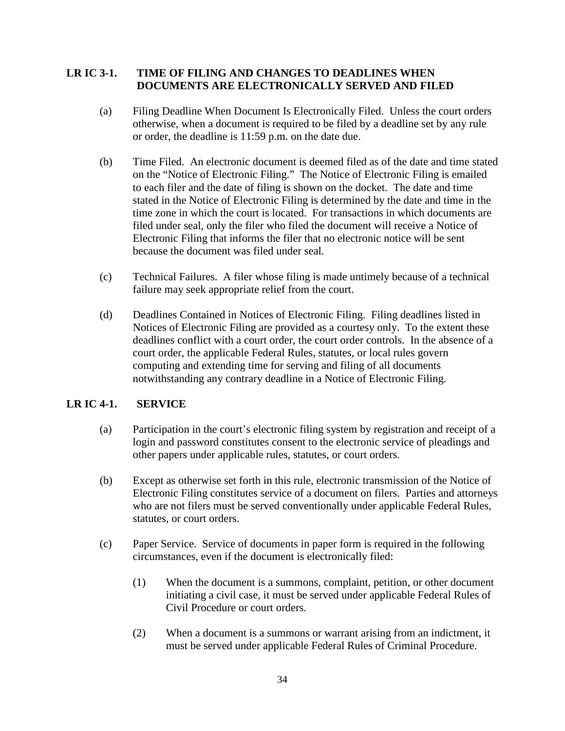## LR IC 3-1. TIME OF FILING AND CHANGES TO DEADLINES WHEN DOCUMENTS ARE ELECTRONICALLY SERVED AND FILED

(a) Filing Deadline When Document Is Electronically Filed. Unless the court orders otherwise, when a document is required to be filed by a deadline set by any rule or order, the deadline is 11:59 p.m. on the date due.

(b) Time Filed. An electronic document is deemed filed as of the date and time stated on the "Notice of Electronic Filing." The Notice of Electronic Filing is emailed to each filer and the date of filing is shown on the docket. The date and time stated in the Notice of Electronic Filing is determined by the date and time in the time zone in which the court is located. For transactions in which documents are filed under seal, only the filer who filed the document will receive a Notice of Electronic Filing that informs the filer that no electronic notice will be sent because the document was filed under seal.

(c) Technical Failures. A filer whose filing is made untimely because of a technical failure may seek appropriate relief from the court.

(d) Deadlines Contained in Notices of Electronic Filing. Filing deadlines listed in Notices of Electronic Filing are provided as a courtesy only. To the extent these deadlines conflict with a court order, the court order controls. In the absence of a court order, the applicable Federal Rules, statutes, or local rules govern computing and extending time for serving and filing of all documents notwithstanding any contrary deadline in a Notice of Electronic Filing.

## LR IC 4-1. SERVICE

(a) Participation in the court's electronic filing system by registration and receipt of a login and password constitutes consent to the electronic service of pleadings and other papers under applicable rules, statutes, or court orders.

(b) Except as otherwise set forth in this rule, electronic transmission of the Notice of Electronic Filing constitutes service of a document on filers. Parties and attorneys who are not filers must be served conventionally under applicable Federal Rules, statutes, or court orders.

(c) Paper Service. Service of documents in paper form is required in the following circumstances, even if the document is electronically filed:

   (1) When the document is a summons, complaint, petition, or other document initiating a civil case, it must be served under applicable Federal Rules of Civil Procedure or court orders.

   (2) When a document is a summons or warrant arising from an indictment, it must be served under applicable Federal Rules of Criminal Procedure.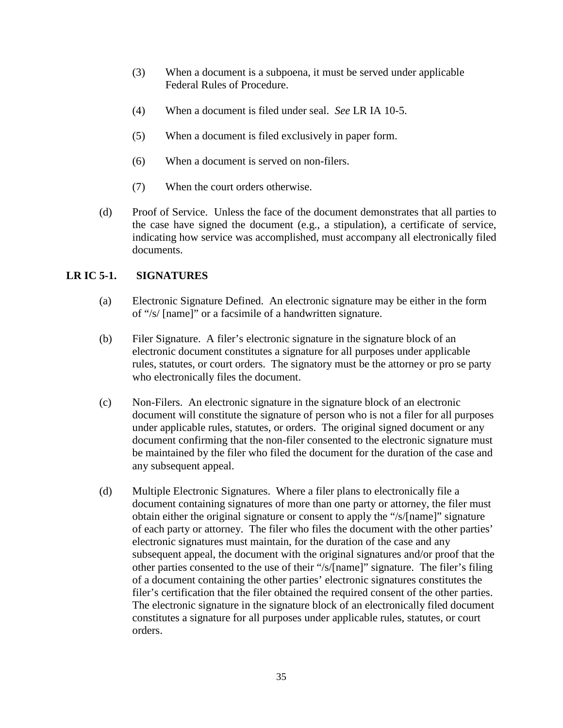(3) When a document is a subpoena, it must be served under applicable Federal Rules of Procedure.

(4) When a document is filed under seal. *See* LR IA 10-5.

(5) When a document is filed exclusively in paper form.

(6) When a document is served on non-filers.

(7) When the court orders otherwise.

(d) Proof of Service. Unless the face of the document demonstrates that all parties to the case have signed the document (e.g., a stipulation), a certificate of service, indicating how service was accomplished, must accompany all electronically filed documents.

## LR IC 5-1. SIGNATURES

(a) Electronic Signature Defined. An electronic signature may be either in the form of "/s/ [name]" or a facsimile of a handwritten signature.

(b) Filer Signature. A filer's electronic signature in the signature block of an electronic document constitutes a signature for all purposes under applicable rules, statutes, or court orders. The signatory must be the attorney or pro se party who electronically files the document.

(c) Non-Filers. An electronic signature in the signature block of an electronic document will constitute the signature of person who is not a filer for all purposes under applicable rules, statutes, or orders. The original signed document or any document confirming that the non-filer consented to the electronic signature must be maintained by the filer who filed the document for the duration of the case and any subsequent appeal.

(d) Multiple Electronic Signatures. Where a filer plans to electronically file a document containing signatures of more than one party or attorney, the filer must obtain either the original signature or consent to apply the "/s/[name]" signature of each party or attorney. The filer who files the document with the other parties' electronic signatures must maintain, for the duration of the case and any subsequent appeal, the document with the original signatures and/or proof that the other parties consented to the use of their "/s/[name]" signature. The filer's filing of a document containing the other parties' electronic signatures constitutes the filer's certification that the filer obtained the required consent of the other parties. The electronic signature in the signature block of an electronically filed document constitutes a signature for all purposes under applicable rules, statutes, or court orders.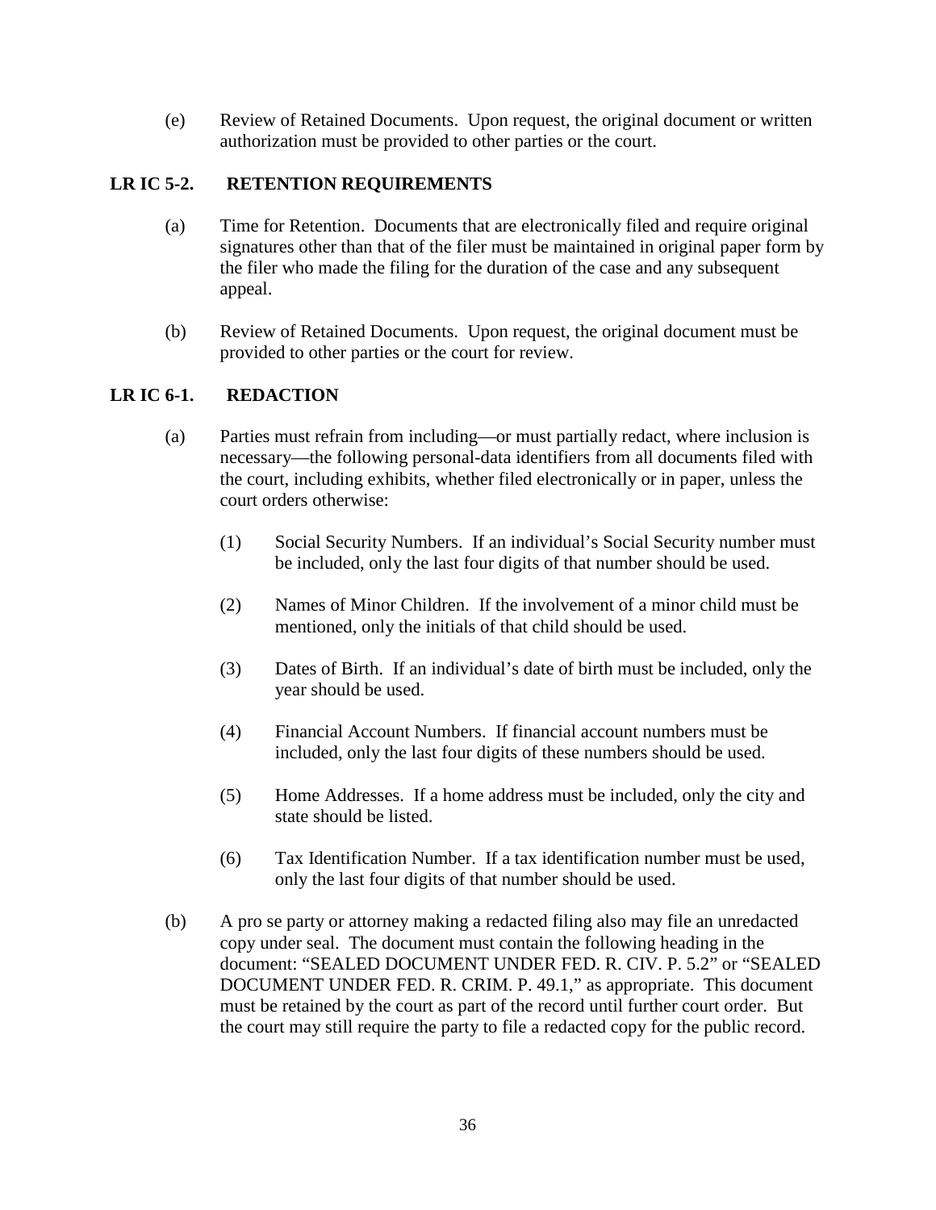(e) Review of Retained Documents. Upon request, the original document or written authorization must be provided to other parties or the court.

## LR IC 5-2. RETENTION REQUIREMENTS

(a) Time for Retention. Documents that are electronically filed and require original signatures other than that of the filer must be maintained in original paper form by the filer who made the filing for the duration of the case and any subsequent appeal.

(b) Review of Retained Documents. Upon request, the original document must be provided to other parties or the court for review.

## LR IC 6-1. REDACTION

(a) Parties must refrain from including—or must partially redact, where inclusion is necessary—the following personal-data identifiers from all documents filed with the court, including exhibits, whether filed electronically or in paper, unless the court orders otherwise:

(1) Social Security Numbers. If an individual's Social Security number must be included, only the last four digits of that number should be used.

(2) Names of Minor Children. If the involvement of a minor child must be mentioned, only the initials of that child should be used.

(3) Dates of Birth. If an individual's date of birth must be included, only the year should be used.

(4) Financial Account Numbers. If financial account numbers must be included, only the last four digits of these numbers should be used.

(5) Home Addresses. If a home address must be included, only the city and state should be listed.

(6) Tax Identification Number. If a tax identification number must be used, only the last four digits of that number should be used.

(b) A pro se party or attorney making a redacted filing also may file an unredacted copy under seal. The document must contain the following heading in the document: "SEALED DOCUMENT UNDER FED. R. CIV. P. 5.2" or "SEALED DOCUMENT UNDER FED. R. CRIM. P. 49.1," as appropriate. This document must be retained by the court as part of the record until further court order. But the court may still require the party to file a redacted copy for the public record.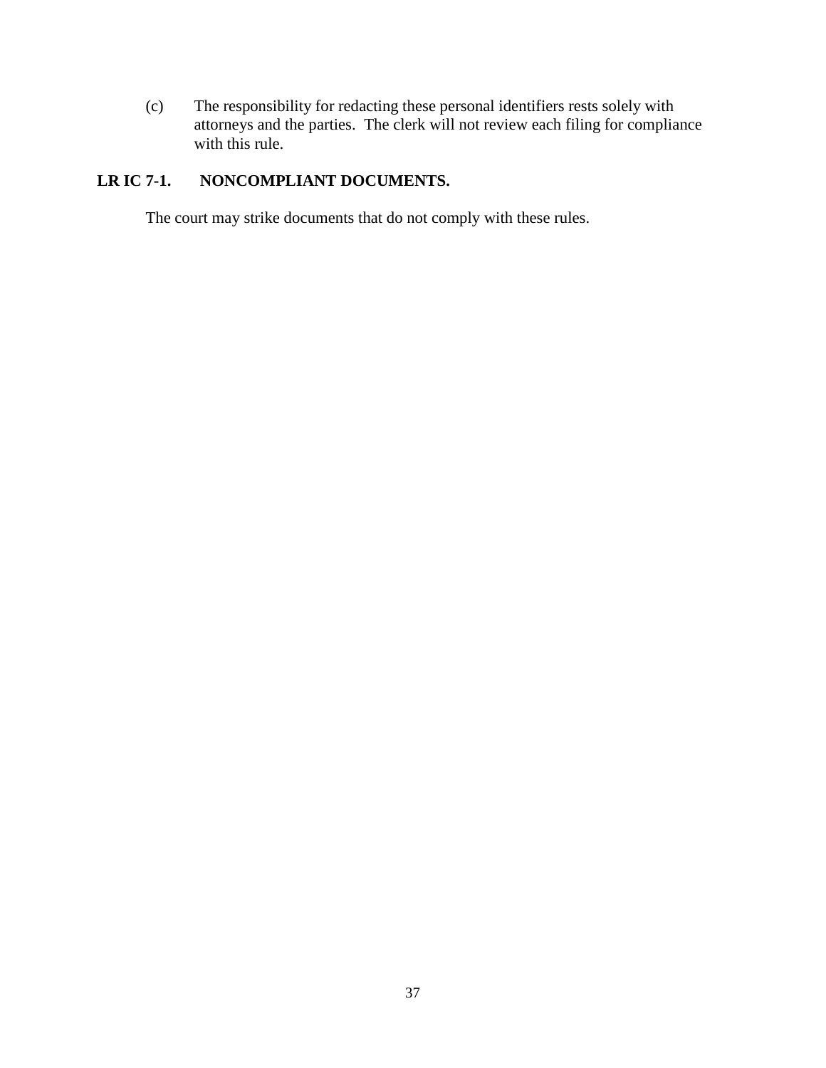(c) The responsibility for redacting these personal identifiers rests solely with attorneys and the parties. The clerk will not review each filing for compliance with this rule.

### LR IC 7-1. NONCOMPLIANT DOCUMENTS.

The court may strike documents that do not comply with these rules.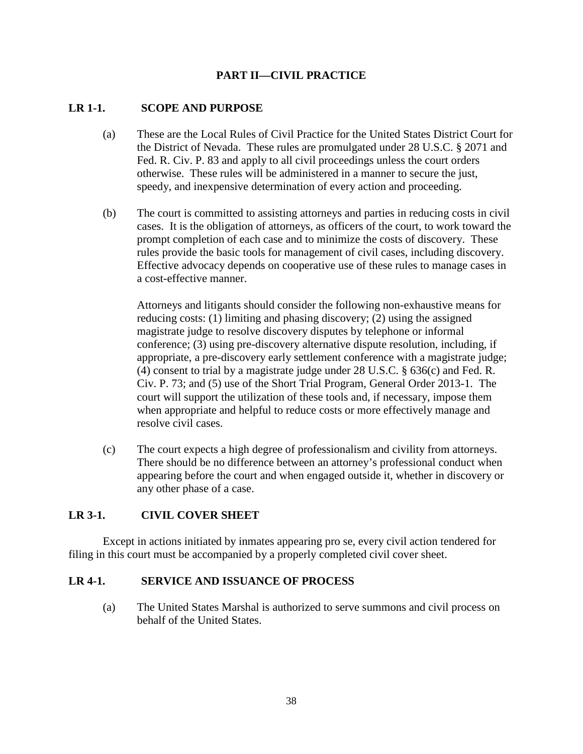# PART II—CIVIL PRACTICE

## LR 1-1. SCOPE AND PURPOSE

(a) These are the Local Rules of Civil Practice for the United States District Court for the District of Nevada. These rules are promulgated under 28 U.S.C. § 2071 and Fed. R. Civ. P. 83 and apply to all civil proceedings unless the court orders otherwise. These rules will be administered in a manner to secure the just, speedy, and inexpensive determination of every action and proceeding.

(b) The court is committed to assisting attorneys and parties in reducing costs in civil cases. It is the obligation of attorneys, as officers of the court, to work toward the prompt completion of each case and to minimize the costs of discovery. These rules provide the basic tools for management of civil cases, including discovery. Effective advocacy depends on cooperative use of these rules to manage cases in a cost-effective manner.

Attorneys and litigants should consider the following non-exhaustive means for reducing costs: (1) limiting and phasing discovery; (2) using the assigned magistrate judge to resolve discovery disputes by telephone or informal conference; (3) using pre-discovery alternative dispute resolution, including, if appropriate, a pre-discovery early settlement conference with a magistrate judge; (4) consent to trial by a magistrate judge under 28 U.S.C. § 636(c) and Fed. R. Civ. P. 73; and (5) use of the Short Trial Program, General Order 2013-1. The court will support the utilization of these tools and, if necessary, impose them when appropriate and helpful to reduce costs or more effectively manage and resolve civil cases.

(c) The court expects a high degree of professionalism and civility from attorneys. There should be no difference between an attorney's professional conduct when appearing before the court and when engaged outside it, whether in discovery or any other phase of a case.

## LR 3-1. CIVIL COVER SHEET

Except in actions initiated by inmates appearing pro se, every civil action tendered for filing in this court must be accompanied by a properly completed civil cover sheet.

## LR 4-1. SERVICE AND ISSUANCE OF PROCESS

(a) The United States Marshal is authorized to serve summons and civil process on behalf of the United States.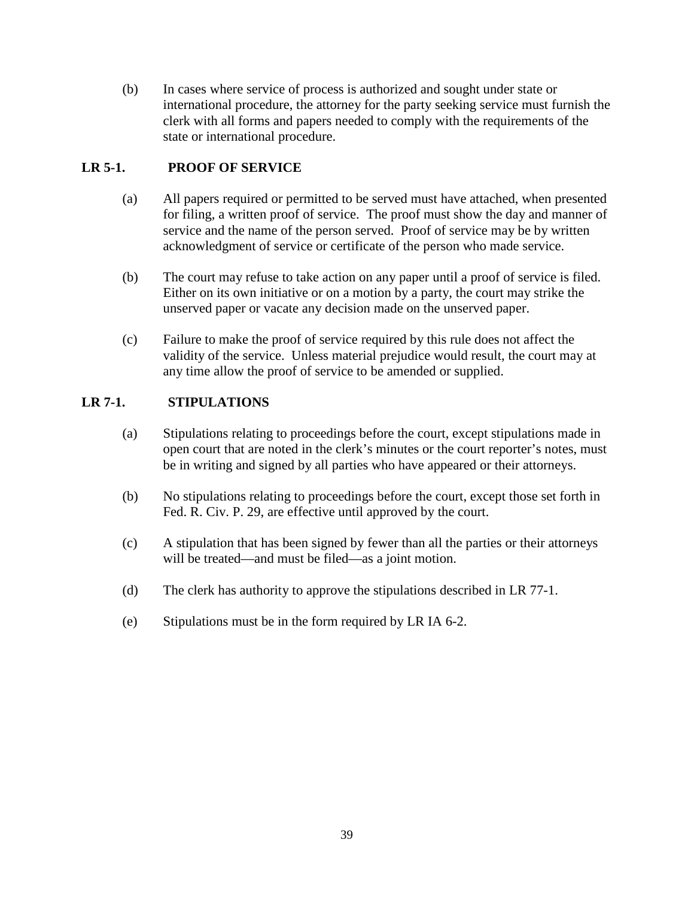(b) In cases where service of process is authorized and sought under state or international procedure, the attorney for the party seeking service must furnish the clerk with all forms and papers needed to comply with the requirements of the state or international procedure.

## LR 5-1. PROOF OF SERVICE

(a) All papers required or permitted to be served must have attached, when presented for filing, a written proof of service. The proof must show the day and manner of service and the name of the person served. Proof of service may be by written acknowledgment of service or certificate of the person who made service.

(b) The court may refuse to take action on any paper until a proof of service is filed. Either on its own initiative or on a motion by a party, the court may strike the unserved paper or vacate any decision made on the unserved paper.

(c) Failure to make the proof of service required by this rule does not affect the validity of the service. Unless material prejudice would result, the court may at any time allow the proof of service to be amended or supplied.

## LR 7-1. STIPULATIONS

(a) Stipulations relating to proceedings before the court, except stipulations made in open court that are noted in the clerk's minutes or the court reporter's notes, must be in writing and signed by all parties who have appeared or their attorneys.

(b) No stipulations relating to proceedings before the court, except those set forth in Fed. R. Civ. P. 29, are effective until approved by the court.

(c) A stipulation that has been signed by fewer than all the parties or their attorneys will be treated—and must be filed—as a joint motion.

(d) The clerk has authority to approve the stipulations described in LR 77-1.

(e) Stipulations must be in the form required by LR IA 6-2.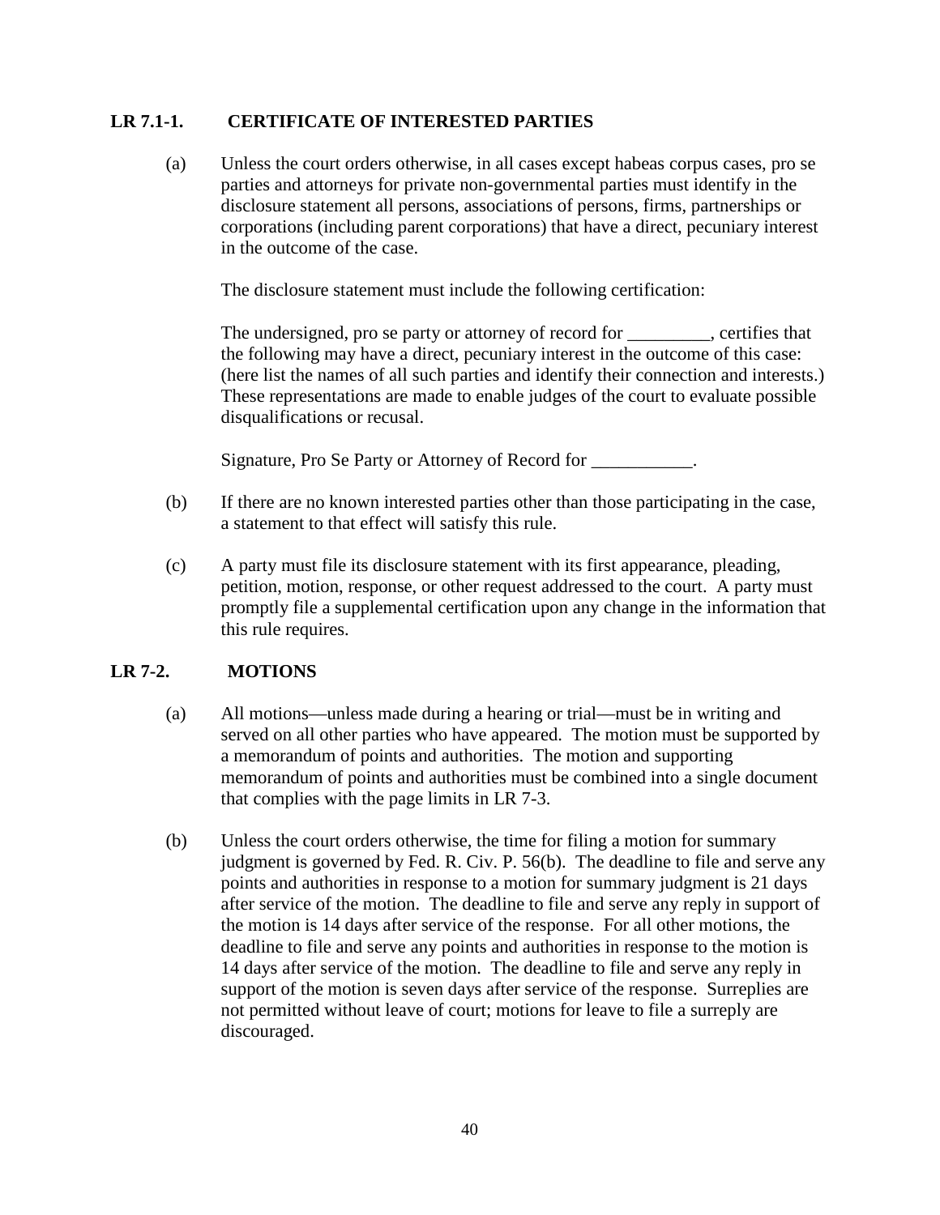## LR 7.1-1. CERTIFICATE OF INTERESTED PARTIES

(a) Unless the court orders otherwise, in all cases except habeas corpus cases, pro se parties and attorneys for private non-governmental parties must identify in the disclosure statement all persons, associations of persons, firms, partnerships or corporations (including parent corporations) that have a direct, pecuniary interest in the outcome of the case.

The disclosure statement must include the following certification:

The undersigned, pro se party or attorney of record for _________, certifies that the following may have a direct, pecuniary interest in the outcome of this case: (here list the names of all such parties and identify their connection and interests.) These representations are made to enable judges of the court to evaluate possible disqualifications or recusal.

Signature, Pro Se Party or Attorney of Record for ___________.

(b) If there are no known interested parties other than those participating in the case, a statement to that effect will satisfy this rule.

(c) A party must file its disclosure statement with its first appearance, pleading, petition, motion, response, or other request addressed to the court. A party must promptly file a supplemental certification upon any change in the information that this rule requires.

## LR 7-2. MOTIONS

(a) All motions—unless made during a hearing or trial—must be in writing and served on all other parties who have appeared. The motion must be supported by a memorandum of points and authorities. The motion and supporting memorandum of points and authorities must be combined into a single document that complies with the page limits in LR 7-3.

(b) Unless the court orders otherwise, the time for filing a motion for summary judgment is governed by Fed. R. Civ. P. 56(b). The deadline to file and serve any points and authorities in response to a motion for summary judgment is 21 days after service of the motion. The deadline to file and serve any reply in support of the motion is 14 days after service of the response. For all other motions, the deadline to file and serve any points and authorities in response to the motion is 14 days after service of the motion. The deadline to file and serve any reply in support of the motion is seven days after service of the response. Surreplies are not permitted without leave of court; motions for leave to file a surreply are discouraged.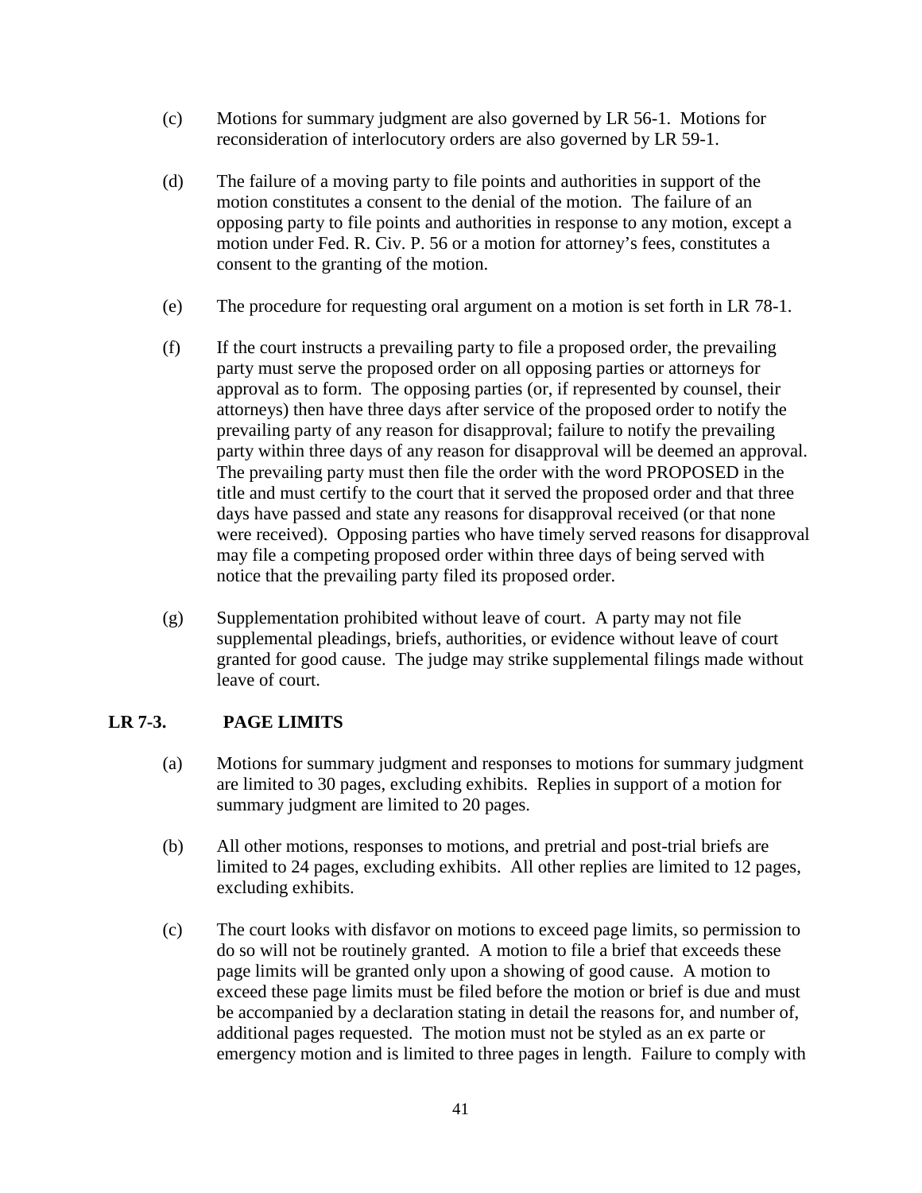(c) Motions for summary judgment are also governed by LR 56-1. Motions for reconsideration of interlocutory orders are also governed by LR 59-1.

(d) The failure of a moving party to file points and authorities in support of the motion constitutes a consent to the denial of the motion. The failure of an opposing party to file points and authorities in response to any motion, except a motion under Fed. R. Civ. P. 56 or a motion for attorney's fees, constitutes a consent to the granting of the motion.

(e) The procedure for requesting oral argument on a motion is set forth in LR 78-1.

(f) If the court instructs a prevailing party to file a proposed order, the prevailing party must serve the proposed order on all opposing parties or attorneys for approval as to form. The opposing parties (or, if represented by counsel, their attorneys) then have three days after service of the proposed order to notify the prevailing party of any reason for disapproval; failure to notify the prevailing party within three days of any reason for disapproval will be deemed an approval. The prevailing party must then file the order with the word PROPOSED in the title and must certify to the court that it served the proposed order and that three days have passed and state any reasons for disapproval received (or that none were received). Opposing parties who have timely served reasons for disapproval may file a competing proposed order within three days of being served with notice that the prevailing party filed its proposed order.

(g) Supplementation prohibited without leave of court. A party may not file supplemental pleadings, briefs, authorities, or evidence without leave of court granted for good cause. The judge may strike supplemental filings made without leave of court.

## LR 7-3. PAGE LIMITS

(a) Motions for summary judgment and responses to motions for summary judgment are limited to 30 pages, excluding exhibits. Replies in support of a motion for summary judgment are limited to 20 pages.

(b) All other motions, responses to motions, and pretrial and post-trial briefs are limited to 24 pages, excluding exhibits. All other replies are limited to 12 pages, excluding exhibits.

(c) The court looks with disfavor on motions to exceed page limits, so permission to do so will not be routinely granted. A motion to file a brief that exceeds these page limits will be granted only upon a showing of good cause. A motion to exceed these page limits must be filed before the motion or brief is due and must be accompanied by a declaration stating in detail the reasons for, and number of, additional pages requested. The motion must not be styled as an ex parte or emergency motion and is limited to three pages in length. Failure to comply with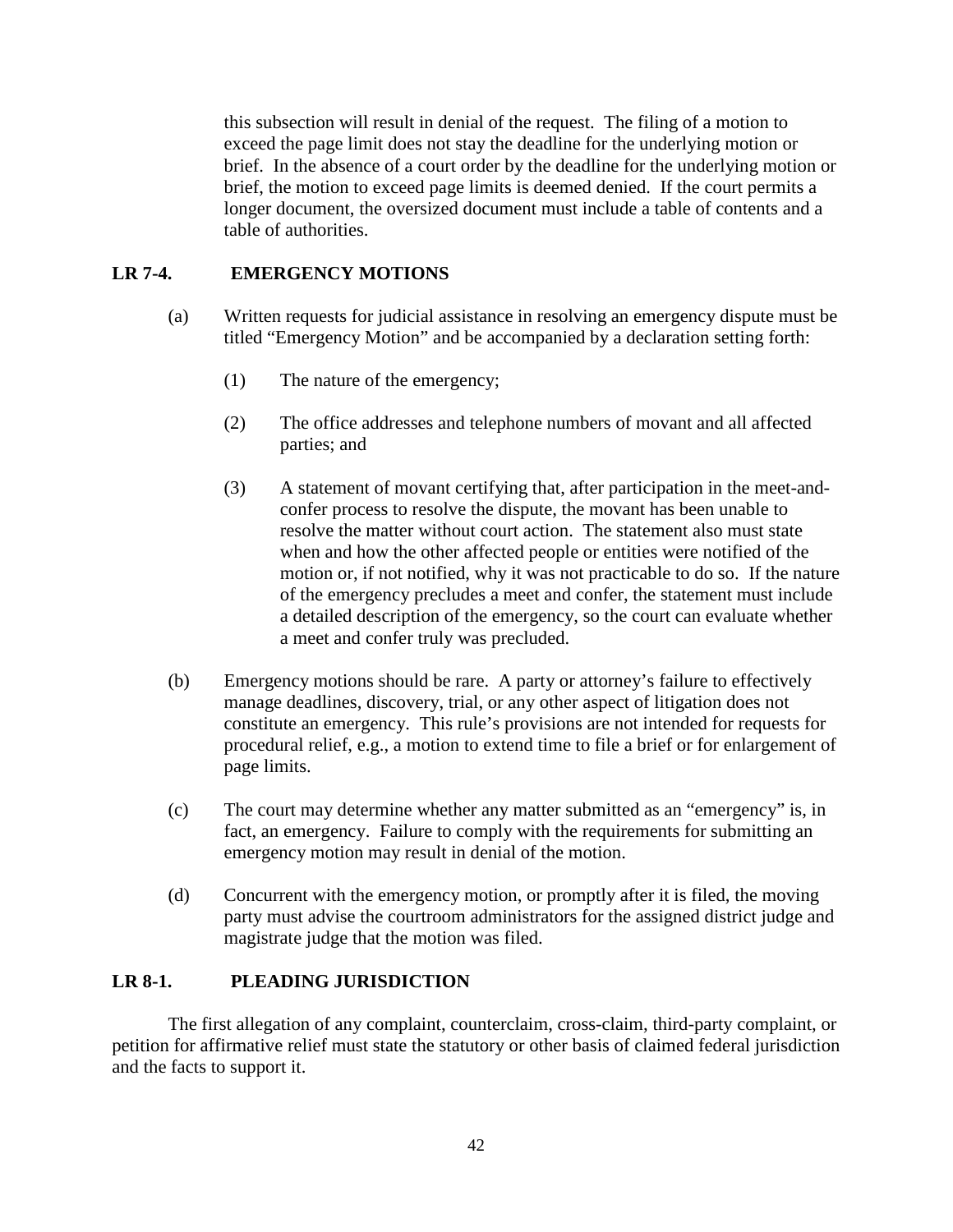this subsection will result in denial of the request. The filing of a motion to exceed the page limit does not stay the deadline for the underlying motion or brief. In the absence of a court order by the deadline for the underlying motion or brief, the motion to exceed page limits is deemed denied. If the court permits a longer document, the oversized document must include a table of contents and a table of authorities.

## LR 7-4. EMERGENCY MOTIONS

(a) Written requests for judicial assistance in resolving an emergency dispute must be titled "Emergency Motion" and be accompanied by a declaration setting forth:

(1) The nature of the emergency;

(2) The office addresses and telephone numbers of movant and all affected parties; and

(3) A statement of movant certifying that, after participation in the meet-and-confer process to resolve the dispute, the movant has been unable to resolve the matter without court action. The statement also must state when and how the other affected people or entities were notified of the motion or, if not notified, why it was not practicable to do so. If the nature of the emergency precludes a meet and confer, the statement must include a detailed description of the emergency, so the court can evaluate whether a meet and confer truly was precluded.

(b) Emergency motions should be rare. A party or attorney's failure to effectively manage deadlines, discovery, trial, or any other aspect of litigation does not constitute an emergency. This rule's provisions are not intended for requests for procedural relief, e.g., a motion to extend time to file a brief or for enlargement of page limits.

(c) The court may determine whether any matter submitted as an "emergency" is, in fact, an emergency. Failure to comply with the requirements for submitting an emergency motion may result in denial of the motion.

(d) Concurrent with the emergency motion, or promptly after it is filed, the moving party must advise the courtroom administrators for the assigned district judge and magistrate judge that the motion was filed.

## LR 8-1. PLEADING JURISDICTION

The first allegation of any complaint, counterclaim, cross-claim, third-party complaint, or petition for affirmative relief must state the statutory or other basis of claimed federal jurisdiction and the facts to support it.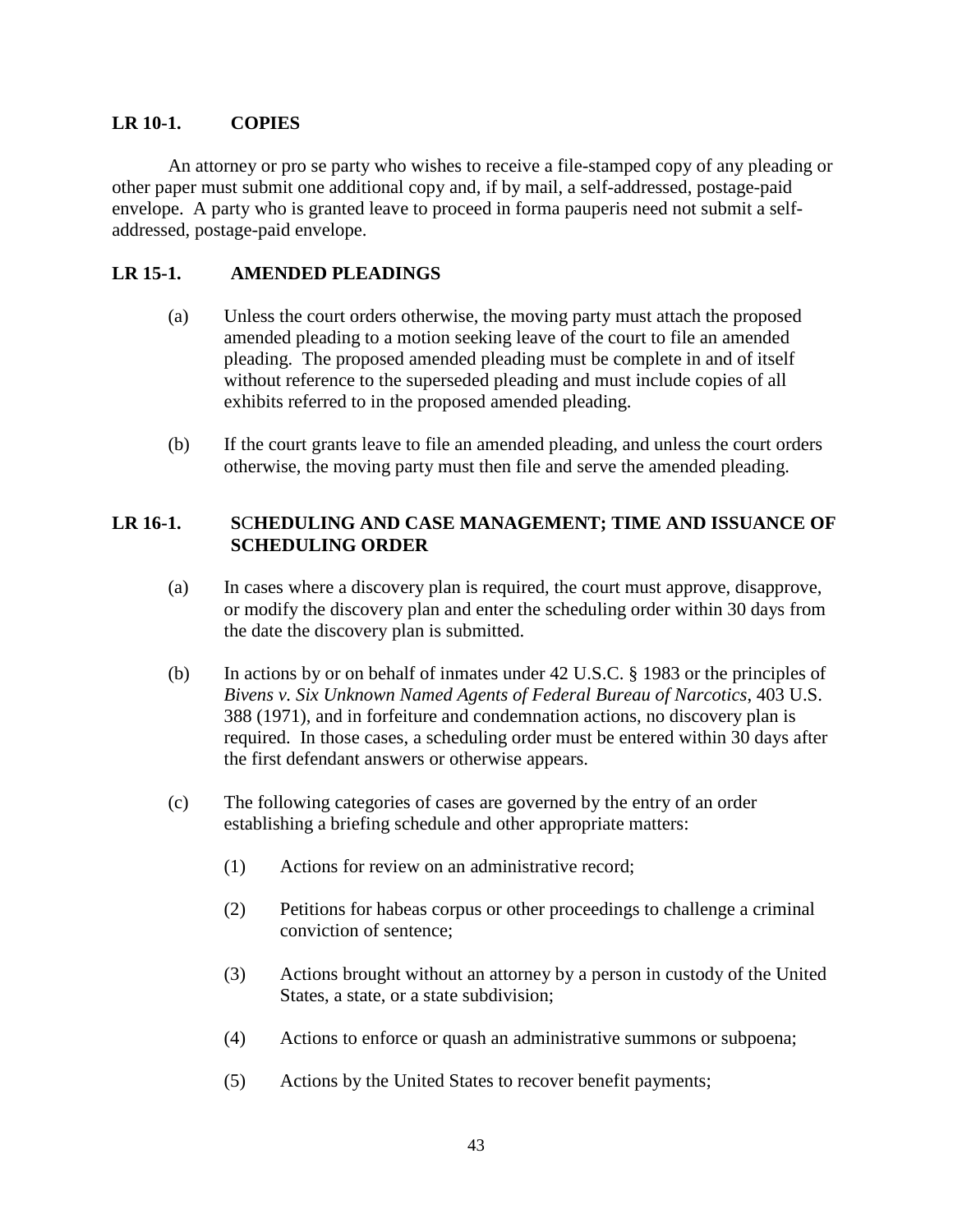## LR 10-1. COPIES

An attorney or pro se party who wishes to receive a file-stamped copy of any pleading or other paper must submit one additional copy and, if by mail, a self-addressed, postage-paid envelope. A party who is granted leave to proceed in forma pauperis need not submit a self-addressed, postage-paid envelope.

## LR 15-1. AMENDED PLEADINGS

(a) Unless the court orders otherwise, the moving party must attach the proposed amended pleading to a motion seeking leave of the court to file an amended pleading. The proposed amended pleading must be complete in and of itself without reference to the superseded pleading and must include copies of all exhibits referred to in the proposed amended pleading.

(b) If the court grants leave to file an amended pleading, and unless the court orders otherwise, the moving party must then file and serve the amended pleading.

## LR 16-1. SCHEDULING AND CASE MANAGEMENT; TIME AND ISSUANCE OF SCHEDULING ORDER

(a) In cases where a discovery plan is required, the court must approve, disapprove, or modify the discovery plan and enter the scheduling order within 30 days from the date the discovery plan is submitted.

(b) In actions by or on behalf of inmates under 42 U.S.C. § 1983 or the principles of *Bivens v. Six Unknown Named Agents of Federal Bureau of Narcotics*, 403 U.S. 388 (1971), and in forfeiture and condemnation actions, no discovery plan is required. In those cases, a scheduling order must be entered within 30 days after the first defendant answers or otherwise appears.

(c) The following categories of cases are governed by the entry of an order establishing a briefing schedule and other appropriate matters:

(1) Actions for review on an administrative record;

(2) Petitions for habeas corpus or other proceedings to challenge a criminal conviction of sentence;

(3) Actions brought without an attorney by a person in custody of the United States, a state, or a state subdivision;

(4) Actions to enforce or quash an administrative summons or subpoena;

(5) Actions by the United States to recover benefit payments;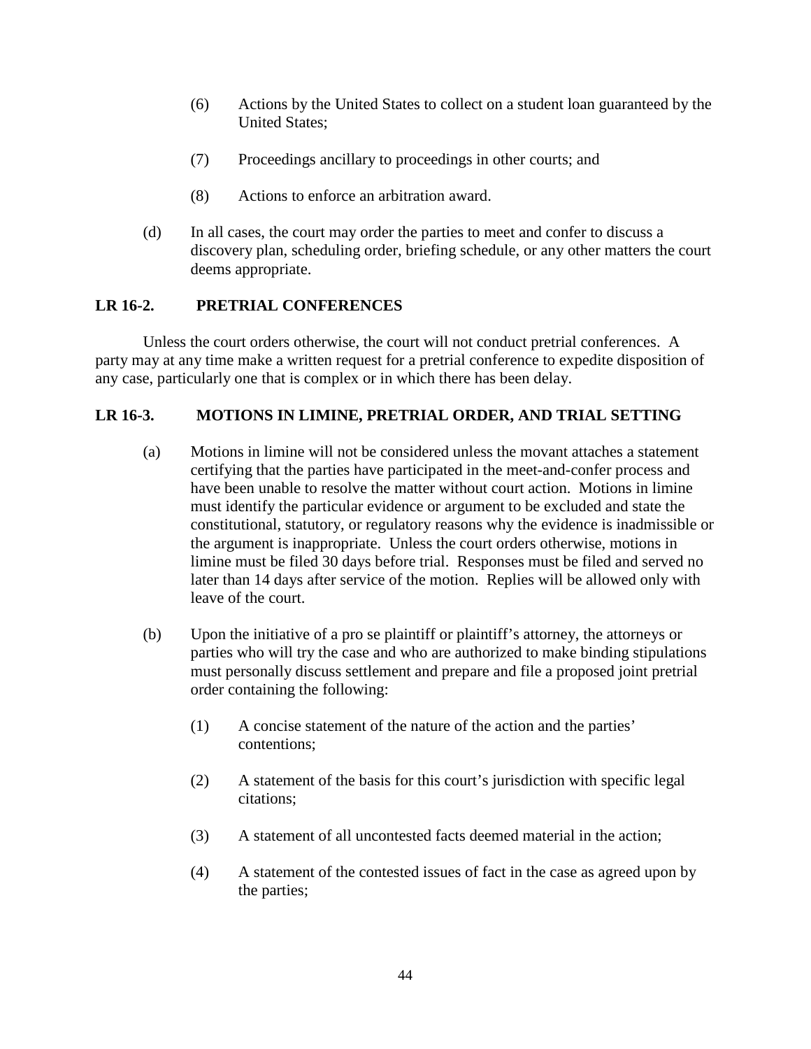(6) Actions by the United States to collect on a student loan guaranteed by the United States;

(7) Proceedings ancillary to proceedings in other courts; and

(8) Actions to enforce an arbitration award.

(d) In all cases, the court may order the parties to meet and confer to discuss a discovery plan, scheduling order, briefing schedule, or any other matters the court deems appropriate.

## LR 16-2. PRETRIAL CONFERENCES

Unless the court orders otherwise, the court will not conduct pretrial conferences. A party may at any time make a written request for a pretrial conference to expedite disposition of any case, particularly one that is complex or in which there has been delay.

## LR 16-3. MOTIONS IN LIMINE, PRETRIAL ORDER, AND TRIAL SETTING

(a) Motions in limine will not be considered unless the movant attaches a statement certifying that the parties have participated in the meet-and-confer process and have been unable to resolve the matter without court action. Motions in limine must identify the particular evidence or argument to be excluded and state the constitutional, statutory, or regulatory reasons why the evidence is inadmissible or the argument is inappropriate. Unless the court orders otherwise, motions in limine must be filed 30 days before trial. Responses must be filed and served no later than 14 days after service of the motion. Replies will be allowed only with leave of the court.

(b) Upon the initiative of a pro se plaintiff or plaintiff's attorney, the attorneys or parties who will try the case and who are authorized to make binding stipulations must personally discuss settlement and prepare and file a proposed joint pretrial order containing the following:

(1) A concise statement of the nature of the action and the parties' contentions;

(2) A statement of the basis for this court's jurisdiction with specific legal citations;

(3) A statement of all uncontested facts deemed material in the action;

(4) A statement of the contested issues of fact in the case as agreed upon by the parties;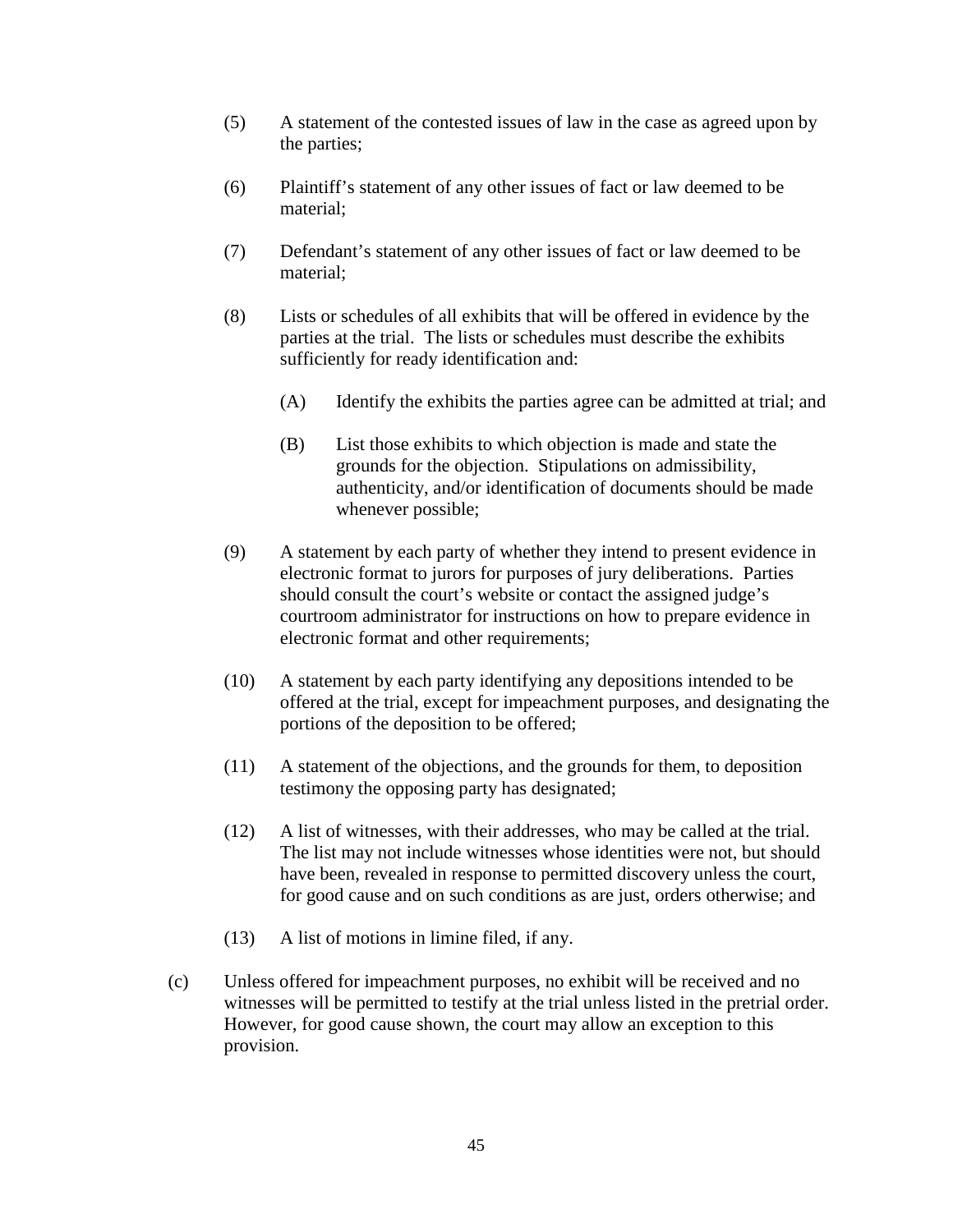(5) A statement of the contested issues of law in the case as agreed upon by the parties;

(6) Plaintiff’s statement of any other issues of fact or law deemed to be material;

(7) Defendant’s statement of any other issues of fact or law deemed to be material;

(8) Lists or schedules of all exhibits that will be offered in evidence by the parties at the trial. The lists or schedules must describe the exhibits sufficiently for ready identification and:

   (A) Identify the exhibits the parties agree can be admitted at trial; and

   (B) List those exhibits to which objection is made and state the grounds for the objection. Stipulations on admissibility, authenticity, and/or identification of documents should be made whenever possible;

(9) A statement by each party of whether they intend to present evidence in electronic format to jurors for purposes of jury deliberations. Parties should consult the court’s website or contact the assigned judge’s courtroom administrator for instructions on how to prepare evidence in electronic format and other requirements;

(10) A statement by each party identifying any depositions intended to be offered at the trial, except for impeachment purposes, and designating the portions of the deposition to be offered;

(11) A statement of the objections, and the grounds for them, to deposition testimony the opposing party has designated;

(12) A list of witnesses, with their addresses, who may be called at the trial. The list may not include witnesses whose identities were not, but should have been, revealed in response to permitted discovery unless the court, for good cause and on such conditions as are just, orders otherwise; and

(13) A list of motions in limine filed, if any.

(c) Unless offered for impeachment purposes, no exhibit will be received and no witnesses will be permitted to testify at the trial unless listed in the pretrial order. However, for good cause shown, the court may allow an exception to this provision.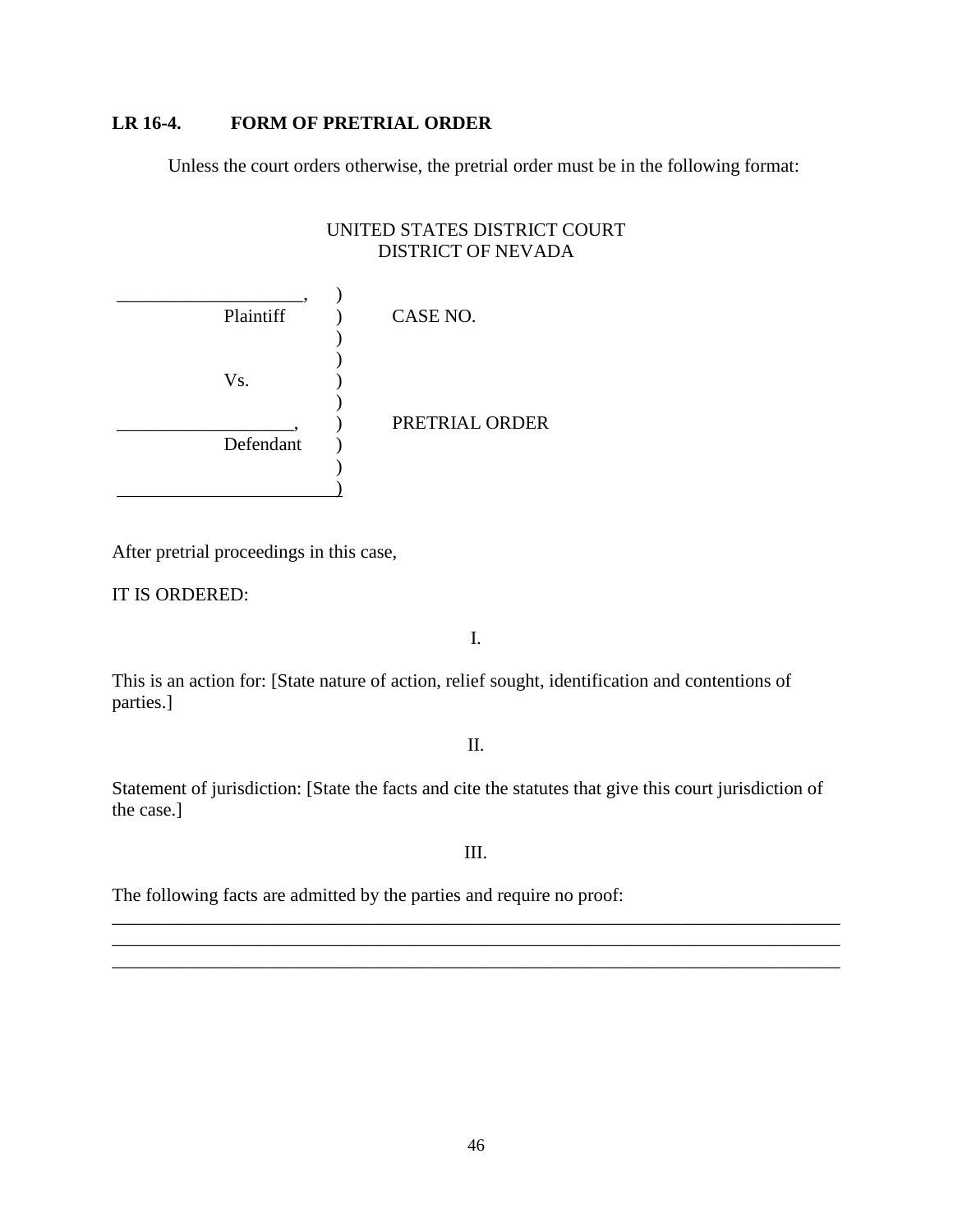**LR 16-4. FORM OF PRETRIAL ORDER**

Unless the court orders otherwise, the pretrial order must be in the following format:

UNITED STATES DISTRICT COURT
DISTRICT OF NEVADA

```
____________________,     )
            Plaintiff     )     CASE NO.
                          )
                          )
            Vs.           )
                          )
___________________,      )     PRETRIAL ORDER
            Defendant     )
                          )
__________________________)
```

After pretrial proceedings in this case,

IT IS ORDERED:

I.

This is an action for: [State nature of action, relief sought, identification and contentions of parties.]

II.

Statement of jurisdiction: [State the facts and cite the statutes that give this court jurisdiction of the case.]

III.

The following facts are admitted by the parties and require no proof:

______________________________________________________________________________
______________________________________________________________________________
______________________________________________________________________________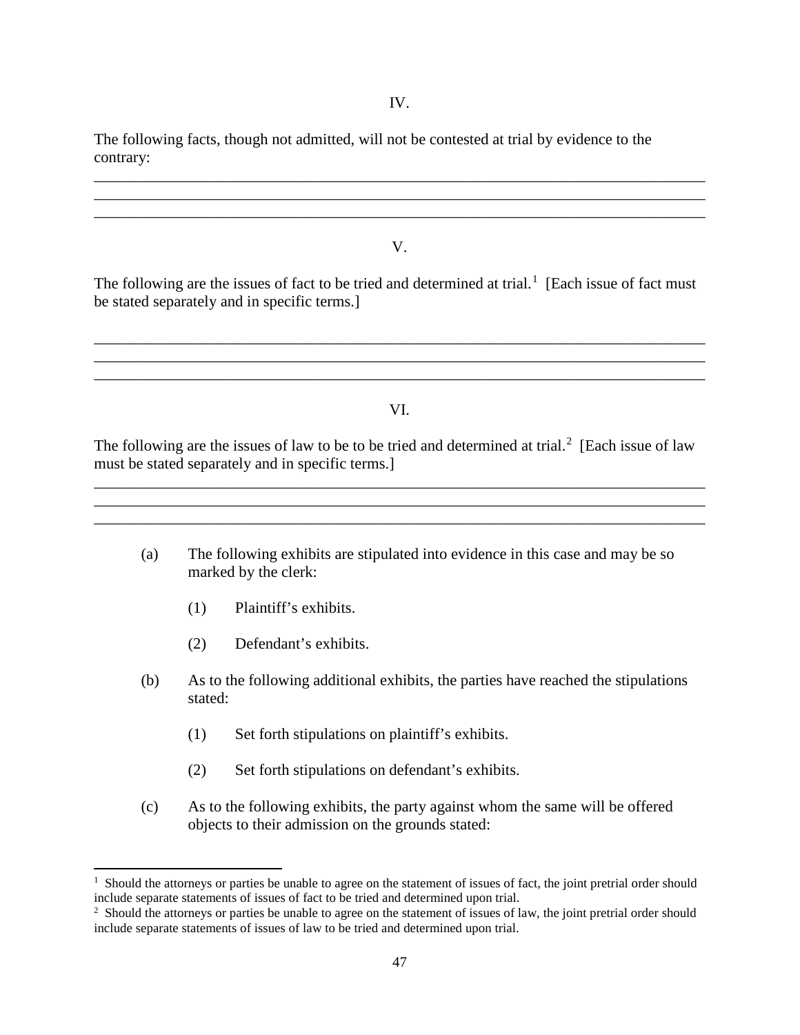IV.

The following facts, though not admitted, will not be contested at trial by evidence to the contrary:

_____________________________________________________________________________
_____________________________________________________________________________
_____________________________________________________________________________

V.

The following are the issues of fact to be tried and determined at trial.[1] [Each issue of fact must be stated separately and in specific terms.]

_____________________________________________________________________________
_____________________________________________________________________________
_____________________________________________________________________________

VI.

The following are the issues of law to be to be tried and determined at trial.[2] [Each issue of law must be stated separately and in specific terms.]

_____________________________________________________________________________
_____________________________________________________________________________
_____________________________________________________________________________

(a) The following exhibits are stipulated into evidence in this case and may be so marked by the clerk:

(1) Plaintiff's exhibits.

(2) Defendant's exhibits.

(b) As to the following additional exhibits, the parties have reached the stipulations stated:

(1) Set forth stipulations on plaintiff's exhibits.

(2) Set forth stipulations on defendant's exhibits.

(c) As to the following exhibits, the party against whom the same will be offered objects to their admission on the grounds stated:

---

[1] Should the attorneys or parties be unable to agree on the statement of issues of fact, the joint pretrial order should include separate statements of issues of fact to be tried and determined upon trial.

[2] Should the attorneys or parties be unable to agree on the statement of issues of law, the joint pretrial order should include separate statements of issues of law to be tried and determined upon trial.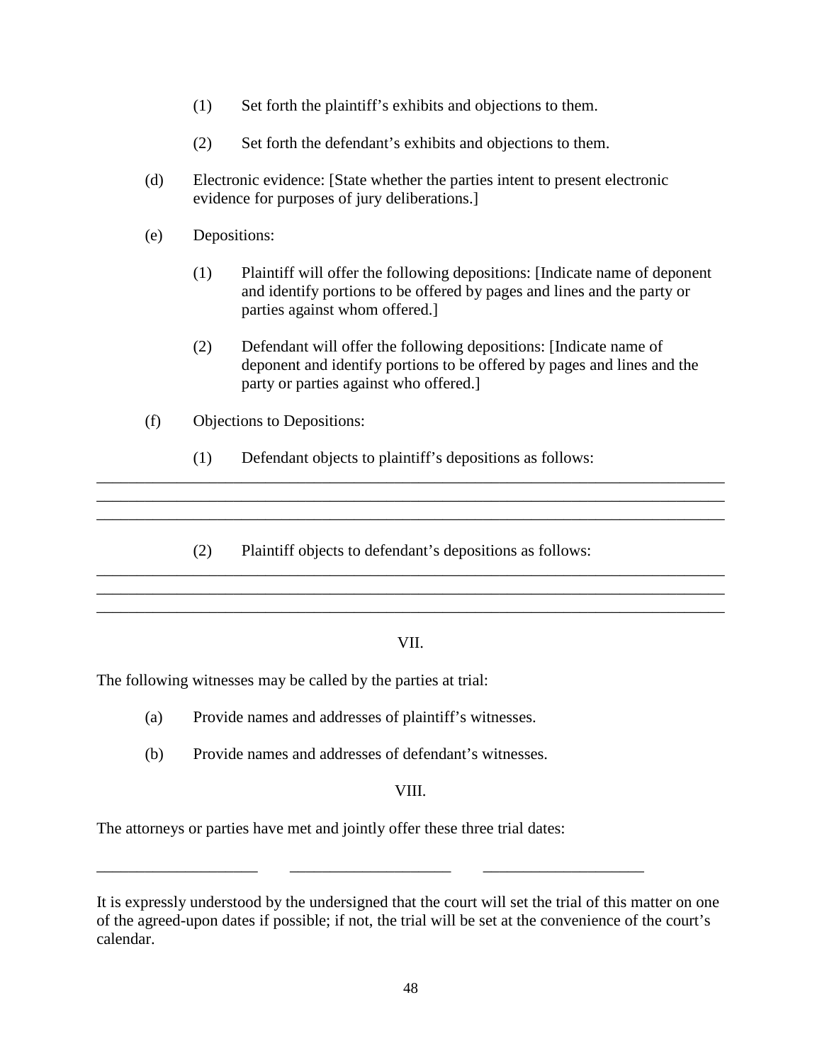(1) Set forth the plaintiff's exhibits and objections to them.

(2) Set forth the defendant's exhibits and objections to them.

(d) Electronic evidence: [State whether the parties intent to present electronic evidence for purposes of jury deliberations.]

(e) Depositions:

(1) Plaintiff will offer the following depositions: [Indicate name of deponent and identify portions to be offered by pages and lines and the party or parties against whom offered.]

(2) Defendant will offer the following depositions: [Indicate name of deponent and identify portions to be offered by pages and lines and the party or parties against who offered.]

(f) Objections to Depositions:

(1) Defendant objects to plaintiff's depositions as follows:

______________________________________________________________________________
______________________________________________________________________________
______________________________________________________________________________

(2) Plaintiff objects to defendant's depositions as follows:

______________________________________________________________________________
______________________________________________________________________________
______________________________________________________________________________

VII.

The following witnesses may be called by the parties at trial:

(a) Provide names and addresses of plaintiff's witnesses.

(b) Provide names and addresses of defendant's witnesses.

VIII.

The attorneys or parties have met and jointly offer these three trial dates:

____________________ ____________________ ____________________

It is expressly understood by the undersigned that the court will set the trial of this matter on one of the agreed-upon dates if possible; if not, the trial will be set at the convenience of the court's calendar.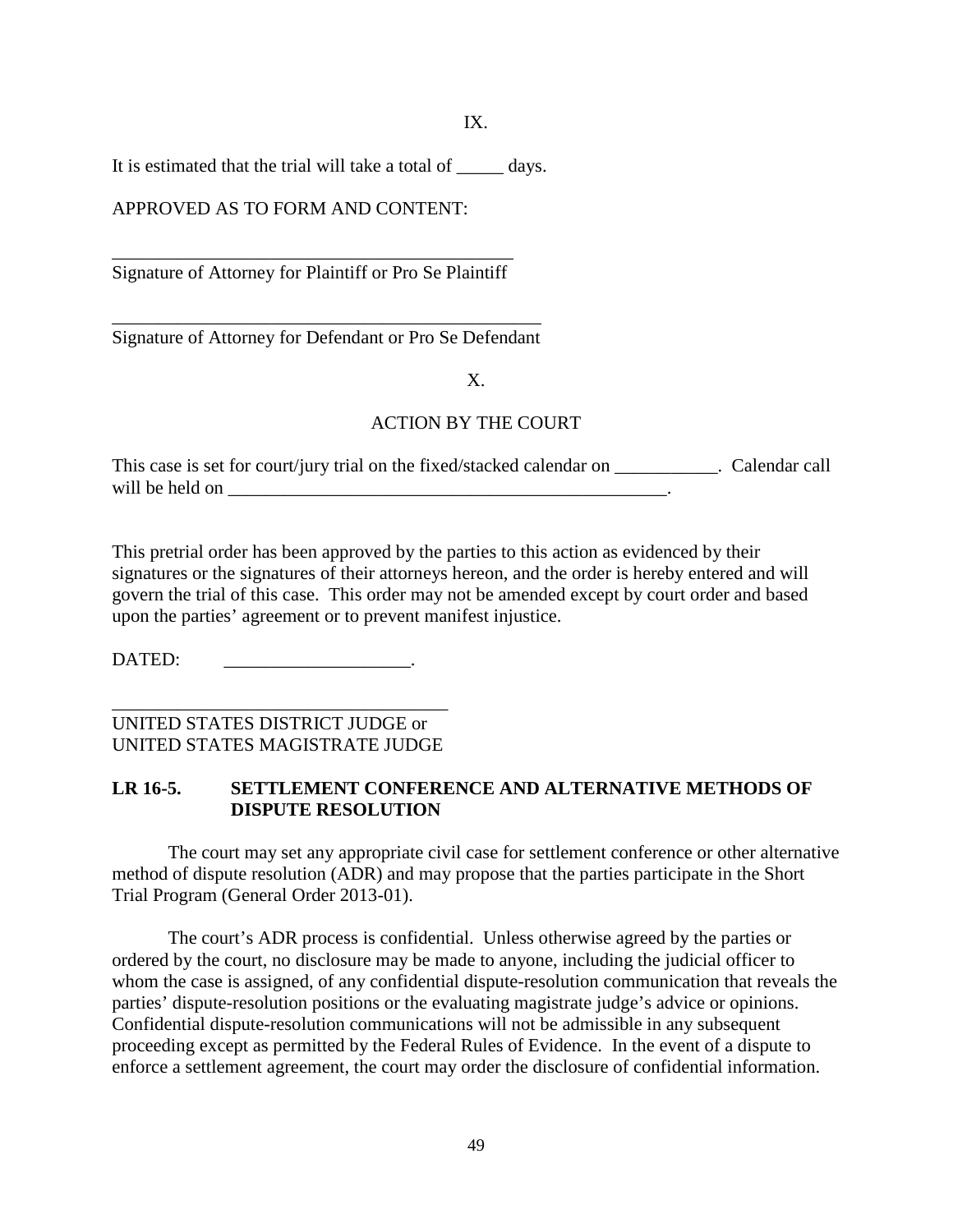IX.

It is estimated that the trial will take a total of _____ days.

APPROVED AS TO FORM AND CONTENT:

_____________________________________________
Signature of Attorney for Plaintiff or Pro Se Plaintiff

_______________________________________________
Signature of Attorney for Defendant or Pro Se Defendant

X.

ACTION BY THE COURT

This case is set for court/jury trial on the fixed/stacked calendar on ___________. Calendar call will be held on _________________________________________________.

This pretrial order has been approved by the parties to this action as evidenced by their signatures or the signatures of their attorneys hereon, and the order is hereby entered and will govern the trial of this case. This order may not be amended except by court order and based upon the parties' agreement or to prevent manifest injustice.

DATED: ____________________.

_____________________________________
UNITED STATES DISTRICT JUDGE or
UNITED STATES MAGISTRATE JUDGE

## LR 16-5. SETTLEMENT CONFERENCE AND ALTERNATIVE METHODS OF DISPUTE RESOLUTION

The court may set any appropriate civil case for settlement conference or other alternative method of dispute resolution (ADR) and may propose that the parties participate in the Short Trial Program (General Order 2013-01).

The court's ADR process is confidential. Unless otherwise agreed by the parties or ordered by the court, no disclosure may be made to anyone, including the judicial officer to whom the case is assigned, of any confidential dispute-resolution communication that reveals the parties' dispute-resolution positions or the evaluating magistrate judge's advice or opinions. Confidential dispute-resolution communications will not be admissible in any subsequent proceeding except as permitted by the Federal Rules of Evidence. In the event of a dispute to enforce a settlement agreement, the court may order the disclosure of confidential information.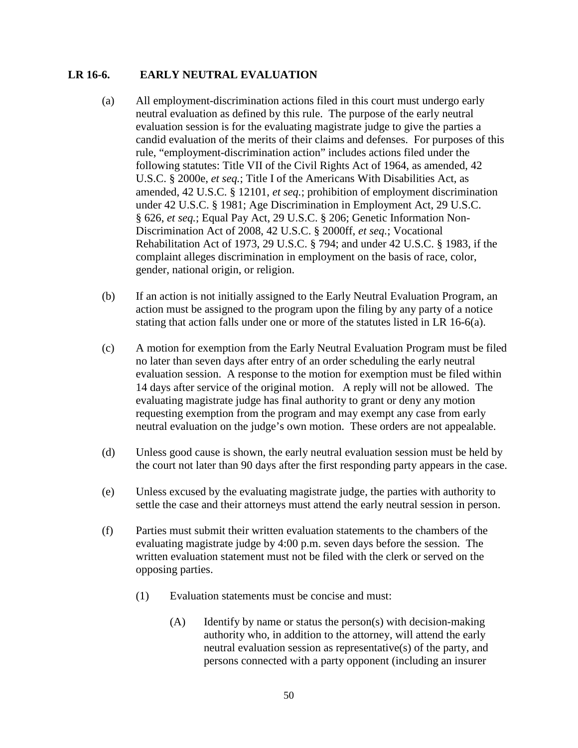## LR 16-6. EARLY NEUTRAL EVALUATION

(a) All employment-discrimination actions filed in this court must undergo early neutral evaluation as defined by this rule. The purpose of the early neutral evaluation session is for the evaluating magistrate judge to give the parties a candid evaluation of the merits of their claims and defenses. For purposes of this rule, "employment-discrimination action" includes actions filed under the following statutes: Title VII of the Civil Rights Act of 1964, as amended, 42 U.S.C. § 2000e, *et seq.*; Title I of the Americans With Disabilities Act, as amended, 42 U.S.C. § 12101, *et seq.*; prohibition of employment discrimination under 42 U.S.C. § 1981; Age Discrimination in Employment Act, 29 U.S.C. § 626, *et seq.*; Equal Pay Act, 29 U.S.C. § 206; Genetic Information Non-Discrimination Act of 2008, 42 U.S.C. § 2000ff, *et seq.*; Vocational Rehabilitation Act of 1973, 29 U.S.C. § 794; and under 42 U.S.C. § 1983, if the complaint alleges discrimination in employment on the basis of race, color, gender, national origin, or religion.

(b) If an action is not initially assigned to the Early Neutral Evaluation Program, an action must be assigned to the program upon the filing by any party of a notice stating that action falls under one or more of the statutes listed in LR 16-6(a).

(c) A motion for exemption from the Early Neutral Evaluation Program must be filed no later than seven days after entry of an order scheduling the early neutral evaluation session. A response to the motion for exemption must be filed within 14 days after service of the original motion. A reply will not be allowed. The evaluating magistrate judge has final authority to grant or deny any motion requesting exemption from the program and may exempt any case from early neutral evaluation on the judge's own motion. These orders are not appealable.

(d) Unless good cause is shown, the early neutral evaluation session must be held by the court not later than 90 days after the first responding party appears in the case.

(e) Unless excused by the evaluating magistrate judge, the parties with authority to settle the case and their attorneys must attend the early neutral session in person.

(f) Parties must submit their written evaluation statements to the chambers of the evaluating magistrate judge by 4:00 p.m. seven days before the session. The written evaluation statement must not be filed with the clerk or served on the opposing parties.

  (1) Evaluation statements must be concise and must:

    (A) Identify by name or status the person(s) with decision-making authority who, in addition to the attorney, will attend the early neutral evaluation session as representative(s) of the party, and persons connected with a party opponent (including an insurer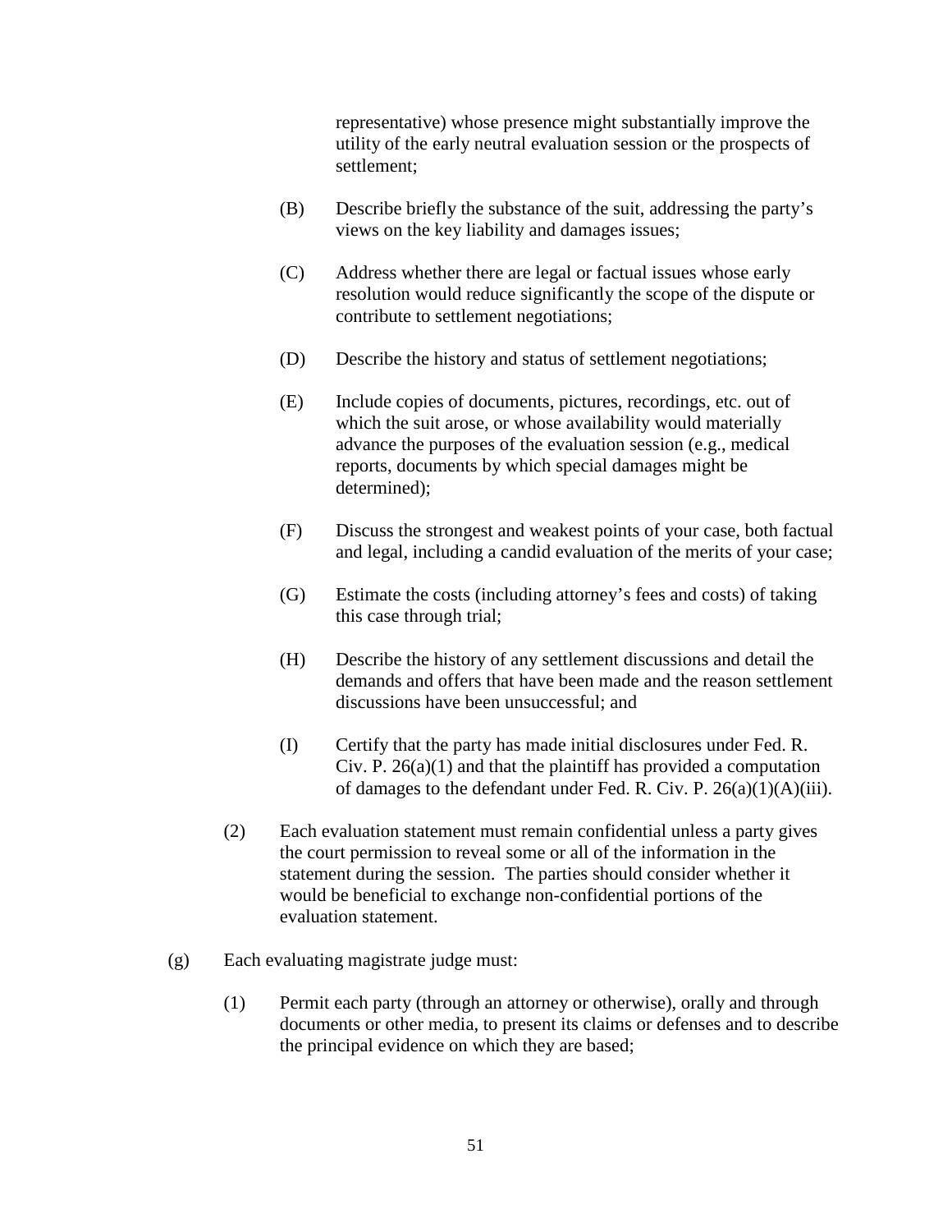representative) whose presence might substantially improve the utility of the early neutral evaluation session or the prospects of settlement;

(B) Describe briefly the substance of the suit, addressing the party's views on the key liability and damages issues;

(C) Address whether there are legal or factual issues whose early resolution would reduce significantly the scope of the dispute or contribute to settlement negotiations;

(D) Describe the history and status of settlement negotiations;

(E) Include copies of documents, pictures, recordings, etc. out of which the suit arose, or whose availability would materially advance the purposes of the evaluation session (e.g., medical reports, documents by which special damages might be determined);

(F) Discuss the strongest and weakest points of your case, both factual and legal, including a candid evaluation of the merits of your case;

(G) Estimate the costs (including attorney's fees and costs) of taking this case through trial;

(H) Describe the history of any settlement discussions and detail the demands and offers that have been made and the reason settlement discussions have been unsuccessful; and

(I) Certify that the party has made initial disclosures under Fed. R. Civ. P. 26(a)(1) and that the plaintiff has provided a computation of damages to the defendant under Fed. R. Civ. P. 26(a)(1)(A)(iii).

(2) Each evaluation statement must remain confidential unless a party gives the court permission to reveal some or all of the information in the statement during the session. The parties should consider whether it would be beneficial to exchange non-confidential portions of the evaluation statement.

(g) Each evaluating magistrate judge must:

(1) Permit each party (through an attorney or otherwise), orally and through documents or other media, to present its claims or defenses and to describe the principal evidence on which they are based;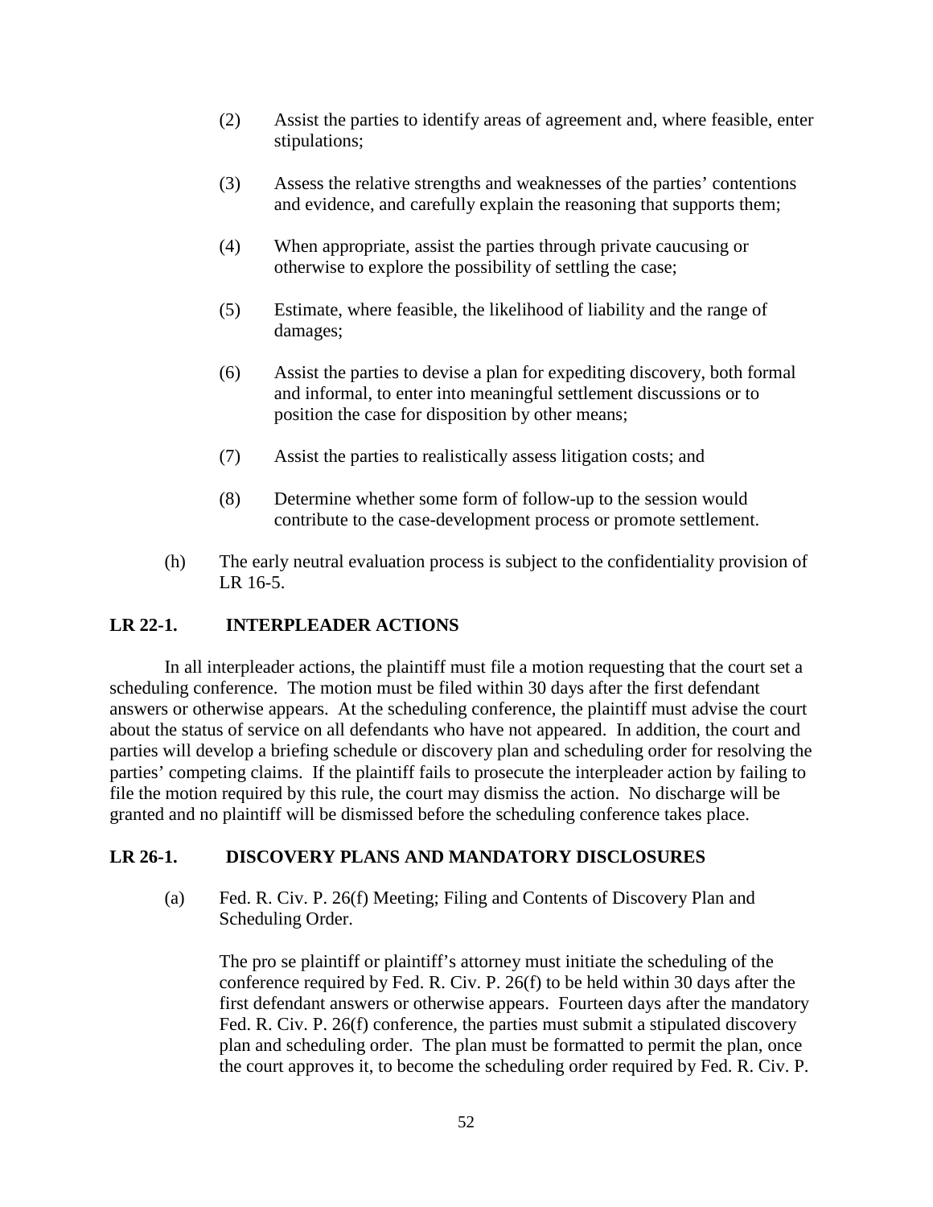(2) Assist the parties to identify areas of agreement and, where feasible, enter stipulations;

(3) Assess the relative strengths and weaknesses of the parties' contentions and evidence, and carefully explain the reasoning that supports them;

(4) When appropriate, assist the parties through private caucusing or otherwise to explore the possibility of settling the case;

(5) Estimate, where feasible, the likelihood of liability and the range of damages;

(6) Assist the parties to devise a plan for expediting discovery, both formal and informal, to enter into meaningful settlement discussions or to position the case for disposition by other means;

(7) Assist the parties to realistically assess litigation costs; and

(8) Determine whether some form of follow-up to the session would contribute to the case-development process or promote settlement.

(h) The early neutral evaluation process is subject to the confidentiality provision of LR 16-5.

## LR 22-1. INTERPLEADER ACTIONS

In all interpleader actions, the plaintiff must file a motion requesting that the court set a scheduling conference. The motion must be filed within 30 days after the first defendant answers or otherwise appears. At the scheduling conference, the plaintiff must advise the court about the status of service on all defendants who have not appeared. In addition, the court and parties will develop a briefing schedule or discovery plan and scheduling order for resolving the parties' competing claims. If the plaintiff fails to prosecute the interpleader action by failing to file the motion required by this rule, the court may dismiss the action. No discharge will be granted and no plaintiff will be dismissed before the scheduling conference takes place.

## LR 26-1. DISCOVERY PLANS AND MANDATORY DISCLOSURES

(a) Fed. R. Civ. P. 26(f) Meeting; Filing and Contents of Discovery Plan and Scheduling Order.

The pro se plaintiff or plaintiff's attorney must initiate the scheduling of the conference required by Fed. R. Civ. P. 26(f) to be held within 30 days after the first defendant answers or otherwise appears. Fourteen days after the mandatory Fed. R. Civ. P. 26(f) conference, the parties must submit a stipulated discovery plan and scheduling order. The plan must be formatted to permit the plan, once the court approves it, to become the scheduling order required by Fed. R. Civ. P.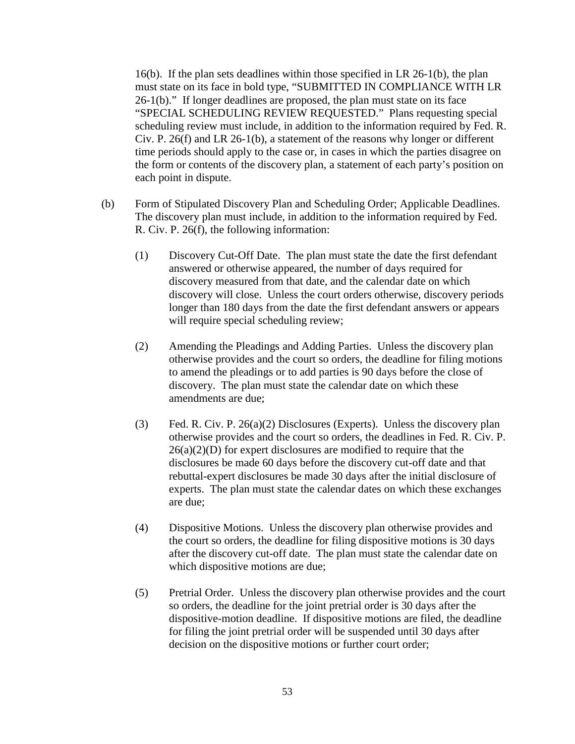16(b). If the plan sets deadlines within those specified in LR 26-1(b), the plan must state on its face in bold type, "SUBMITTED IN COMPLIANCE WITH LR 26-1(b)." If longer deadlines are proposed, the plan must state on its face "SPECIAL SCHEDULING REVIEW REQUESTED." Plans requesting special scheduling review must include, in addition to the information required by Fed. R. Civ. P. 26(f) and LR 26-1(b), a statement of the reasons why longer or different time periods should apply to the case or, in cases in which the parties disagree on the form or contents of the discovery plan, a statement of each party's position on each point in dispute.

(b) Form of Stipulated Discovery Plan and Scheduling Order; Applicable Deadlines. The discovery plan must include, in addition to the information required by Fed. R. Civ. P. 26(f), the following information:

(1) Discovery Cut-Off Date. The plan must state the date the first defendant answered or otherwise appeared, the number of days required for discovery measured from that date, and the calendar date on which discovery will close. Unless the court orders otherwise, discovery periods longer than 180 days from the date the first defendant answers or appears will require special scheduling review;

(2) Amending the Pleadings and Adding Parties. Unless the discovery plan otherwise provides and the court so orders, the deadline for filing motions to amend the pleadings or to add parties is 90 days before the close of discovery. The plan must state the calendar date on which these amendments are due;

(3) Fed. R. Civ. P. 26(a)(2) Disclosures (Experts). Unless the discovery plan otherwise provides and the court so orders, the deadlines in Fed. R. Civ. P. 26(a)(2)(D) for expert disclosures are modified to require that the disclosures be made 60 days before the discovery cut-off date and that rebuttal-expert disclosures be made 30 days after the initial disclosure of experts. The plan must state the calendar dates on which these exchanges are due;

(4) Dispositive Motions. Unless the discovery plan otherwise provides and the court so orders, the deadline for filing dispositive motions is 30 days after the discovery cut-off date. The plan must state the calendar date on which dispositive motions are due;

(5) Pretrial Order. Unless the discovery plan otherwise provides and the court so orders, the deadline for the joint pretrial order is 30 days after the dispositive-motion deadline. If dispositive motions are filed, the deadline for filing the joint pretrial order will be suspended until 30 days after decision on the dispositive motions or further court order;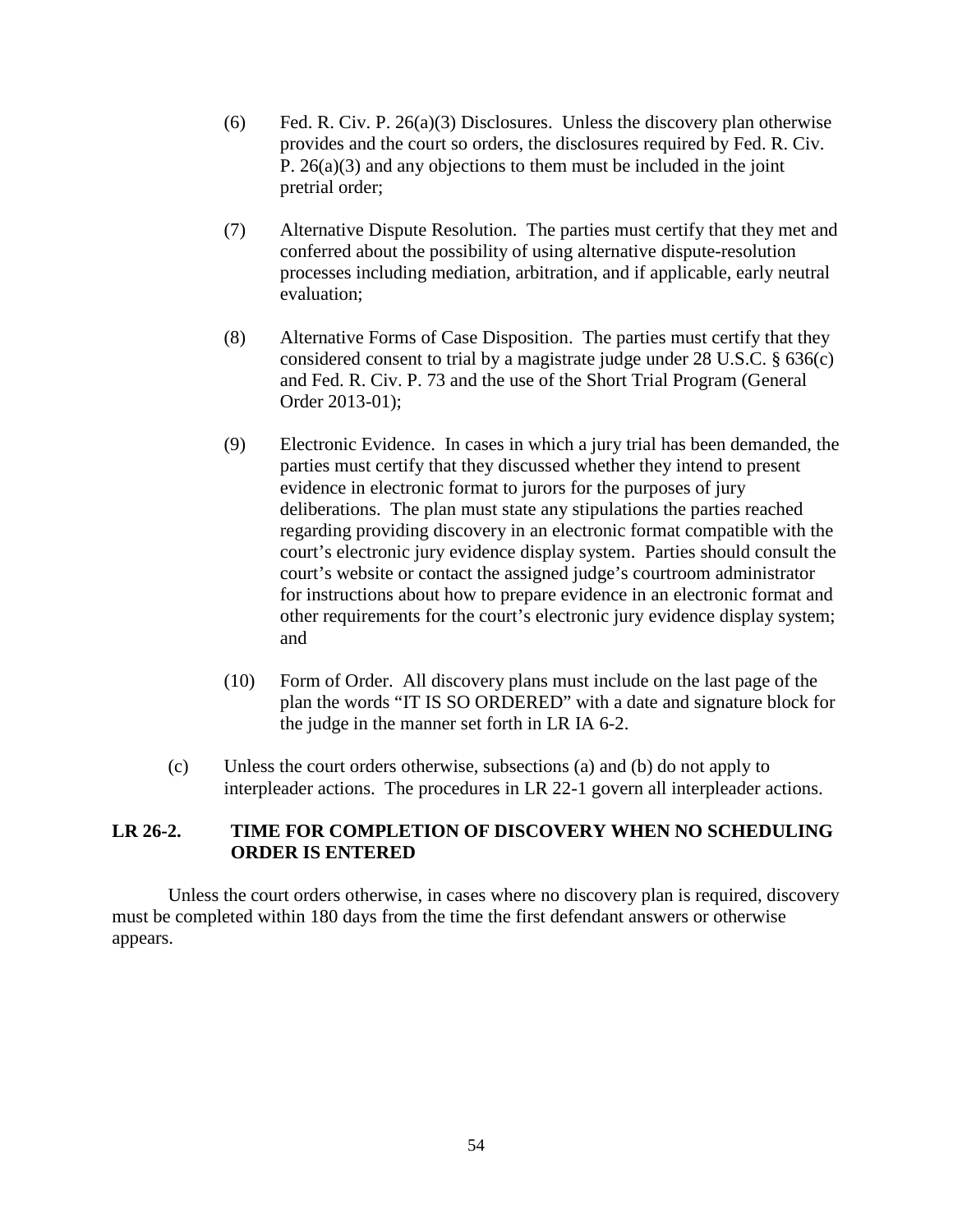(6) Fed. R. Civ. P. 26(a)(3) Disclosures. Unless the discovery plan otherwise provides and the court so orders, the disclosures required by Fed. R. Civ. P. 26(a)(3) and any objections to them must be included in the joint pretrial order;

(7) Alternative Dispute Resolution. The parties must certify that they met and conferred about the possibility of using alternative dispute-resolution processes including mediation, arbitration, and if applicable, early neutral evaluation;

(8) Alternative Forms of Case Disposition. The parties must certify that they considered consent to trial by a magistrate judge under 28 U.S.C. § 636(c) and Fed. R. Civ. P. 73 and the use of the Short Trial Program (General Order 2013-01);

(9) Electronic Evidence. In cases in which a jury trial has been demanded, the parties must certify that they discussed whether they intend to present evidence in electronic format to jurors for the purposes of jury deliberations. The plan must state any stipulations the parties reached regarding providing discovery in an electronic format compatible with the court's electronic jury evidence display system. Parties should consult the court's website or contact the assigned judge's courtroom administrator for instructions about how to prepare evidence in an electronic format and other requirements for the court's electronic jury evidence display system; and

(10) Form of Order. All discovery plans must include on the last page of the plan the words "IT IS SO ORDERED" with a date and signature block for the judge in the manner set forth in LR IA 6-2.

(c) Unless the court orders otherwise, subsections (a) and (b) do not apply to interpleader actions. The procedures in LR 22-1 govern all interpleader actions.

## LR 26-2. TIME FOR COMPLETION OF DISCOVERY WHEN NO SCHEDULING ORDER IS ENTERED

Unless the court orders otherwise, in cases where no discovery plan is required, discovery must be completed within 180 days from the time the first defendant answers or otherwise appears.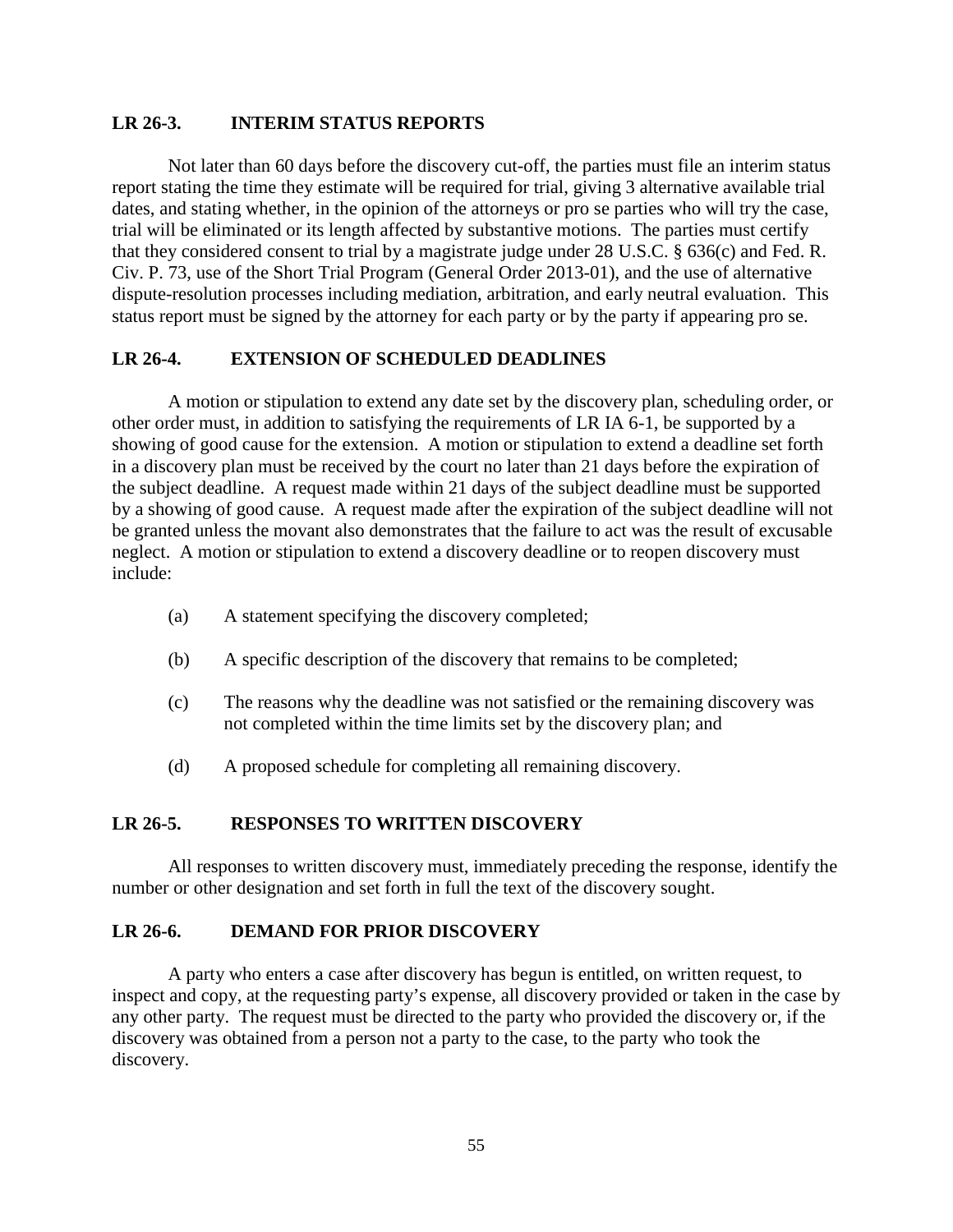## LR 26-3. INTERIM STATUS REPORTS

Not later than 60 days before the discovery cut-off, the parties must file an interim status report stating the time they estimate will be required for trial, giving 3 alternative available trial dates, and stating whether, in the opinion of the attorneys or pro se parties who will try the case, trial will be eliminated or its length affected by substantive motions. The parties must certify that they considered consent to trial by a magistrate judge under 28 U.S.C. § 636(c) and Fed. R. Civ. P. 73, use of the Short Trial Program (General Order 2013-01), and the use of alternative dispute-resolution processes including mediation, arbitration, and early neutral evaluation. This status report must be signed by the attorney for each party or by the party if appearing pro se.

## LR 26-4. EXTENSION OF SCHEDULED DEADLINES

A motion or stipulation to extend any date set by the discovery plan, scheduling order, or other order must, in addition to satisfying the requirements of LR IA 6-1, be supported by a showing of good cause for the extension. A motion or stipulation to extend a deadline set forth in a discovery plan must be received by the court no later than 21 days before the expiration of the subject deadline. A request made within 21 days of the subject deadline must be supported by a showing of good cause. A request made after the expiration of the subject deadline will not be granted unless the movant also demonstrates that the failure to act was the result of excusable neglect. A motion or stipulation to extend a discovery deadline or to reopen discovery must include:

(a) A statement specifying the discovery completed;

(b) A specific description of the discovery that remains to be completed;

(c) The reasons why the deadline was not satisfied or the remaining discovery was not completed within the time limits set by the discovery plan; and

(d) A proposed schedule for completing all remaining discovery.

## LR 26-5. RESPONSES TO WRITTEN DISCOVERY

All responses to written discovery must, immediately preceding the response, identify the number or other designation and set forth in full the text of the discovery sought.

## LR 26-6. DEMAND FOR PRIOR DISCOVERY

A party who enters a case after discovery has begun is entitled, on written request, to inspect and copy, at the requesting party's expense, all discovery provided or taken in the case by any other party. The request must be directed to the party who provided the discovery or, if the discovery was obtained from a person not a party to the case, to the party who took the discovery.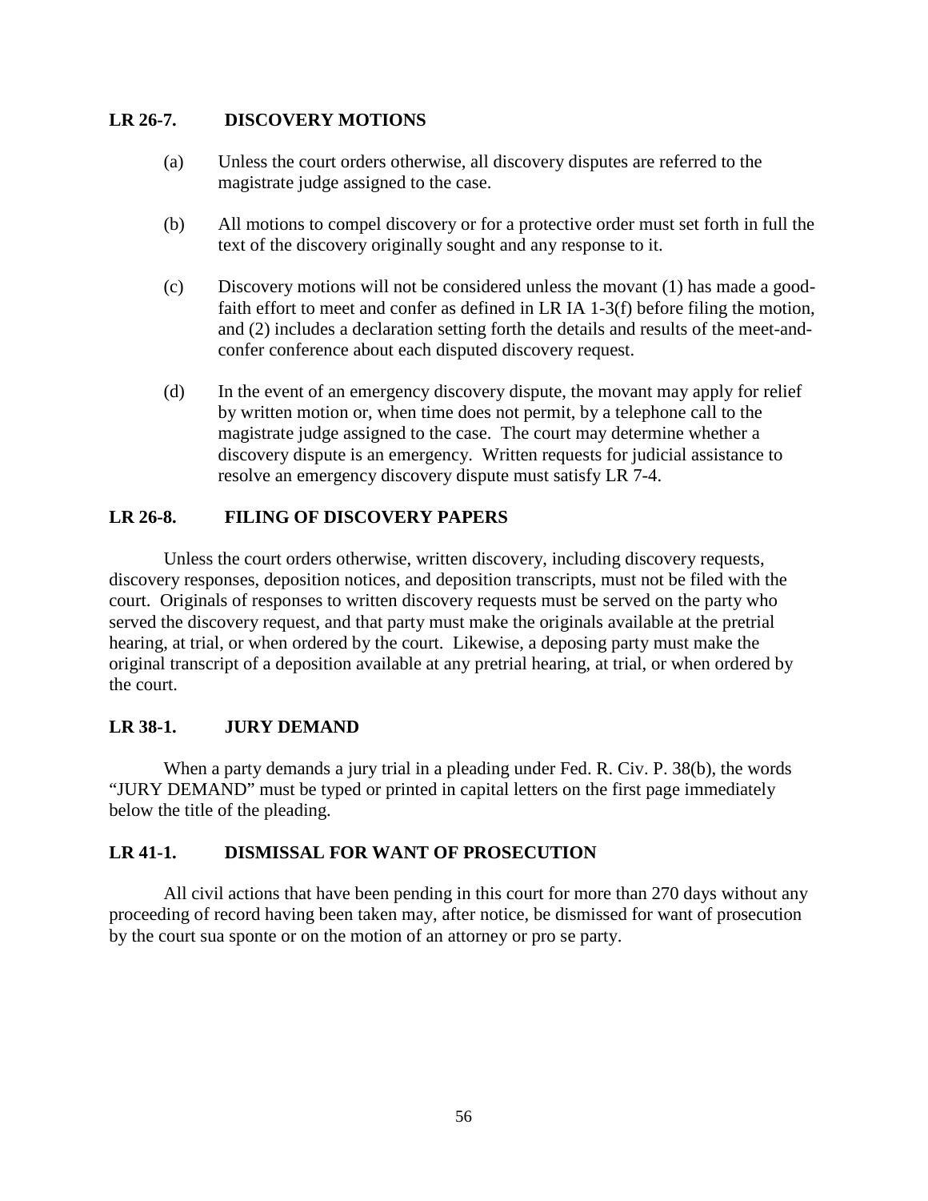## LR 26-7. DISCOVERY MOTIONS

(a) Unless the court orders otherwise, all discovery disputes are referred to the magistrate judge assigned to the case.

(b) All motions to compel discovery or for a protective order must set forth in full the text of the discovery originally sought and any response to it.

(c) Discovery motions will not be considered unless the movant (1) has made a good-faith effort to meet and confer as defined in LR IA 1-3(f) before filing the motion, and (2) includes a declaration setting forth the details and results of the meet-and-confer conference about each disputed discovery request.

(d) In the event of an emergency discovery dispute, the movant may apply for relief by written motion or, when time does not permit, by a telephone call to the magistrate judge assigned to the case. The court may determine whether a discovery dispute is an emergency. Written requests for judicial assistance to resolve an emergency discovery dispute must satisfy LR 7-4.

## LR 26-8. FILING OF DISCOVERY PAPERS

Unless the court orders otherwise, written discovery, including discovery requests, discovery responses, deposition notices, and deposition transcripts, must not be filed with the court. Originals of responses to written discovery requests must be served on the party who served the discovery request, and that party must make the originals available at the pretrial hearing, at trial, or when ordered by the court. Likewise, a deposing party must make the original transcript of a deposition available at any pretrial hearing, at trial, or when ordered by the court.

## LR 38-1. JURY DEMAND

When a party demands a jury trial in a pleading under Fed. R. Civ. P. 38(b), the words "JURY DEMAND" must be typed or printed in capital letters on the first page immediately below the title of the pleading.

## LR 41-1. DISMISSAL FOR WANT OF PROSECUTION

All civil actions that have been pending in this court for more than 270 days without any proceeding of record having been taken may, after notice, be dismissed for want of prosecution by the court sua sponte or on the motion of an attorney or pro se party.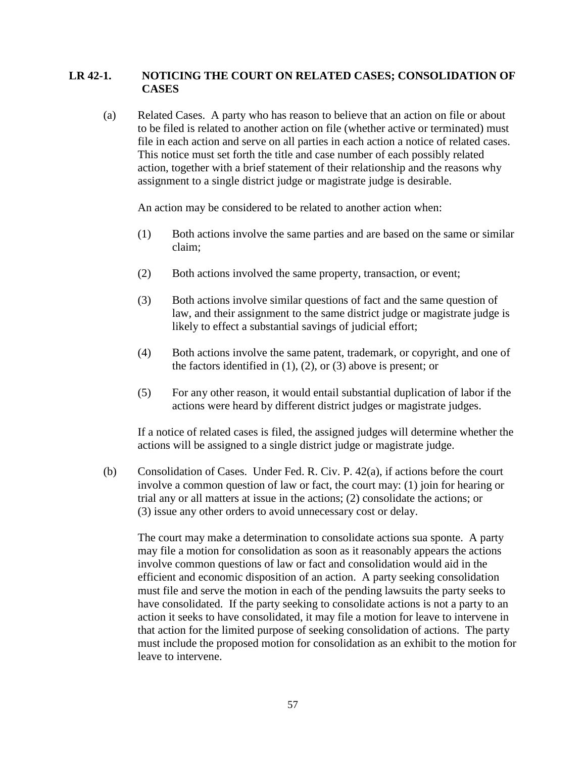## LR 42-1. NOTICING THE COURT ON RELATED CASES; CONSOLIDATION OF CASES

(a) Related Cases. A party who has reason to believe that an action on file or about to be filed is related to another action on file (whether active or terminated) must file in each action and serve on all parties in each action a notice of related cases. This notice must set forth the title and case number of each possibly related action, together with a brief statement of their relationship and the reasons why assignment to a single district judge or magistrate judge is desirable.

An action may be considered to be related to another action when:

(1) Both actions involve the same parties and are based on the same or similar claim;

(2) Both actions involved the same property, transaction, or event;

(3) Both actions involve similar questions of fact and the same question of law, and their assignment to the same district judge or magistrate judge is likely to effect a substantial savings of judicial effort;

(4) Both actions involve the same patent, trademark, or copyright, and one of the factors identified in (1), (2), or (3) above is present; or

(5) For any other reason, it would entail substantial duplication of labor if the actions were heard by different district judges or magistrate judges.

If a notice of related cases is filed, the assigned judges will determine whether the actions will be assigned to a single district judge or magistrate judge.

(b) Consolidation of Cases. Under Fed. R. Civ. P. 42(a), if actions before the court involve a common question of law or fact, the court may: (1) join for hearing or trial any or all matters at issue in the actions; (2) consolidate the actions; or (3) issue any other orders to avoid unnecessary cost or delay.

The court may make a determination to consolidate actions sua sponte. A party may file a motion for consolidation as soon as it reasonably appears the actions involve common questions of law or fact and consolidation would aid in the efficient and economic disposition of an action. A party seeking consolidation must file and serve the motion in each of the pending lawsuits the party seeks to have consolidated. If the party seeking to consolidate actions is not a party to an action it seeks to have consolidated, it may file a motion for leave to intervene in that action for the limited purpose of seeking consolidation of actions. The party must include the proposed motion for consolidation as an exhibit to the motion for leave to intervene.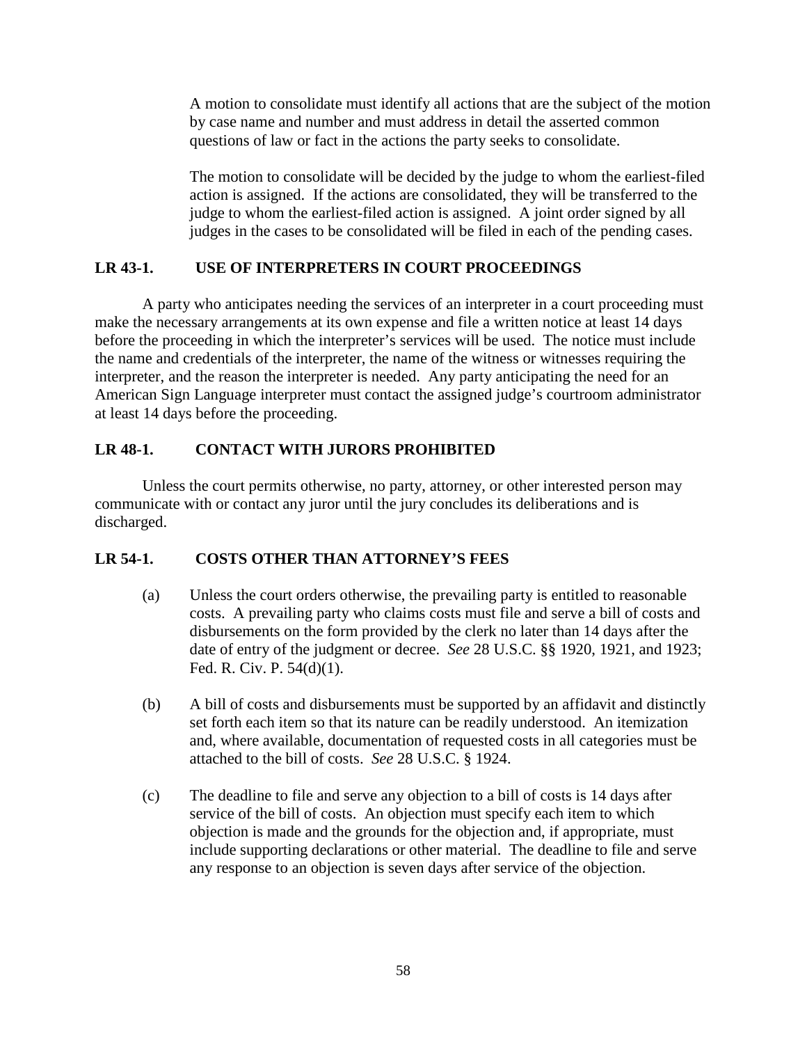A motion to consolidate must identify all actions that are the subject of the motion by case name and number and must address in detail the asserted common questions of law or fact in the actions the party seeks to consolidate.

The motion to consolidate will be decided by the judge to whom the earliest-filed action is assigned. If the actions are consolidated, they will be transferred to the judge to whom the earliest-filed action is assigned. A joint order signed by all judges in the cases to be consolidated will be filed in each of the pending cases.

## LR 43-1. USE OF INTERPRETERS IN COURT PROCEEDINGS

A party who anticipates needing the services of an interpreter in a court proceeding must make the necessary arrangements at its own expense and file a written notice at least 14 days before the proceeding in which the interpreter's services will be used. The notice must include the name and credentials of the interpreter, the name of the witness or witnesses requiring the interpreter, and the reason the interpreter is needed. Any party anticipating the need for an American Sign Language interpreter must contact the assigned judge's courtroom administrator at least 14 days before the proceeding.

## LR 48-1. CONTACT WITH JURORS PROHIBITED

Unless the court permits otherwise, no party, attorney, or other interested person may communicate with or contact any juror until the jury concludes its deliberations and is discharged.

## LR 54-1. COSTS OTHER THAN ATTORNEY'S FEES

(a) Unless the court orders otherwise, the prevailing party is entitled to reasonable costs. A prevailing party who claims costs must file and serve a bill of costs and disbursements on the form provided by the clerk no later than 14 days after the date of entry of the judgment or decree. *See* 28 U.S.C. §§ 1920, 1921, and 1923; Fed. R. Civ. P. 54(d)(1).

(b) A bill of costs and disbursements must be supported by an affidavit and distinctly set forth each item so that its nature can be readily understood. An itemization and, where available, documentation of requested costs in all categories must be attached to the bill of costs. *See* 28 U.S.C. § 1924.

(c) The deadline to file and serve any objection to a bill of costs is 14 days after service of the bill of costs. An objection must specify each item to which objection is made and the grounds for the objection and, if appropriate, must include supporting declarations or other material. The deadline to file and serve any response to an objection is seven days after service of the objection.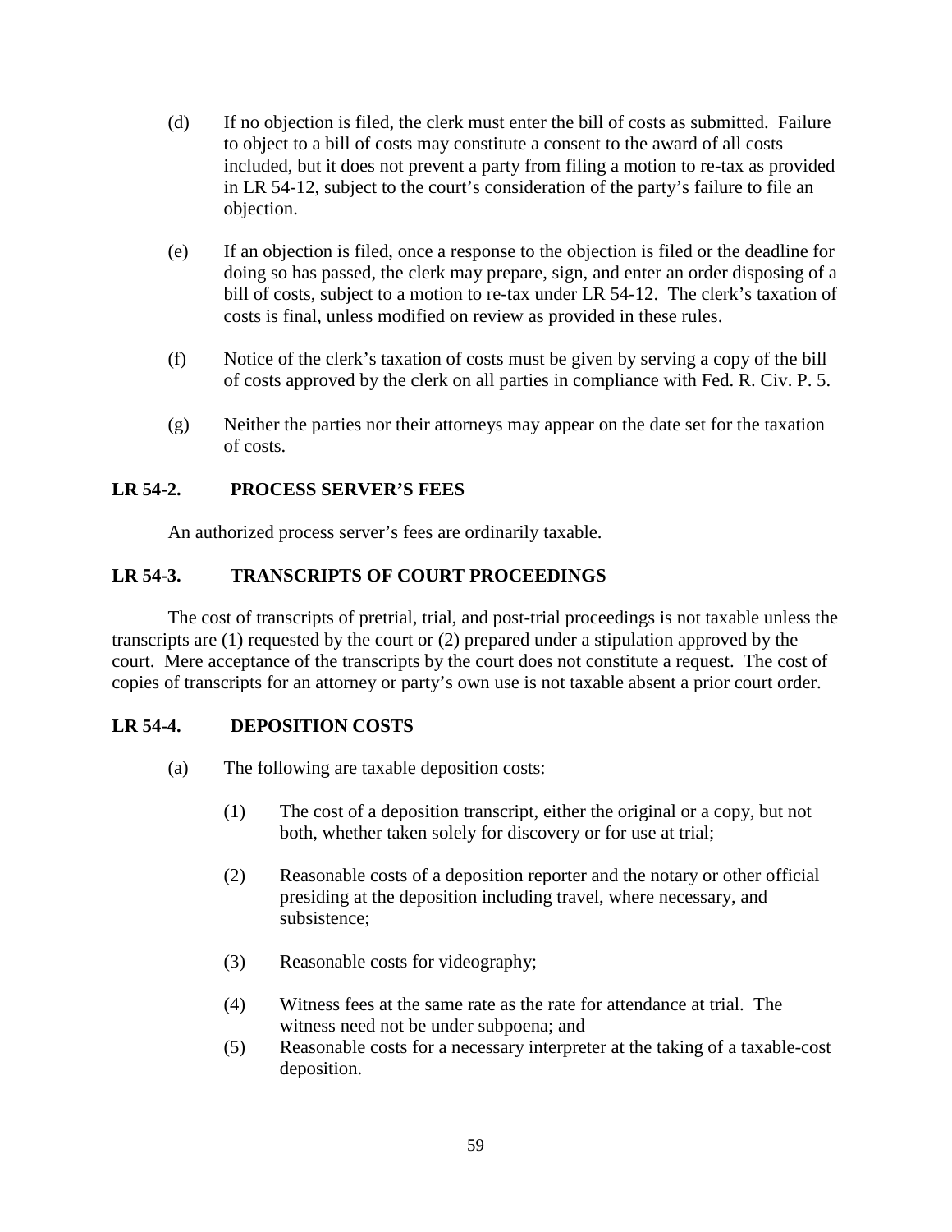(d) If no objection is filed, the clerk must enter the bill of costs as submitted. Failure to object to a bill of costs may constitute a consent to the award of all costs included, but it does not prevent a party from filing a motion to re-tax as provided in LR 54-12, subject to the court's consideration of the party's failure to file an objection.

(e) If an objection is filed, once a response to the objection is filed or the deadline for doing so has passed, the clerk may prepare, sign, and enter an order disposing of a bill of costs, subject to a motion to re-tax under LR 54-12. The clerk's taxation of costs is final, unless modified on review as provided in these rules.

(f) Notice of the clerk's taxation of costs must be given by serving a copy of the bill of costs approved by the clerk on all parties in compliance with Fed. R. Civ. P. 5.

(g) Neither the parties nor their attorneys may appear on the date set for the taxation of costs.

## LR 54-2. PROCESS SERVER'S FEES

An authorized process server's fees are ordinarily taxable.

## LR 54-3. TRANSCRIPTS OF COURT PROCEEDINGS

The cost of transcripts of pretrial, trial, and post-trial proceedings is not taxable unless the transcripts are (1) requested by the court or (2) prepared under a stipulation approved by the court. Mere acceptance of the transcripts by the court does not constitute a request. The cost of copies of transcripts for an attorney or party's own use is not taxable absent a prior court order.

## LR 54-4. DEPOSITION COSTS

(a) The following are taxable deposition costs:

(1) The cost of a deposition transcript, either the original or a copy, but not both, whether taken solely for discovery or for use at trial;

(2) Reasonable costs of a deposition reporter and the notary or other official presiding at the deposition including travel, where necessary, and subsistence;

(3) Reasonable costs for videography;

(4) Witness fees at the same rate as the rate for attendance at trial. The witness need not be under subpoena; and

(5) Reasonable costs for a necessary interpreter at the taking of a taxable-cost deposition.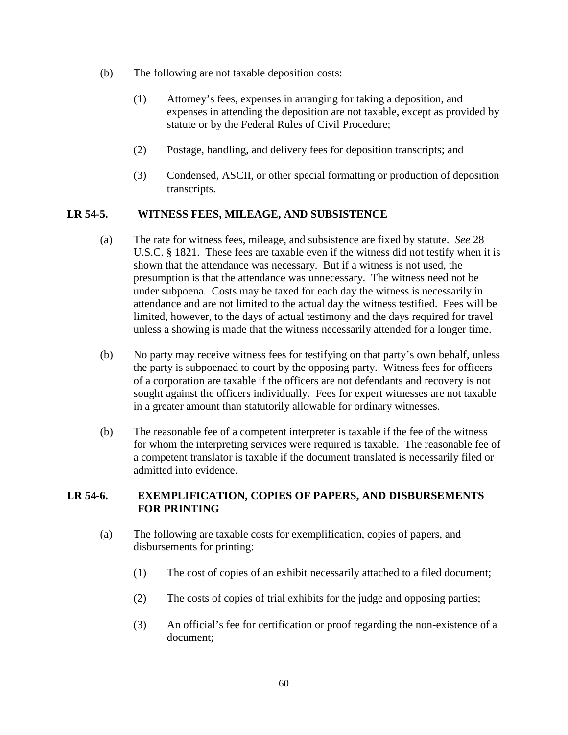(b) The following are not taxable deposition costs:

(1) Attorney's fees, expenses in arranging for taking a deposition, and expenses in attending the deposition are not taxable, except as provided by statute or by the Federal Rules of Civil Procedure;

(2) Postage, handling, and delivery fees for deposition transcripts; and

(3) Condensed, ASCII, or other special formatting or production of deposition transcripts.

## LR 54-5. WITNESS FEES, MILEAGE, AND SUBSISTENCE

(a) The rate for witness fees, mileage, and subsistence are fixed by statute. *See* 28 U.S.C. § 1821. These fees are taxable even if the witness did not testify when it is shown that the attendance was necessary. But if a witness is not used, the presumption is that the attendance was unnecessary. The witness need not be under subpoena. Costs may be taxed for each day the witness is necessarily in attendance and are not limited to the actual day the witness testified. Fees will be limited, however, to the days of actual testimony and the days required for travel unless a showing is made that the witness necessarily attended for a longer time.

(b) No party may receive witness fees for testifying on that party's own behalf, unless the party is subpoenaed to court by the opposing party. Witness fees for officers of a corporation are taxable if the officers are not defendants and recovery is not sought against the officers individually. Fees for expert witnesses are not taxable in a greater amount than statutorily allowable for ordinary witnesses.

(b) The reasonable fee of a competent interpreter is taxable if the fee of the witness for whom the interpreting services were required is taxable. The reasonable fee of a competent translator is taxable if the document translated is necessarily filed or admitted into evidence.

## LR 54-6. EXEMPLIFICATION, COPIES OF PAPERS, AND DISBURSEMENTS FOR PRINTING

(a) The following are taxable costs for exemplification, copies of papers, and disbursements for printing:

(1) The cost of copies of an exhibit necessarily attached to a filed document;

(2) The costs of copies of trial exhibits for the judge and opposing parties;

(3) An official's fee for certification or proof regarding the non-existence of a document;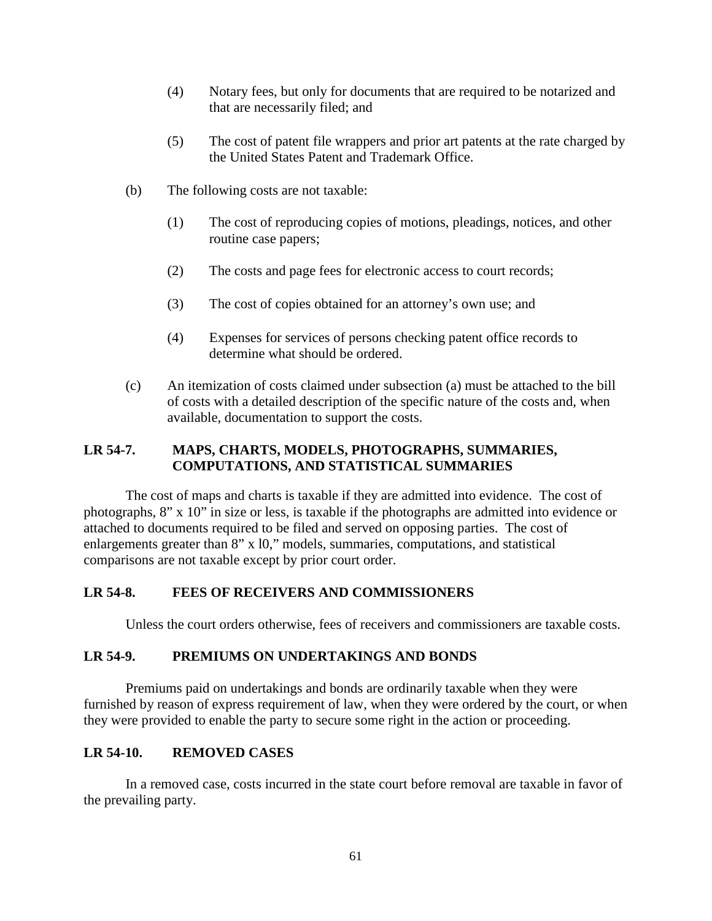(4) Notary fees, but only for documents that are required to be notarized and that are necessarily filed; and

(5) The cost of patent file wrappers and prior art patents at the rate charged by the United States Patent and Trademark Office.

(b) The following costs are not taxable:

(1) The cost of reproducing copies of motions, pleadings, notices, and other routine case papers;

(2) The costs and page fees for electronic access to court records;

(3) The cost of copies obtained for an attorney's own use; and

(4) Expenses for services of persons checking patent office records to determine what should be ordered.

(c) An itemization of costs claimed under subsection (a) must be attached to the bill of costs with a detailed description of the specific nature of the costs and, when available, documentation to support the costs.

## LR 54-7. MAPS, CHARTS, MODELS, PHOTOGRAPHS, SUMMARIES, COMPUTATIONS, AND STATISTICAL SUMMARIES

The cost of maps and charts is taxable if they are admitted into evidence. The cost of photographs, 8" x 10" in size or less, is taxable if the photographs are admitted into evidence or attached to documents required to be filed and served on opposing parties. The cost of enlargements greater than 8" x l0," models, summaries, computations, and statistical comparisons are not taxable except by prior court order.

## LR 54-8. FEES OF RECEIVERS AND COMMISSIONERS

Unless the court orders otherwise, fees of receivers and commissioners are taxable costs.

## LR 54-9. PREMIUMS ON UNDERTAKINGS AND BONDS

Premiums paid on undertakings and bonds are ordinarily taxable when they were furnished by reason of express requirement of law, when they were ordered by the court, or when they were provided to enable the party to secure some right in the action or proceeding.

## LR 54-10. REMOVED CASES

In a removed case, costs incurred in the state court before removal are taxable in favor of the prevailing party.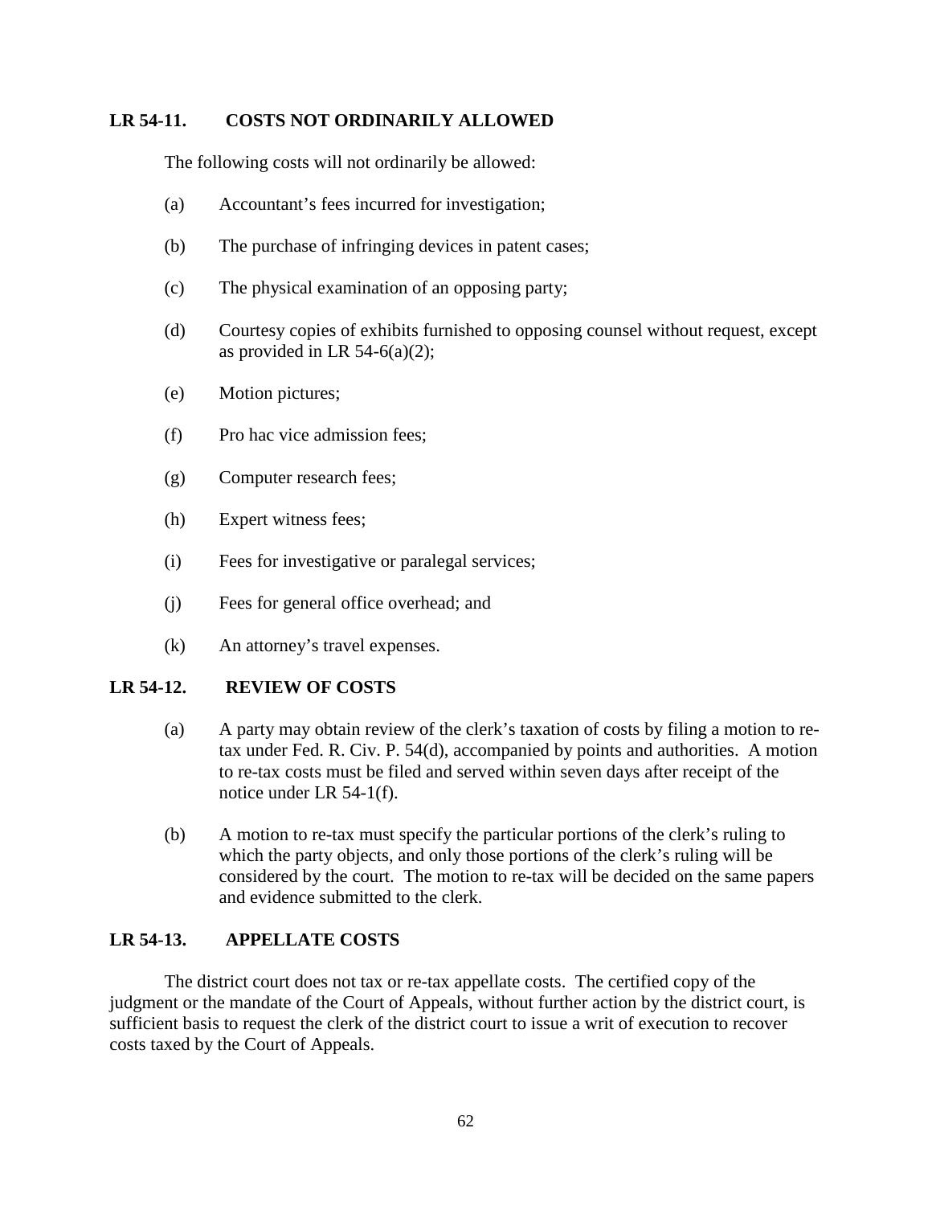## LR 54-11. COSTS NOT ORDINARILY ALLOWED

The following costs will not ordinarily be allowed:

(a) Accountant's fees incurred for investigation;

(b) The purchase of infringing devices in patent cases;

(c) The physical examination of an opposing party;

(d) Courtesy copies of exhibits furnished to opposing counsel without request, except as provided in LR 54-6(a)(2);

(e) Motion pictures;

(f) Pro hac vice admission fees;

(g) Computer research fees;

(h) Expert witness fees;

(i) Fees for investigative or paralegal services;

(j) Fees for general office overhead; and

(k) An attorney's travel expenses.

## LR 54-12. REVIEW OF COSTS

(a) A party may obtain review of the clerk's taxation of costs by filing a motion to re-tax under Fed. R. Civ. P. 54(d), accompanied by points and authorities. A motion to re-tax costs must be filed and served within seven days after receipt of the notice under LR 54-1(f).

(b) A motion to re-tax must specify the particular portions of the clerk's ruling to which the party objects, and only those portions of the clerk's ruling will be considered by the court. The motion to re-tax will be decided on the same papers and evidence submitted to the clerk.

## LR 54-13. APPELLATE COSTS

The district court does not tax or re-tax appellate costs. The certified copy of the judgment or the mandate of the Court of Appeals, without further action by the district court, is sufficient basis to request the clerk of the district court to issue a writ of execution to recover costs taxed by the Court of Appeals.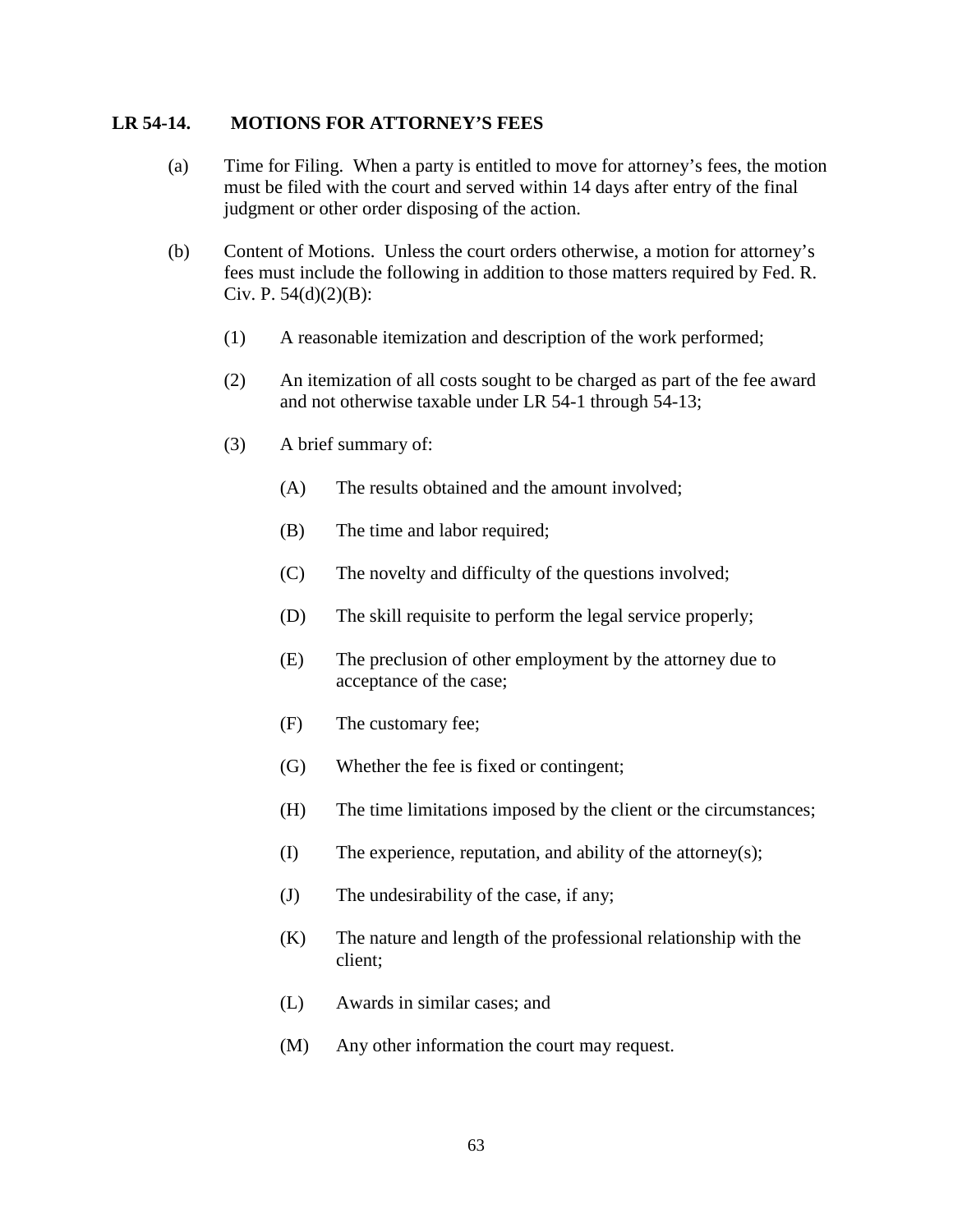## LR 54-14. MOTIONS FOR ATTORNEY'S FEES

(a) Time for Filing. When a party is entitled to move for attorney's fees, the motion must be filed with the court and served within 14 days after entry of the final judgment or other order disposing of the action.

(b) Content of Motions. Unless the court orders otherwise, a motion for attorney's fees must include the following in addition to those matters required by Fed. R. Civ. P. 54(d)(2)(B):

(1) A reasonable itemization and description of the work performed;

(2) An itemization of all costs sought to be charged as part of the fee award and not otherwise taxable under LR 54-1 through 54-13;

(3) A brief summary of:

(A) The results obtained and the amount involved;

(B) The time and labor required;

(C) The novelty and difficulty of the questions involved;

(D) The skill requisite to perform the legal service properly;

(E) The preclusion of other employment by the attorney due to acceptance of the case;

(F) The customary fee;

(G) Whether the fee is fixed or contingent;

(H) The time limitations imposed by the client or the circumstances;

(I) The experience, reputation, and ability of the attorney(s);

(J) The undesirability of the case, if any;

(K) The nature and length of the professional relationship with the client;

(L) Awards in similar cases; and

(M) Any other information the court may request.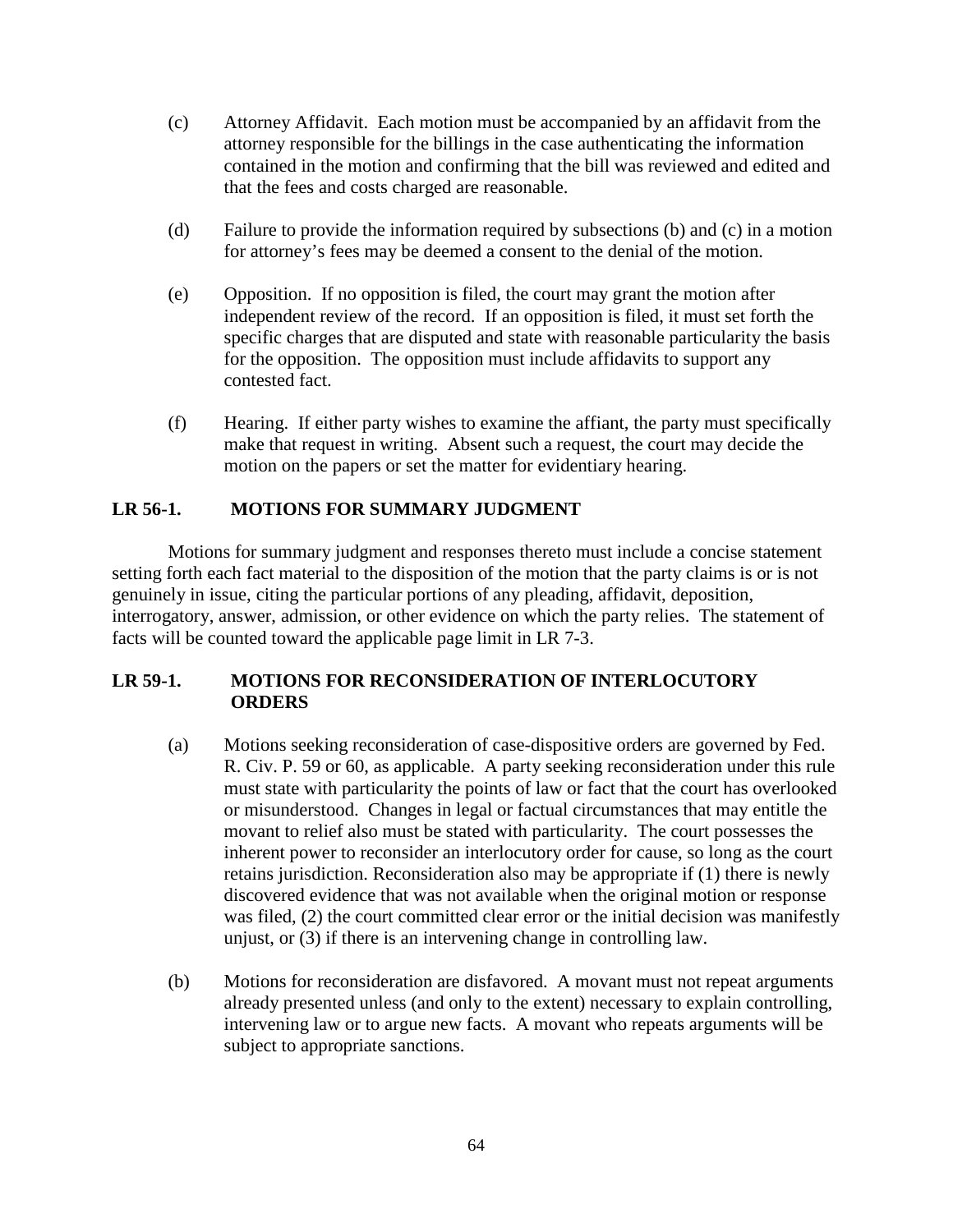(c) Attorney Affidavit. Each motion must be accompanied by an affidavit from the attorney responsible for the billings in the case authenticating the information contained in the motion and confirming that the bill was reviewed and edited and that the fees and costs charged are reasonable.

(d) Failure to provide the information required by subsections (b) and (c) in a motion for attorney's fees may be deemed a consent to the denial of the motion.

(e) Opposition. If no opposition is filed, the court may grant the motion after independent review of the record. If an opposition is filed, it must set forth the specific charges that are disputed and state with reasonable particularity the basis for the opposition. The opposition must include affidavits to support any contested fact.

(f) Hearing. If either party wishes to examine the affiant, the party must specifically make that request in writing. Absent such a request, the court may decide the motion on the papers or set the matter for evidentiary hearing.

## LR 56-1. MOTIONS FOR SUMMARY JUDGMENT

Motions for summary judgment and responses thereto must include a concise statement setting forth each fact material to the disposition of the motion that the party claims is or is not genuinely in issue, citing the particular portions of any pleading, affidavit, deposition, interrogatory, answer, admission, or other evidence on which the party relies. The statement of facts will be counted toward the applicable page limit in LR 7-3.

## LR 59-1. MOTIONS FOR RECONSIDERATION OF INTERLOCUTORY ORDERS

(a) Motions seeking reconsideration of case-dispositive orders are governed by Fed. R. Civ. P. 59 or 60, as applicable. A party seeking reconsideration under this rule must state with particularity the points of law or fact that the court has overlooked or misunderstood. Changes in legal or factual circumstances that may entitle the movant to relief also must be stated with particularity. The court possesses the inherent power to reconsider an interlocutory order for cause, so long as the court retains jurisdiction. Reconsideration also may be appropriate if (1) there is newly discovered evidence that was not available when the original motion or response was filed, (2) the court committed clear error or the initial decision was manifestly unjust, or (3) if there is an intervening change in controlling law.

(b) Motions for reconsideration are disfavored. A movant must not repeat arguments already presented unless (and only to the extent) necessary to explain controlling, intervening law or to argue new facts. A movant who repeats arguments will be subject to appropriate sanctions.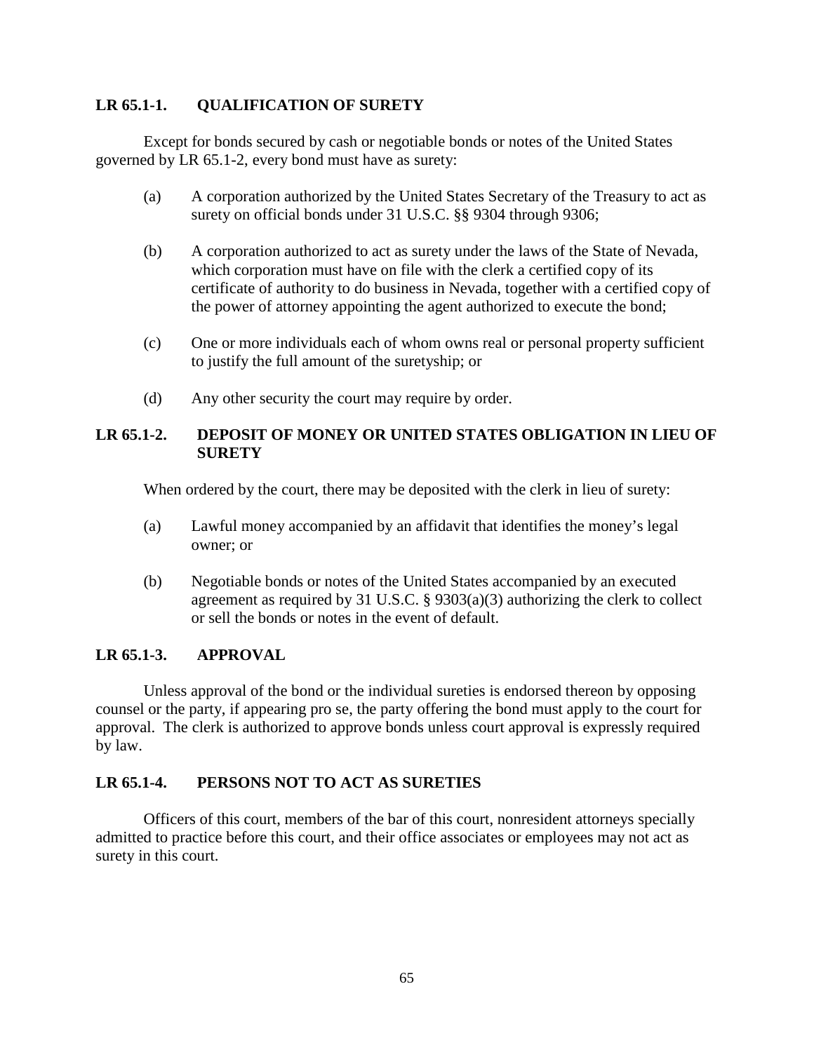## LR 65.1-1. QUALIFICATION OF SURETY

Except for bonds secured by cash or negotiable bonds or notes of the United States governed by LR 65.1-2, every bond must have as surety:

(a) A corporation authorized by the United States Secretary of the Treasury to act as surety on official bonds under 31 U.S.C. §§ 9304 through 9306;

(b) A corporation authorized to act as surety under the laws of the State of Nevada, which corporation must have on file with the clerk a certified copy of its certificate of authority to do business in Nevada, together with a certified copy of the power of attorney appointing the agent authorized to execute the bond;

(c) One or more individuals each of whom owns real or personal property sufficient to justify the full amount of the suretyship; or

(d) Any other security the court may require by order.

## LR 65.1-2. DEPOSIT OF MONEY OR UNITED STATES OBLIGATION IN LIEU OF SURETY

When ordered by the court, there may be deposited with the clerk in lieu of surety:

(a) Lawful money accompanied by an affidavit that identifies the money's legal owner; or

(b) Negotiable bonds or notes of the United States accompanied by an executed agreement as required by 31 U.S.C. § 9303(a)(3) authorizing the clerk to collect or sell the bonds or notes in the event of default.

## LR 65.1-3. APPROVAL

Unless approval of the bond or the individual sureties is endorsed thereon by opposing counsel or the party, if appearing pro se, the party offering the bond must apply to the court for approval. The clerk is authorized to approve bonds unless court approval is expressly required by law.

## LR 65.1-4. PERSONS NOT TO ACT AS SURETIES

Officers of this court, members of the bar of this court, nonresident attorneys specially admitted to practice before this court, and their office associates or employees may not act as surety in this court.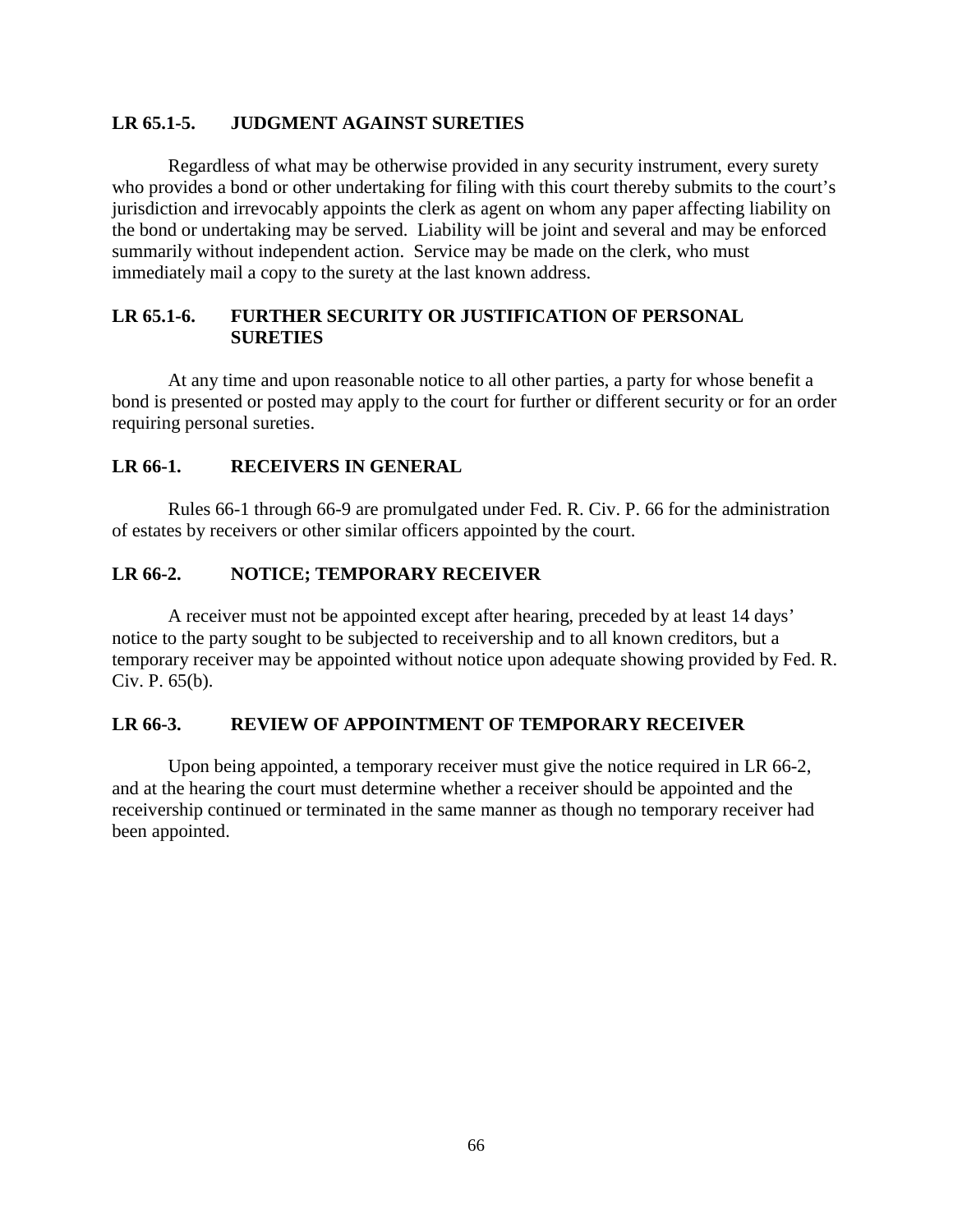### LR 65.1-5. JUDGMENT AGAINST SURETIES

Regardless of what may be otherwise provided in any security instrument, every surety who provides a bond or other undertaking for filing with this court thereby submits to the court's jurisdiction and irrevocably appoints the clerk as agent on whom any paper affecting liability on the bond or undertaking may be served. Liability will be joint and several and may be enforced summarily without independent action. Service may be made on the clerk, who must immediately mail a copy to the surety at the last known address.

### LR 65.1-6. FURTHER SECURITY OR JUSTIFICATION OF PERSONAL SURETIES

At any time and upon reasonable notice to all other parties, a party for whose benefit a bond is presented or posted may apply to the court for further or different security or for an order requiring personal sureties.

### LR 66-1. RECEIVERS IN GENERAL

Rules 66-1 through 66-9 are promulgated under Fed. R. Civ. P. 66 for the administration of estates by receivers or other similar officers appointed by the court.

### LR 66-2. NOTICE; TEMPORARY RECEIVER

A receiver must not be appointed except after hearing, preceded by at least 14 days' notice to the party sought to be subjected to receivership and to all known creditors, but a temporary receiver may be appointed without notice upon adequate showing provided by Fed. R. Civ. P. 65(b).

### LR 66-3. REVIEW OF APPOINTMENT OF TEMPORARY RECEIVER

Upon being appointed, a temporary receiver must give the notice required in LR 66-2, and at the hearing the court must determine whether a receiver should be appointed and the receivership continued or terminated in the same manner as though no temporary receiver had been appointed.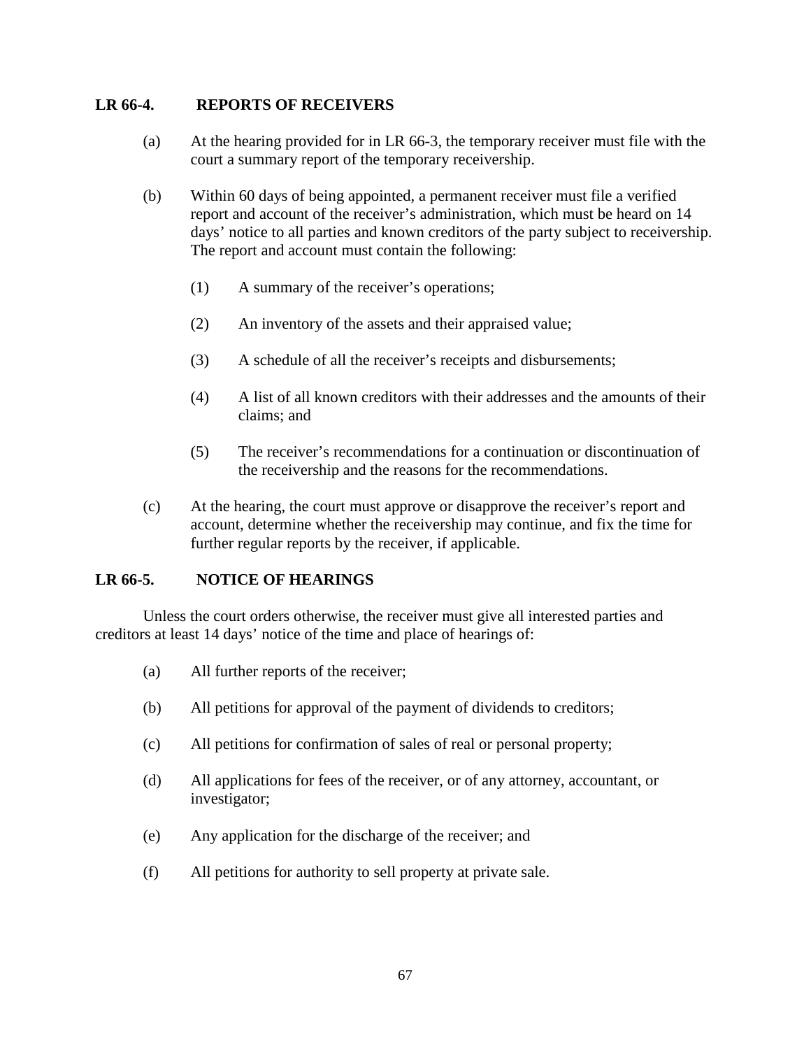## LR 66-4. REPORTS OF RECEIVERS

(a) At the hearing provided for in LR 66-3, the temporary receiver must file with the court a summary report of the temporary receivership.

(b) Within 60 days of being appointed, a permanent receiver must file a verified report and account of the receiver's administration, which must be heard on 14 days' notice to all parties and known creditors of the party subject to receivership. The report and account must contain the following:

  (1) A summary of the receiver's operations;

  (2) An inventory of the assets and their appraised value;

  (3) A schedule of all the receiver's receipts and disbursements;

  (4) A list of all known creditors with their addresses and the amounts of their claims; and

  (5) The receiver's recommendations for a continuation or discontinuation of the receivership and the reasons for the recommendations.

(c) At the hearing, the court must approve or disapprove the receiver's report and account, determine whether the receivership may continue, and fix the time for further regular reports by the receiver, if applicable.

## LR 66-5. NOTICE OF HEARINGS

Unless the court orders otherwise, the receiver must give all interested parties and creditors at least 14 days' notice of the time and place of hearings of:

(a) All further reports of the receiver;

(b) All petitions for approval of the payment of dividends to creditors;

(c) All petitions for confirmation of sales of real or personal property;

(d) All applications for fees of the receiver, or of any attorney, accountant, or investigator;

(e) Any application for the discharge of the receiver; and

(f) All petitions for authority to sell property at private sale.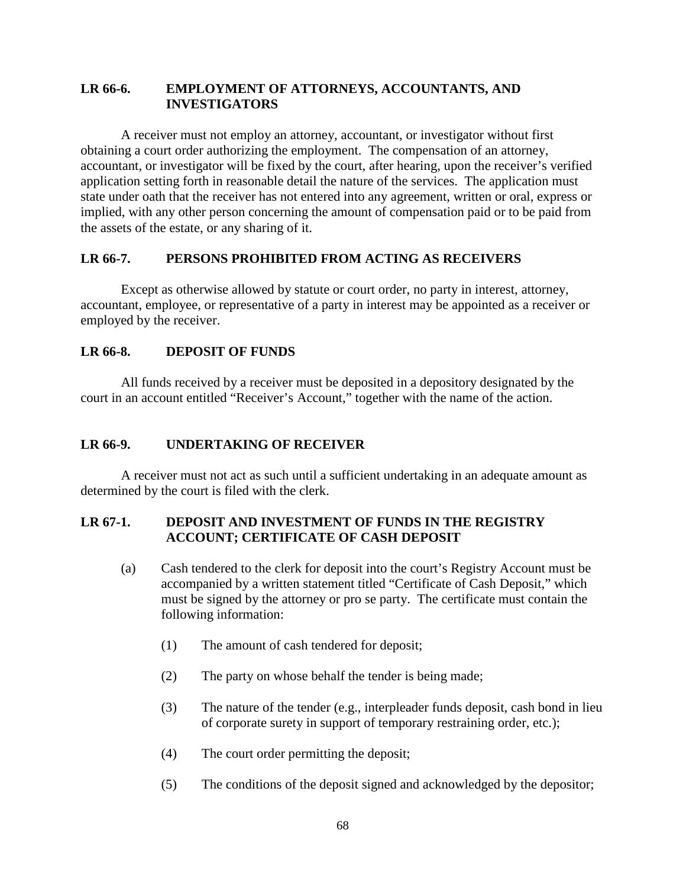## LR 66-6. EMPLOYMENT OF ATTORNEYS, ACCOUNTANTS, AND INVESTIGATORS

A receiver must not employ an attorney, accountant, or investigator without first obtaining a court order authorizing the employment. The compensation of an attorney, accountant, or investigator will be fixed by the court, after hearing, upon the receiver's verified application setting forth in reasonable detail the nature of the services. The application must state under oath that the receiver has not entered into any agreement, written or oral, express or implied, with any other person concerning the amount of compensation paid or to be paid from the assets of the estate, or any sharing of it.

## LR 66-7. PERSONS PROHIBITED FROM ACTING AS RECEIVERS

Except as otherwise allowed by statute or court order, no party in interest, attorney, accountant, employee, or representative of a party in interest may be appointed as a receiver or employed by the receiver.

## LR 66-8. DEPOSIT OF FUNDS

All funds received by a receiver must be deposited in a depository designated by the court in an account entitled "Receiver's Account," together with the name of the action.

## LR 66-9. UNDERTAKING OF RECEIVER

A receiver must not act as such until a sufficient undertaking in an adequate amount as determined by the court is filed with the clerk.

## LR 67-1. DEPOSIT AND INVESTMENT OF FUNDS IN THE REGISTRY ACCOUNT; CERTIFICATE OF CASH DEPOSIT

(a) Cash tendered to the clerk for deposit into the court's Registry Account must be accompanied by a written statement titled "Certificate of Cash Deposit," which must be signed by the attorney or pro se party. The certificate must contain the following information:

(1) The amount of cash tendered for deposit;

(2) The party on whose behalf the tender is being made;

(3) The nature of the tender (e.g., interpleader funds deposit, cash bond in lieu of corporate surety in support of temporary restraining order, etc.);

(4) The court order permitting the deposit;

(5) The conditions of the deposit signed and acknowledged by the depositor;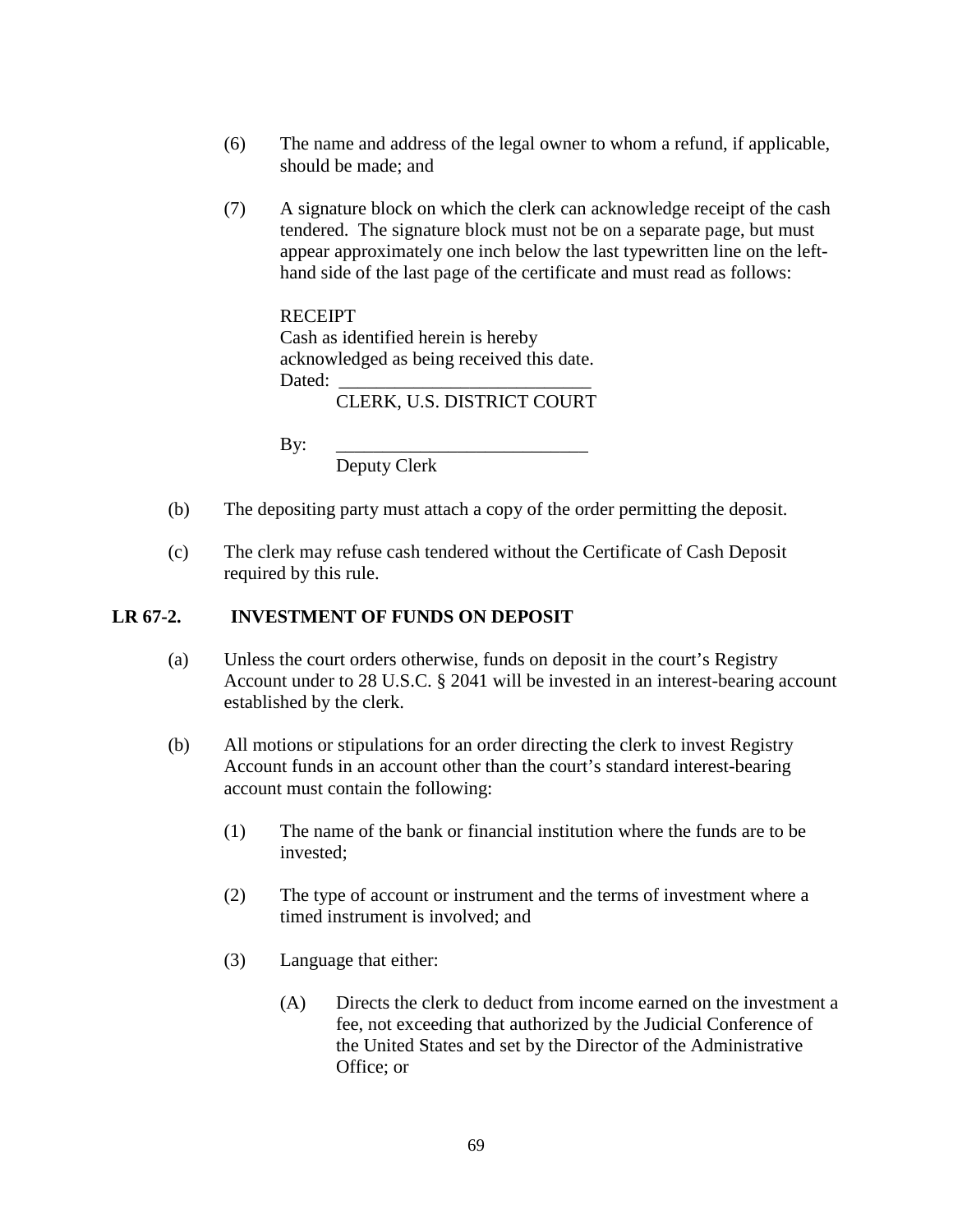(6) The name and address of the legal owner to whom a refund, if applicable, should be made; and

(7) A signature block on which the clerk can acknowledge receipt of the cash tendered. The signature block must not be on a separate page, but must appear approximately one inch below the last typewritten line on the left-hand side of the last page of the certificate and must read as follows:

RECEIPT
Cash as identified herein is hereby
acknowledged as being received this date.
Dated: ___________________________
CLERK, U.S. DISTRICT COURT

By: ___________________________
Deputy Clerk

(b) The depositing party must attach a copy of the order permitting the deposit.

(c) The clerk may refuse cash tendered without the Certificate of Cash Deposit required by this rule.

## LR 67-2. INVESTMENT OF FUNDS ON DEPOSIT

(a) Unless the court orders otherwise, funds on deposit in the court's Registry Account under to 28 U.S.C. § 2041 will be invested in an interest-bearing account established by the clerk.

(b) All motions or stipulations for an order directing the clerk to invest Registry Account funds in an account other than the court's standard interest-bearing account must contain the following:

(1) The name of the bank or financial institution where the funds are to be invested;

(2) The type of account or instrument and the terms of investment where a timed instrument is involved; and

(3) Language that either:

(A) Directs the clerk to deduct from income earned on the investment a fee, not exceeding that authorized by the Judicial Conference of the United States and set by the Director of the Administrative Office; or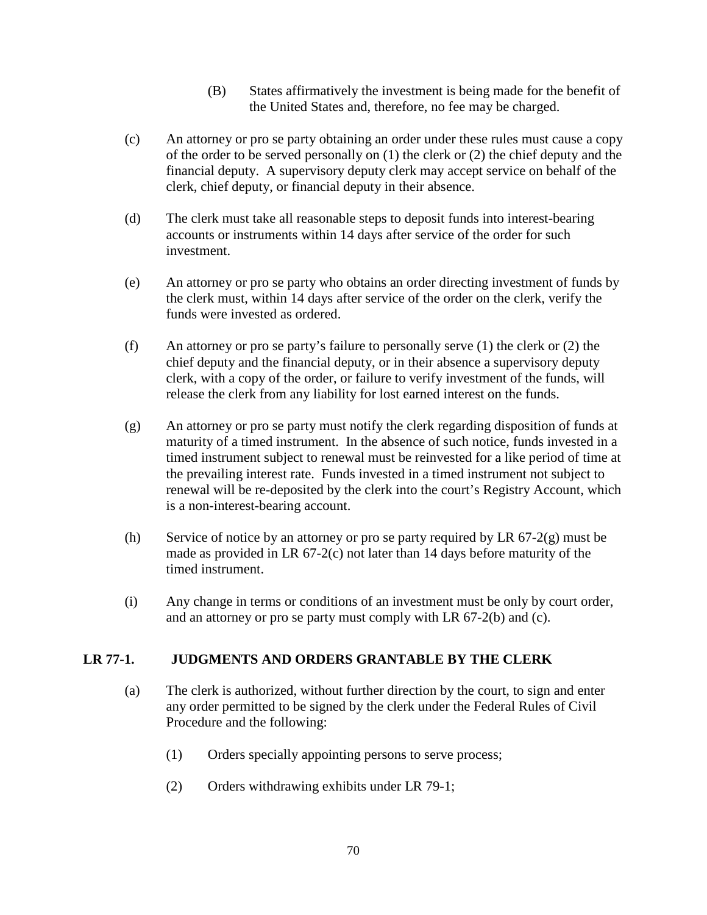(B) States affirmatively the investment is being made for the benefit of the United States and, therefore, no fee may be charged.

(c) An attorney or pro se party obtaining an order under these rules must cause a copy of the order to be served personally on (1) the clerk or (2) the chief deputy and the financial deputy. A supervisory deputy clerk may accept service on behalf of the clerk, chief deputy, or financial deputy in their absence.

(d) The clerk must take all reasonable steps to deposit funds into interest-bearing accounts or instruments within 14 days after service of the order for such investment.

(e) An attorney or pro se party who obtains an order directing investment of funds by the clerk must, within 14 days after service of the order on the clerk, verify the funds were invested as ordered.

(f) An attorney or pro se party's failure to personally serve (1) the clerk or (2) the chief deputy and the financial deputy, or in their absence a supervisory deputy clerk, with a copy of the order, or failure to verify investment of the funds, will release the clerk from any liability for lost earned interest on the funds.

(g) An attorney or pro se party must notify the clerk regarding disposition of funds at maturity of a timed instrument. In the absence of such notice, funds invested in a timed instrument subject to renewal must be reinvested for a like period of time at the prevailing interest rate. Funds invested in a timed instrument not subject to renewal will be re-deposited by the clerk into the court's Registry Account, which is a non-interest-bearing account.

(h) Service of notice by an attorney or pro se party required by LR 67-2(g) must be made as provided in LR 67-2(c) not later than 14 days before maturity of the timed instrument.

(i) Any change in terms or conditions of an investment must be only by court order, and an attorney or pro se party must comply with LR 67-2(b) and (c).

## LR 77-1. JUDGMENTS AND ORDERS GRANTABLE BY THE CLERK

(a) The clerk is authorized, without further direction by the court, to sign and enter any order permitted to be signed by the clerk under the Federal Rules of Civil Procedure and the following:

(1) Orders specially appointing persons to serve process;

(2) Orders withdrawing exhibits under LR 79-1;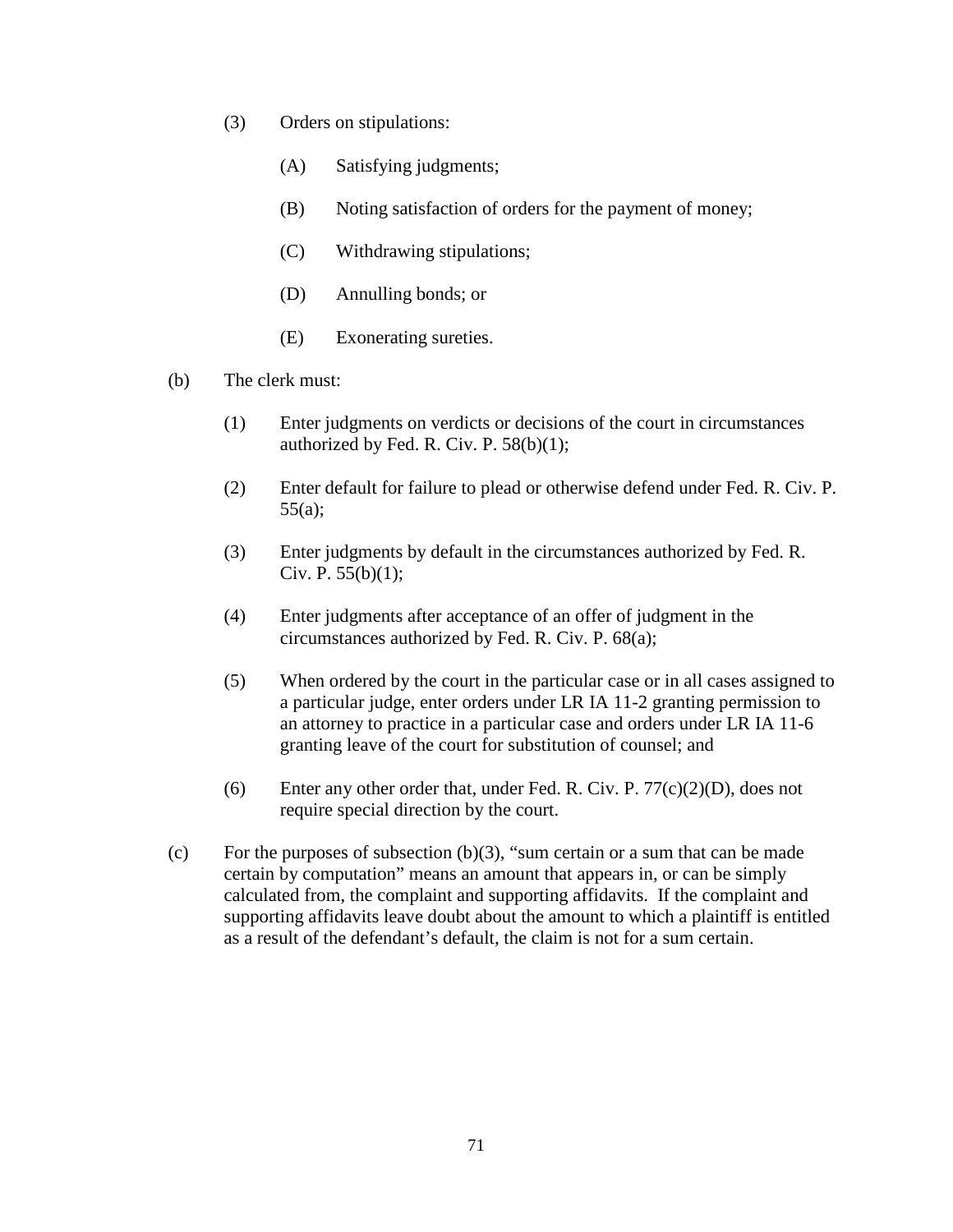(3) Orders on stipulations:

(A) Satisfying judgments;

(B) Noting satisfaction of orders for the payment of money;

(C) Withdrawing stipulations;

(D) Annulling bonds; or

(E) Exonerating sureties.

(b) The clerk must:

(1) Enter judgments on verdicts or decisions of the court in circumstances authorized by Fed. R. Civ. P. 58(b)(1);

(2) Enter default for failure to plead or otherwise defend under Fed. R. Civ. P. 55(a);

(3) Enter judgments by default in the circumstances authorized by Fed. R. Civ. P. 55(b)(1);

(4) Enter judgments after acceptance of an offer of judgment in the circumstances authorized by Fed. R. Civ. P. 68(a);

(5) When ordered by the court in the particular case or in all cases assigned to a particular judge, enter orders under LR IA 11-2 granting permission to an attorney to practice in a particular case and orders under LR IA 11-6 granting leave of the court for substitution of counsel; and

(6) Enter any other order that, under Fed. R. Civ. P. 77(c)(2)(D), does not require special direction by the court.

(c) For the purposes of subsection (b)(3), "sum certain or a sum that can be made certain by computation" means an amount that appears in, or can be simply calculated from, the complaint and supporting affidavits. If the complaint and supporting affidavits leave doubt about the amount to which a plaintiff is entitled as a result of the defendant's default, the claim is not for a sum certain.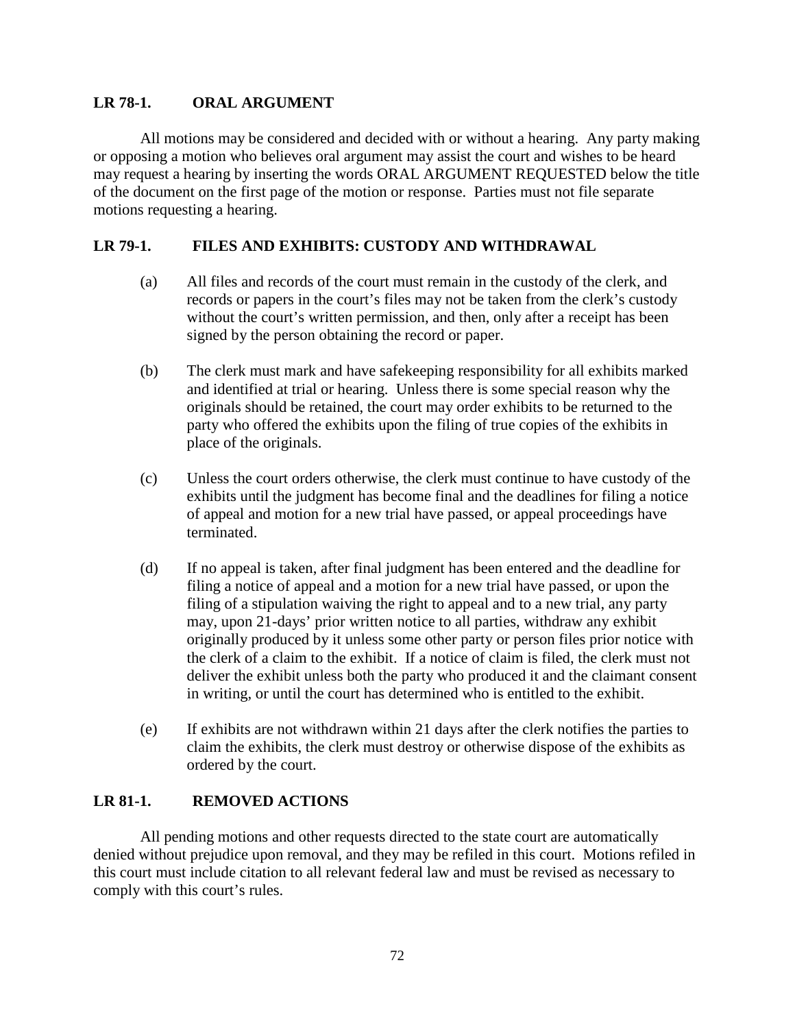## LR 78-1. ORAL ARGUMENT

All motions may be considered and decided with or without a hearing. Any party making or opposing a motion who believes oral argument may assist the court and wishes to be heard may request a hearing by inserting the words ORAL ARGUMENT REQUESTED below the title of the document on the first page of the motion or response. Parties must not file separate motions requesting a hearing.

## LR 79-1. FILES AND EXHIBITS: CUSTODY AND WITHDRAWAL

(a) All files and records of the court must remain in the custody of the clerk, and records or papers in the court's files may not be taken from the clerk's custody without the court's written permission, and then, only after a receipt has been signed by the person obtaining the record or paper.

(b) The clerk must mark and have safekeeping responsibility for all exhibits marked and identified at trial or hearing. Unless there is some special reason why the originals should be retained, the court may order exhibits to be returned to the party who offered the exhibits upon the filing of true copies of the exhibits in place of the originals.

(c) Unless the court orders otherwise, the clerk must continue to have custody of the exhibits until the judgment has become final and the deadlines for filing a notice of appeal and motion for a new trial have passed, or appeal proceedings have terminated.

(d) If no appeal is taken, after final judgment has been entered and the deadline for filing a notice of appeal and a motion for a new trial have passed, or upon the filing of a stipulation waiving the right to appeal and to a new trial, any party may, upon 21-days' prior written notice to all parties, withdraw any exhibit originally produced by it unless some other party or person files prior notice with the clerk of a claim to the exhibit. If a notice of claim is filed, the clerk must not deliver the exhibit unless both the party who produced it and the claimant consent in writing, or until the court has determined who is entitled to the exhibit.

(e) If exhibits are not withdrawn within 21 days after the clerk notifies the parties to claim the exhibits, the clerk must destroy or otherwise dispose of the exhibits as ordered by the court.

## LR 81-1. REMOVED ACTIONS

All pending motions and other requests directed to the state court are automatically denied without prejudice upon removal, and they may be refiled in this court. Motions refiled in this court must include citation to all relevant federal law and must be revised as necessary to comply with this court's rules.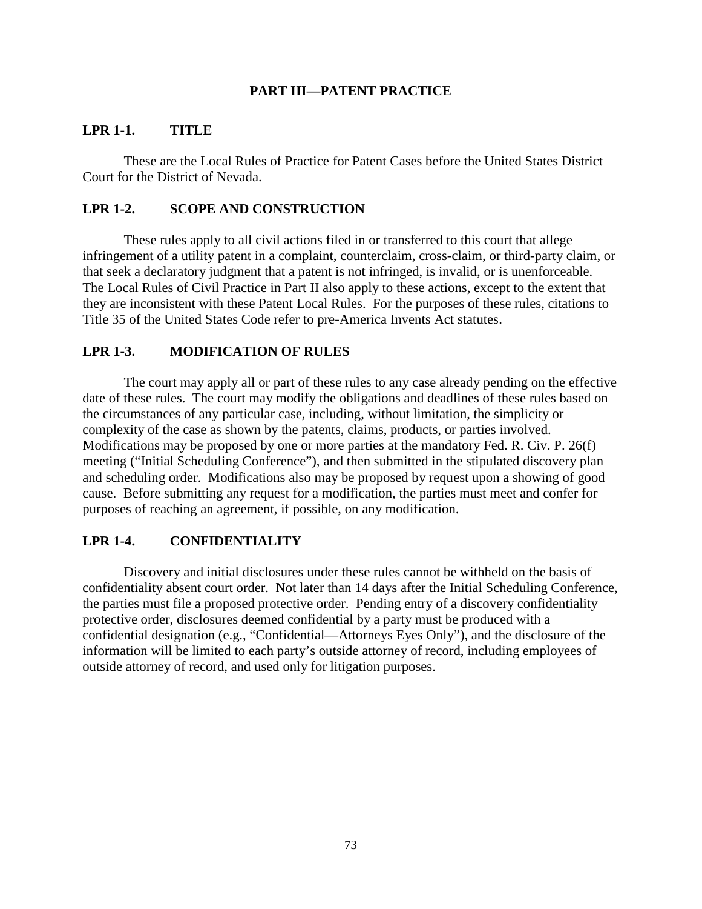# PART III—PATENT PRACTICE

## LPR 1-1. TITLE

These are the Local Rules of Practice for Patent Cases before the United States District Court for the District of Nevada.

## LPR 1-2. SCOPE AND CONSTRUCTION

These rules apply to all civil actions filed in or transferred to this court that allege infringement of a utility patent in a complaint, counterclaim, cross-claim, or third-party claim, or that seek a declaratory judgment that a patent is not infringed, is invalid, or is unenforceable. The Local Rules of Civil Practice in Part II also apply to these actions, except to the extent that they are inconsistent with these Patent Local Rules. For the purposes of these rules, citations to Title 35 of the United States Code refer to pre-America Invents Act statutes.

## LPR 1-3. MODIFICATION OF RULES

The court may apply all or part of these rules to any case already pending on the effective date of these rules. The court may modify the obligations and deadlines of these rules based on the circumstances of any particular case, including, without limitation, the simplicity or complexity of the case as shown by the patents, claims, products, or parties involved. Modifications may be proposed by one or more parties at the mandatory Fed. R. Civ. P. 26(f) meeting ("Initial Scheduling Conference"), and then submitted in the stipulated discovery plan and scheduling order. Modifications also may be proposed by request upon a showing of good cause. Before submitting any request for a modification, the parties must meet and confer for purposes of reaching an agreement, if possible, on any modification.

## LPR 1-4. CONFIDENTIALITY

Discovery and initial disclosures under these rules cannot be withheld on the basis of confidentiality absent court order. Not later than 14 days after the Initial Scheduling Conference, the parties must file a proposed protective order. Pending entry of a discovery confidentiality protective order, disclosures deemed confidential by a party must be produced with a confidential designation (e.g., "Confidential—Attorneys Eyes Only"), and the disclosure of the information will be limited to each party's outside attorney of record, including employees of outside attorney of record, and used only for litigation purposes.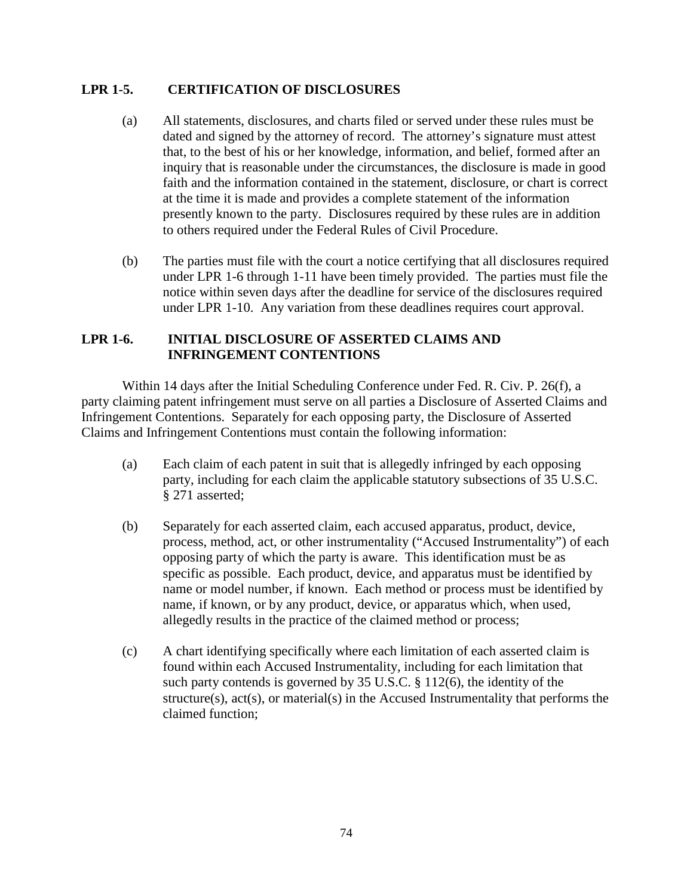## LPR 1-5. CERTIFICATION OF DISCLOSURES

(a) All statements, disclosures, and charts filed or served under these rules must be dated and signed by the attorney of record. The attorney's signature must attest that, to the best of his or her knowledge, information, and belief, formed after an inquiry that is reasonable under the circumstances, the disclosure is made in good faith and the information contained in the statement, disclosure, or chart is correct at the time it is made and provides a complete statement of the information presently known to the party. Disclosures required by these rules are in addition to others required under the Federal Rules of Civil Procedure.

(b) The parties must file with the court a notice certifying that all disclosures required under LPR 1-6 through 1-11 have been timely provided. The parties must file the notice within seven days after the deadline for service of the disclosures required under LPR 1-10. Any variation from these deadlines requires court approval.

## LPR 1-6. INITIAL DISCLOSURE OF ASSERTED CLAIMS AND INFRINGEMENT CONTENTIONS

Within 14 days after the Initial Scheduling Conference under Fed. R. Civ. P. 26(f), a party claiming patent infringement must serve on all parties a Disclosure of Asserted Claims and Infringement Contentions. Separately for each opposing party, the Disclosure of Asserted Claims and Infringement Contentions must contain the following information:

(a) Each claim of each patent in suit that is allegedly infringed by each opposing party, including for each claim the applicable statutory subsections of 35 U.S.C. § 271 asserted;

(b) Separately for each asserted claim, each accused apparatus, product, device, process, method, act, or other instrumentality ("Accused Instrumentality") of each opposing party of which the party is aware. This identification must be as specific as possible. Each product, device, and apparatus must be identified by name or model number, if known. Each method or process must be identified by name, if known, or by any product, device, or apparatus which, when used, allegedly results in the practice of the claimed method or process;

(c) A chart identifying specifically where each limitation of each asserted claim is found within each Accused Instrumentality, including for each limitation that such party contends is governed by 35 U.S.C. § 112(6), the identity of the structure(s), act(s), or material(s) in the Accused Instrumentality that performs the claimed function;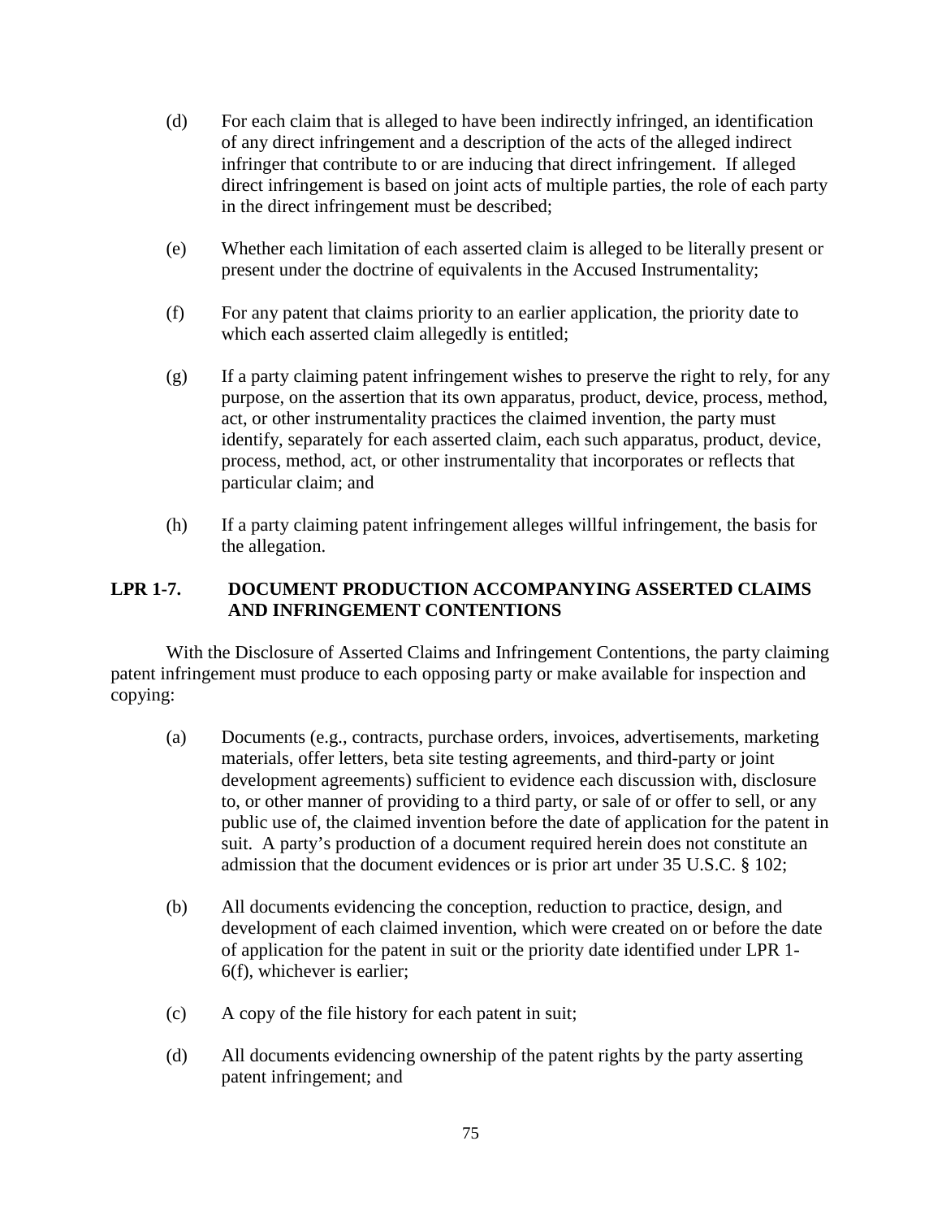(d) For each claim that is alleged to have been indirectly infringed, an identification of any direct infringement and a description of the acts of the alleged indirect infringer that contribute to or are inducing that direct infringement. If alleged direct infringement is based on joint acts of multiple parties, the role of each party in the direct infringement must be described;

(e) Whether each limitation of each asserted claim is alleged to be literally present or present under the doctrine of equivalents in the Accused Instrumentality;

(f) For any patent that claims priority to an earlier application, the priority date to which each asserted claim allegedly is entitled;

(g) If a party claiming patent infringement wishes to preserve the right to rely, for any purpose, on the assertion that its own apparatus, product, device, process, method, act, or other instrumentality practices the claimed invention, the party must identify, separately for each asserted claim, each such apparatus, product, device, process, method, act, or other instrumentality that incorporates or reflects that particular claim; and

(h) If a party claiming patent infringement alleges willful infringement, the basis for the allegation.

## LPR 1-7. DOCUMENT PRODUCTION ACCOMPANYING ASSERTED CLAIMS AND INFRINGEMENT CONTENTIONS

With the Disclosure of Asserted Claims and Infringement Contentions, the party claiming patent infringement must produce to each opposing party or make available for inspection and copying:

(a) Documents (e.g., contracts, purchase orders, invoices, advertisements, marketing materials, offer letters, beta site testing agreements, and third-party or joint development agreements) sufficient to evidence each discussion with, disclosure to, or other manner of providing to a third party, or sale of or offer to sell, or any public use of, the claimed invention before the date of application for the patent in suit. A party's production of a document required herein does not constitute an admission that the document evidences or is prior art under 35 U.S.C. § 102;

(b) All documents evidencing the conception, reduction to practice, design, and development of each claimed invention, which were created on or before the date of application for the patent in suit or the priority date identified under LPR 1-6(f), whichever is earlier;

(c) A copy of the file history for each patent in suit;

(d) All documents evidencing ownership of the patent rights by the party asserting patent infringement; and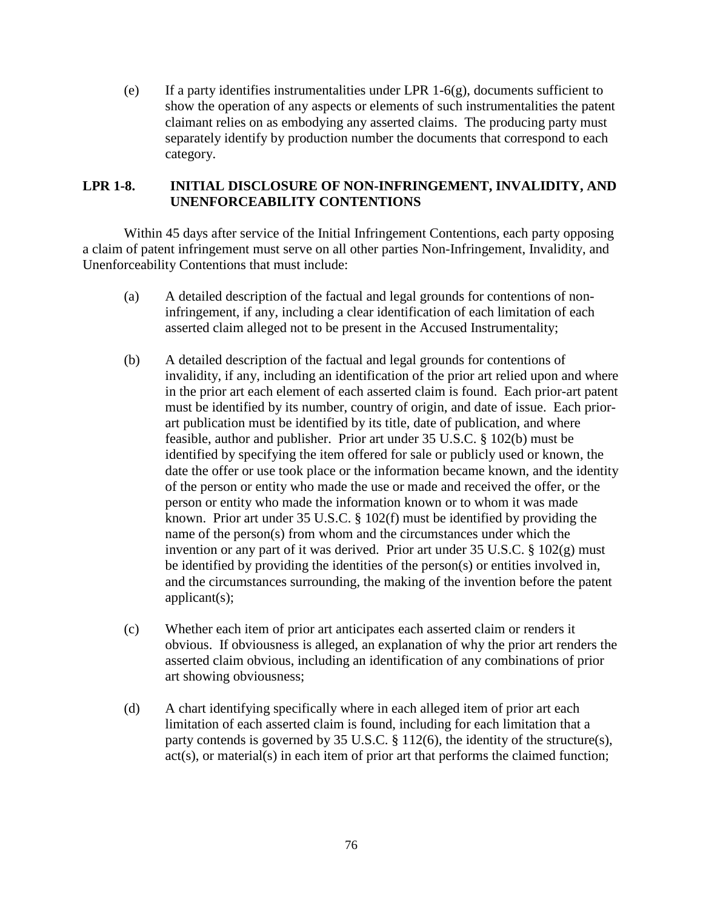(e) If a party identifies instrumentalities under LPR 1-6(g), documents sufficient to show the operation of any aspects or elements of such instrumentalities the patent claimant relies on as embodying any asserted claims. The producing party must separately identify by production number the documents that correspond to each category.

## LPR 1-8. INITIAL DISCLOSURE OF NON-INFRINGEMENT, INVALIDITY, AND UNENFORCEABILITY CONTENTIONS

Within 45 days after service of the Initial Infringement Contentions, each party opposing a claim of patent infringement must serve on all other parties Non-Infringement, Invalidity, and Unenforceability Contentions that must include:

(a) A detailed description of the factual and legal grounds for contentions of non-infringement, if any, including a clear identification of each limitation of each asserted claim alleged not to be present in the Accused Instrumentality;

(b) A detailed description of the factual and legal grounds for contentions of invalidity, if any, including an identification of the prior art relied upon and where in the prior art each element of each asserted claim is found. Each prior-art patent must be identified by its number, country of origin, and date of issue. Each prior-art publication must be identified by its title, date of publication, and where feasible, author and publisher. Prior art under 35 U.S.C. § 102(b) must be identified by specifying the item offered for sale or publicly used or known, the date the offer or use took place or the information became known, and the identity of the person or entity who made the use or made and received the offer, or the person or entity who made the information known or to whom it was made known. Prior art under 35 U.S.C. § 102(f) must be identified by providing the name of the person(s) from whom and the circumstances under which the invention or any part of it was derived. Prior art under 35 U.S.C. § 102(g) must be identified by providing the identities of the person(s) or entities involved in, and the circumstances surrounding, the making of the invention before the patent applicant(s);

(c) Whether each item of prior art anticipates each asserted claim or renders it obvious. If obviousness is alleged, an explanation of why the prior art renders the asserted claim obvious, including an identification of any combinations of prior art showing obviousness;

(d) A chart identifying specifically where in each alleged item of prior art each limitation of each asserted claim is found, including for each limitation that a party contends is governed by 35 U.S.C. § 112(6), the identity of the structure(s), act(s), or material(s) in each item of prior art that performs the claimed function;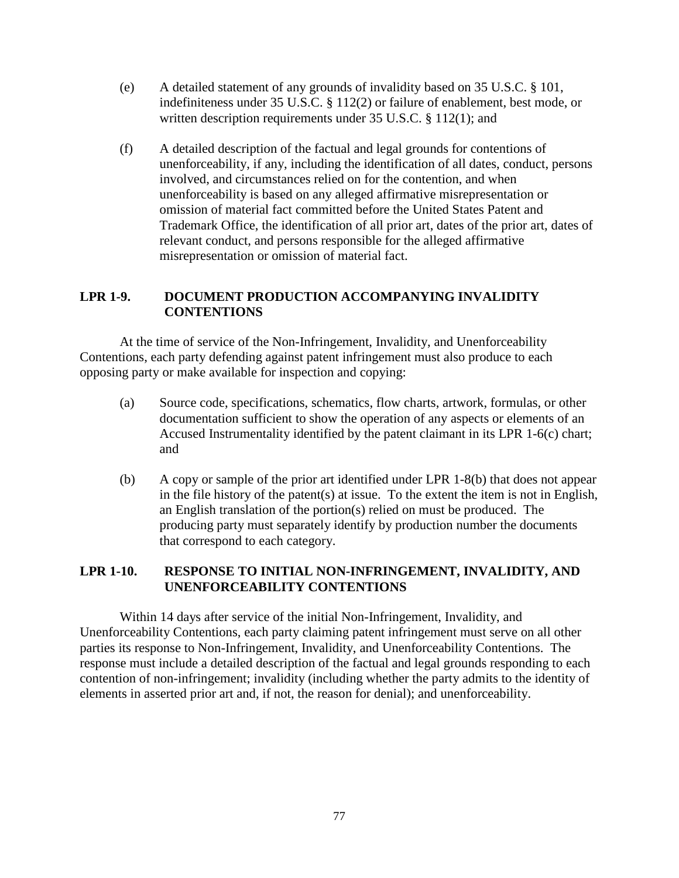(e) A detailed statement of any grounds of invalidity based on 35 U.S.C. § 101, indefiniteness under 35 U.S.C. § 112(2) or failure of enablement, best mode, or written description requirements under 35 U.S.C. § 112(1); and

(f) A detailed description of the factual and legal grounds for contentions of unenforceability, if any, including the identification of all dates, conduct, persons involved, and circumstances relied on for the contention, and when unenforceability is based on any alleged affirmative misrepresentation or omission of material fact committed before the United States Patent and Trademark Office, the identification of all prior art, dates of the prior art, dates of relevant conduct, and persons responsible for the alleged affirmative misrepresentation or omission of material fact.

### LPR 1-9. DOCUMENT PRODUCTION ACCOMPANYING INVALIDITY CONTENTIONS

At the time of service of the Non-Infringement, Invalidity, and Unenforceability Contentions, each party defending against patent infringement must also produce to each opposing party or make available for inspection and copying:

(a) Source code, specifications, schematics, flow charts, artwork, formulas, or other documentation sufficient to show the operation of any aspects or elements of an Accused Instrumentality identified by the patent claimant in its LPR 1-6(c) chart; and

(b) A copy or sample of the prior art identified under LPR 1-8(b) that does not appear in the file history of the patent(s) at issue. To the extent the item is not in English, an English translation of the portion(s) relied on must be produced. The producing party must separately identify by production number the documents that correspond to each category.

### LPR 1-10. RESPONSE TO INITIAL NON-INFRINGEMENT, INVALIDITY, AND UNENFORCEABILITY CONTENTIONS

Within 14 days after service of the initial Non-Infringement, Invalidity, and Unenforceability Contentions, each party claiming patent infringement must serve on all other parties its response to Non-Infringement, Invalidity, and Unenforceability Contentions. The response must include a detailed description of the factual and legal grounds responding to each contention of non-infringement; invalidity (including whether the party admits to the identity of elements in asserted prior art and, if not, the reason for denial); and unenforceability.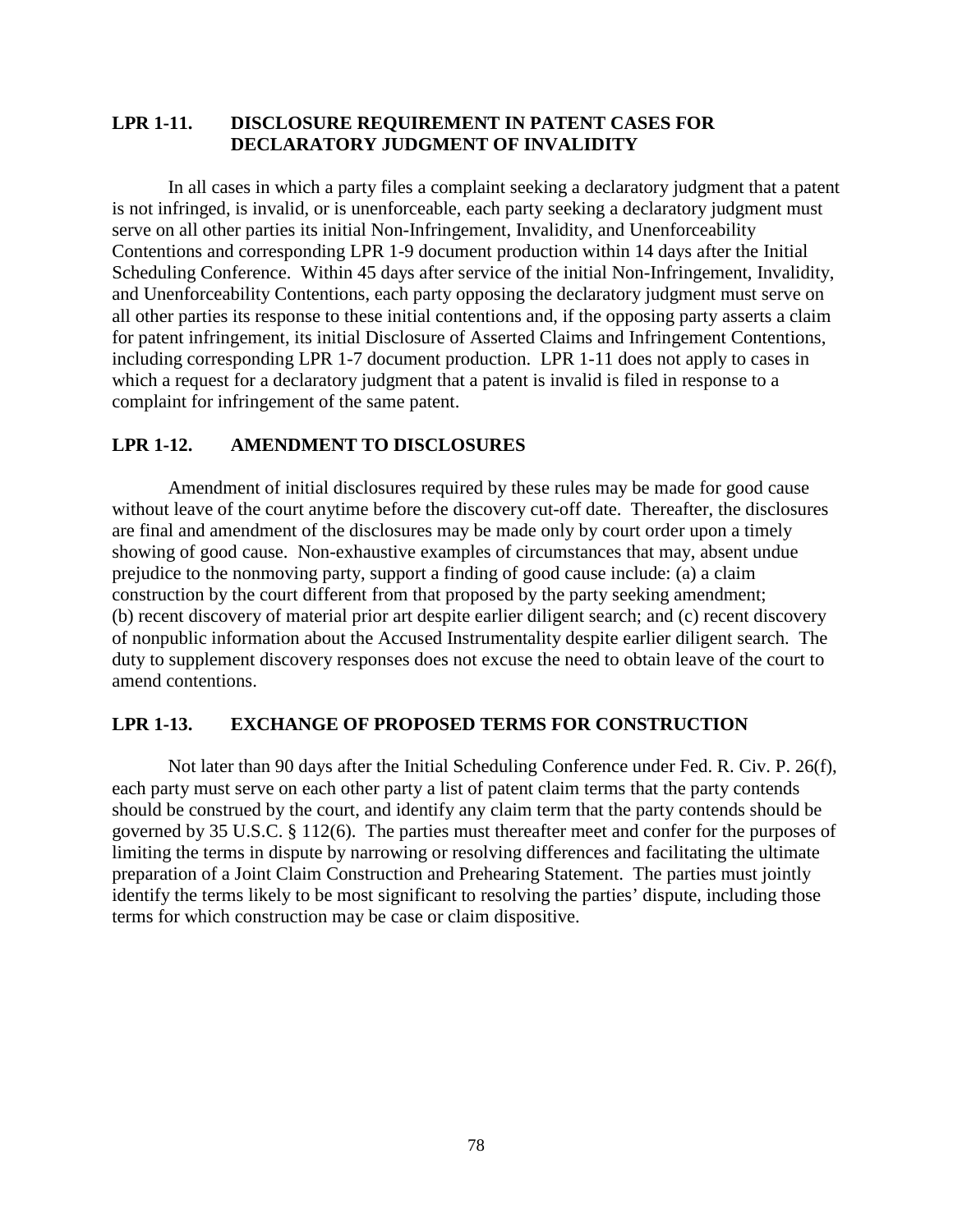## LPR 1-11. DISCLOSURE REQUIREMENT IN PATENT CASES FOR DECLARATORY JUDGMENT OF INVALIDITY

In all cases in which a party files a complaint seeking a declaratory judgment that a patent is not infringed, is invalid, or is unenforceable, each party seeking a declaratory judgment must serve on all other parties its initial Non-Infringement, Invalidity, and Unenforceability Contentions and corresponding LPR 1-9 document production within 14 days after the Initial Scheduling Conference. Within 45 days after service of the initial Non-Infringement, Invalidity, and Unenforceability Contentions, each party opposing the declaratory judgment must serve on all other parties its response to these initial contentions and, if the opposing party asserts a claim for patent infringement, its initial Disclosure of Asserted Claims and Infringement Contentions, including corresponding LPR 1-7 document production. LPR 1-11 does not apply to cases in which a request for a declaratory judgment that a patent is invalid is filed in response to a complaint for infringement of the same patent.

## LPR 1-12. AMENDMENT TO DISCLOSURES

Amendment of initial disclosures required by these rules may be made for good cause without leave of the court anytime before the discovery cut-off date. Thereafter, the disclosures are final and amendment of the disclosures may be made only by court order upon a timely showing of good cause. Non-exhaustive examples of circumstances that may, absent undue prejudice to the nonmoving party, support a finding of good cause include: (a) a claim construction by the court different from that proposed by the party seeking amendment; (b) recent discovery of material prior art despite earlier diligent search; and (c) recent discovery of nonpublic information about the Accused Instrumentality despite earlier diligent search. The duty to supplement discovery responses does not excuse the need to obtain leave of the court to amend contentions.

## LPR 1-13. EXCHANGE OF PROPOSED TERMS FOR CONSTRUCTION

Not later than 90 days after the Initial Scheduling Conference under Fed. R. Civ. P. 26(f), each party must serve on each other party a list of patent claim terms that the party contends should be construed by the court, and identify any claim term that the party contends should be governed by 35 U.S.C. § 112(6). The parties must thereafter meet and confer for the purposes of limiting the terms in dispute by narrowing or resolving differences and facilitating the ultimate preparation of a Joint Claim Construction and Prehearing Statement. The parties must jointly identify the terms likely to be most significant to resolving the parties' dispute, including those terms for which construction may be case or claim dispositive.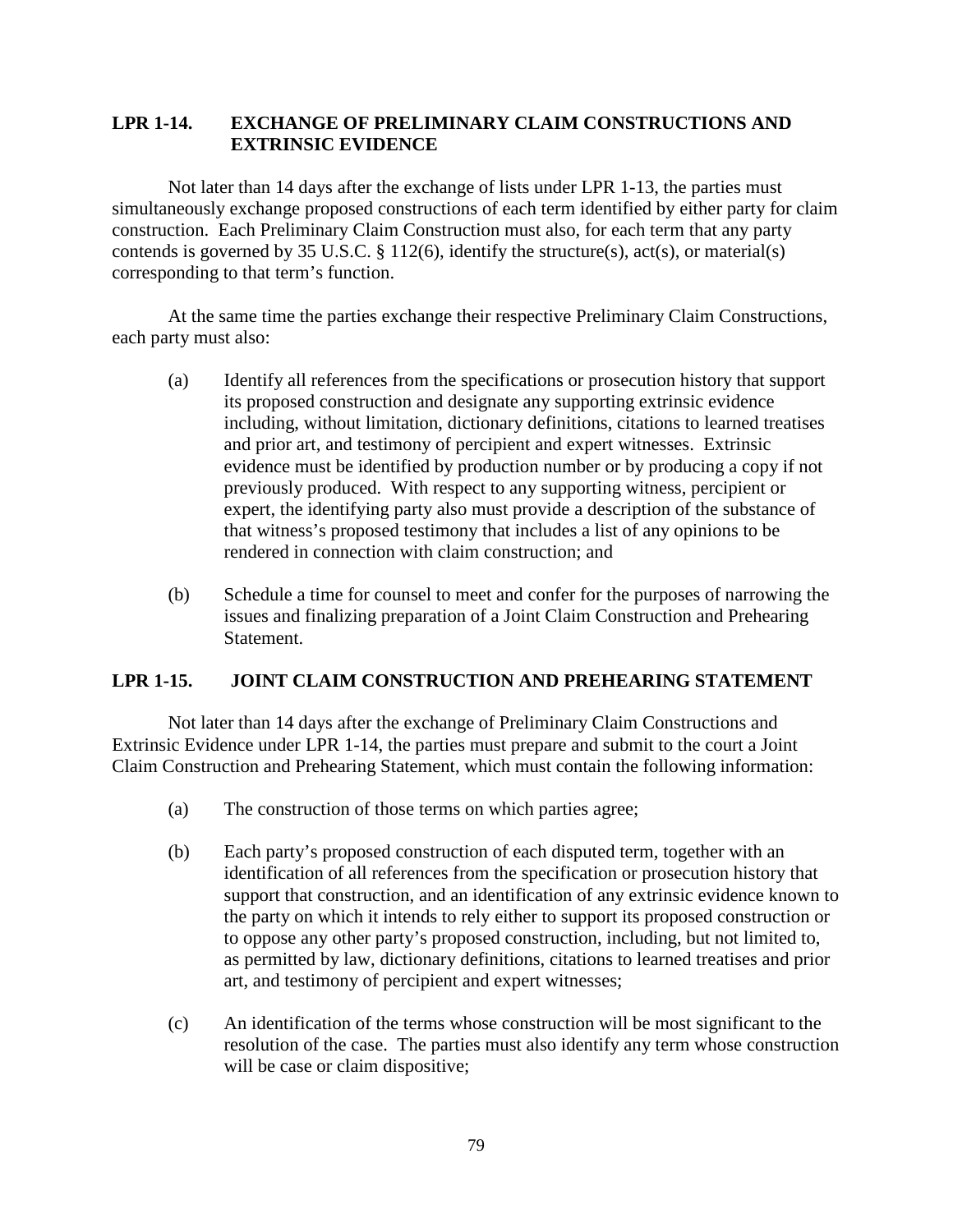## LPR 1-14. EXCHANGE OF PRELIMINARY CLAIM CONSTRUCTIONS AND EXTRINSIC EVIDENCE

Not later than 14 days after the exchange of lists under LPR 1-13, the parties must simultaneously exchange proposed constructions of each term identified by either party for claim construction. Each Preliminary Claim Construction must also, for each term that any party contends is governed by 35 U.S.C. § 112(6), identify the structure(s), act(s), or material(s) corresponding to that term's function.

At the same time the parties exchange their respective Preliminary Claim Constructions, each party must also:

(a) Identify all references from the specifications or prosecution history that support its proposed construction and designate any supporting extrinsic evidence including, without limitation, dictionary definitions, citations to learned treatises and prior art, and testimony of percipient and expert witnesses. Extrinsic evidence must be identified by production number or by producing a copy if not previously produced. With respect to any supporting witness, percipient or expert, the identifying party also must provide a description of the substance of that witness's proposed testimony that includes a list of any opinions to be rendered in connection with claim construction; and

(b) Schedule a time for counsel to meet and confer for the purposes of narrowing the issues and finalizing preparation of a Joint Claim Construction and Prehearing Statement.

## LPR 1-15. JOINT CLAIM CONSTRUCTION AND PREHEARING STATEMENT

Not later than 14 days after the exchange of Preliminary Claim Constructions and Extrinsic Evidence under LPR 1-14, the parties must prepare and submit to the court a Joint Claim Construction and Prehearing Statement, which must contain the following information:

(a) The construction of those terms on which parties agree;

(b) Each party's proposed construction of each disputed term, together with an identification of all references from the specification or prosecution history that support that construction, and an identification of any extrinsic evidence known to the party on which it intends to rely either to support its proposed construction or to oppose any other party's proposed construction, including, but not limited to, as permitted by law, dictionary definitions, citations to learned treatises and prior art, and testimony of percipient and expert witnesses;

(c) An identification of the terms whose construction will be most significant to the resolution of the case. The parties must also identify any term whose construction will be case or claim dispositive;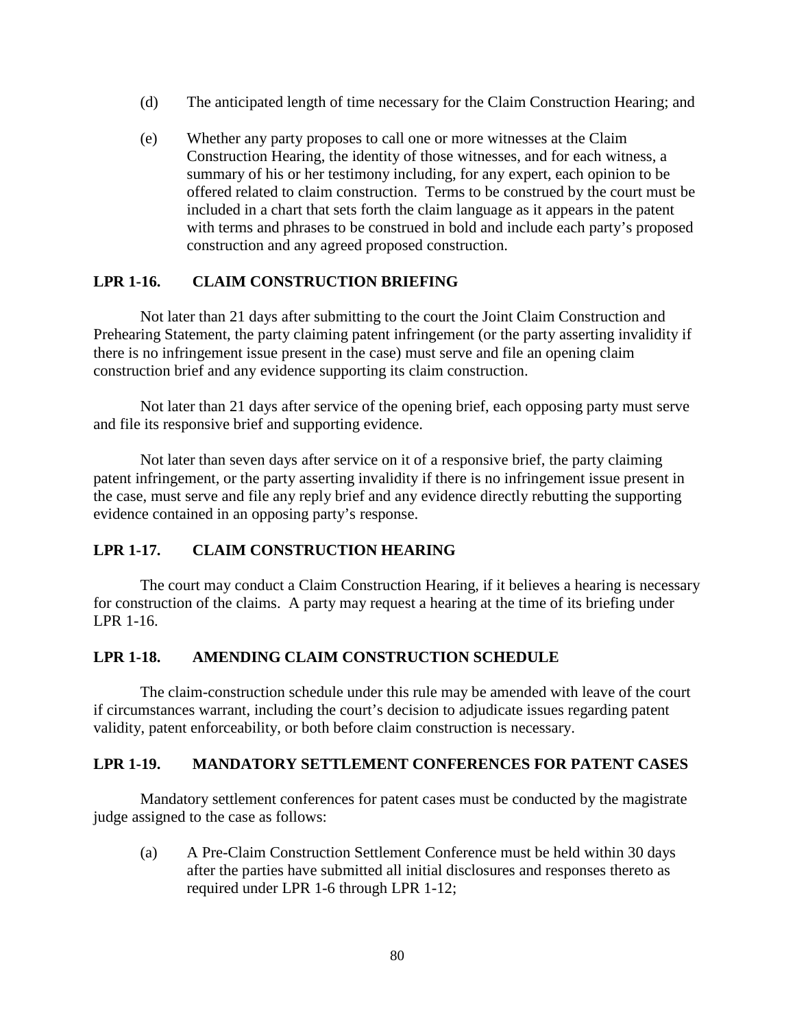(d) The anticipated length of time necessary for the Claim Construction Hearing; and

(e) Whether any party proposes to call one or more witnesses at the Claim Construction Hearing, the identity of those witnesses, and for each witness, a summary of his or her testimony including, for any expert, each opinion to be offered related to claim construction. Terms to be construed by the court must be included in a chart that sets forth the claim language as it appears in the patent with terms and phrases to be construed in bold and include each party's proposed construction and any agreed proposed construction.

## LPR 1-16. CLAIM CONSTRUCTION BRIEFING

Not later than 21 days after submitting to the court the Joint Claim Construction and Prehearing Statement, the party claiming patent infringement (or the party asserting invalidity if there is no infringement issue present in the case) must serve and file an opening claim construction brief and any evidence supporting its claim construction.

Not later than 21 days after service of the opening brief, each opposing party must serve and file its responsive brief and supporting evidence.

Not later than seven days after service on it of a responsive brief, the party claiming patent infringement, or the party asserting invalidity if there is no infringement issue present in the case, must serve and file any reply brief and any evidence directly rebutting the supporting evidence contained in an opposing party's response.

## LPR 1-17. CLAIM CONSTRUCTION HEARING

The court may conduct a Claim Construction Hearing, if it believes a hearing is necessary for construction of the claims. A party may request a hearing at the time of its briefing under LPR 1-16.

## LPR 1-18. AMENDING CLAIM CONSTRUCTION SCHEDULE

The claim-construction schedule under this rule may be amended with leave of the court if circumstances warrant, including the court's decision to adjudicate issues regarding patent validity, patent enforceability, or both before claim construction is necessary.

## LPR 1-19. MANDATORY SETTLEMENT CONFERENCES FOR PATENT CASES

Mandatory settlement conferences for patent cases must be conducted by the magistrate judge assigned to the case as follows:

(a) A Pre-Claim Construction Settlement Conference must be held within 30 days after the parties have submitted all initial disclosures and responses thereto as required under LPR 1-6 through LPR 1-12;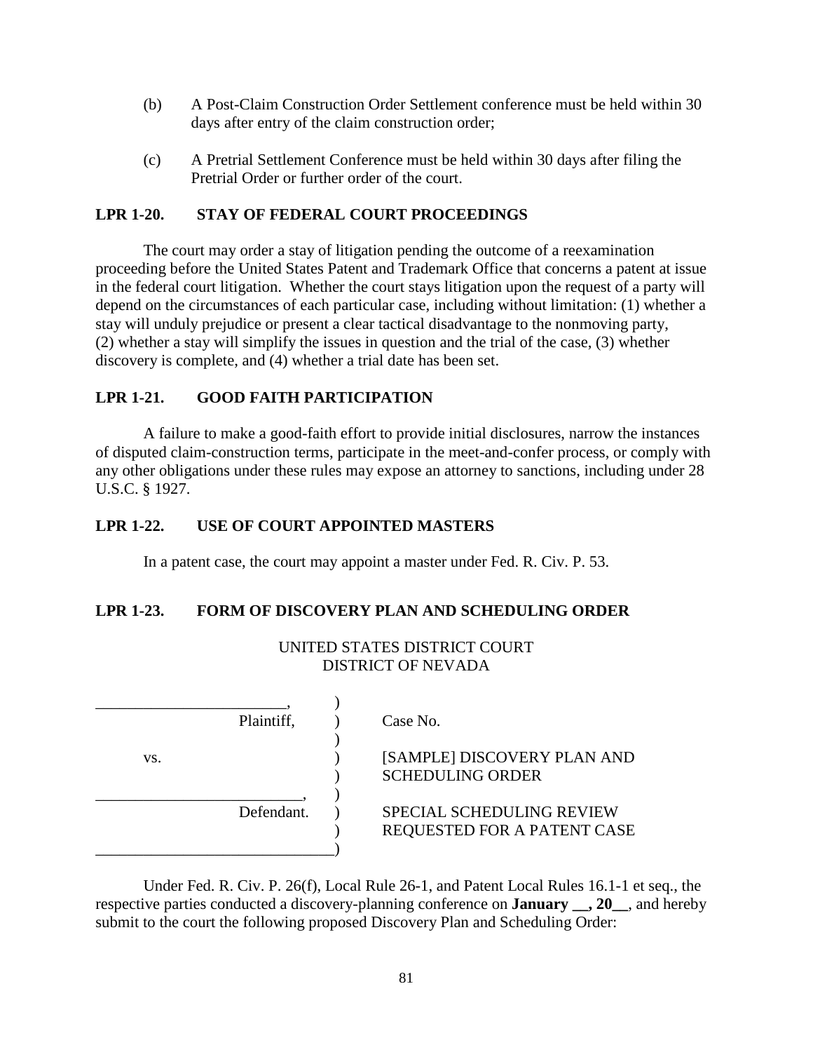(b) A Post-Claim Construction Order Settlement conference must be held within 30 days after entry of the claim construction order;

(c) A Pretrial Settlement Conference must be held within 30 days after filing the Pretrial Order or further order of the court.

**LPR 1-20. STAY OF FEDERAL COURT PROCEEDINGS**

The court may order a stay of litigation pending the outcome of a reexamination proceeding before the United States Patent and Trademark Office that concerns a patent at issue in the federal court litigation. Whether the court stays litigation upon the request of a party will depend on the circumstances of each particular case, including without limitation: (1) whether a stay will unduly prejudice or present a clear tactical disadvantage to the nonmoving party, (2) whether a stay will simplify the issues in question and the trial of the case, (3) whether discovery is complete, and (4) whether a trial date has been set.

**LPR 1-21. GOOD FAITH PARTICIPATION**

A failure to make a good-faith effort to provide initial disclosures, narrow the instances of disputed claim-construction terms, participate in the meet-and-confer process, or comply with any other obligations under these rules may expose an attorney to sanctions, including under 28 U.S.C. § 1927.

**LPR 1-22. USE OF COURT APPOINTED MASTERS**

In a patent case, the court may appoint a master under Fed. R. Civ. P. 53.

**LPR 1-23. FORM OF DISCOVERY PLAN AND SCHEDULING ORDER**

UNITED STATES DISTRICT COURT
DISTRICT OF NEVADA

| | | |
|---|---|---|
| ________________________, | ) | |
| Plaintiff, | ) | Case No. |
| | ) | |
| vs. | ) | [SAMPLE] DISCOVERY PLAN AND |
| | ) | SCHEDULING ORDER |
| __________________________, | ) | |
| Defendant. | ) | SPECIAL SCHEDULING REVIEW |
| | ) | REQUESTED FOR A PATENT CASE |
| ______________________________ | ) | |

Under Fed. R. Civ. P. 26(f), Local Rule 26-1, and Patent Local Rules 16.1-1 et seq., the respective parties conducted a discovery-planning conference on **January __, 20__**, and hereby submit to the court the following proposed Discovery Plan and Scheduling Order: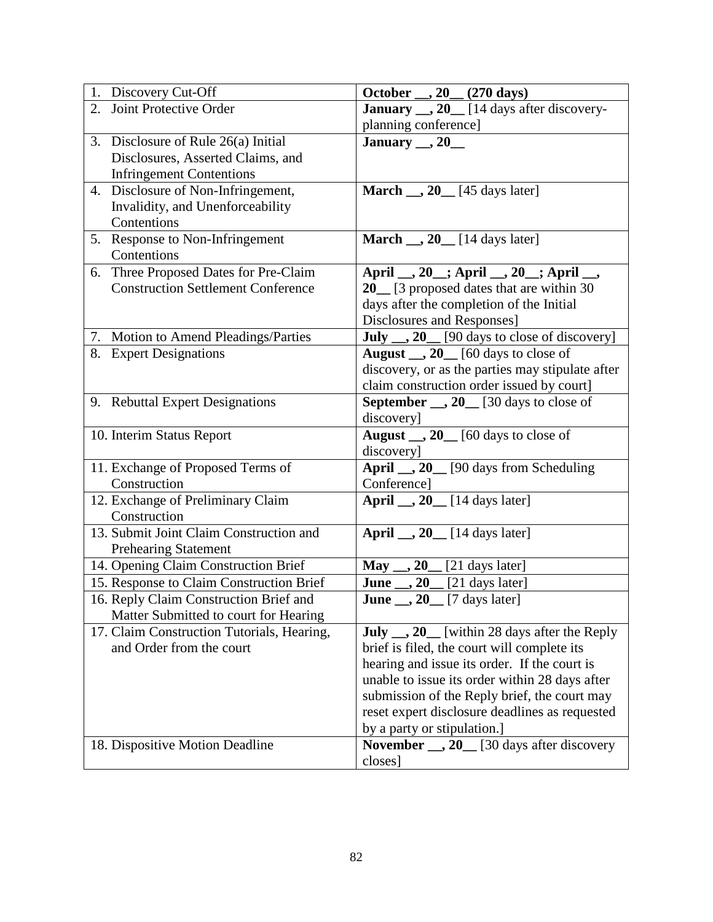| | |
|---|---|
| 1. Discovery Cut-Off | **October __, 20__ (270 days)** |
| 2. Joint Protective Order | **January __, 20__** [14 days after discovery-planning conference] |
| 3. Disclosure of Rule 26(a) Initial Disclosures, Asserted Claims, and Infringement Contentions | **January __, 20__** |
| 4. Disclosure of Non-Infringement, Invalidity, and Unenforceability Contentions | **March __, 20__** [45 days later] |
| 5. Response to Non-Infringement Contentions | **March __, 20__** [14 days later] |
| 6. Three Proposed Dates for Pre-Claim Construction Settlement Conference | **April __, 20__; April __, 20__; April __, 20__** [3 proposed dates that are within 30 days after the completion of the Initial Disclosures and Responses] |
| 7. Motion to Amend Pleadings/Parties | **July __, 20__** [90 days to close of discovery] |
| 8. Expert Designations | **August __, 20__** [60 days to close of discovery, or as the parties may stipulate after claim construction order issued by court] |
| 9. Rebuttal Expert Designations | **September __, 20__** [30 days to close of discovery] |
| 10. Interim Status Report | **August __, 20__** [60 days to close of discovery] |
| 11. Exchange of Proposed Terms of Construction | **April __, 20__** [90 days from Scheduling Conference] |
| 12. Exchange of Preliminary Claim Construction | **April __, 20__** [14 days later] |
| 13. Submit Joint Claim Construction and Prehearing Statement | **April __, 20__** [14 days later] |
| 14. Opening Claim Construction Brief | **May __, 20__** [21 days later] |
| 15. Response to Claim Construction Brief | **June __, 20__** [21 days later] |
| 16. Reply Claim Construction Brief and Matter Submitted to court for Hearing | **June __, 20__** [7 days later] |
| 17. Claim Construction Tutorials, Hearing, and Order from the court | **July __, 20__** [within 28 days after the Reply brief is filed, the court will complete its hearing and issue its order. If the court is unable to issue its order within 28 days after submission of the Reply brief, the court may reset expert disclosure deadlines as requested by a party or stipulation.] |
| 18. Dispositive Motion Deadline | **November __, 20__** [30 days after discovery closes] |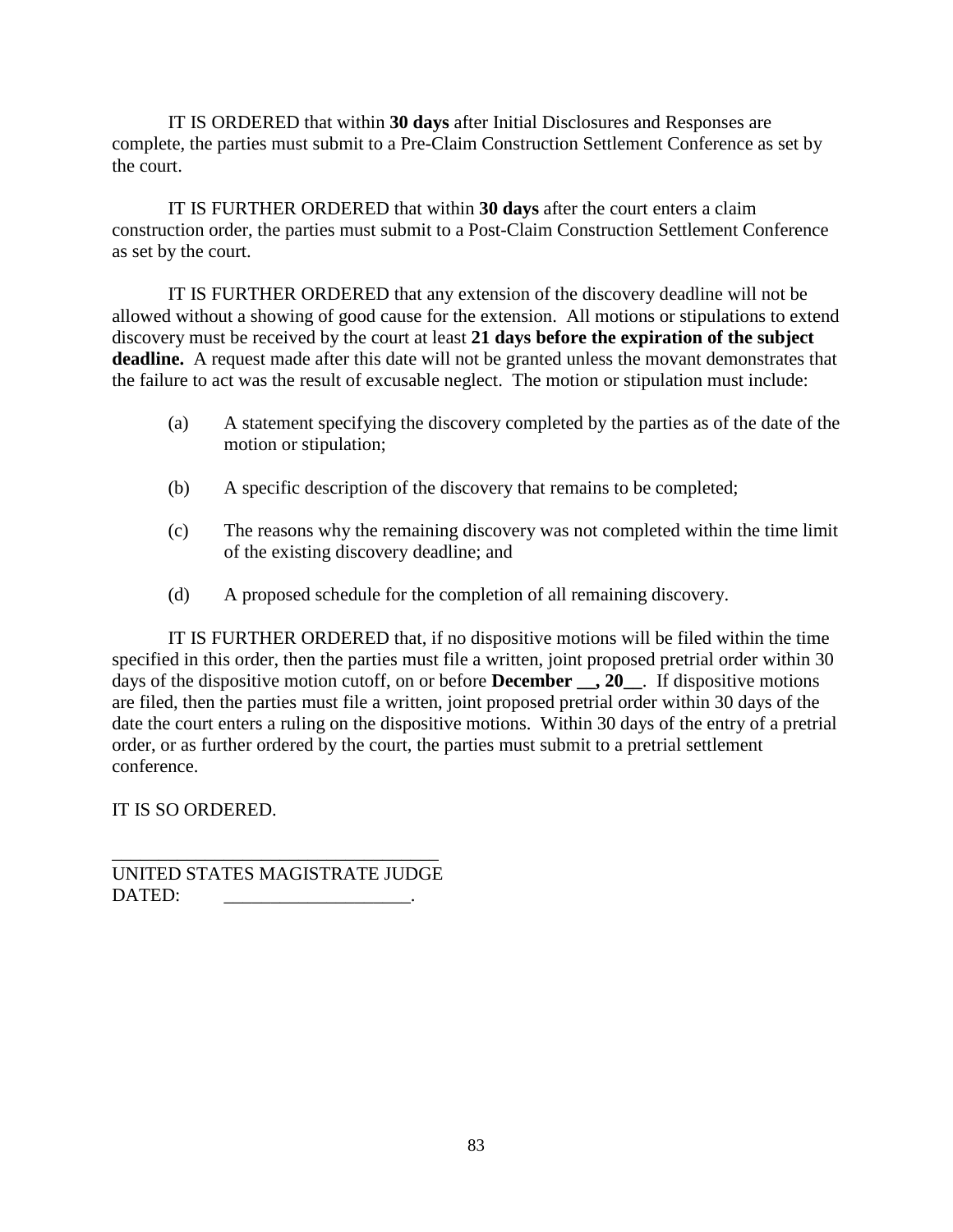IT IS ORDERED that within **30 days** after Initial Disclosures and Responses are complete, the parties must submit to a Pre-Claim Construction Settlement Conference as set by the court.

IT IS FURTHER ORDERED that within **30 days** after the court enters a claim construction order, the parties must submit to a Post-Claim Construction Settlement Conference as set by the court.

IT IS FURTHER ORDERED that any extension of the discovery deadline will not be allowed without a showing of good cause for the extension. All motions or stipulations to extend discovery must be received by the court at least **21 days before the expiration of the subject deadline.** A request made after this date will not be granted unless the movant demonstrates that the failure to act was the result of excusable neglect. The motion or stipulation must include:

(a) A statement specifying the discovery completed by the parties as of the date of the motion or stipulation;

(b) A specific description of the discovery that remains to be completed;

(c) The reasons why the remaining discovery was not completed within the time limit of the existing discovery deadline; and

(d) A proposed schedule for the completion of all remaining discovery.

IT IS FURTHER ORDERED that, if no dispositive motions will be filed within the time specified in this order, then the parties must file a written, joint proposed pretrial order within 30 days of the dispositive motion cutoff, on or before **December __, 20__**. If dispositive motions are filed, then the parties must file a written, joint proposed pretrial order within 30 days of the date the court enters a ruling on the dispositive motions. Within 30 days of the entry of a pretrial order, or as further ordered by the court, the parties must submit to a pretrial settlement conference.

IT IS SO ORDERED.

___________________________________
UNITED STATES MAGISTRATE JUDGE
DATED: ____________________.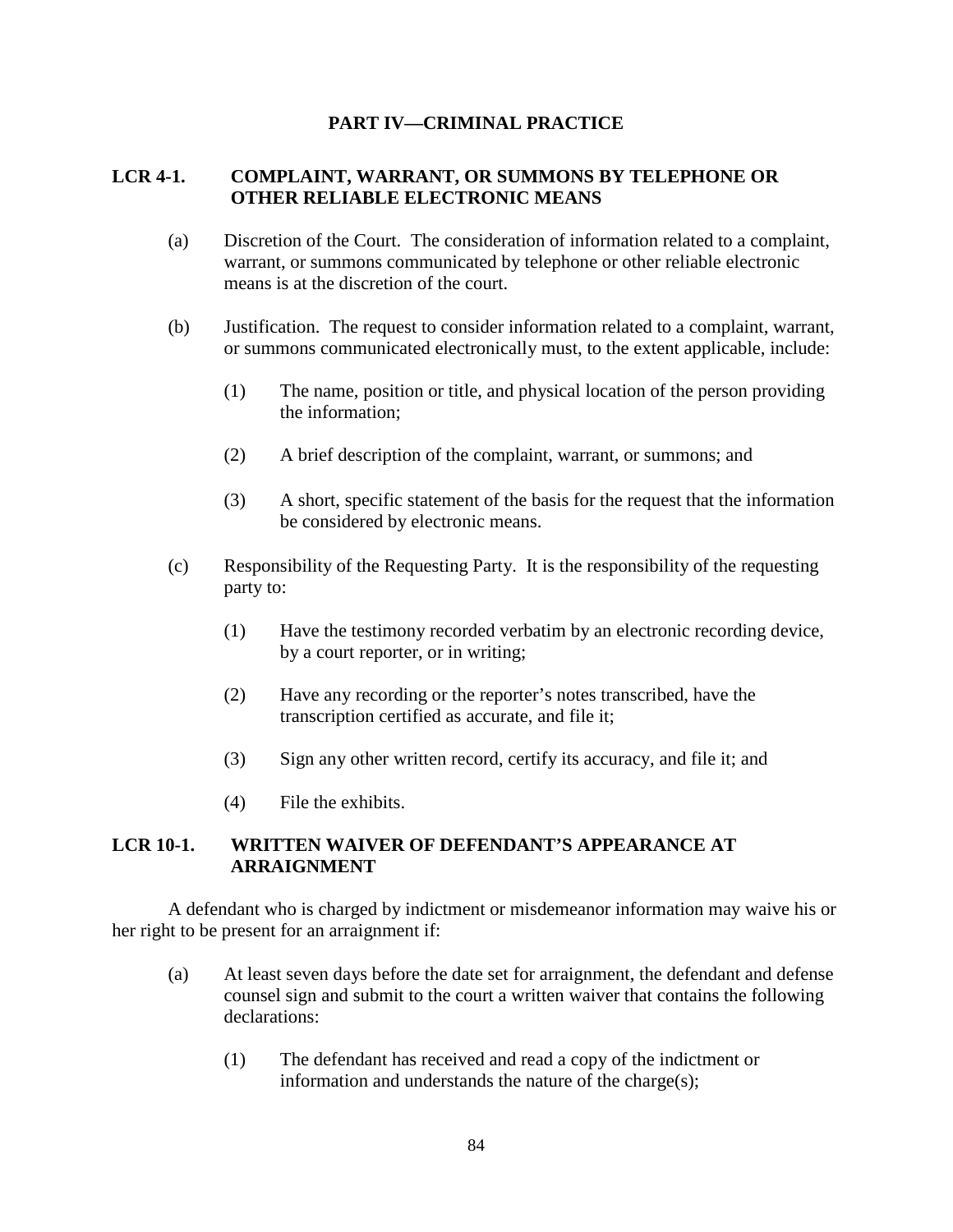# PART IV—CRIMINAL PRACTICE

## LCR 4-1. COMPLAINT, WARRANT, OR SUMMONS BY TELEPHONE OR OTHER RELIABLE ELECTRONIC MEANS

(a) Discretion of the Court. The consideration of information related to a complaint, warrant, or summons communicated by telephone or other reliable electronic means is at the discretion of the court.

(b) Justification. The request to consider information related to a complaint, warrant, or summons communicated electronically must, to the extent applicable, include:

(1) The name, position or title, and physical location of the person providing the information;

(2) A brief description of the complaint, warrant, or summons; and

(3) A short, specific statement of the basis for the request that the information be considered by electronic means.

(c) Responsibility of the Requesting Party. It is the responsibility of the requesting party to:

(1) Have the testimony recorded verbatim by an electronic recording device, by a court reporter, or in writing;

(2) Have any recording or the reporter's notes transcribed, have the transcription certified as accurate, and file it;

(3) Sign any other written record, certify its accuracy, and file it; and

(4) File the exhibits.

## LCR 10-1. WRITTEN WAIVER OF DEFENDANT'S APPEARANCE AT ARRAIGNMENT

A defendant who is charged by indictment or misdemeanor information may waive his or her right to be present for an arraignment if:

(a) At least seven days before the date set for arraignment, the defendant and defense counsel sign and submit to the court a written waiver that contains the following declarations:

(1) The defendant has received and read a copy of the indictment or information and understands the nature of the charge(s);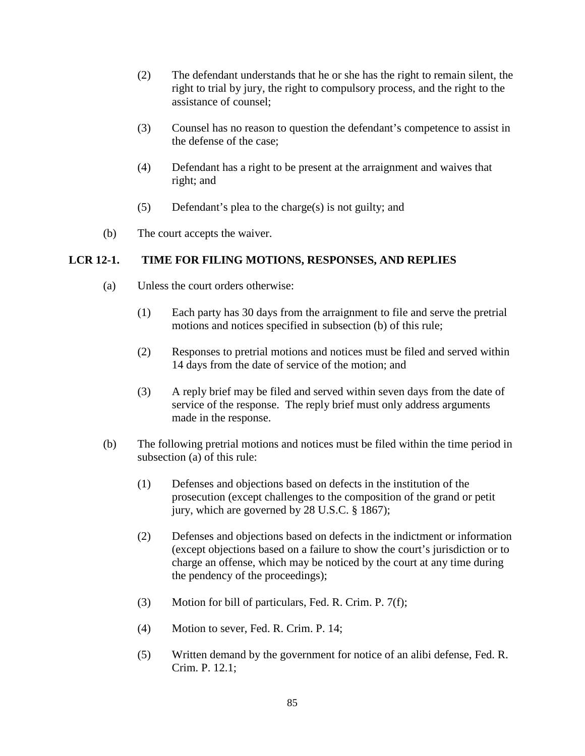(2) The defendant understands that he or she has the right to remain silent, the right to trial by jury, the right to compulsory process, and the right to the assistance of counsel;

(3) Counsel has no reason to question the defendant's competence to assist in the defense of the case;

(4) Defendant has a right to be present at the arraignment and waives that right; and

(5) Defendant's plea to the charge(s) is not guilty; and

(b) The court accepts the waiver.

## LCR 12-1. TIME FOR FILING MOTIONS, RESPONSES, AND REPLIES

(a) Unless the court orders otherwise:

(1) Each party has 30 days from the arraignment to file and serve the pretrial motions and notices specified in subsection (b) of this rule;

(2) Responses to pretrial motions and notices must be filed and served within 14 days from the date of service of the motion; and

(3) A reply brief may be filed and served within seven days from the date of service of the response. The reply brief must only address arguments made in the response.

(b) The following pretrial motions and notices must be filed within the time period in subsection (a) of this rule:

(1) Defenses and objections based on defects in the institution of the prosecution (except challenges to the composition of the grand or petit jury, which are governed by 28 U.S.C. § 1867);

(2) Defenses and objections based on defects in the indictment or information (except objections based on a failure to show the court's jurisdiction or to charge an offense, which may be noticed by the court at any time during the pendency of the proceedings);

(3) Motion for bill of particulars, Fed. R. Crim. P. 7(f);

(4) Motion to sever, Fed. R. Crim. P. 14;

(5) Written demand by the government for notice of an alibi defense, Fed. R. Crim. P. 12.1;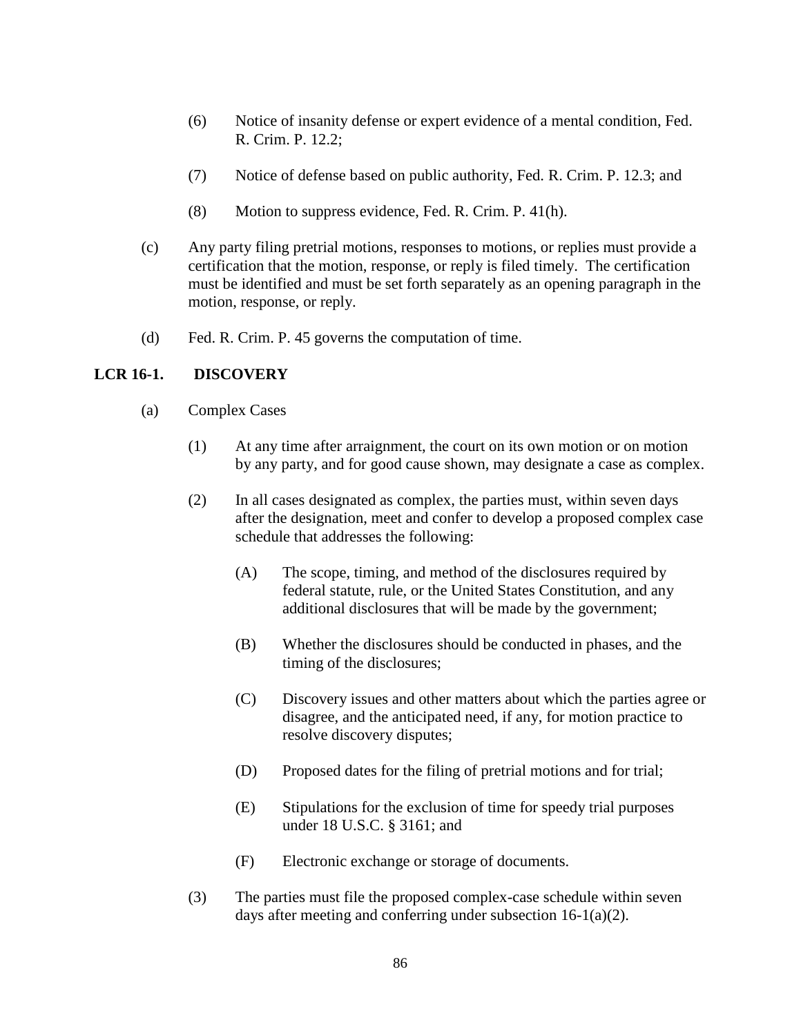(6) Notice of insanity defense or expert evidence of a mental condition, Fed. R. Crim. P. 12.2;

(7) Notice of defense based on public authority, Fed. R. Crim. P. 12.3; and

(8) Motion to suppress evidence, Fed. R. Crim. P. 41(h).

(c) Any party filing pretrial motions, responses to motions, or replies must provide a certification that the motion, response, or reply is filed timely. The certification must be identified and must be set forth separately as an opening paragraph in the motion, response, or reply.

(d) Fed. R. Crim. P. 45 governs the computation of time.

## LCR 16-1. DISCOVERY

(a) Complex Cases

(1) At any time after arraignment, the court on its own motion or on motion by any party, and for good cause shown, may designate a case as complex.

(2) In all cases designated as complex, the parties must, within seven days after the designation, meet and confer to develop a proposed complex case schedule that addresses the following:

(A) The scope, timing, and method of the disclosures required by federal statute, rule, or the United States Constitution, and any additional disclosures that will be made by the government;

(B) Whether the disclosures should be conducted in phases, and the timing of the disclosures;

(C) Discovery issues and other matters about which the parties agree or disagree, and the anticipated need, if any, for motion practice to resolve discovery disputes;

(D) Proposed dates for the filing of pretrial motions and for trial;

(E) Stipulations for the exclusion of time for speedy trial purposes under 18 U.S.C. § 3161; and

(F) Electronic exchange or storage of documents.

(3) The parties must file the proposed complex-case schedule within seven days after meeting and conferring under subsection 16-1(a)(2).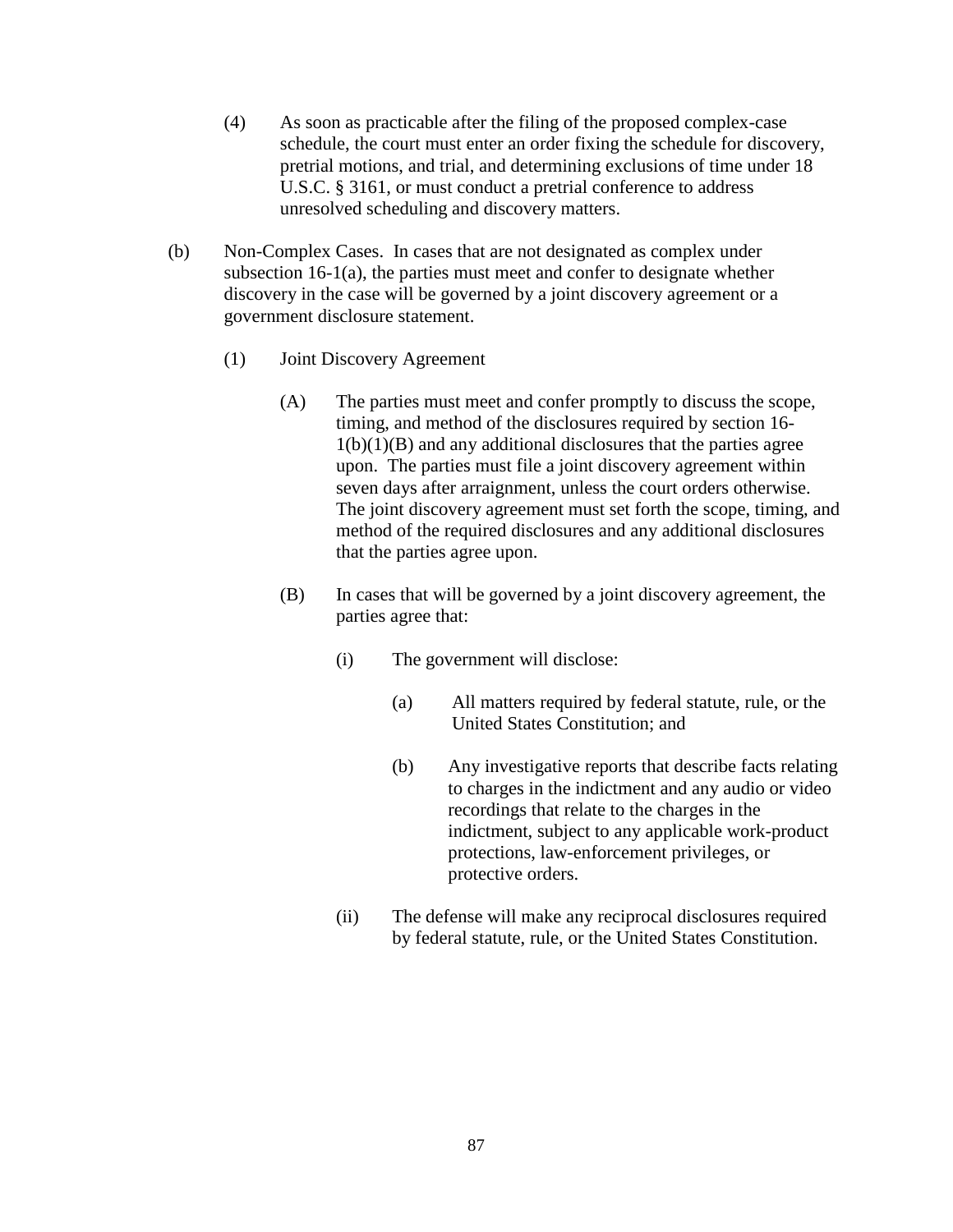(4) As soon as practicable after the filing of the proposed complex-case schedule, the court must enter an order fixing the schedule for discovery, pretrial motions, and trial, and determining exclusions of time under 18 U.S.C. § 3161, or must conduct a pretrial conference to address unresolved scheduling and discovery matters.

(b) Non-Complex Cases. In cases that are not designated as complex under subsection 16-1(a), the parties must meet and confer to designate whether discovery in the case will be governed by a joint discovery agreement or a government disclosure statement.

(1) Joint Discovery Agreement

(A) The parties must meet and confer promptly to discuss the scope, timing, and method of the disclosures required by section 16-1(b)(1)(B) and any additional disclosures that the parties agree upon. The parties must file a joint discovery agreement within seven days after arraignment, unless the court orders otherwise. The joint discovery agreement must set forth the scope, timing, and method of the required disclosures and any additional disclosures that the parties agree upon.

(B) In cases that will be governed by a joint discovery agreement, the parties agree that:

(i) The government will disclose:

(a) All matters required by federal statute, rule, or the United States Constitution; and

(b) Any investigative reports that describe facts relating to charges in the indictment and any audio or video recordings that relate to the charges in the indictment, subject to any applicable work-product protections, law-enforcement privileges, or protective orders.

(ii) The defense will make any reciprocal disclosures required by federal statute, rule, or the United States Constitution.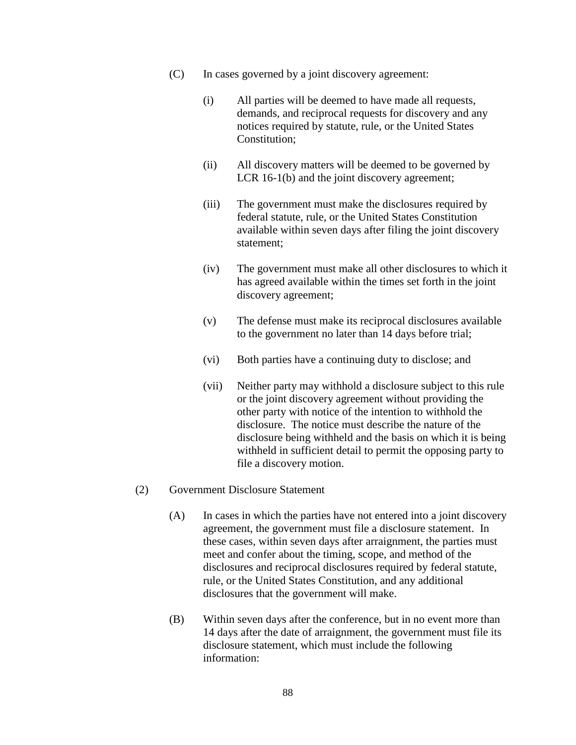(C) In cases governed by a joint discovery agreement:

   (i) All parties will be deemed to have made all requests, demands, and reciprocal requests for discovery and any notices required by statute, rule, or the United States Constitution;

   (ii) All discovery matters will be deemed to be governed by LCR 16-1(b) and the joint discovery agreement;

   (iii) The government must make the disclosures required by federal statute, rule, or the United States Constitution available within seven days after filing the joint discovery statement;

   (iv) The government must make all other disclosures to which it has agreed available within the times set forth in the joint discovery agreement;

   (v) The defense must make its reciprocal disclosures available to the government no later than 14 days before trial;

   (vi) Both parties have a continuing duty to disclose; and

   (vii) Neither party may withhold a disclosure subject to this rule or the joint discovery agreement without providing the other party with notice of the intention to withhold the disclosure. The notice must describe the nature of the disclosure being withheld and the basis on which it is being withheld in sufficient detail to permit the opposing party to file a discovery motion.

(2) Government Disclosure Statement

   (A) In cases in which the parties have not entered into a joint discovery agreement, the government must file a disclosure statement. In these cases, within seven days after arraignment, the parties must meet and confer about the timing, scope, and method of the disclosures and reciprocal disclosures required by federal statute, rule, or the United States Constitution, and any additional disclosures that the government will make.

   (B) Within seven days after the conference, but in no event more than 14 days after the date of arraignment, the government must file its disclosure statement, which must include the following information: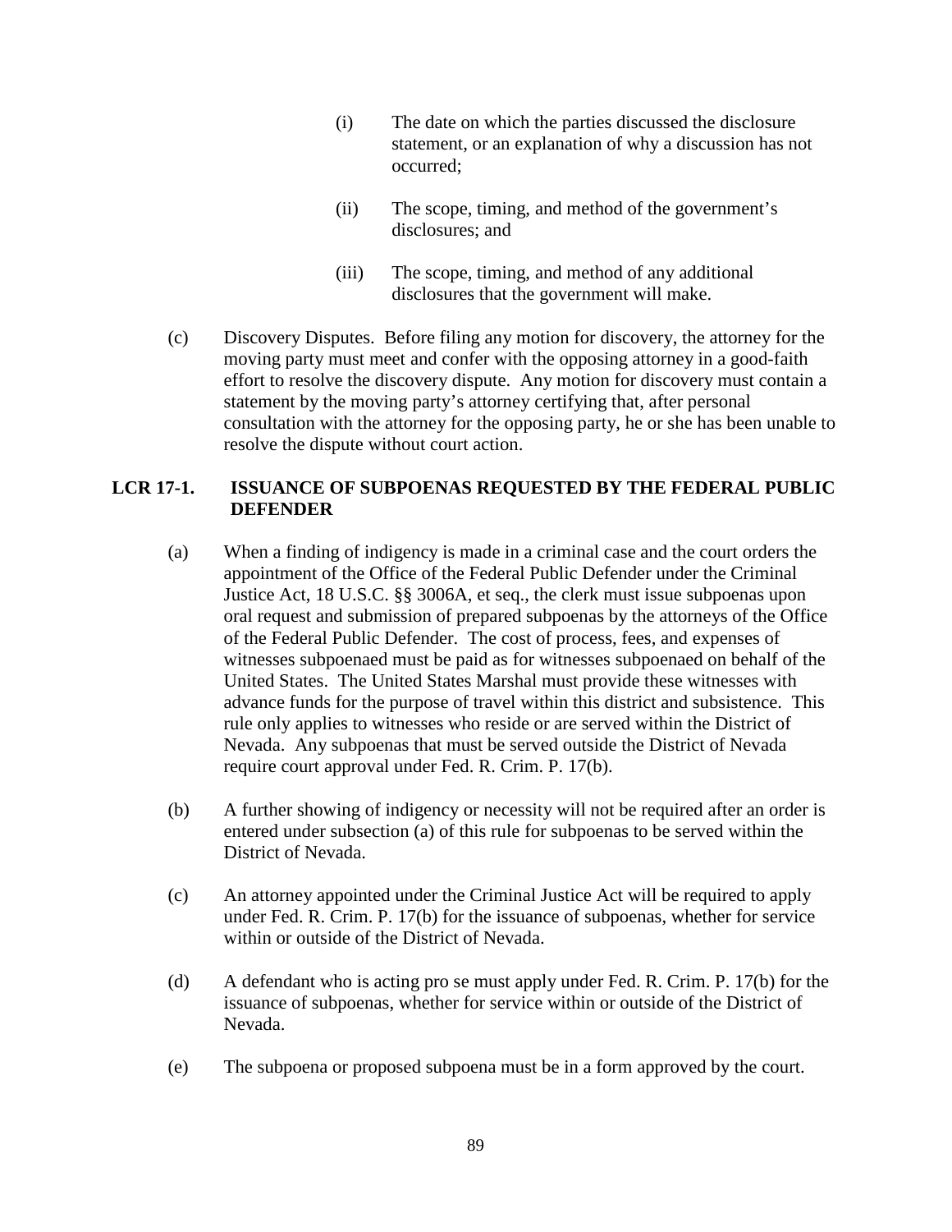(i) The date on which the parties discussed the disclosure statement, or an explanation of why a discussion has not occurred;

(ii) The scope, timing, and method of the government's disclosures; and

(iii) The scope, timing, and method of any additional disclosures that the government will make.

(c) Discovery Disputes. Before filing any motion for discovery, the attorney for the moving party must meet and confer with the opposing attorney in a good-faith effort to resolve the discovery dispute. Any motion for discovery must contain a statement by the moving party's attorney certifying that, after personal consultation with the attorney for the opposing party, he or she has been unable to resolve the dispute without court action.

## LCR 17-1. ISSUANCE OF SUBPOENAS REQUESTED BY THE FEDERAL PUBLIC DEFENDER

(a) When a finding of indigency is made in a criminal case and the court orders the appointment of the Office of the Federal Public Defender under the Criminal Justice Act, 18 U.S.C. §§ 3006A, et seq., the clerk must issue subpoenas upon oral request and submission of prepared subpoenas by the attorneys of the Office of the Federal Public Defender. The cost of process, fees, and expenses of witnesses subpoenaed must be paid as for witnesses subpoenaed on behalf of the United States. The United States Marshal must provide these witnesses with advance funds for the purpose of travel within this district and subsistence. This rule only applies to witnesses who reside or are served within the District of Nevada. Any subpoenas that must be served outside the District of Nevada require court approval under Fed. R. Crim. P. 17(b).

(b) A further showing of indigency or necessity will not be required after an order is entered under subsection (a) of this rule for subpoenas to be served within the District of Nevada.

(c) An attorney appointed under the Criminal Justice Act will be required to apply under Fed. R. Crim. P. 17(b) for the issuance of subpoenas, whether for service within or outside of the District of Nevada.

(d) A defendant who is acting pro se must apply under Fed. R. Crim. P. 17(b) for the issuance of subpoenas, whether for service within or outside of the District of Nevada.

(e) The subpoena or proposed subpoena must be in a form approved by the court.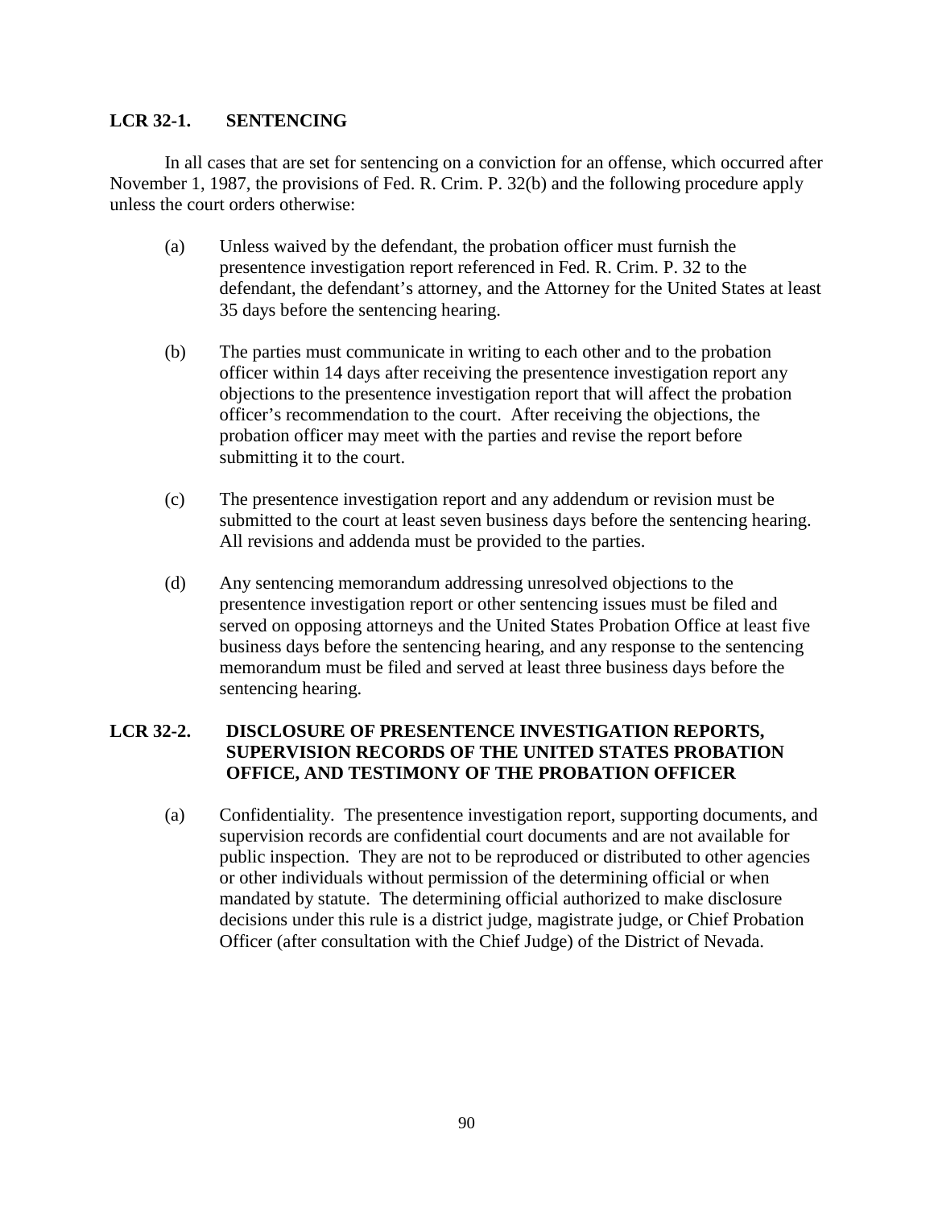## LCR 32-1. SENTENCING

In all cases that are set for sentencing on a conviction for an offense, which occurred after November 1, 1987, the provisions of Fed. R. Crim. P. 32(b) and the following procedure apply unless the court orders otherwise:

(a) Unless waived by the defendant, the probation officer must furnish the presentence investigation report referenced in Fed. R. Crim. P. 32 to the defendant, the defendant's attorney, and the Attorney for the United States at least 35 days before the sentencing hearing.

(b) The parties must communicate in writing to each other and to the probation officer within 14 days after receiving the presentence investigation report any objections to the presentence investigation report that will affect the probation officer's recommendation to the court. After receiving the objections, the probation officer may meet with the parties and revise the report before submitting it to the court.

(c) The presentence investigation report and any addendum or revision must be submitted to the court at least seven business days before the sentencing hearing. All revisions and addenda must be provided to the parties.

(d) Any sentencing memorandum addressing unresolved objections to the presentence investigation report or other sentencing issues must be filed and served on opposing attorneys and the United States Probation Office at least five business days before the sentencing hearing, and any response to the sentencing memorandum must be filed and served at least three business days before the sentencing hearing.

## LCR 32-2. DISCLOSURE OF PRESENTENCE INVESTIGATION REPORTS, SUPERVISION RECORDS OF THE UNITED STATES PROBATION OFFICE, AND TESTIMONY OF THE PROBATION OFFICER

(a) Confidentiality. The presentence investigation report, supporting documents, and supervision records are confidential court documents and are not available for public inspection. They are not to be reproduced or distributed to other agencies or other individuals without permission of the determining official or when mandated by statute. The determining official authorized to make disclosure decisions under this rule is a district judge, magistrate judge, or Chief Probation Officer (after consultation with the Chief Judge) of the District of Nevada.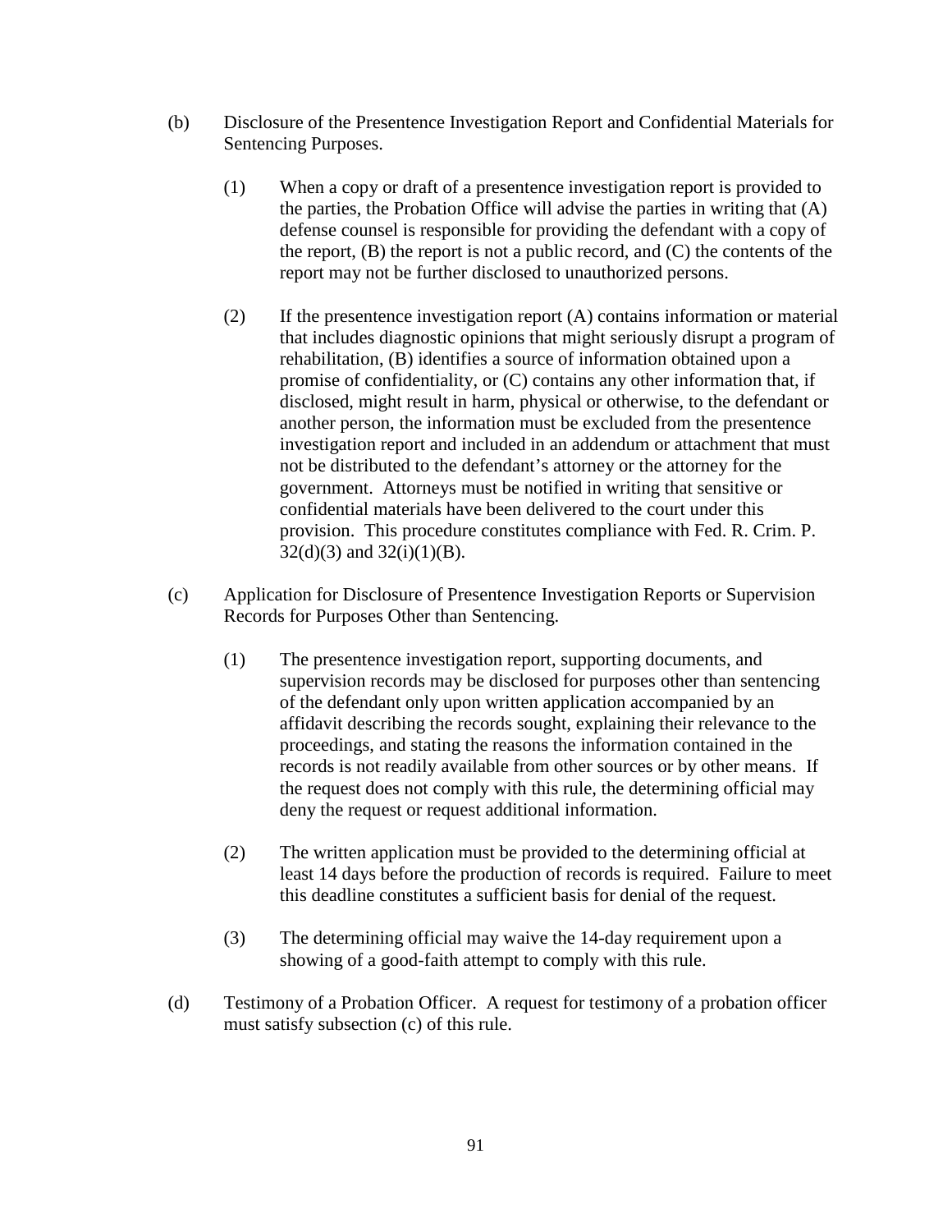(b) Disclosure of the Presentence Investigation Report and Confidential Materials for Sentencing Purposes.

  (1) When a copy or draft of a presentence investigation report is provided to the parties, the Probation Office will advise the parties in writing that (A) defense counsel is responsible for providing the defendant with a copy of the report, (B) the report is not a public record, and (C) the contents of the report may not be further disclosed to unauthorized persons.

  (2) If the presentence investigation report (A) contains information or material that includes diagnostic opinions that might seriously disrupt a program of rehabilitation, (B) identifies a source of information obtained upon a promise of confidentiality, or (C) contains any other information that, if disclosed, might result in harm, physical or otherwise, to the defendant or another person, the information must be excluded from the presentence investigation report and included in an addendum or attachment that must not be distributed to the defendant's attorney or the attorney for the government. Attorneys must be notified in writing that sensitive or confidential materials have been delivered to the court under this provision. This procedure constitutes compliance with Fed. R. Crim. P. 32(d)(3) and 32(i)(1)(B).

(c) Application for Disclosure of Presentence Investigation Reports or Supervision Records for Purposes Other than Sentencing.

  (1) The presentence investigation report, supporting documents, and supervision records may be disclosed for purposes other than sentencing of the defendant only upon written application accompanied by an affidavit describing the records sought, explaining their relevance to the proceedings, and stating the reasons the information contained in the records is not readily available from other sources or by other means. If the request does not comply with this rule, the determining official may deny the request or request additional information.

  (2) The written application must be provided to the determining official at least 14 days before the production of records is required. Failure to meet this deadline constitutes a sufficient basis for denial of the request.

  (3) The determining official may waive the 14-day requirement upon a showing of a good-faith attempt to comply with this rule.

(d) Testimony of a Probation Officer. A request for testimony of a probation officer must satisfy subsection (c) of this rule.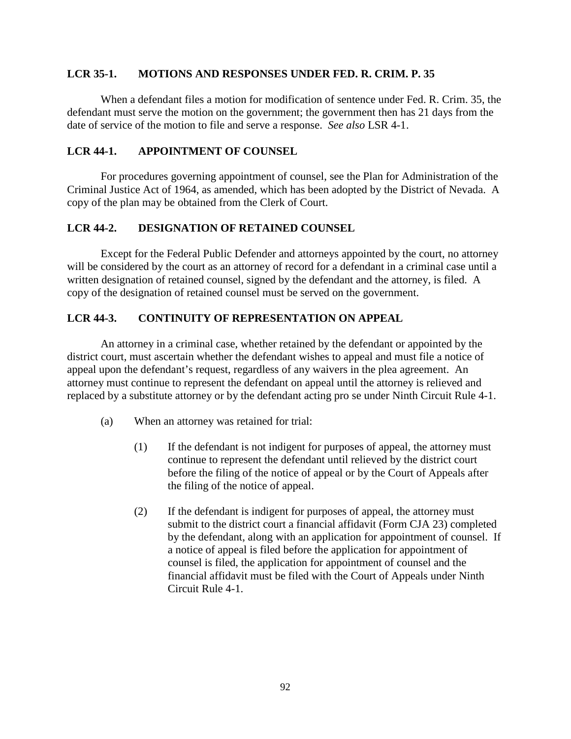## LCR 35-1. MOTIONS AND RESPONSES UNDER FED. R. CRIM. P. 35

When a defendant files a motion for modification of sentence under Fed. R. Crim. 35, the defendant must serve the motion on the government; the government then has 21 days from the date of service of the motion to file and serve a response. *See also* LSR 4-1.

## LCR 44-1. APPOINTMENT OF COUNSEL

For procedures governing appointment of counsel, see the Plan for Administration of the Criminal Justice Act of 1964, as amended, which has been adopted by the District of Nevada. A copy of the plan may be obtained from the Clerk of Court.

## LCR 44-2. DESIGNATION OF RETAINED COUNSEL

Except for the Federal Public Defender and attorneys appointed by the court, no attorney will be considered by the court as an attorney of record for a defendant in a criminal case until a written designation of retained counsel, signed by the defendant and the attorney, is filed. A copy of the designation of retained counsel must be served on the government.

## LCR 44-3. CONTINUITY OF REPRESENTATION ON APPEAL

An attorney in a criminal case, whether retained by the defendant or appointed by the district court, must ascertain whether the defendant wishes to appeal and must file a notice of appeal upon the defendant's request, regardless of any waivers in the plea agreement. An attorney must continue to represent the defendant on appeal until the attorney is relieved and replaced by a substitute attorney or by the defendant acting pro se under Ninth Circuit Rule 4-1.

(a) When an attorney was retained for trial:

(1) If the defendant is not indigent for purposes of appeal, the attorney must continue to represent the defendant until relieved by the district court before the filing of the notice of appeal or by the Court of Appeals after the filing of the notice of appeal.

(2) If the defendant is indigent for purposes of appeal, the attorney must submit to the district court a financial affidavit (Form CJA 23) completed by the defendant, along with an application for appointment of counsel. If a notice of appeal is filed before the application for appointment of counsel is filed, the application for appointment of counsel and the financial affidavit must be filed with the Court of Appeals under Ninth Circuit Rule 4-1.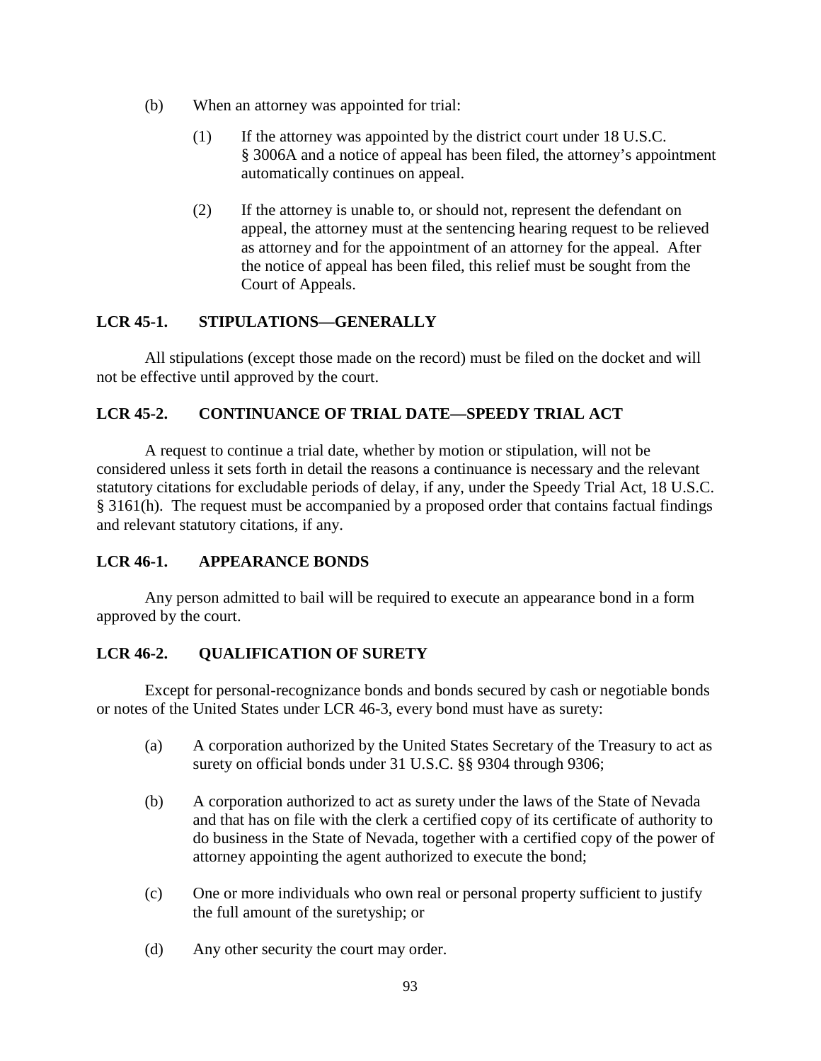(b) When an attorney was appointed for trial:

(1) If the attorney was appointed by the district court under 18 U.S.C. § 3006A and a notice of appeal has been filed, the attorney's appointment automatically continues on appeal.

(2) If the attorney is unable to, or should not, represent the defendant on appeal, the attorney must at the sentencing hearing request to be relieved as attorney and for the appointment of an attorney for the appeal. After the notice of appeal has been filed, this relief must be sought from the Court of Appeals.

**LCR 45-1. STIPULATIONS—GENERALLY**

All stipulations (except those made on the record) must be filed on the docket and will not be effective until approved by the court.

**LCR 45-2. CONTINUANCE OF TRIAL DATE—SPEEDY TRIAL ACT**

A request to continue a trial date, whether by motion or stipulation, will not be considered unless it sets forth in detail the reasons a continuance is necessary and the relevant statutory citations for excludable periods of delay, if any, under the Speedy Trial Act, 18 U.S.C. § 3161(h). The request must be accompanied by a proposed order that contains factual findings and relevant statutory citations, if any.

**LCR 46-1. APPEARANCE BONDS**

Any person admitted to bail will be required to execute an appearance bond in a form approved by the court.

**LCR 46-2. QUALIFICATION OF SURETY**

Except for personal-recognizance bonds and bonds secured by cash or negotiable bonds or notes of the United States under LCR 46-3, every bond must have as surety:

(a) A corporation authorized by the United States Secretary of the Treasury to act as surety on official bonds under 31 U.S.C. §§ 9304 through 9306;

(b) A corporation authorized to act as surety under the laws of the State of Nevada and that has on file with the clerk a certified copy of its certificate of authority to do business in the State of Nevada, together with a certified copy of the power of attorney appointing the agent authorized to execute the bond;

(c) One or more individuals who own real or personal property sufficient to justify the full amount of the suretyship; or

(d) Any other security the court may order.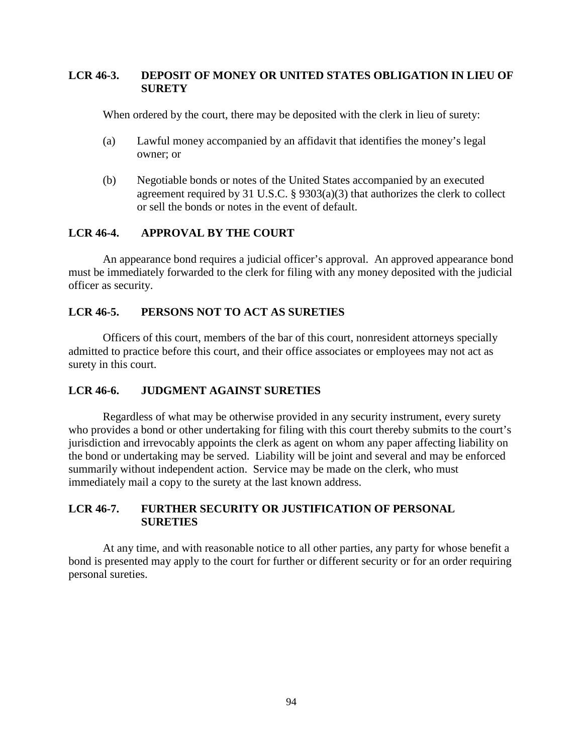## LCR 46-3. DEPOSIT OF MONEY OR UNITED STATES OBLIGATION IN LIEU OF SURETY

When ordered by the court, there may be deposited with the clerk in lieu of surety:

(a) Lawful money accompanied by an affidavit that identifies the money's legal owner; or

(b) Negotiable bonds or notes of the United States accompanied by an executed agreement required by 31 U.S.C. § 9303(a)(3) that authorizes the clerk to collect or sell the bonds or notes in the event of default.

## LCR 46-4. APPROVAL BY THE COURT

An appearance bond requires a judicial officer's approval. An approved appearance bond must be immediately forwarded to the clerk for filing with any money deposited with the judicial officer as security.

## LCR 46-5. PERSONS NOT TO ACT AS SURETIES

Officers of this court, members of the bar of this court, nonresident attorneys specially admitted to practice before this court, and their office associates or employees may not act as surety in this court.

## LCR 46-6. JUDGMENT AGAINST SURETIES

Regardless of what may be otherwise provided in any security instrument, every surety who provides a bond or other undertaking for filing with this court thereby submits to the court's jurisdiction and irrevocably appoints the clerk as agent on whom any paper affecting liability on the bond or undertaking may be served. Liability will be joint and several and may be enforced summarily without independent action. Service may be made on the clerk, who must immediately mail a copy to the surety at the last known address.

## LCR 46-7. FURTHER SECURITY OR JUSTIFICATION OF PERSONAL SURETIES

At any time, and with reasonable notice to all other parties, any party for whose benefit a bond is presented may apply to the court for further or different security or for an order requiring personal sureties.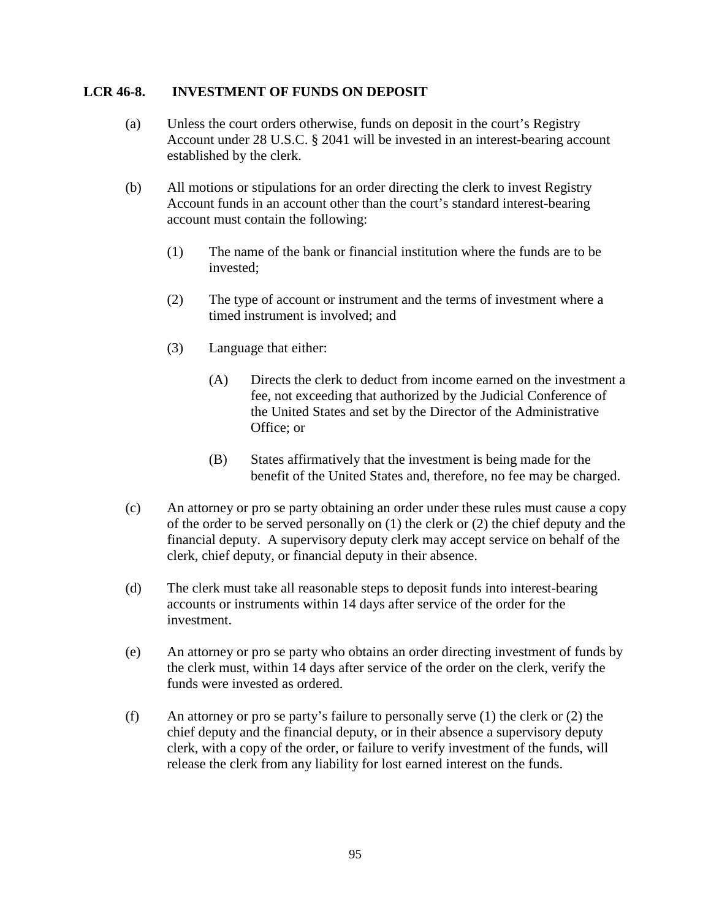## LCR 46-8. INVESTMENT OF FUNDS ON DEPOSIT

(a) Unless the court orders otherwise, funds on deposit in the court's Registry Account under 28 U.S.C. § 2041 will be invested in an interest-bearing account established by the clerk.

(b) All motions or stipulations for an order directing the clerk to invest Registry Account funds in an account other than the court's standard interest-bearing account must contain the following:

  (1) The name of the bank or financial institution where the funds are to be invested;

  (2) The type of account or instrument and the terms of investment where a timed instrument is involved; and

  (3) Language that either:

    (A) Directs the clerk to deduct from income earned on the investment a fee, not exceeding that authorized by the Judicial Conference of the United States and set by the Director of the Administrative Office; or

    (B) States affirmatively that the investment is being made for the benefit of the United States and, therefore, no fee may be charged.

(c) An attorney or pro se party obtaining an order under these rules must cause a copy of the order to be served personally on (1) the clerk or (2) the chief deputy and the financial deputy. A supervisory deputy clerk may accept service on behalf of the clerk, chief deputy, or financial deputy in their absence.

(d) The clerk must take all reasonable steps to deposit funds into interest-bearing accounts or instruments within 14 days after service of the order for the investment.

(e) An attorney or pro se party who obtains an order directing investment of funds by the clerk must, within 14 days after service of the order on the clerk, verify the funds were invested as ordered.

(f) An attorney or pro se party's failure to personally serve (1) the clerk or (2) the chief deputy and the financial deputy, or in their absence a supervisory deputy clerk, with a copy of the order, or failure to verify investment of the funds, will release the clerk from any liability for lost earned interest on the funds.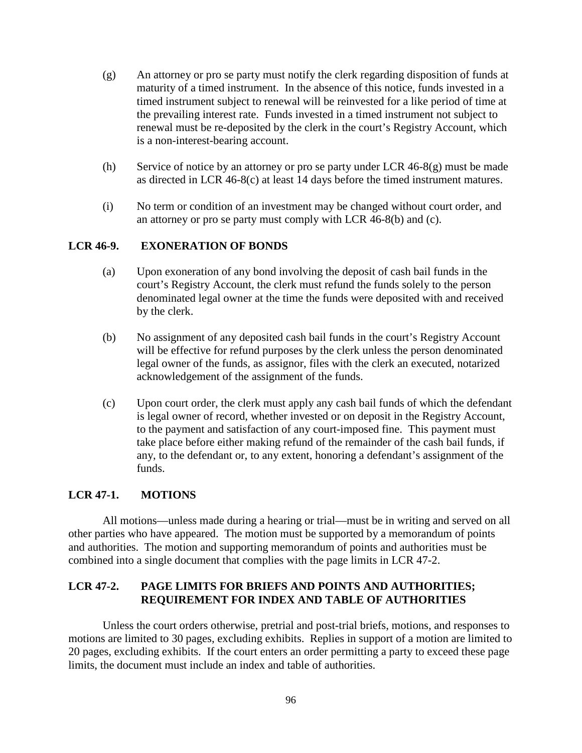(g) An attorney or pro se party must notify the clerk regarding disposition of funds at maturity of a timed instrument. In the absence of this notice, funds invested in a timed instrument subject to renewal will be reinvested for a like period of time at the prevailing interest rate. Funds invested in a timed instrument not subject to renewal must be re-deposited by the clerk in the court's Registry Account, which is a non-interest-bearing account.

(h) Service of notice by an attorney or pro se party under LCR 46-8(g) must be made as directed in LCR 46-8(c) at least 14 days before the timed instrument matures.

(i) No term or condition of an investment may be changed without court order, and an attorney or pro se party must comply with LCR 46-8(b) and (c).

## LCR 46-9. EXONERATION OF BONDS

(a) Upon exoneration of any bond involving the deposit of cash bail funds in the court's Registry Account, the clerk must refund the funds solely to the person denominated legal owner at the time the funds were deposited with and received by the clerk.

(b) No assignment of any deposited cash bail funds in the court's Registry Account will be effective for refund purposes by the clerk unless the person denominated legal owner of the funds, as assignor, files with the clerk an executed, notarized acknowledgement of the assignment of the funds.

(c) Upon court order, the clerk must apply any cash bail funds of which the defendant is legal owner of record, whether invested or on deposit in the Registry Account, to the payment and satisfaction of any court-imposed fine. This payment must take place before either making refund of the remainder of the cash bail funds, if any, to the defendant or, to any extent, honoring a defendant's assignment of the funds.

## LCR 47-1. MOTIONS

All motions—unless made during a hearing or trial—must be in writing and served on all other parties who have appeared. The motion must be supported by a memorandum of points and authorities. The motion and supporting memorandum of points and authorities must be combined into a single document that complies with the page limits in LCR 47-2.

## LCR 47-2. PAGE LIMITS FOR BRIEFS AND POINTS AND AUTHORITIES; REQUIREMENT FOR INDEX AND TABLE OF AUTHORITIES

Unless the court orders otherwise, pretrial and post-trial briefs, motions, and responses to motions are limited to 30 pages, excluding exhibits. Replies in support of a motion are limited to 20 pages, excluding exhibits. If the court enters an order permitting a party to exceed these page limits, the document must include an index and table of authorities.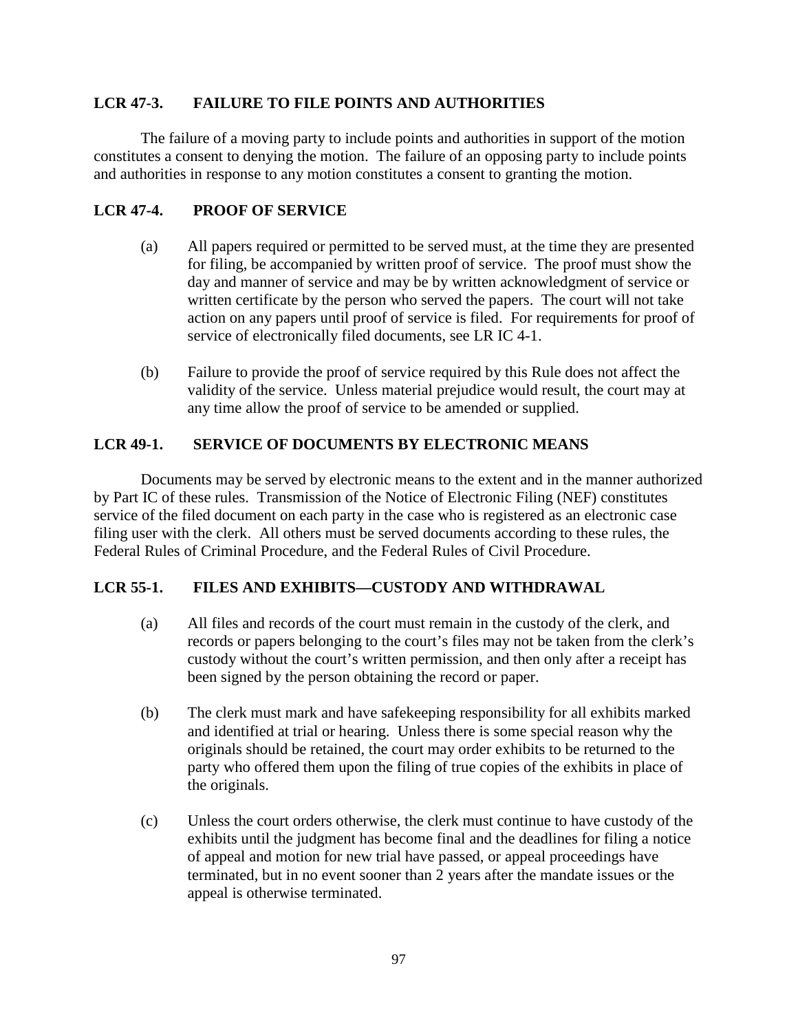## LCR 47-3. FAILURE TO FILE POINTS AND AUTHORITIES

The failure of a moving party to include points and authorities in support of the motion constitutes a consent to denying the motion. The failure of an opposing party to include points and authorities in response to any motion constitutes a consent to granting the motion.

## LCR 47-4. PROOF OF SERVICE

(a) All papers required or permitted to be served must, at the time they are presented for filing, be accompanied by written proof of service. The proof must show the day and manner of service and may be by written acknowledgment of service or written certificate by the person who served the papers. The court will not take action on any papers until proof of service is filed. For requirements for proof of service of electronically filed documents, see LR IC 4-1.

(b) Failure to provide the proof of service required by this Rule does not affect the validity of the service. Unless material prejudice would result, the court may at any time allow the proof of service to be amended or supplied.

## LCR 49-1. SERVICE OF DOCUMENTS BY ELECTRONIC MEANS

Documents may be served by electronic means to the extent and in the manner authorized by Part IC of these rules. Transmission of the Notice of Electronic Filing (NEF) constitutes service of the filed document on each party in the case who is registered as an electronic case filing user with the clerk. All others must be served documents according to these rules, the Federal Rules of Criminal Procedure, and the Federal Rules of Civil Procedure.

## LCR 55-1. FILES AND EXHIBITS—CUSTODY AND WITHDRAWAL

(a) All files and records of the court must remain in the custody of the clerk, and records or papers belonging to the court's files may not be taken from the clerk's custody without the court's written permission, and then only after a receipt has been signed by the person obtaining the record or paper.

(b) The clerk must mark and have safekeeping responsibility for all exhibits marked and identified at trial or hearing. Unless there is some special reason why the originals should be retained, the court may order exhibits to be returned to the party who offered them upon the filing of true copies of the exhibits in place of the originals.

(c) Unless the court orders otherwise, the clerk must continue to have custody of the exhibits until the judgment has become final and the deadlines for filing a notice of appeal and motion for new trial have passed, or appeal proceedings have terminated, but in no event sooner than 2 years after the mandate issues or the appeal is otherwise terminated.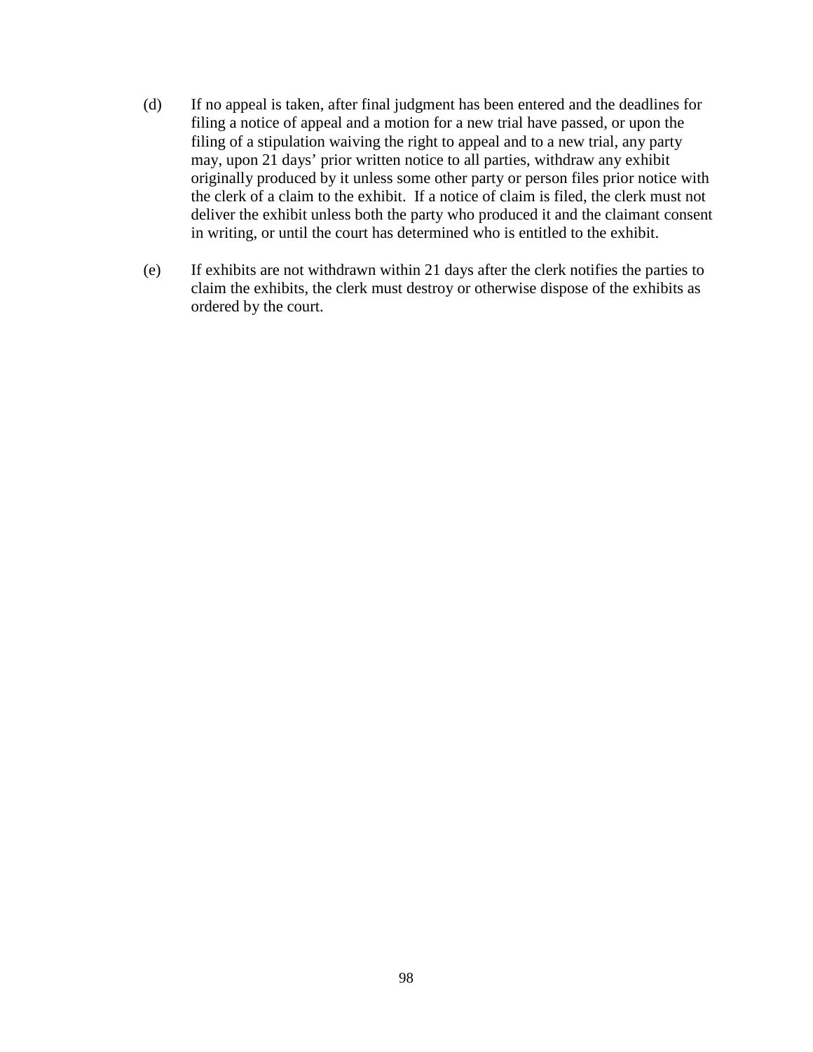(d) If no appeal is taken, after final judgment has been entered and the deadlines for filing a notice of appeal and a motion for a new trial have passed, or upon the filing of a stipulation waiving the right to appeal and to a new trial, any party may, upon 21 days' prior written notice to all parties, withdraw any exhibit originally produced by it unless some other party or person files prior notice with the clerk of a claim to the exhibit. If a notice of claim is filed, the clerk must not deliver the exhibit unless both the party who produced it and the claimant consent in writing, or until the court has determined who is entitled to the exhibit.

(e) If exhibits are not withdrawn within 21 days after the clerk notifies the parties to claim the exhibits, the clerk must destroy or otherwise dispose of the exhibits as ordered by the court.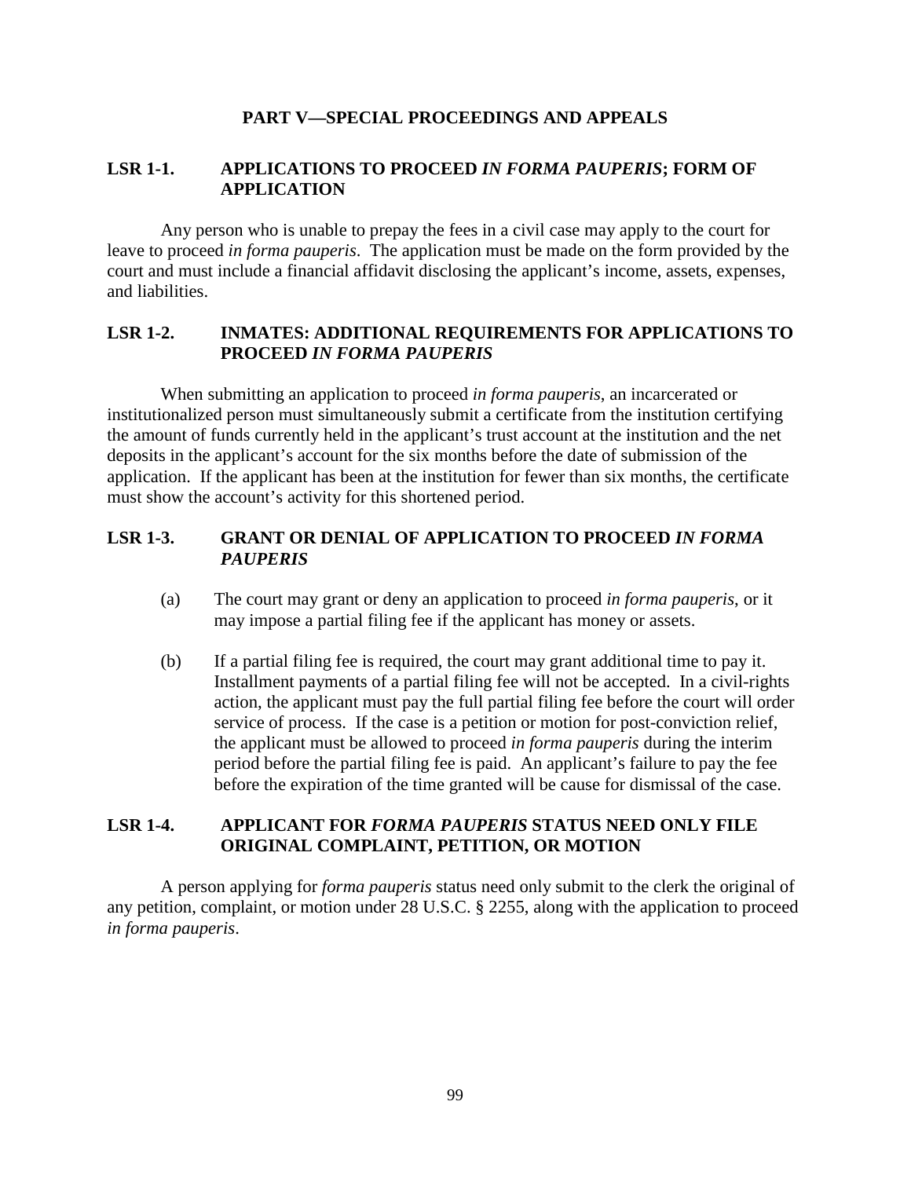## PART V—SPECIAL PROCEEDINGS AND APPEALS

### LSR 1-1. APPLICATIONS TO PROCEED *IN FORMA PAUPERIS*; FORM OF APPLICATION

Any person who is unable to prepay the fees in a civil case may apply to the court for leave to proceed *in forma pauperis*. The application must be made on the form provided by the court and must include a financial affidavit disclosing the applicant's income, assets, expenses, and liabilities.

### LSR 1-2. INMATES: ADDITIONAL REQUIREMENTS FOR APPLICATIONS TO PROCEED *IN FORMA PAUPERIS*

When submitting an application to proceed *in forma pauperis*, an incarcerated or institutionalized person must simultaneously submit a certificate from the institution certifying the amount of funds currently held in the applicant's trust account at the institution and the net deposits in the applicant's account for the six months before the date of submission of the application. If the applicant has been at the institution for fewer than six months, the certificate must show the account's activity for this shortened period.

### LSR 1-3. GRANT OR DENIAL OF APPLICATION TO PROCEED *IN FORMA PAUPERIS*

(a) The court may grant or deny an application to proceed *in forma pauperis*, or it may impose a partial filing fee if the applicant has money or assets.

(b) If a partial filing fee is required, the court may grant additional time to pay it. Installment payments of a partial filing fee will not be accepted. In a civil-rights action, the applicant must pay the full partial filing fee before the court will order service of process. If the case is a petition or motion for post-conviction relief, the applicant must be allowed to proceed *in forma pauperis* during the interim period before the partial filing fee is paid. An applicant's failure to pay the fee before the expiration of the time granted will be cause for dismissal of the case.

### LSR 1-4. APPLICANT FOR *FORMA PAUPERIS* STATUS NEED ONLY FILE ORIGINAL COMPLAINT, PETITION, OR MOTION

A person applying for *forma pauperis* status need only submit to the clerk the original of any petition, complaint, or motion under 28 U.S.C. § 2255, along with the application to proceed *in forma pauperis*.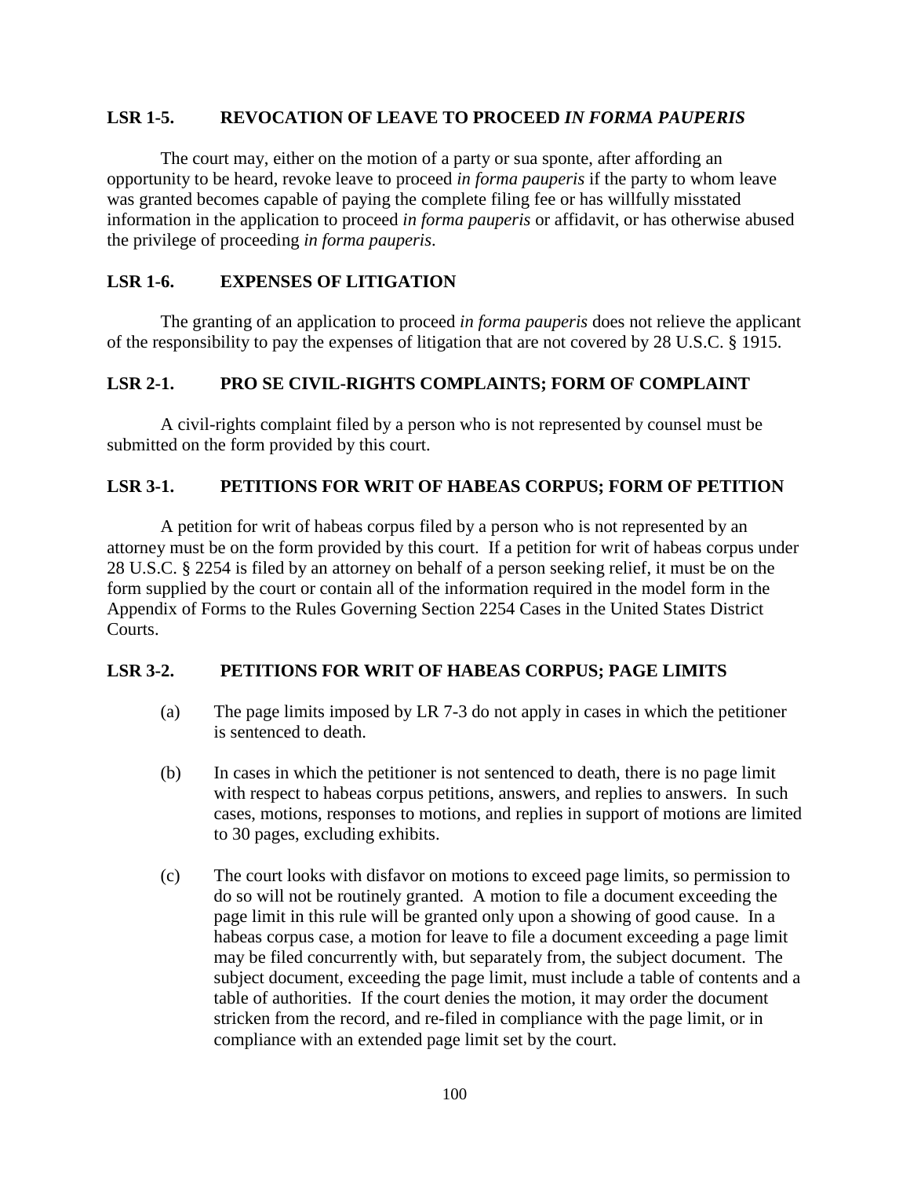## LSR 1-5. REVOCATION OF LEAVE TO PROCEED *IN FORMA PAUPERIS*

The court may, either on the motion of a party or sua sponte, after affording an opportunity to be heard, revoke leave to proceed *in forma pauperis* if the party to whom leave was granted becomes capable of paying the complete filing fee or has willfully misstated information in the application to proceed *in forma pauperis* or affidavit, or has otherwise abused the privilege of proceeding *in forma pauperis*.

## LSR 1-6. EXPENSES OF LITIGATION

The granting of an application to proceed *in forma pauperis* does not relieve the applicant of the responsibility to pay the expenses of litigation that are not covered by 28 U.S.C. § 1915.

## LSR 2-1. PRO SE CIVIL-RIGHTS COMPLAINTS; FORM OF COMPLAINT

A civil-rights complaint filed by a person who is not represented by counsel must be submitted on the form provided by this court.

## LSR 3-1. PETITIONS FOR WRIT OF HABEAS CORPUS; FORM OF PETITION

A petition for writ of habeas corpus filed by a person who is not represented by an attorney must be on the form provided by this court. If a petition for writ of habeas corpus under 28 U.S.C. § 2254 is filed by an attorney on behalf of a person seeking relief, it must be on the form supplied by the court or contain all of the information required in the model form in the Appendix of Forms to the Rules Governing Section 2254 Cases in the United States District Courts.

## LSR 3-2. PETITIONS FOR WRIT OF HABEAS CORPUS; PAGE LIMITS

(a) The page limits imposed by LR 7-3 do not apply in cases in which the petitioner is sentenced to death.

(b) In cases in which the petitioner is not sentenced to death, there is no page limit with respect to habeas corpus petitions, answers, and replies to answers. In such cases, motions, responses to motions, and replies in support of motions are limited to 30 pages, excluding exhibits.

(c) The court looks with disfavor on motions to exceed page limits, so permission to do so will not be routinely granted. A motion to file a document exceeding the page limit in this rule will be granted only upon a showing of good cause. In a habeas corpus case, a motion for leave to file a document exceeding a page limit may be filed concurrently with, but separately from, the subject document. The subject document, exceeding the page limit, must include a table of contents and a table of authorities. If the court denies the motion, it may order the document stricken from the record, and re-filed in compliance with the page limit, or in compliance with an extended page limit set by the court.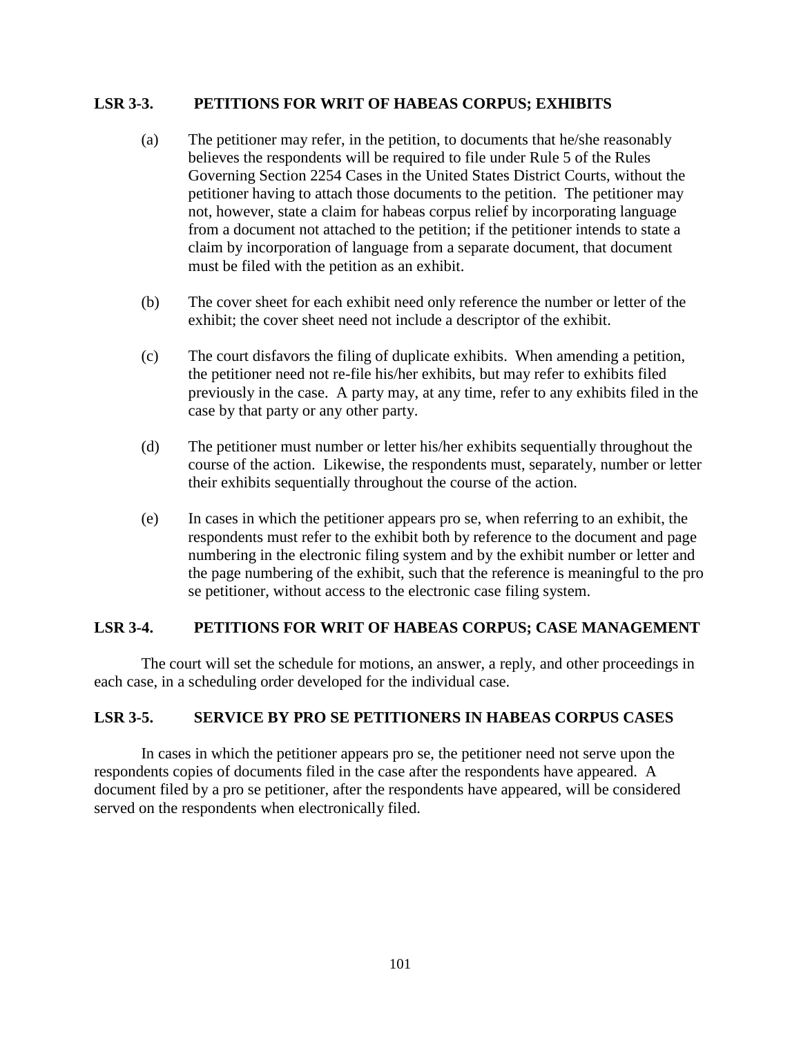## LSR 3-3. PETITIONS FOR WRIT OF HABEAS CORPUS; EXHIBITS

(a) The petitioner may refer, in the petition, to documents that he/she reasonably believes the respondents will be required to file under Rule 5 of the Rules Governing Section 2254 Cases in the United States District Courts, without the petitioner having to attach those documents to the petition. The petitioner may not, however, state a claim for habeas corpus relief by incorporating language from a document not attached to the petition; if the petitioner intends to state a claim by incorporation of language from a separate document, that document must be filed with the petition as an exhibit.

(b) The cover sheet for each exhibit need only reference the number or letter of the exhibit; the cover sheet need not include a descriptor of the exhibit.

(c) The court disfavors the filing of duplicate exhibits. When amending a petition, the petitioner need not re-file his/her exhibits, but may refer to exhibits filed previously in the case. A party may, at any time, refer to any exhibits filed in the case by that party or any other party.

(d) The petitioner must number or letter his/her exhibits sequentially throughout the course of the action. Likewise, the respondents must, separately, number or letter their exhibits sequentially throughout the course of the action.

(e) In cases in which the petitioner appears pro se, when referring to an exhibit, the respondents must refer to the exhibit both by reference to the document and page numbering in the electronic filing system and by the exhibit number or letter and the page numbering of the exhibit, such that the reference is meaningful to the pro se petitioner, without access to the electronic case filing system.

## LSR 3-4. PETITIONS FOR WRIT OF HABEAS CORPUS; CASE MANAGEMENT

The court will set the schedule for motions, an answer, a reply, and other proceedings in each case, in a scheduling order developed for the individual case.

## LSR 3-5. SERVICE BY PRO SE PETITIONERS IN HABEAS CORPUS CASES

In cases in which the petitioner appears pro se, the petitioner need not serve upon the respondents copies of documents filed in the case after the respondents have appeared. A document filed by a pro se petitioner, after the respondents have appeared, will be considered served on the respondents when electronically filed.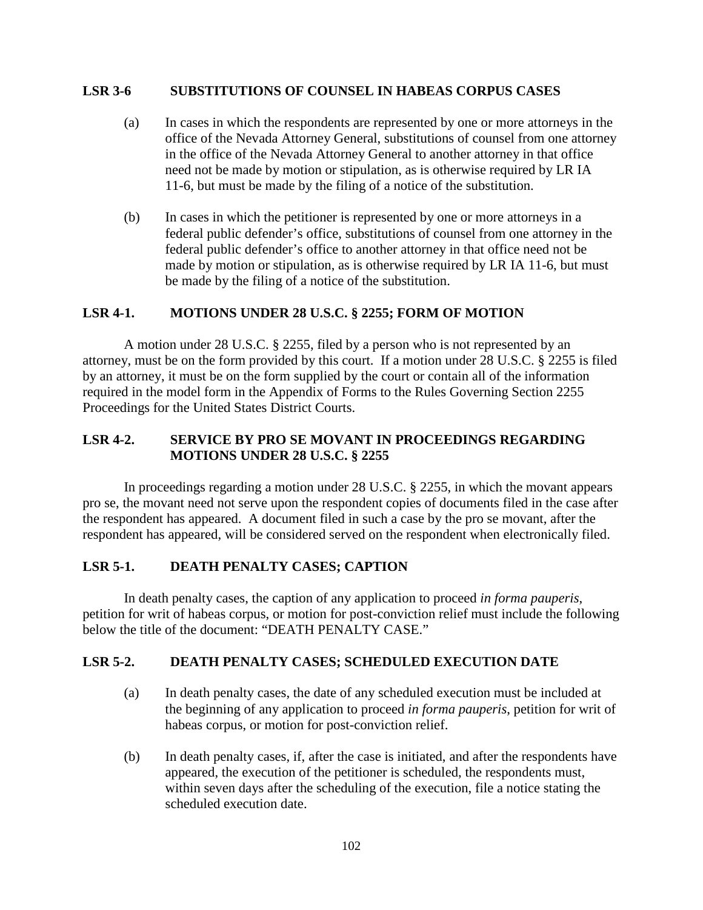## LSR 3-6 SUBSTITUTIONS OF COUNSEL IN HABEAS CORPUS CASES

(a) In cases in which the respondents are represented by one or more attorneys in the office of the Nevada Attorney General, substitutions of counsel from one attorney in the office of the Nevada Attorney General to another attorney in that office need not be made by motion or stipulation, as is otherwise required by LR IA 11-6, but must be made by the filing of a notice of the substitution.

(b) In cases in which the petitioner is represented by one or more attorneys in a federal public defender's office, substitutions of counsel from one attorney in the federal public defender's office to another attorney in that office need not be made by motion or stipulation, as is otherwise required by LR IA 11-6, but must be made by the filing of a notice of the substitution.

## LSR 4-1. MOTIONS UNDER 28 U.S.C. § 2255; FORM OF MOTION

A motion under 28 U.S.C. § 2255, filed by a person who is not represented by an attorney, must be on the form provided by this court. If a motion under 28 U.S.C. § 2255 is filed by an attorney, it must be on the form supplied by the court or contain all of the information required in the model form in the Appendix of Forms to the Rules Governing Section 2255 Proceedings for the United States District Courts.

## LSR 4-2. SERVICE BY PRO SE MOVANT IN PROCEEDINGS REGARDING MOTIONS UNDER 28 U.S.C. § 2255

In proceedings regarding a motion under 28 U.S.C. § 2255, in which the movant appears pro se, the movant need not serve upon the respondent copies of documents filed in the case after the respondent has appeared. A document filed in such a case by the pro se movant, after the respondent has appeared, will be considered served on the respondent when electronically filed.

## LSR 5-1. DEATH PENALTY CASES; CAPTION

In death penalty cases, the caption of any application to proceed *in forma pauperis,* petition for writ of habeas corpus, or motion for post-conviction relief must include the following below the title of the document: "DEATH PENALTY CASE."

## LSR 5-2. DEATH PENALTY CASES; SCHEDULED EXECUTION DATE

(a) In death penalty cases, the date of any scheduled execution must be included at the beginning of any application to proceed *in forma pauperis,* petition for writ of habeas corpus, or motion for post-conviction relief.

(b) In death penalty cases, if, after the case is initiated, and after the respondents have appeared, the execution of the petitioner is scheduled, the respondents must, within seven days after the scheduling of the execution, file a notice stating the scheduled execution date.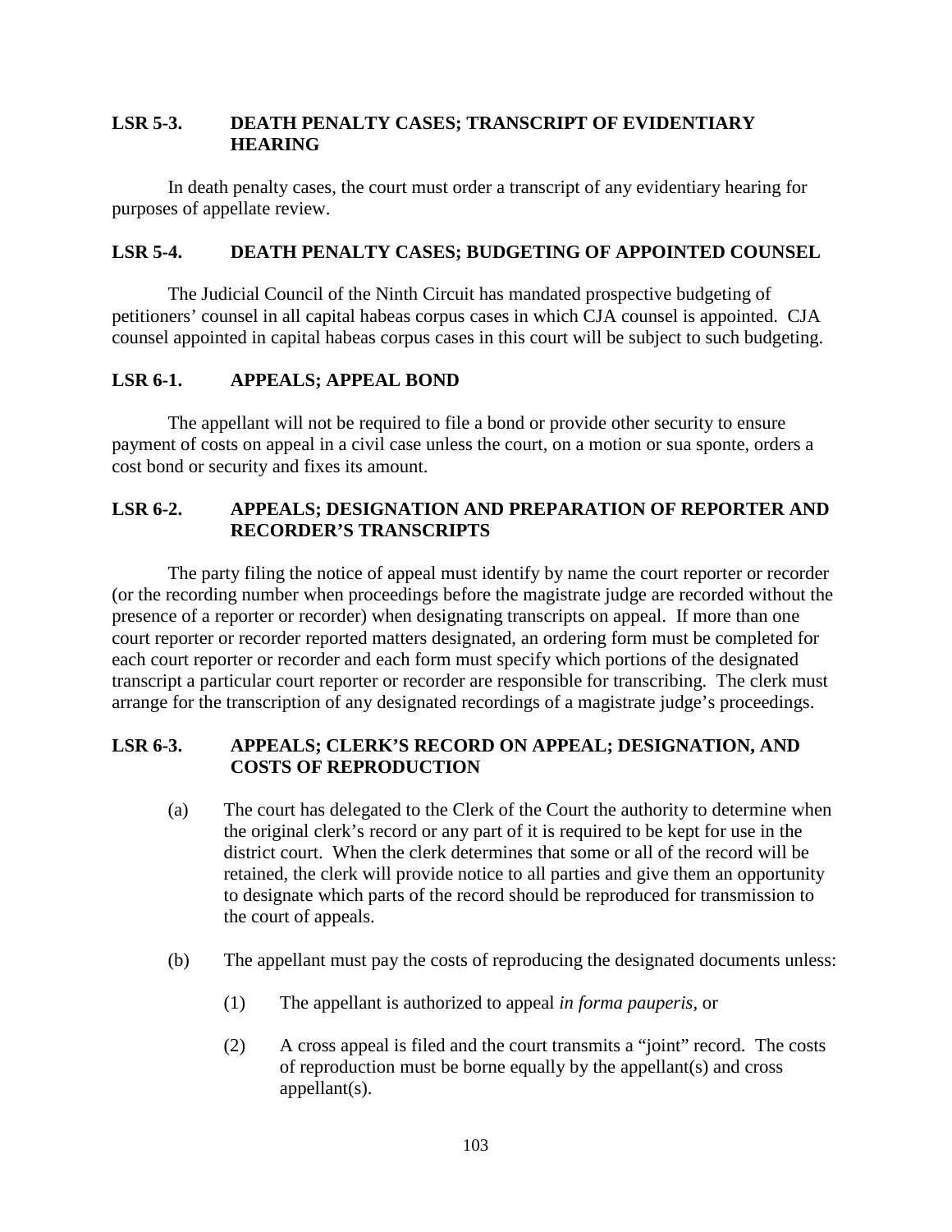## LSR 5-3. DEATH PENALTY CASES; TRANSCRIPT OF EVIDENTIARY HEARING

In death penalty cases, the court must order a transcript of any evidentiary hearing for purposes of appellate review.

## LSR 5-4. DEATH PENALTY CASES; BUDGETING OF APPOINTED COUNSEL

The Judicial Council of the Ninth Circuit has mandated prospective budgeting of petitioners' counsel in all capital habeas corpus cases in which CJA counsel is appointed. CJA counsel appointed in capital habeas corpus cases in this court will be subject to such budgeting.

## LSR 6-1. APPEALS; APPEAL BOND

The appellant will not be required to file a bond or provide other security to ensure payment of costs on appeal in a civil case unless the court, on a motion or sua sponte, orders a cost bond or security and fixes its amount.

## LSR 6-2. APPEALS; DESIGNATION AND PREPARATION OF REPORTER AND RECORDER'S TRANSCRIPTS

The party filing the notice of appeal must identify by name the court reporter or recorder (or the recording number when proceedings before the magistrate judge are recorded without the presence of a reporter or recorder) when designating transcripts on appeal. If more than one court reporter or recorder reported matters designated, an ordering form must be completed for each court reporter or recorder and each form must specify which portions of the designated transcript a particular court reporter or recorder are responsible for transcribing. The clerk must arrange for the transcription of any designated recordings of a magistrate judge's proceedings.

## LSR 6-3. APPEALS; CLERK'S RECORD ON APPEAL; DESIGNATION, AND COSTS OF REPRODUCTION

(a) The court has delegated to the Clerk of the Court the authority to determine when the original clerk's record or any part of it is required to be kept for use in the district court. When the clerk determines that some or all of the record will be retained, the clerk will provide notice to all parties and give them an opportunity to designate which parts of the record should be reproduced for transmission to the court of appeals.

(b) The appellant must pay the costs of reproducing the designated documents unless:

(1) The appellant is authorized to appeal *in forma pauperis*, or

(2) A cross appeal is filed and the court transmits a "joint" record. The costs of reproduction must be borne equally by the appellant(s) and cross appellant(s).